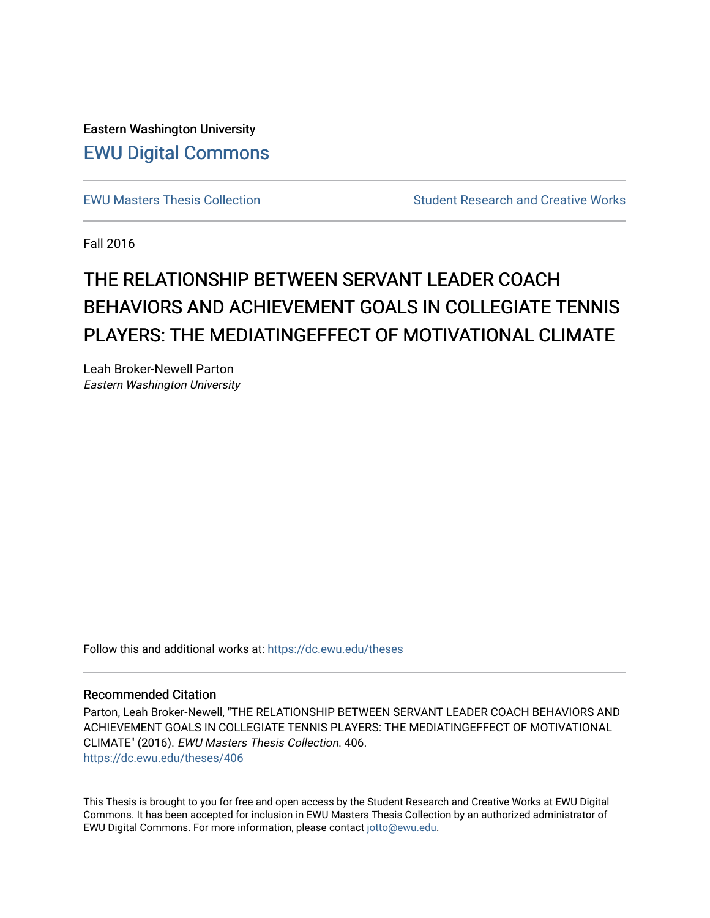Eastern Washington University

## EWU Digital Commons

EWU Masters Thesis Collection | Student Research and Creative Works

Fall 2016

# THE RELATIONSHIP BETWEEN SERVANT LEADER COACH BEHAVIORS AND ACHIEVEMENT GOALS IN COLLEGIATE TENNIS PLAYERS: THE MEDIATINGEFFECT OF MOTIVATIONAL CLIMATE

Leah Broker-Newell Parton
*Eastern Washington University*

Follow this and additional works at: https://dc.ewu.edu/theses

### Recommended Citation

Parton, Leah Broker-Newell, "THE RELATIONSHIP BETWEEN SERVANT LEADER COACH BEHAVIORS AND ACHIEVEMENT GOALS IN COLLEGIATE TENNIS PLAYERS: THE MEDIATINGEFFECT OF MOTIVATIONAL CLIMATE" (2016). *EWU Masters Thesis Collection*. 406.
https://dc.ewu.edu/theses/406

This Thesis is brought to you for free and open access by the Student Research and Creative Works at EWU Digital Commons. It has been accepted for inclusion in EWU Masters Thesis Collection by an authorized administrator of EWU Digital Commons. For more information, please contact jotto@ewu.edu.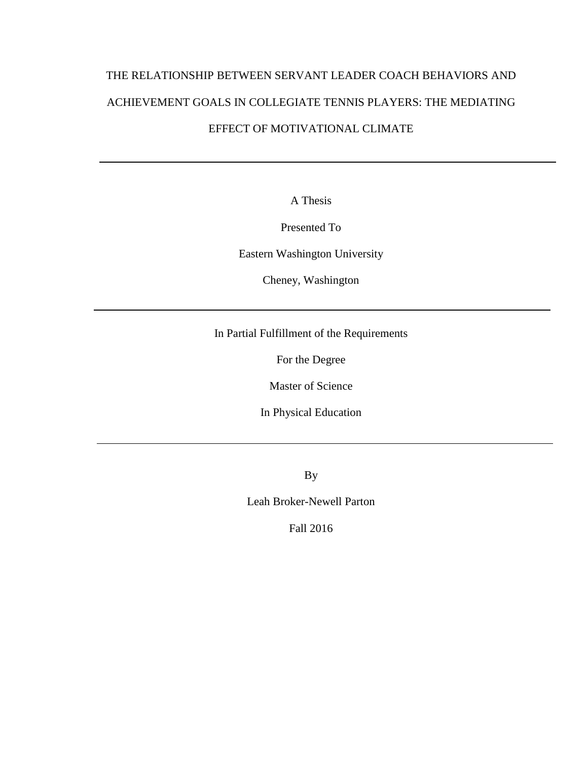# THE RELATIONSHIP BETWEEN SERVANT LEADER COACH BEHAVIORS AND ACHIEVEMENT GOALS IN COLLEGIATE TENNIS PLAYERS: THE MEDIATING EFFECT OF MOTIVATIONAL CLIMATE

---

A Thesis

Presented To

Eastern Washington University

Cheney, Washington

---

In Partial Fulfillment of the Requirements

For the Degree

Master of Science

In Physical Education

---

By

Leah Broker-Newell Parton

Fall 2016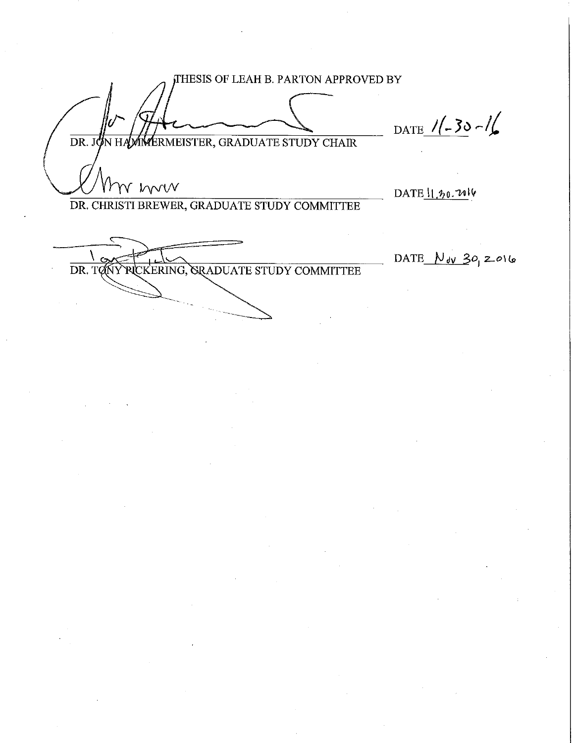THESIS OF LEAH B. PARTON APPROVED BY

DR. JON HAMMERMEISTER, GRADUATE STUDY CHAIR DATE 11-30-16

DR. CHRISTI BREWER, GRADUATE STUDY COMMITTEE DATE 11.30.2016

DR. TONY PICKERING, GRADUATE STUDY COMMITTEE DATE Nov 30, 2016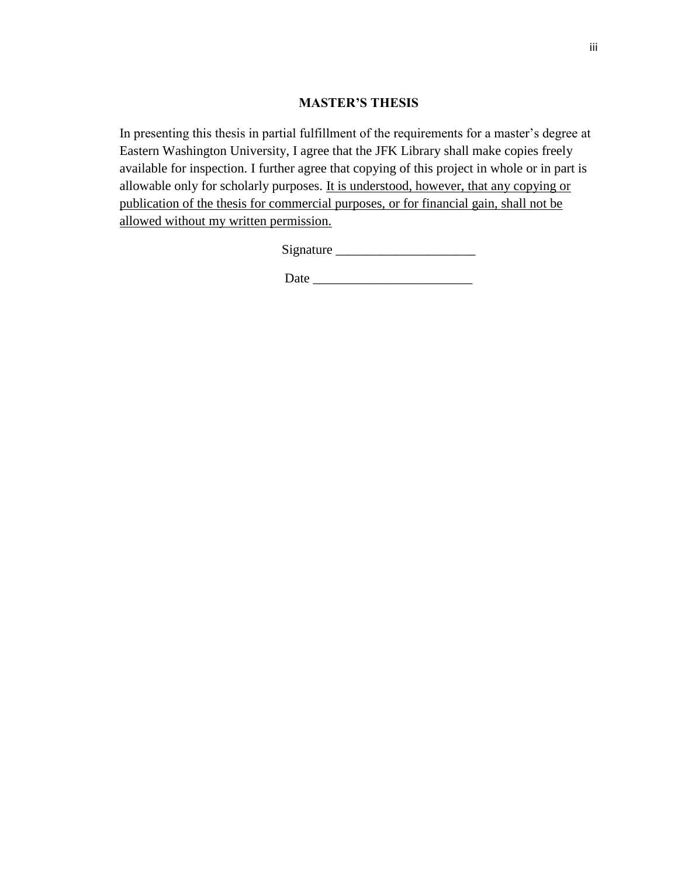## MASTER'S THESIS

In presenting this thesis in partial fulfillment of the requirements for a master's degree at Eastern Washington University, I agree that the JFK Library shall make copies freely available for inspection. I further agree that copying of this project in whole or in part is allowable only for scholarly purposes. <u>It is understood, however, that any copying or publication of the thesis for commercial purposes, or for financial gain, shall not be allowed without my written permission.</u>

Signature _____________________

Date ________________________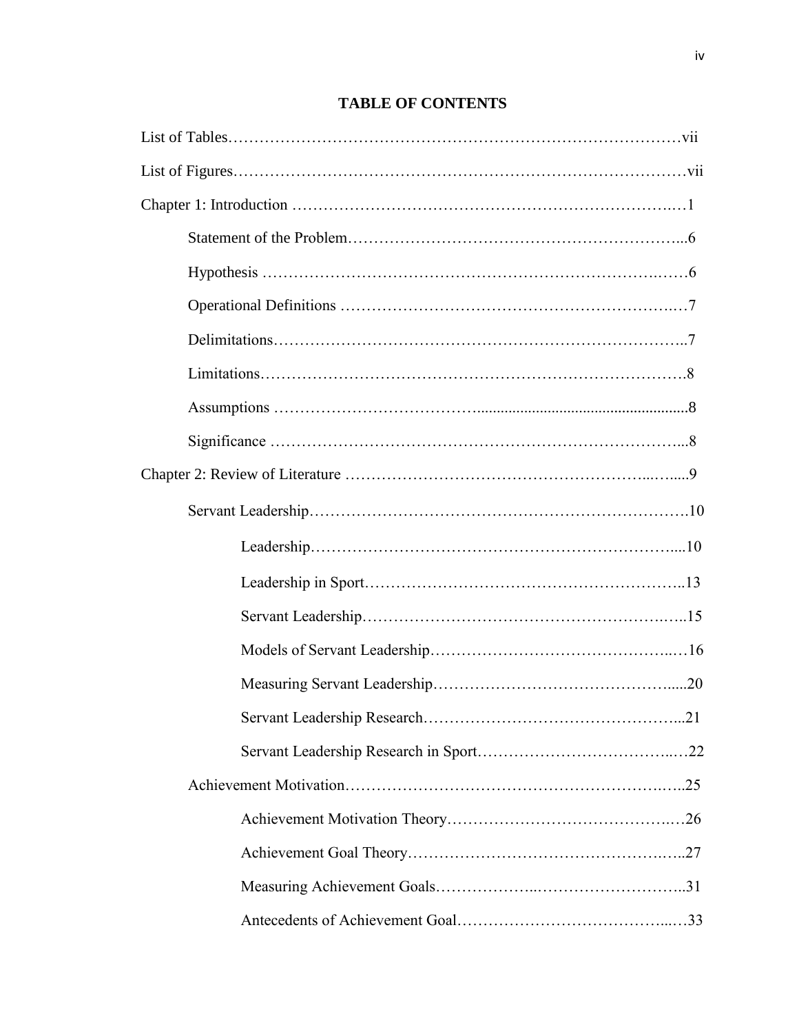# TABLE OF CONTENTS

List of Tables……………………………………………………………………………vii

List of Figures……………………………………………………………………………vii

Chapter 1: Introduction ……………………………………………………………….…1

- Statement of the Problem………………………………………………………...6
- Hypothesis …………………………………………………………………..……6
- Operational Definitions …………………………………………………….……7
- Delimitations……………………………………………………………………..7
- Limitations……………………………………………………………………….8
- Assumptions …………………………………...................................................8
- Significance ……………………………………………………………………...8

Chapter 2: Review of Literature ……………………………………………...…....9

- Servant Leadership……………………………………………………………….10
  - Leadership……………………………………………………………….....10
  - Leadership in Sport…………………………………………………….....13
  - Servant Leadership……………………………………………………..…..15
  - Models of Servant Leadership………………………………………..…16
  - Measuring Servant Leadership……………………………………….....20
  - Servant Leadership Research…………………………………………...21
  - Servant Leadership Research in Sport…………………………….…22
- Achievement Motivation…………………………………………………….…..25
  - Achievement Motivation Theory……………………………………..…26
  - Achievement Goal Theory……………………………………………..…..27
  - Measuring Achievement Goals……………...……………………….....31
  - Antecedents of Achievement Goal……………………………….....…33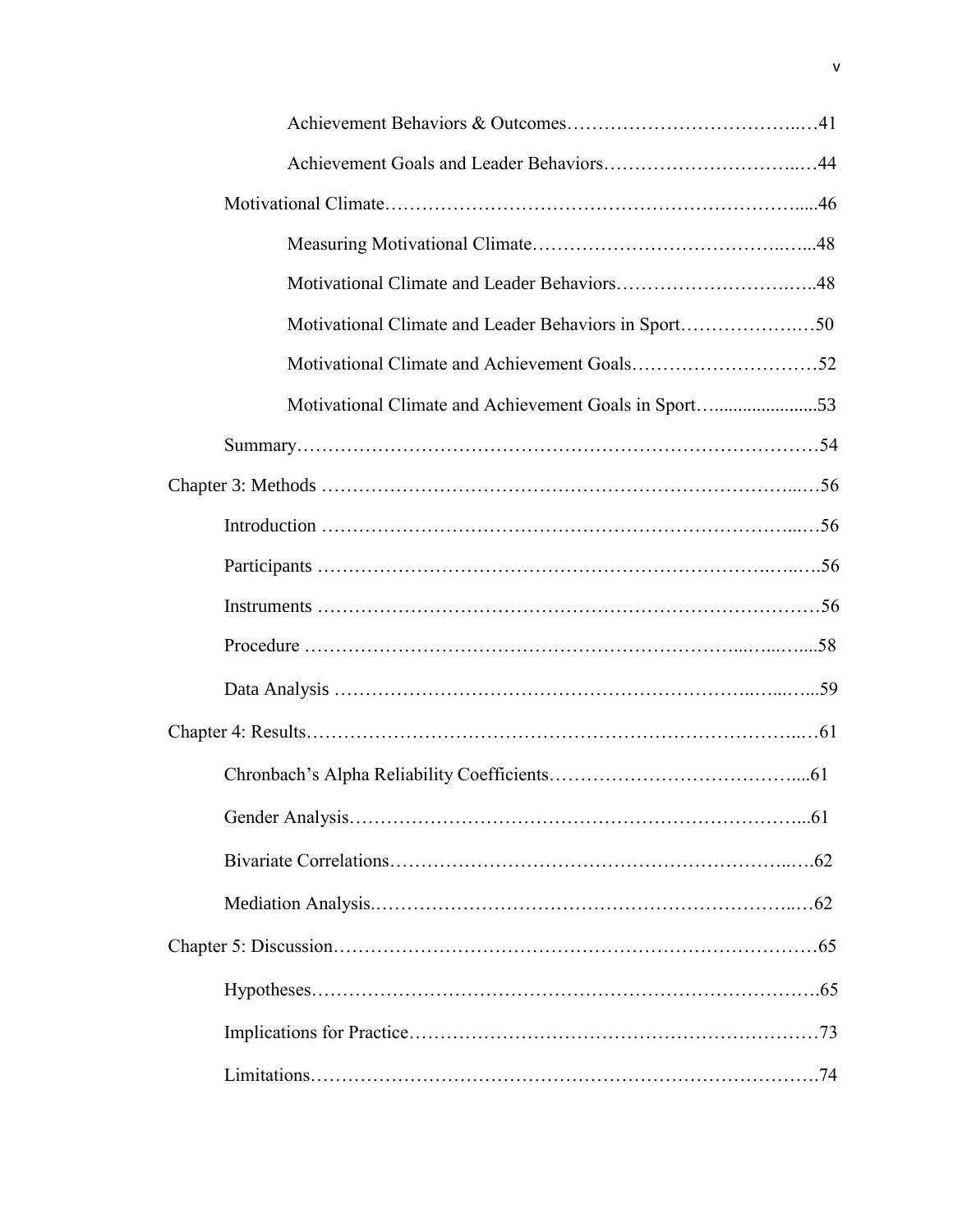Achievement Behaviors & Outcomes……………………………….…41

Achievement Goals and Leader Behaviors…………………………..…44

Motivational Climate………………………………………………………….....46

Measuring Motivational Climate……………………………………..…...48

Motivational Climate and Leader Behaviors……………………….…..48

Motivational Climate and Leader Behaviors in Sport……………….…50

Motivational Climate and Achievement Goals…………………………52

Motivational Climate and Achievement Goals in Sport…....................53

Summary………………………………………………………………………54

Chapter 3: Methods ……………………………………………………………...…56

Introduction ……………………………………………………………...…56

Participants …………………………………………………………….….….56

Instruments ……………………………………………………………………56

Procedure …………………………………………………………....…...…...58

Data Analysis ……………………………………………………….…...…...59

Chapter 4: Results………………………………………………………………...…61

Chronbach's Alpha Reliability Coefficients…………………………………....61

Gender Analysis………………………………………………………………...61

Bivariate Correlations…………………………………………………..….62

Mediation Analysis……………………………………………………..…62

Chapter 5: Discussion………………………………………………………………65

Hypotheses…………………………………………………………………….65

Implications for Practice………………………………………………………73

Limitations…………………………………………………………………….74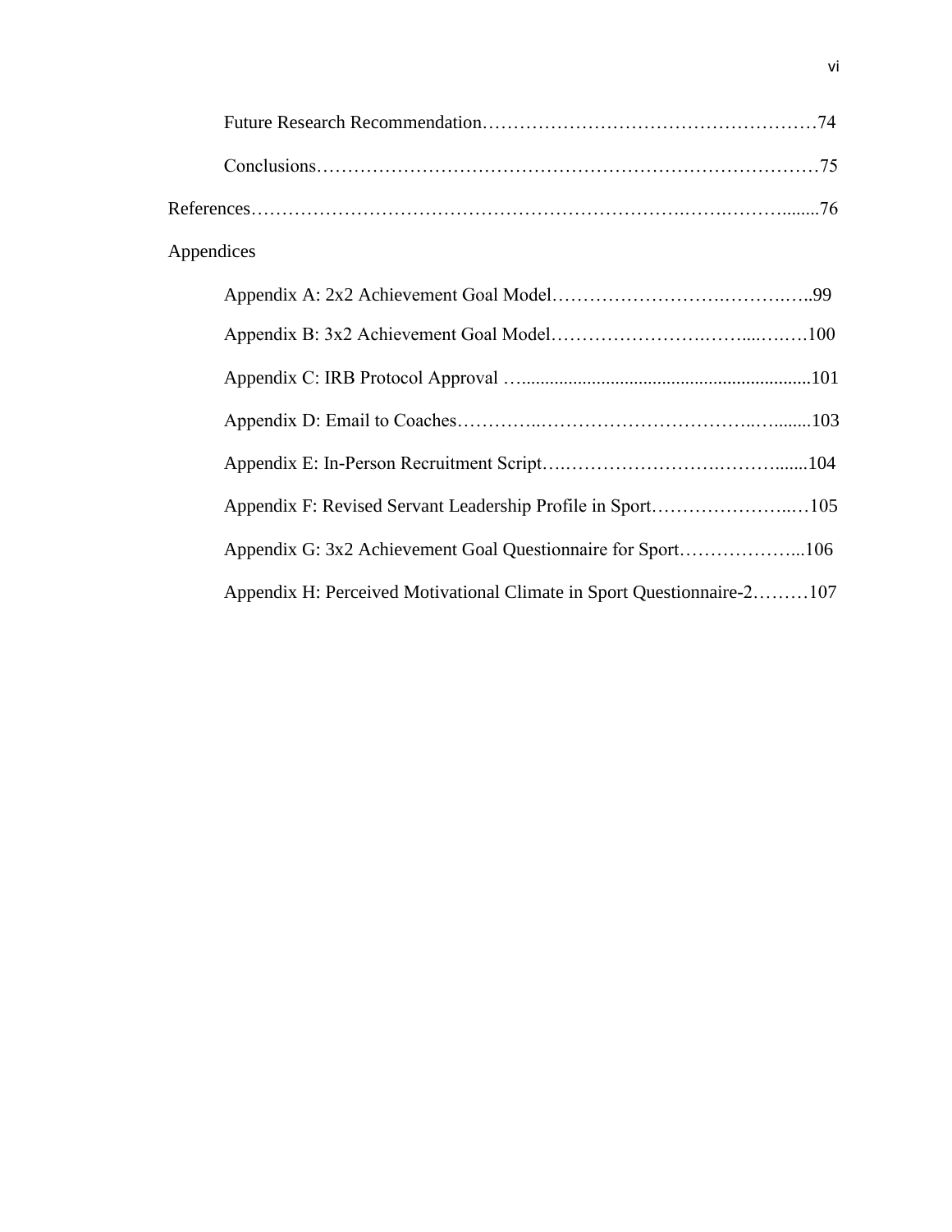Future Research Recommendation……………………………………………………74

Conclusions…………………………………………………………………………75

References…………………………………………………………………….…….………........76

Appendices

Appendix A: 2x2 Achievement Goal Model…………………….……….…..99

Appendix B: 3x2 Achievement Goal Model…………………….……...….….100

Appendix C: IRB Protocol Approval …...........................................................101

Appendix D: Email to Coaches…………..……………………………..….......103

Appendix E: In-Person Recruitment Script….…………………….………......104

Appendix F: Revised Servant Leadership Profile in Sport…………………..…105

Appendix G: 3x2 Achievement Goal Questionnaire for Sport………………...106

Appendix H: Perceived Motivational Climate in Sport Questionnaire-2………107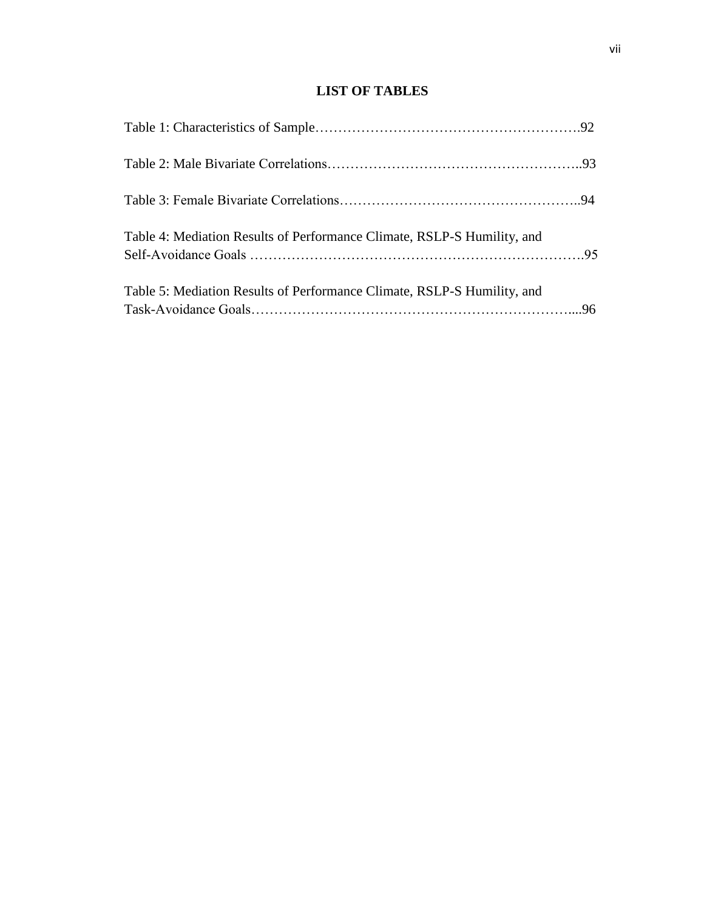# LIST OF TABLES

Table 1: Characteristics of Sample…………………………………………………….92

Table 2: Male Bivariate Correlations………………………………………………..93

Table 3: Female Bivariate Correlations……………………………………………..94

Table 4: Mediation Results of Performance Climate, RSLP-S Humility, and Self-Avoidance Goals ……………………………………………………………….95

Table 5: Mediation Results of Performance Climate, RSLP-S Humility, and Task-Avoidance Goals……………………………………………………………....96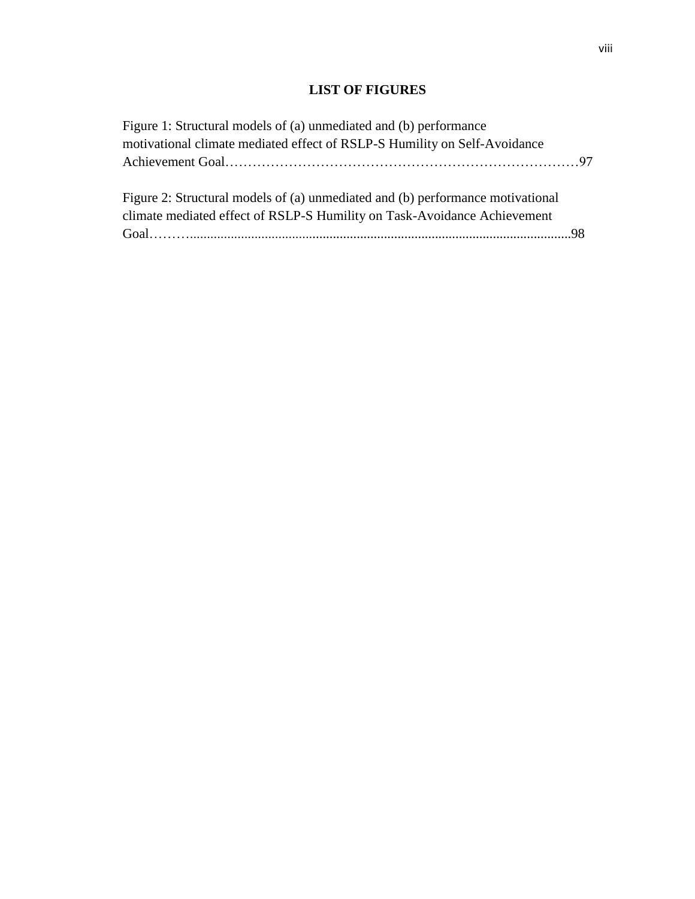# LIST OF FIGURES

Figure 1: Structural models of (a) unmediated and (b) performance motivational climate mediated effect of RSLP-S Humility on Self-Avoidance Achievement Goal……………………………………………………………………97

Figure 2: Structural models of (a) unmediated and (b) performance motivational climate mediated effect of RSLP-S Humility on Task-Avoidance Achievement Goal……….................................................................................................................98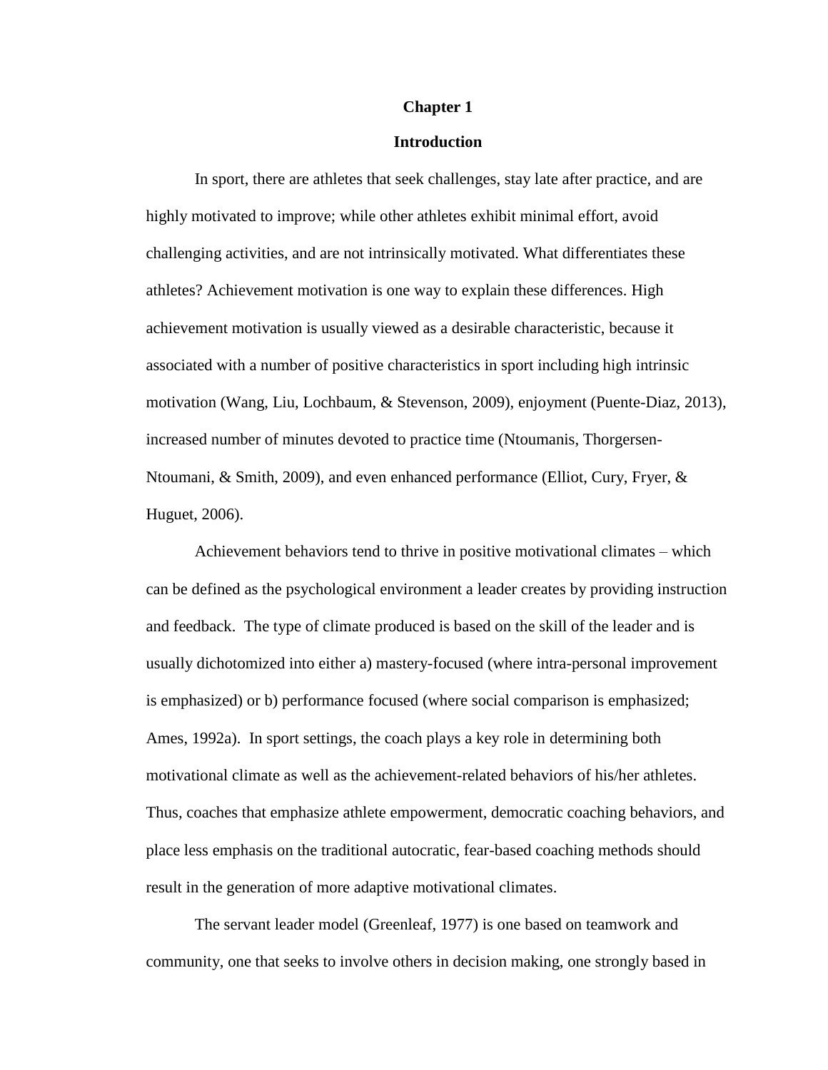# Chapter 1

## Introduction

In sport, there are athletes that seek challenges, stay late after practice, and are highly motivated to improve; while other athletes exhibit minimal effort, avoid challenging activities, and are not intrinsically motivated. What differentiates these athletes? Achievement motivation is one way to explain these differences. High achievement motivation is usually viewed as a desirable characteristic, because it associated with a number of positive characteristics in sport including high intrinsic motivation (Wang, Liu, Lochbaum, & Stevenson, 2009), enjoyment (Puente-Diaz, 2013), increased number of minutes devoted to practice time (Ntoumanis, Thorgersen-Ntoumani, & Smith, 2009), and even enhanced performance (Elliot, Cury, Fryer, & Huguet, 2006).

Achievement behaviors tend to thrive in positive motivational climates – which can be defined as the psychological environment a leader creates by providing instruction and feedback. The type of climate produced is based on the skill of the leader and is usually dichotomized into either a) mastery-focused (where intra-personal improvement is emphasized) or b) performance focused (where social comparison is emphasized; Ames, 1992a). In sport settings, the coach plays a key role in determining both motivational climate as well as the achievement-related behaviors of his/her athletes. Thus, coaches that emphasize athlete empowerment, democratic coaching behaviors, and place less emphasis on the traditional autocratic, fear-based coaching methods should result in the generation of more adaptive motivational climates.

The servant leader model (Greenleaf, 1977) is one based on teamwork and community, one that seeks to involve others in decision making, one strongly based in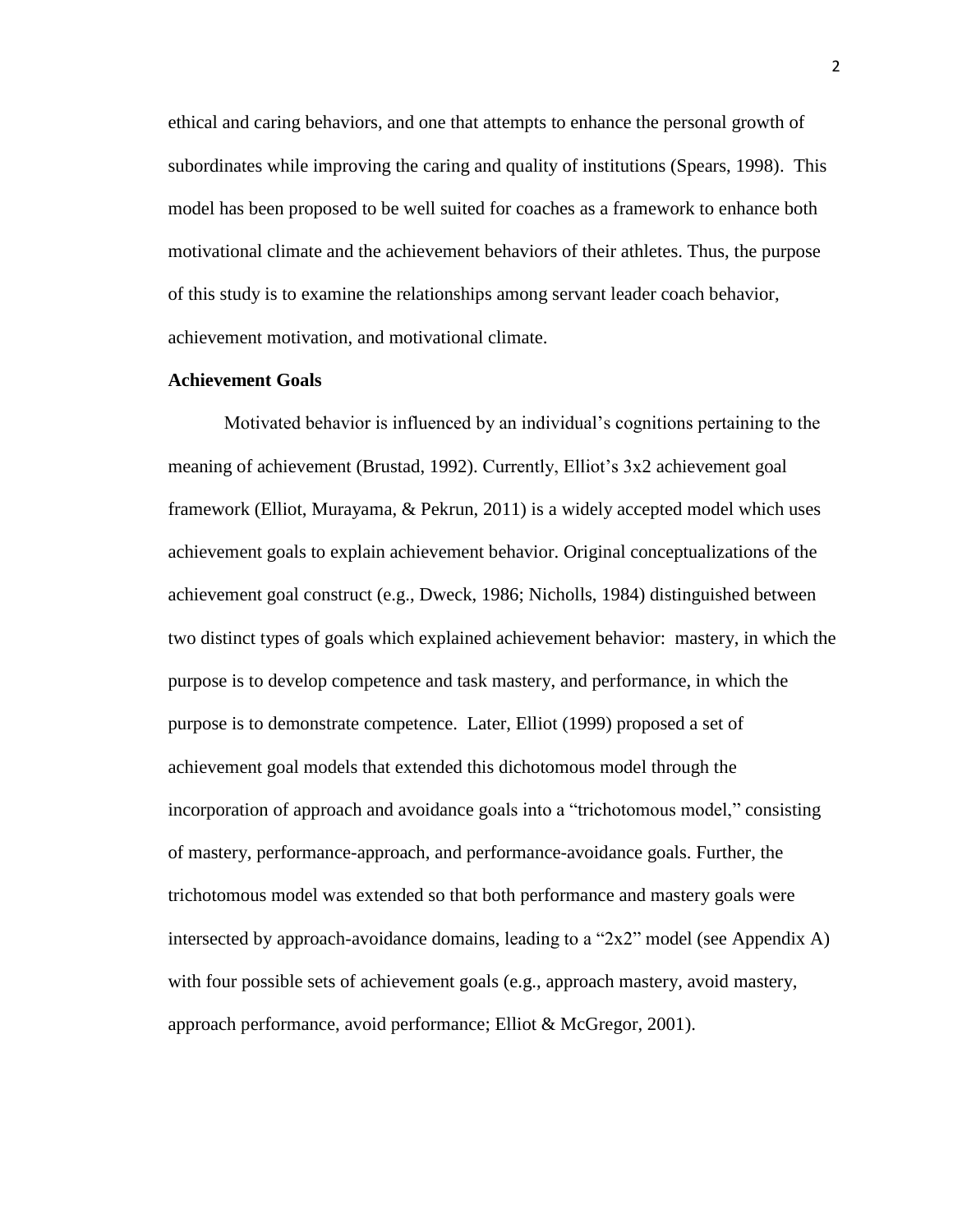ethical and caring behaviors, and one that attempts to enhance the personal growth of subordinates while improving the caring and quality of institutions (Spears, 1998). This model has been proposed to be well suited for coaches as a framework to enhance both motivational climate and the achievement behaviors of their athletes. Thus, the purpose of this study is to examine the relationships among servant leader coach behavior, achievement motivation, and motivational climate.

**Achievement Goals**

Motivated behavior is influenced by an individual's cognitions pertaining to the meaning of achievement (Brustad, 1992). Currently, Elliot's 3x2 achievement goal framework (Elliot, Murayama, & Pekrun, 2011) is a widely accepted model which uses achievement goals to explain achievement behavior. Original conceptualizations of the achievement goal construct (e.g., Dweck, 1986; Nicholls, 1984) distinguished between two distinct types of goals which explained achievement behavior: mastery, in which the purpose is to develop competence and task mastery, and performance, in which the purpose is to demonstrate competence. Later, Elliot (1999) proposed a set of achievement goal models that extended this dichotomous model through the incorporation of approach and avoidance goals into a "trichotomous model," consisting of mastery, performance-approach, and performance-avoidance goals. Further, the trichotomous model was extended so that both performance and mastery goals were intersected by approach-avoidance domains, leading to a "2x2" model (see Appendix A) with four possible sets of achievement goals (e.g., approach mastery, avoid mastery, approach performance, avoid performance; Elliot & McGregor, 2001).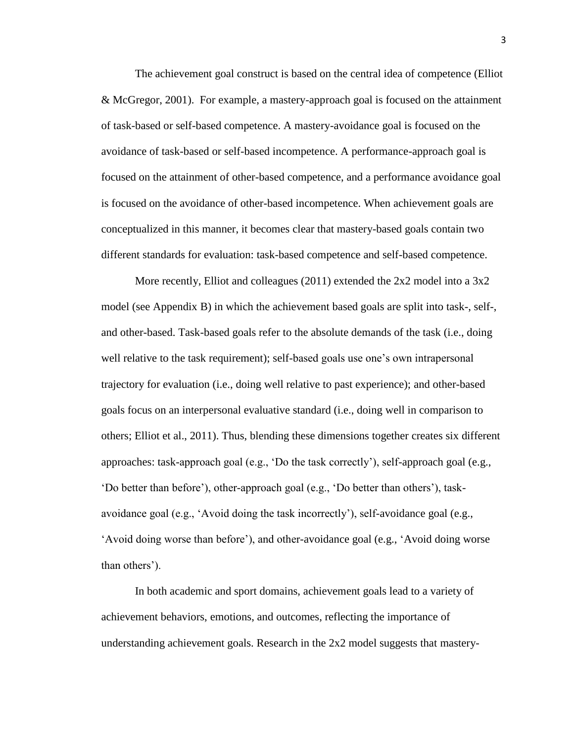The achievement goal construct is based on the central idea of competence (Elliot & McGregor, 2001). For example, a mastery-approach goal is focused on the attainment of task-based or self-based competence. A mastery-avoidance goal is focused on the avoidance of task-based or self-based incompetence. A performance-approach goal is focused on the attainment of other-based competence, and a performance avoidance goal is focused on the avoidance of other-based incompetence. When achievement goals are conceptualized in this manner, it becomes clear that mastery-based goals contain two different standards for evaluation: task-based competence and self-based competence.

More recently, Elliot and colleagues (2011) extended the 2x2 model into a 3x2 model (see Appendix B) in which the achievement based goals are split into task-, self-, and other-based. Task-based goals refer to the absolute demands of the task (i.e., doing well relative to the task requirement); self-based goals use one's own intrapersonal trajectory for evaluation (i.e., doing well relative to past experience); and other-based goals focus on an interpersonal evaluative standard (i.e., doing well in comparison to others; Elliot et al., 2011). Thus, blending these dimensions together creates six different approaches: task-approach goal (e.g., 'Do the task correctly'), self-approach goal (e.g., 'Do better than before'), other-approach goal (e.g., 'Do better than others'), task-avoidance goal (e.g., 'Avoid doing the task incorrectly'), self-avoidance goal (e.g., 'Avoid doing worse than before'), and other-avoidance goal (e.g., 'Avoid doing worse than others').

In both academic and sport domains, achievement goals lead to a variety of achievement behaviors, emotions, and outcomes, reflecting the importance of understanding achievement goals. Research in the 2x2 model suggests that mastery-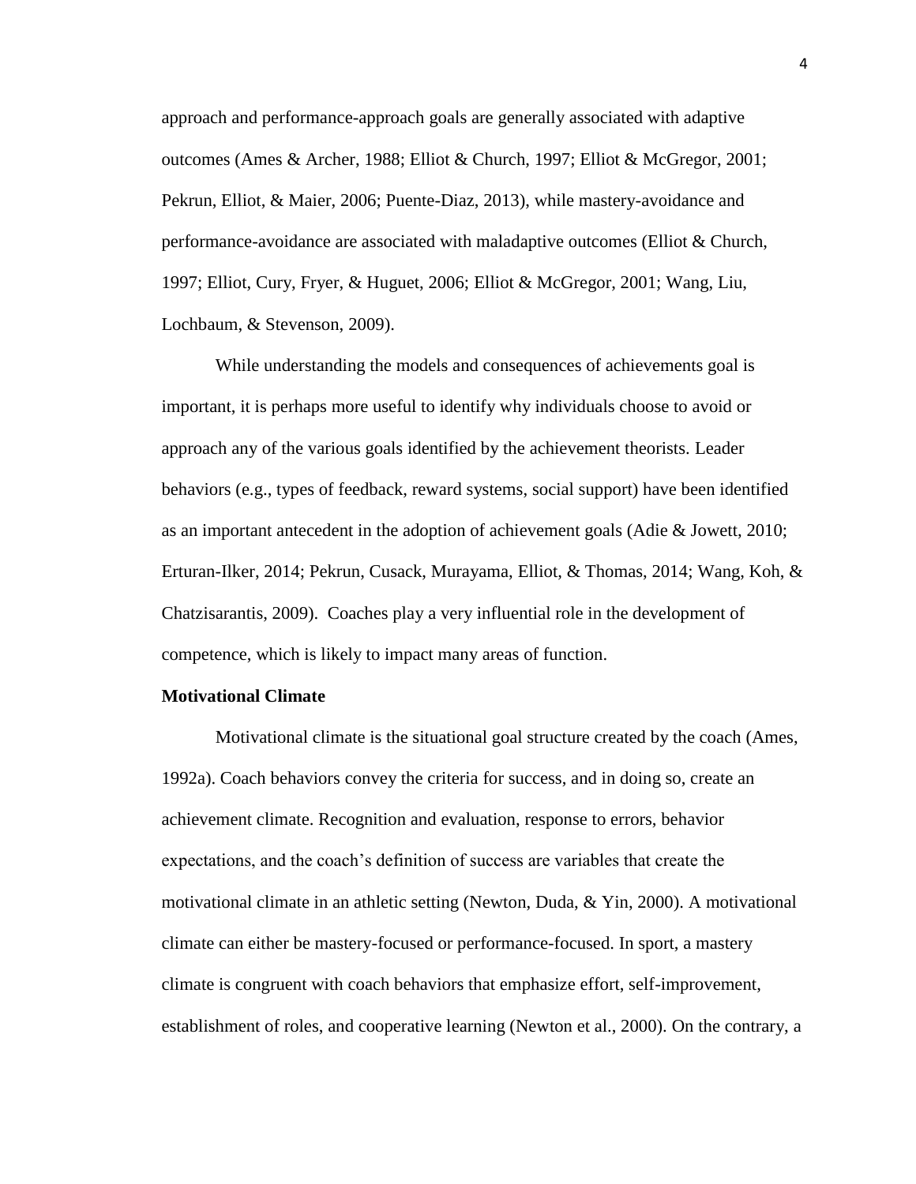approach and performance-approach goals are generally associated with adaptive outcomes (Ames & Archer, 1988; Elliot & Church, 1997; Elliot & McGregor, 2001; Pekrun, Elliot, & Maier, 2006; Puente-Diaz, 2013), while mastery-avoidance and performance-avoidance are associated with maladaptive outcomes (Elliot & Church, 1997; Elliot, Cury, Fryer, & Huguet, 2006; Elliot & McGregor, 2001; Wang, Liu, Lochbaum, & Stevenson, 2009).

While understanding the models and consequences of achievements goal is important, it is perhaps more useful to identify why individuals choose to avoid or approach any of the various goals identified by the achievement theorists. Leader behaviors (e.g., types of feedback, reward systems, social support) have been identified as an important antecedent in the adoption of achievement goals (Adie & Jowett, 2010; Erturan-Ilker, 2014; Pekrun, Cusack, Murayama, Elliot, & Thomas, 2014; Wang, Koh, & Chatzisarantis, 2009). Coaches play a very influential role in the development of competence, which is likely to impact many areas of function.

**Motivational Climate**

Motivational climate is the situational goal structure created by the coach (Ames, 1992a). Coach behaviors convey the criteria for success, and in doing so, create an achievement climate. Recognition and evaluation, response to errors, behavior expectations, and the coach's definition of success are variables that create the motivational climate in an athletic setting (Newton, Duda, & Yin, 2000). A motivational climate can either be mastery-focused or performance-focused. In sport, a mastery climate is congruent with coach behaviors that emphasize effort, self-improvement, establishment of roles, and cooperative learning (Newton et al., 2000). On the contrary, a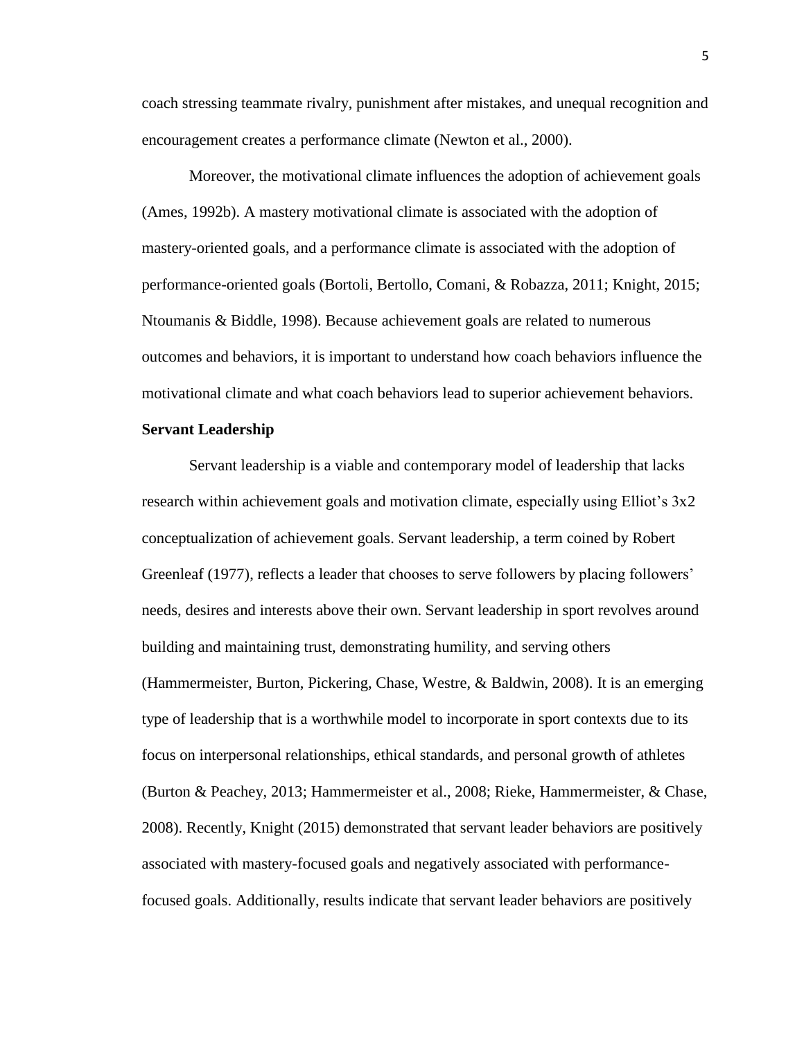coach stressing teammate rivalry, punishment after mistakes, and unequal recognition and encouragement creates a performance climate (Newton et al., 2000).

Moreover, the motivational climate influences the adoption of achievement goals (Ames, 1992b). A mastery motivational climate is associated with the adoption of mastery-oriented goals, and a performance climate is associated with the adoption of performance-oriented goals (Bortoli, Bertollo, Comani, & Robazza, 2011; Knight, 2015; Ntoumanis & Biddle, 1998). Because achievement goals are related to numerous outcomes and behaviors, it is important to understand how coach behaviors influence the motivational climate and what coach behaviors lead to superior achievement behaviors.

**Servant Leadership**

Servant leadership is a viable and contemporary model of leadership that lacks research within achievement goals and motivation climate, especially using Elliot's 3x2 conceptualization of achievement goals. Servant leadership, a term coined by Robert Greenleaf (1977), reflects a leader that chooses to serve followers by placing followers' needs, desires and interests above their own. Servant leadership in sport revolves around building and maintaining trust, demonstrating humility, and serving others (Hammermeister, Burton, Pickering, Chase, Westre, & Baldwin, 2008). It is an emerging type of leadership that is a worthwhile model to incorporate in sport contexts due to its focus on interpersonal relationships, ethical standards, and personal growth of athletes (Burton & Peachey, 2013; Hammermeister et al., 2008; Rieke, Hammermeister, & Chase, 2008). Recently, Knight (2015) demonstrated that servant leader behaviors are positively associated with mastery-focused goals and negatively associated with performance-focused goals. Additionally, results indicate that servant leader behaviors are positively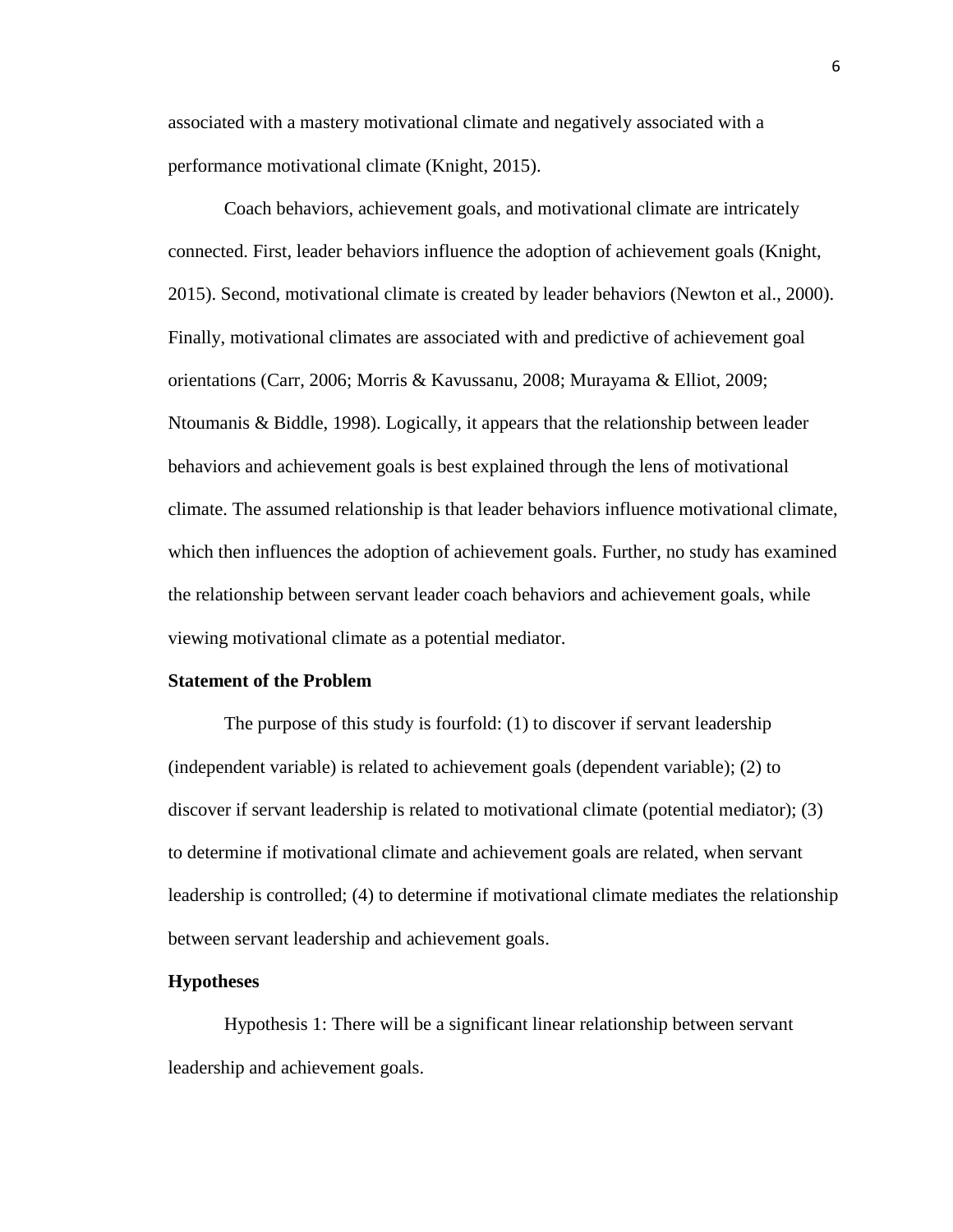associated with a mastery motivational climate and negatively associated with a performance motivational climate (Knight, 2015).

Coach behaviors, achievement goals, and motivational climate are intricately connected. First, leader behaviors influence the adoption of achievement goals (Knight, 2015). Second, motivational climate is created by leader behaviors (Newton et al., 2000). Finally, motivational climates are associated with and predictive of achievement goal orientations (Carr, 2006; Morris & Kavussanu, 2008; Murayama & Elliot, 2009; Ntoumanis & Biddle, 1998). Logically, it appears that the relationship between leader behaviors and achievement goals is best explained through the lens of motivational climate. The assumed relationship is that leader behaviors influence motivational climate, which then influences the adoption of achievement goals. Further, no study has examined the relationship between servant leader coach behaviors and achievement goals, while viewing motivational climate as a potential mediator.

**Statement of the Problem**

The purpose of this study is fourfold: (1) to discover if servant leadership (independent variable) is related to achievement goals (dependent variable); (2) to discover if servant leadership is related to motivational climate (potential mediator); (3) to determine if motivational climate and achievement goals are related, when servant leadership is controlled; (4) to determine if motivational climate mediates the relationship between servant leadership and achievement goals.

**Hypotheses**

Hypothesis 1: There will be a significant linear relationship between servant leadership and achievement goals.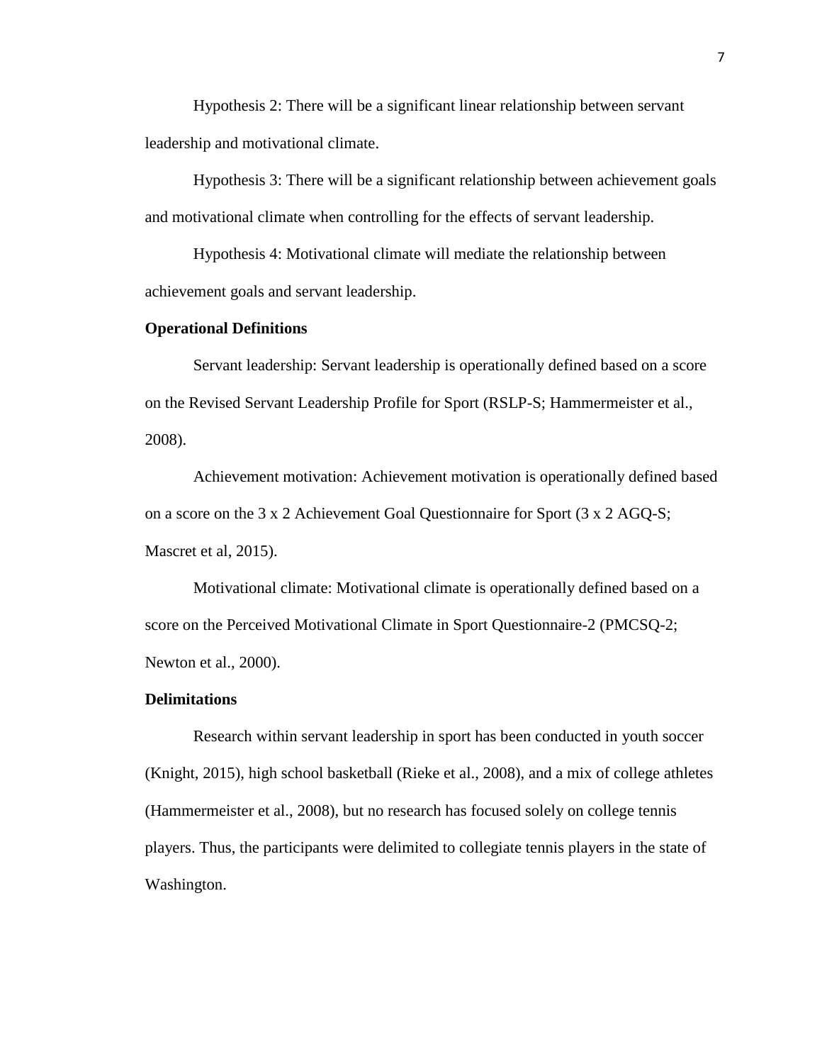Hypothesis 2: There will be a significant linear relationship between servant leadership and motivational climate.

Hypothesis 3: There will be a significant relationship between achievement goals and motivational climate when controlling for the effects of servant leadership.

Hypothesis 4: Motivational climate will mediate the relationship between achievement goals and servant leadership.

**Operational Definitions**

Servant leadership: Servant leadership is operationally defined based on a score on the Revised Servant Leadership Profile for Sport (RSLP-S; Hammermeister et al., 2008).

Achievement motivation: Achievement motivation is operationally defined based on a score on the 3 x 2 Achievement Goal Questionnaire for Sport (3 x 2 AGQ-S; Mascret et al, 2015).

Motivational climate: Motivational climate is operationally defined based on a score on the Perceived Motivational Climate in Sport Questionnaire-2 (PMCSQ-2; Newton et al., 2000).

**Delimitations**

Research within servant leadership in sport has been conducted in youth soccer (Knight, 2015), high school basketball (Rieke et al., 2008), and a mix of college athletes (Hammermeister et al., 2008), but no research has focused solely on college tennis players. Thus, the participants were delimited to collegiate tennis players in the state of Washington.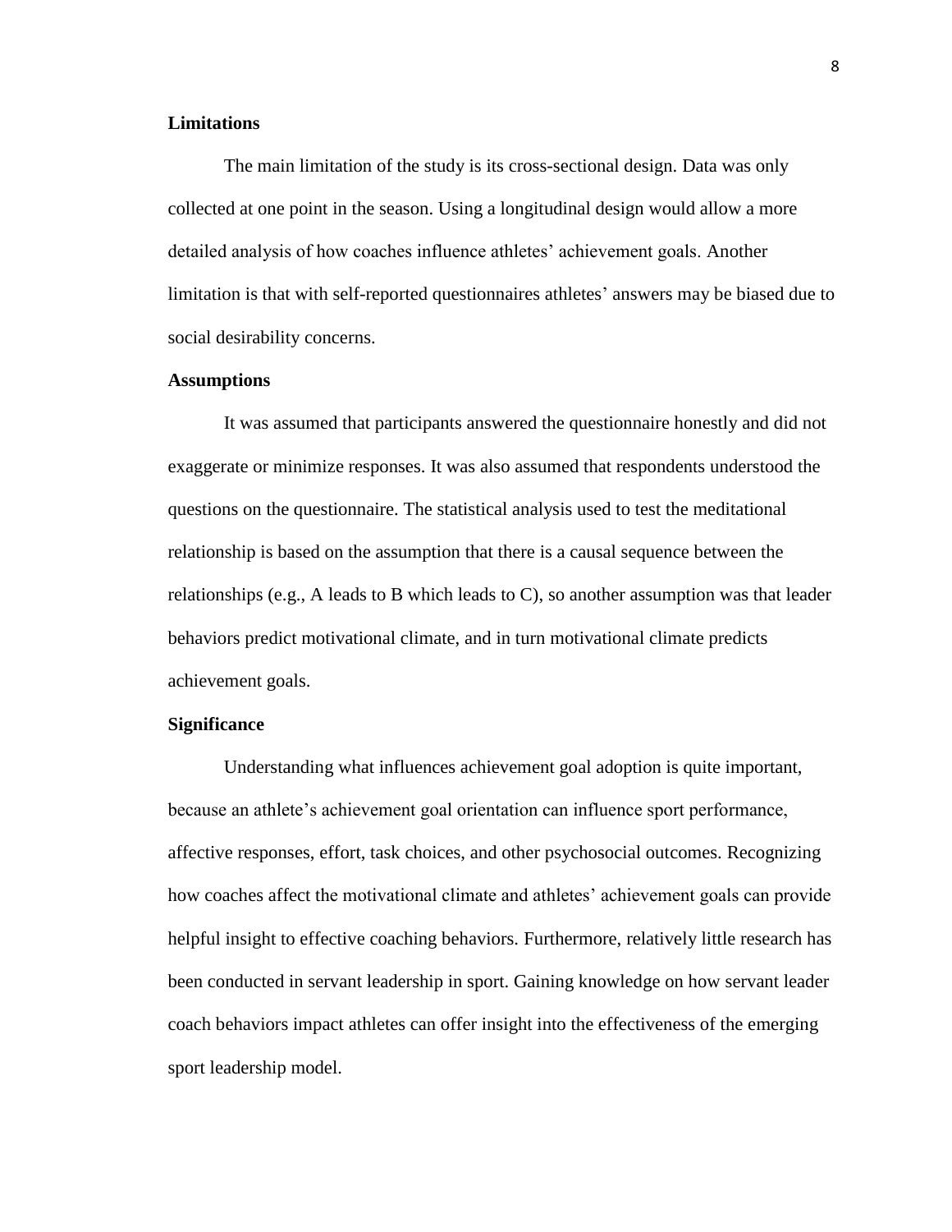**Limitations**

The main limitation of the study is its cross-sectional design. Data was only collected at one point in the season. Using a longitudinal design would allow a more detailed analysis of how coaches influence athletes' achievement goals. Another limitation is that with self-reported questionnaires athletes' answers may be biased due to social desirability concerns.

**Assumptions**

It was assumed that participants answered the questionnaire honestly and did not exaggerate or minimize responses. It was also assumed that respondents understood the questions on the questionnaire. The statistical analysis used to test the meditational relationship is based on the assumption that there is a causal sequence between the relationships (e.g., A leads to B which leads to C), so another assumption was that leader behaviors predict motivational climate, and in turn motivational climate predicts achievement goals.

**Significance**

Understanding what influences achievement goal adoption is quite important, because an athlete's achievement goal orientation can influence sport performance, affective responses, effort, task choices, and other psychosocial outcomes. Recognizing how coaches affect the motivational climate and athletes' achievement goals can provide helpful insight to effective coaching behaviors. Furthermore, relatively little research has been conducted in servant leadership in sport. Gaining knowledge on how servant leader coach behaviors impact athletes can offer insight into the effectiveness of the emerging sport leadership model.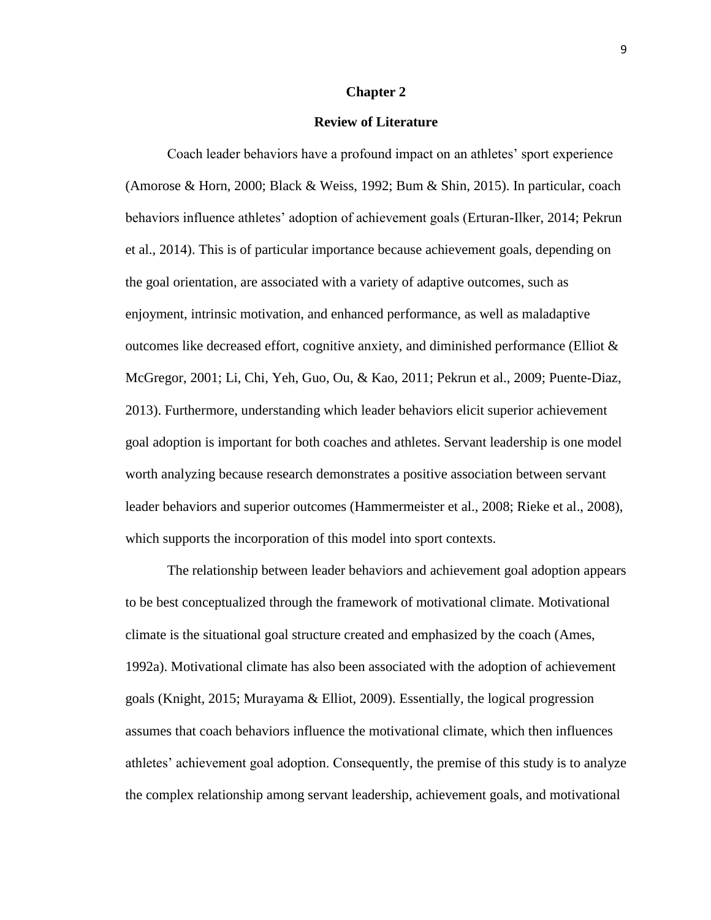# Chapter 2

## Review of Literature

Coach leader behaviors have a profound impact on an athletes' sport experience (Amorose & Horn, 2000; Black & Weiss, 1992; Bum & Shin, 2015). In particular, coach behaviors influence athletes' adoption of achievement goals (Erturan-Ilker, 2014; Pekrun et al., 2014). This is of particular importance because achievement goals, depending on the goal orientation, are associated with a variety of adaptive outcomes, such as enjoyment, intrinsic motivation, and enhanced performance, as well as maladaptive outcomes like decreased effort, cognitive anxiety, and diminished performance (Elliot & McGregor, 2001; Li, Chi, Yeh, Guo, Ou, & Kao, 2011; Pekrun et al., 2009; Puente-Diaz, 2013). Furthermore, understanding which leader behaviors elicit superior achievement goal adoption is important for both coaches and athletes. Servant leadership is one model worth analyzing because research demonstrates a positive association between servant leader behaviors and superior outcomes (Hammermeister et al., 2008; Rieke et al., 2008), which supports the incorporation of this model into sport contexts.

The relationship between leader behaviors and achievement goal adoption appears to be best conceptualized through the framework of motivational climate. Motivational climate is the situational goal structure created and emphasized by the coach (Ames, 1992a). Motivational climate has also been associated with the adoption of achievement goals (Knight, 2015; Murayama & Elliot, 2009). Essentially, the logical progression assumes that coach behaviors influence the motivational climate, which then influences athletes' achievement goal adoption. Consequently, the premise of this study is to analyze the complex relationship among servant leadership, achievement goals, and motivational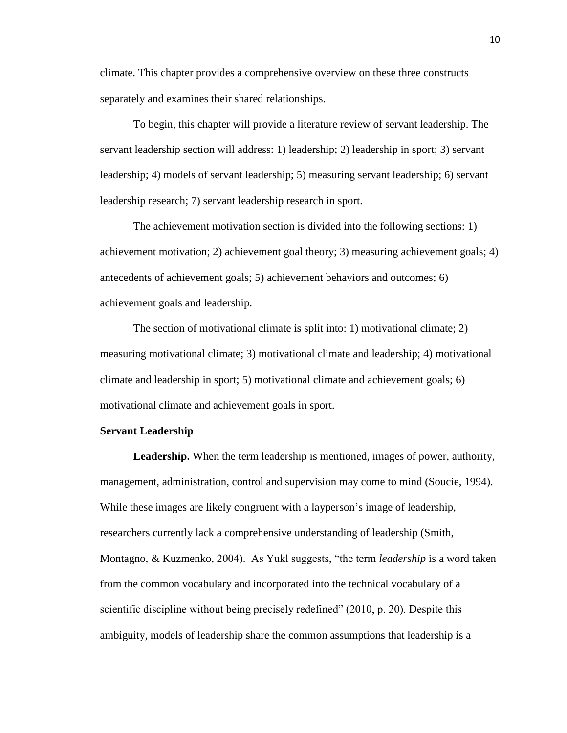climate. This chapter provides a comprehensive overview on these three constructs separately and examines their shared relationships.

To begin, this chapter will provide a literature review of servant leadership. The servant leadership section will address: 1) leadership; 2) leadership in sport; 3) servant leadership; 4) models of servant leadership; 5) measuring servant leadership; 6) servant leadership research; 7) servant leadership research in sport.

The achievement motivation section is divided into the following sections: 1) achievement motivation; 2) achievement goal theory; 3) measuring achievement goals; 4) antecedents of achievement goals; 5) achievement behaviors and outcomes; 6) achievement goals and leadership.

The section of motivational climate is split into: 1) motivational climate; 2) measuring motivational climate; 3) motivational climate and leadership; 4) motivational climate and leadership in sport; 5) motivational climate and achievement goals; 6) motivational climate and achievement goals in sport.

**Servant Leadership**

**Leadership.** When the term leadership is mentioned, images of power, authority, management, administration, control and supervision may come to mind (Soucie, 1994). While these images are likely congruent with a layperson's image of leadership, researchers currently lack a comprehensive understanding of leadership (Smith, Montagno, & Kuzmenko, 2004). As Yukl suggests, "the term *leadership* is a word taken from the common vocabulary and incorporated into the technical vocabulary of a scientific discipline without being precisely redefined" (2010, p. 20). Despite this ambiguity, models of leadership share the common assumptions that leadership is a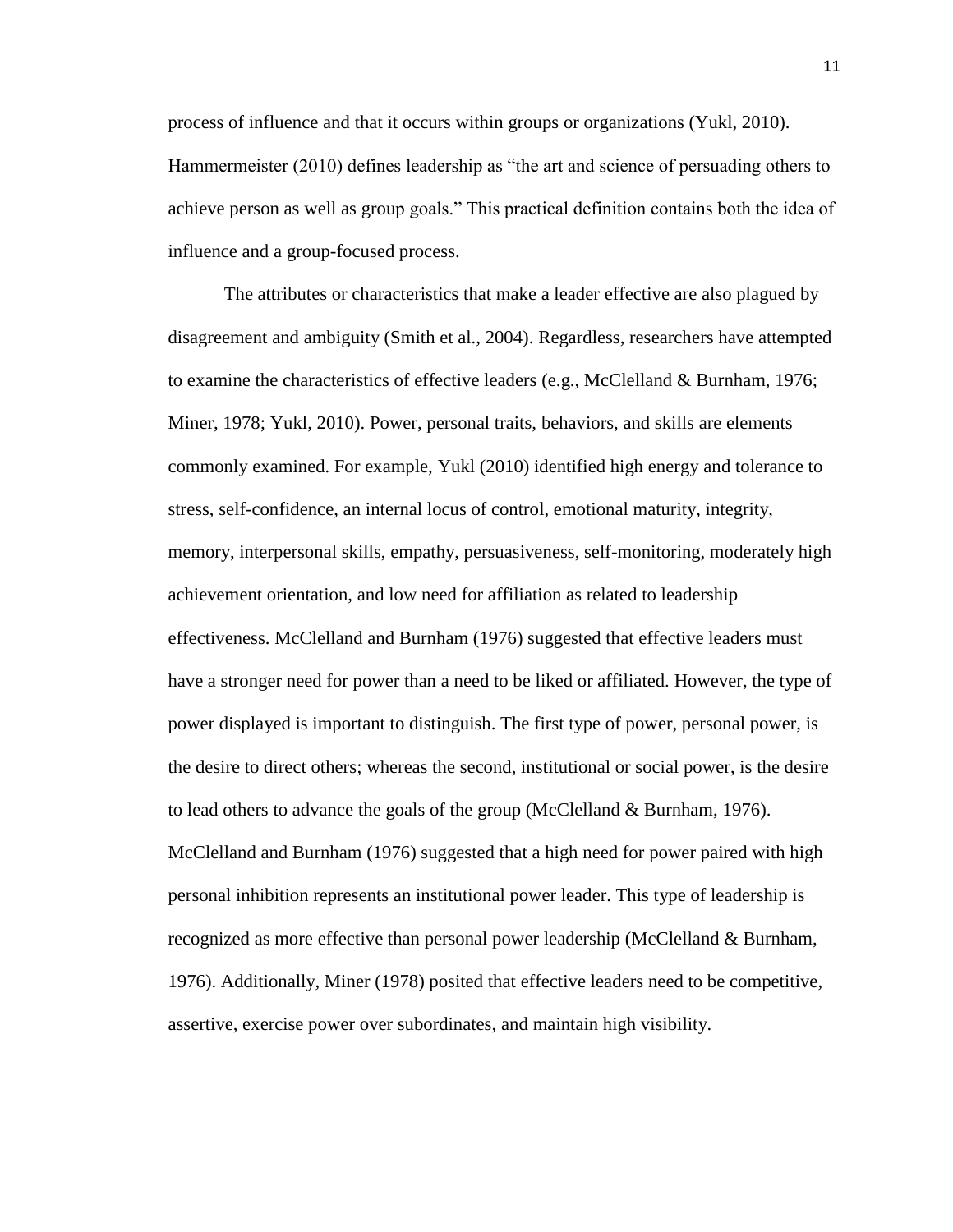process of influence and that it occurs within groups or organizations (Yukl, 2010). Hammermeister (2010) defines leadership as "the art and science of persuading others to achieve person as well as group goals." This practical definition contains both the idea of influence and a group-focused process.

The attributes or characteristics that make a leader effective are also plagued by disagreement and ambiguity (Smith et al., 2004). Regardless, researchers have attempted to examine the characteristics of effective leaders (e.g., McClelland & Burnham, 1976; Miner, 1978; Yukl, 2010). Power, personal traits, behaviors, and skills are elements commonly examined. For example, Yukl (2010) identified high energy and tolerance to stress, self-confidence, an internal locus of control, emotional maturity, integrity, memory, interpersonal skills, empathy, persuasiveness, self-monitoring, moderately high achievement orientation, and low need for affiliation as related to leadership effectiveness. McClelland and Burnham (1976) suggested that effective leaders must have a stronger need for power than a need to be liked or affiliated. However, the type of power displayed is important to distinguish. The first type of power, personal power, is the desire to direct others; whereas the second, institutional or social power, is the desire to lead others to advance the goals of the group (McClelland & Burnham, 1976). McClelland and Burnham (1976) suggested that a high need for power paired with high personal inhibition represents an institutional power leader. This type of leadership is recognized as more effective than personal power leadership (McClelland & Burnham, 1976). Additionally, Miner (1978) posited that effective leaders need to be competitive, assertive, exercise power over subordinates, and maintain high visibility.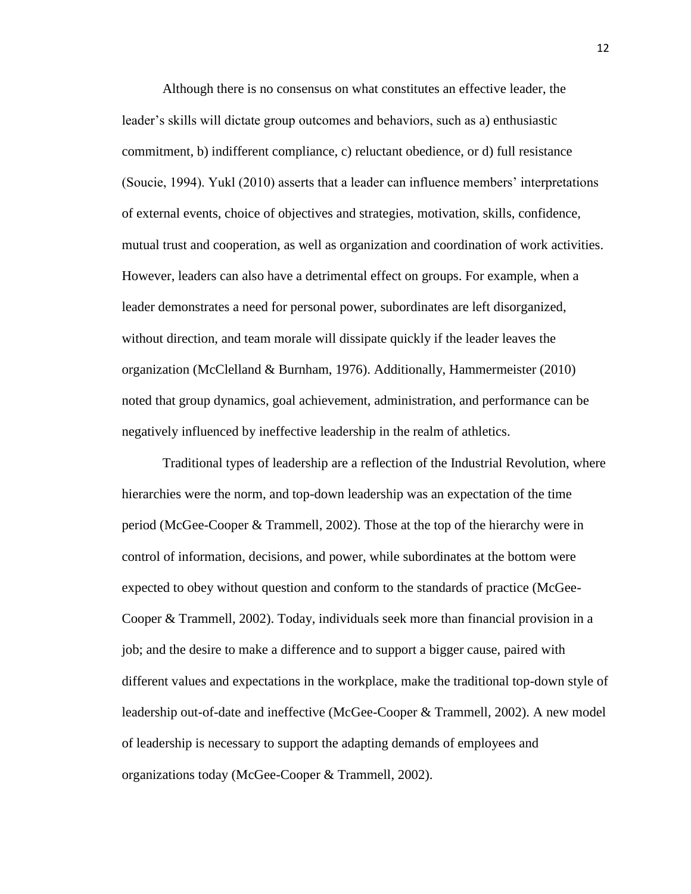Although there is no consensus on what constitutes an effective leader, the leader's skills will dictate group outcomes and behaviors, such as a) enthusiastic commitment, b) indifferent compliance, c) reluctant obedience, or d) full resistance (Soucie, 1994). Yukl (2010) asserts that a leader can influence members' interpretations of external events, choice of objectives and strategies, motivation, skills, confidence, mutual trust and cooperation, as well as organization and coordination of work activities. However, leaders can also have a detrimental effect on groups. For example, when a leader demonstrates a need for personal power, subordinates are left disorganized, without direction, and team morale will dissipate quickly if the leader leaves the organization (McClelland & Burnham, 1976). Additionally, Hammermeister (2010) noted that group dynamics, goal achievement, administration, and performance can be negatively influenced by ineffective leadership in the realm of athletics.

Traditional types of leadership are a reflection of the Industrial Revolution, where hierarchies were the norm, and top-down leadership was an expectation of the time period (McGee-Cooper & Trammell, 2002). Those at the top of the hierarchy were in control of information, decisions, and power, while subordinates at the bottom were expected to obey without question and conform to the standards of practice (McGee-Cooper & Trammell, 2002). Today, individuals seek more than financial provision in a job; and the desire to make a difference and to support a bigger cause, paired with different values and expectations in the workplace, make the traditional top-down style of leadership out-of-date and ineffective (McGee-Cooper & Trammell, 2002). A new model of leadership is necessary to support the adapting demands of employees and organizations today (McGee-Cooper & Trammell, 2002).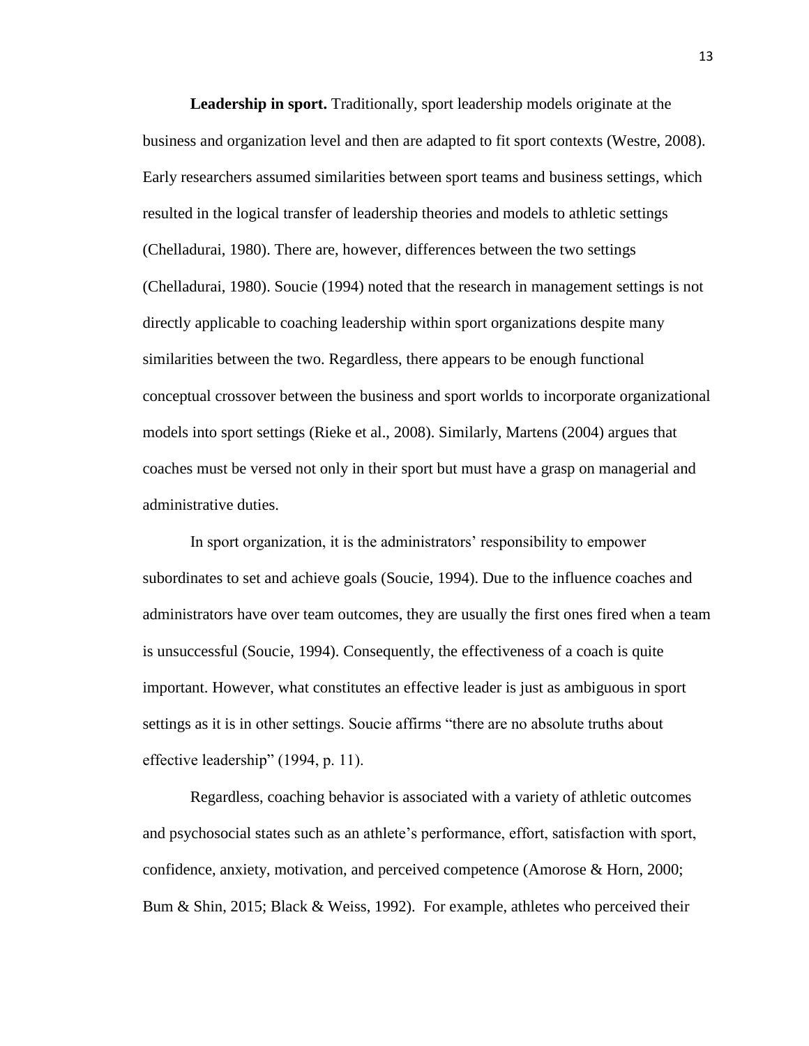**Leadership in sport.** Traditionally, sport leadership models originate at the business and organization level and then are adapted to fit sport contexts (Westre, 2008). Early researchers assumed similarities between sport teams and business settings, which resulted in the logical transfer of leadership theories and models to athletic settings (Chelladurai, 1980). There are, however, differences between the two settings (Chelladurai, 1980). Soucie (1994) noted that the research in management settings is not directly applicable to coaching leadership within sport organizations despite many similarities between the two. Regardless, there appears to be enough functional conceptual crossover between the business and sport worlds to incorporate organizational models into sport settings (Rieke et al., 2008). Similarly, Martens (2004) argues that coaches must be versed not only in their sport but must have a grasp on managerial and administrative duties.

In sport organization, it is the administrators' responsibility to empower subordinates to set and achieve goals (Soucie, 1994). Due to the influence coaches and administrators have over team outcomes, they are usually the first ones fired when a team is unsuccessful (Soucie, 1994). Consequently, the effectiveness of a coach is quite important. However, what constitutes an effective leader is just as ambiguous in sport settings as it is in other settings. Soucie affirms "there are no absolute truths about effective leadership" (1994, p. 11).

Regardless, coaching behavior is associated with a variety of athletic outcomes and psychosocial states such as an athlete's performance, effort, satisfaction with sport, confidence, anxiety, motivation, and perceived competence (Amorose & Horn, 2000; Bum & Shin, 2015; Black & Weiss, 1992). For example, athletes who perceived their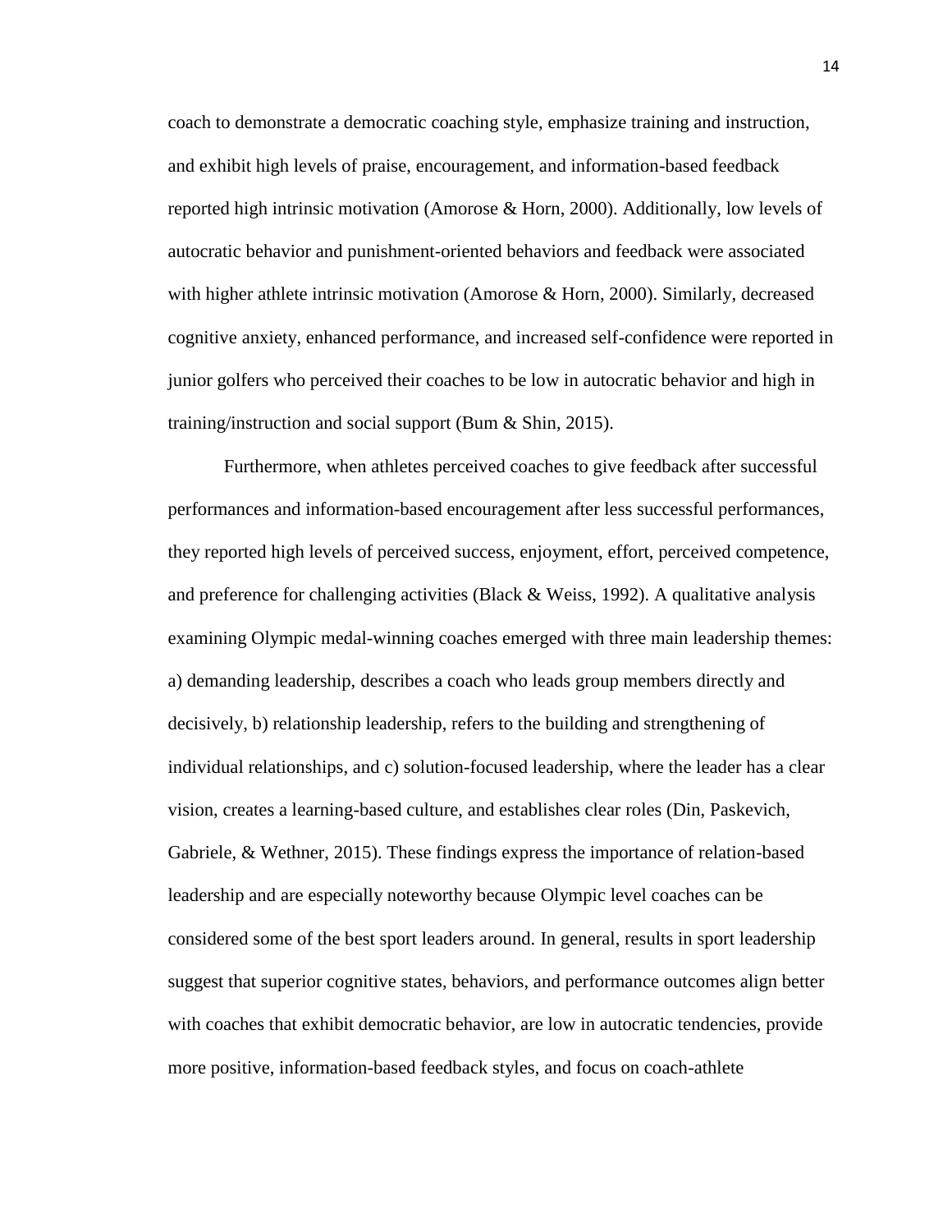coach to demonstrate a democratic coaching style, emphasize training and instruction, and exhibit high levels of praise, encouragement, and information-based feedback reported high intrinsic motivation (Amorose & Horn, 2000). Additionally, low levels of autocratic behavior and punishment-oriented behaviors and feedback were associated with higher athlete intrinsic motivation (Amorose & Horn, 2000). Similarly, decreased cognitive anxiety, enhanced performance, and increased self-confidence were reported in junior golfers who perceived their coaches to be low in autocratic behavior and high in training/instruction and social support (Bum & Shin, 2015).

Furthermore, when athletes perceived coaches to give feedback after successful performances and information-based encouragement after less successful performances, they reported high levels of perceived success, enjoyment, effort, perceived competence, and preference for challenging activities (Black & Weiss, 1992). A qualitative analysis examining Olympic medal-winning coaches emerged with three main leadership themes: a) demanding leadership, describes a coach who leads group members directly and decisively, b) relationship leadership, refers to the building and strengthening of individual relationships, and c) solution-focused leadership, where the leader has a clear vision, creates a learning-based culture, and establishes clear roles (Din, Paskevich, Gabriele, & Wethner, 2015). These findings express the importance of relation-based leadership and are especially noteworthy because Olympic level coaches can be considered some of the best sport leaders around. In general, results in sport leadership suggest that superior cognitive states, behaviors, and performance outcomes align better with coaches that exhibit democratic behavior, are low in autocratic tendencies, provide more positive, information-based feedback styles, and focus on coach-athlete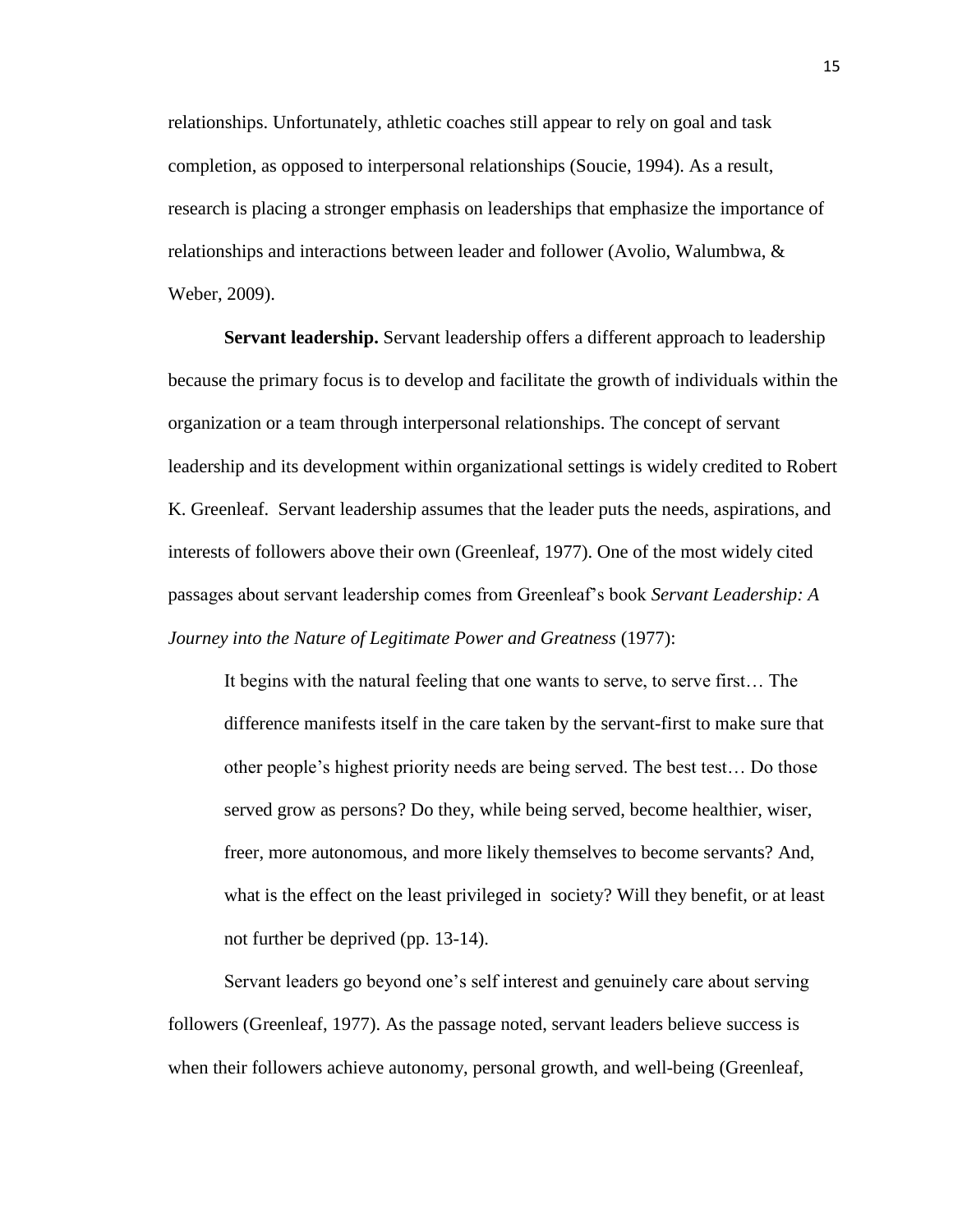relationships. Unfortunately, athletic coaches still appear to rely on goal and task completion, as opposed to interpersonal relationships (Soucie, 1994). As a result, research is placing a stronger emphasis on leaderships that emphasize the importance of relationships and interactions between leader and follower (Avolio, Walumbwa, & Weber, 2009).

**Servant leadership.** Servant leadership offers a different approach to leadership because the primary focus is to develop and facilitate the growth of individuals within the organization or a team through interpersonal relationships. The concept of servant leadership and its development within organizational settings is widely credited to Robert K. Greenleaf. Servant leadership assumes that the leader puts the needs, aspirations, and interests of followers above their own (Greenleaf, 1977). One of the most widely cited passages about servant leadership comes from Greenleaf's book *Servant Leadership: A Journey into the Nature of Legitimate Power and Greatness* (1977):

> It begins with the natural feeling that one wants to serve, to serve first… The difference manifests itself in the care taken by the servant-first to make sure that other people's highest priority needs are being served. The best test… Do those served grow as persons? Do they, while being served, become healthier, wiser, freer, more autonomous, and more likely themselves to become servants? And, what is the effect on the least privileged in society? Will they benefit, or at least not further be deprived (pp. 13-14).

Servant leaders go beyond one's self interest and genuinely care about serving followers (Greenleaf, 1977). As the passage noted, servant leaders believe success is when their followers achieve autonomy, personal growth, and well-being (Greenleaf,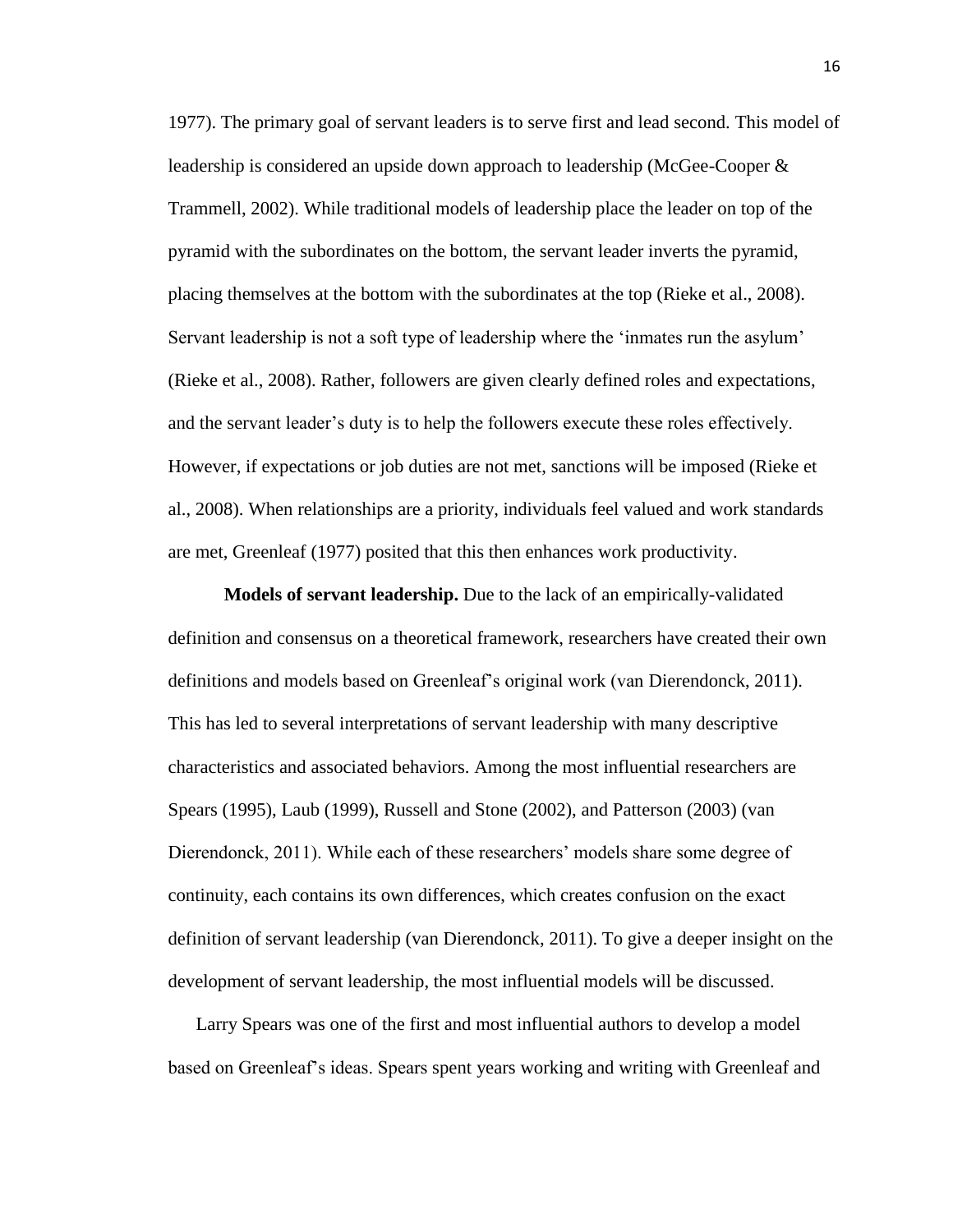1977). The primary goal of servant leaders is to serve first and lead second. This model of leadership is considered an upside down approach to leadership (McGee-Cooper & Trammell, 2002). While traditional models of leadership place the leader on top of the pyramid with the subordinates on the bottom, the servant leader inverts the pyramid, placing themselves at the bottom with the subordinates at the top (Rieke et al., 2008). Servant leadership is not a soft type of leadership where the 'inmates run the asylum' (Rieke et al., 2008). Rather, followers are given clearly defined roles and expectations, and the servant leader's duty is to help the followers execute these roles effectively. However, if expectations or job duties are not met, sanctions will be imposed (Rieke et al., 2008). When relationships are a priority, individuals feel valued and work standards are met, Greenleaf (1977) posited that this then enhances work productivity.

**Models of servant leadership.** Due to the lack of an empirically-validated definition and consensus on a theoretical framework, researchers have created their own definitions and models based on Greenleaf's original work (van Dierendonck, 2011). This has led to several interpretations of servant leadership with many descriptive characteristics and associated behaviors. Among the most influential researchers are Spears (1995), Laub (1999), Russell and Stone (2002), and Patterson (2003) (van Dierendonck, 2011). While each of these researchers' models share some degree of continuity, each contains its own differences, which creates confusion on the exact definition of servant leadership (van Dierendonck, 2011). To give a deeper insight on the development of servant leadership, the most influential models will be discussed.

Larry Spears was one of the first and most influential authors to develop a model based on Greenleaf's ideas. Spears spent years working and writing with Greenleaf and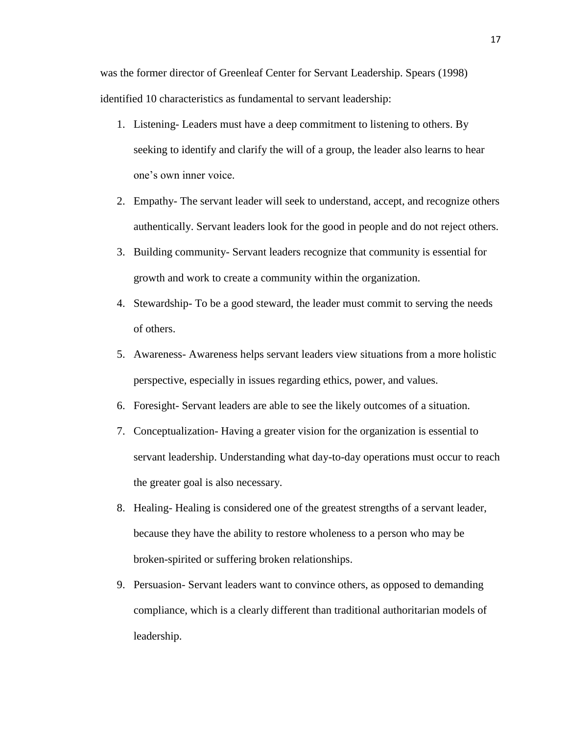was the former director of Greenleaf Center for Servant Leadership. Spears (1998) identified 10 characteristics as fundamental to servant leadership:

1. Listening- Leaders must have a deep commitment to listening to others. By seeking to identify and clarify the will of a group, the leader also learns to hear one's own inner voice.
2. Empathy- The servant leader will seek to understand, accept, and recognize others authentically. Servant leaders look for the good in people and do not reject others.
3. Building community- Servant leaders recognize that community is essential for growth and work to create a community within the organization.
4. Stewardship- To be a good steward, the leader must commit to serving the needs of others.
5. Awareness- Awareness helps servant leaders view situations from a more holistic perspective, especially in issues regarding ethics, power, and values.
6. Foresight- Servant leaders are able to see the likely outcomes of a situation.
7. Conceptualization- Having a greater vision for the organization is essential to servant leadership. Understanding what day-to-day operations must occur to reach the greater goal is also necessary.
8. Healing- Healing is considered one of the greatest strengths of a servant leader, because they have the ability to restore wholeness to a person who may be broken-spirited or suffering broken relationships.
9. Persuasion- Servant leaders want to convince others, as opposed to demanding compliance, which is a clearly different than traditional authoritarian models of leadership.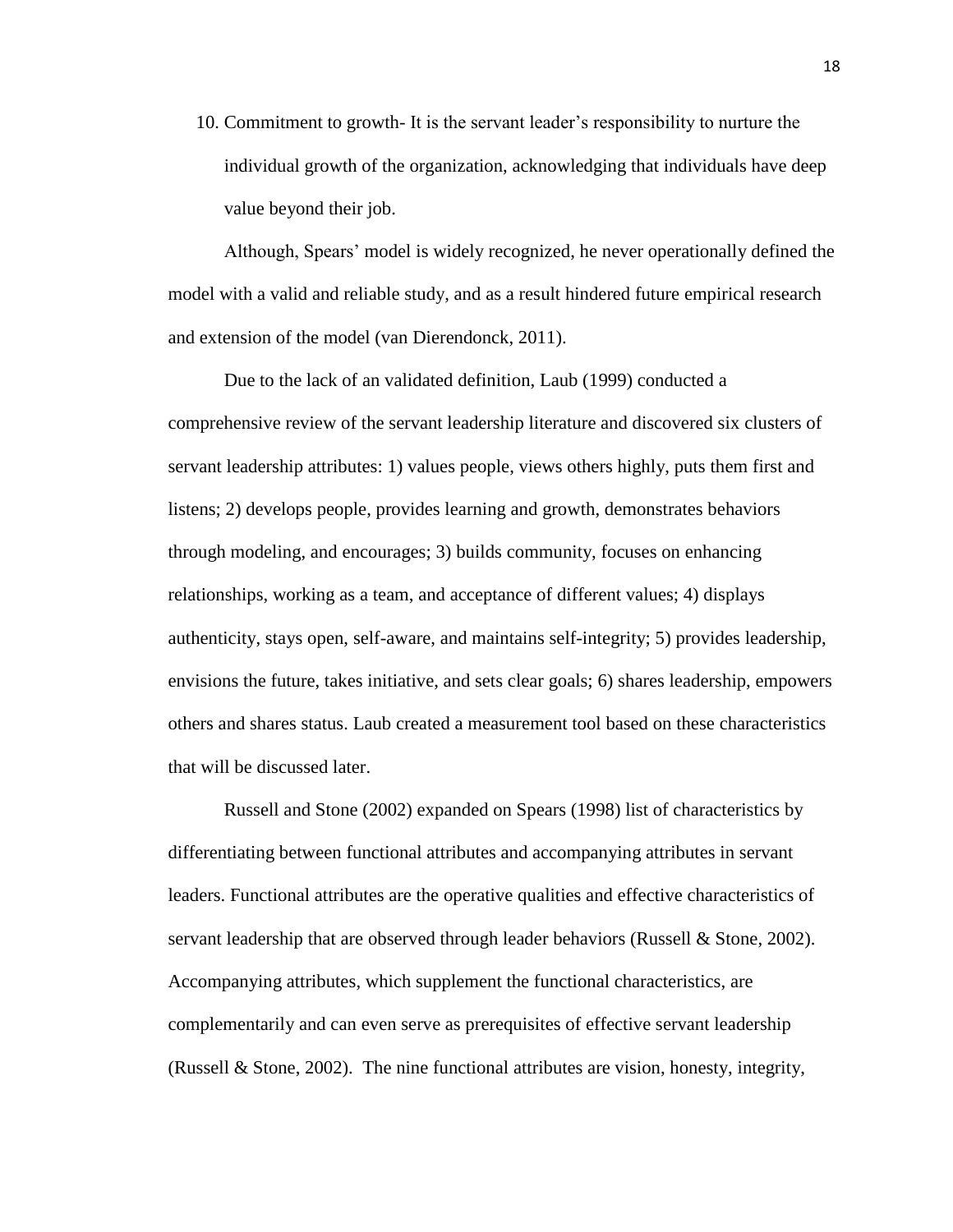10. Commitment to growth- It is the servant leader's responsibility to nurture the individual growth of the organization, acknowledging that individuals have deep value beyond their job.

Although, Spears' model is widely recognized, he never operationally defined the model with a valid and reliable study, and as a result hindered future empirical research and extension of the model (van Dierendonck, 2011).

Due to the lack of an validated definition, Laub (1999) conducted a comprehensive review of the servant leadership literature and discovered six clusters of servant leadership attributes: 1) values people, views others highly, puts them first and listens; 2) develops people, provides learning and growth, demonstrates behaviors through modeling, and encourages; 3) builds community, focuses on enhancing relationships, working as a team, and acceptance of different values; 4) displays authenticity, stays open, self-aware, and maintains self-integrity; 5) provides leadership, envisions the future, takes initiative, and sets clear goals; 6) shares leadership, empowers others and shares status. Laub created a measurement tool based on these characteristics that will be discussed later.

Russell and Stone (2002) expanded on Spears (1998) list of characteristics by differentiating between functional attributes and accompanying attributes in servant leaders. Functional attributes are the operative qualities and effective characteristics of servant leadership that are observed through leader behaviors (Russell & Stone, 2002). Accompanying attributes, which supplement the functional characteristics, are complementarily and can even serve as prerequisites of effective servant leadership (Russell & Stone, 2002). The nine functional attributes are vision, honesty, integrity,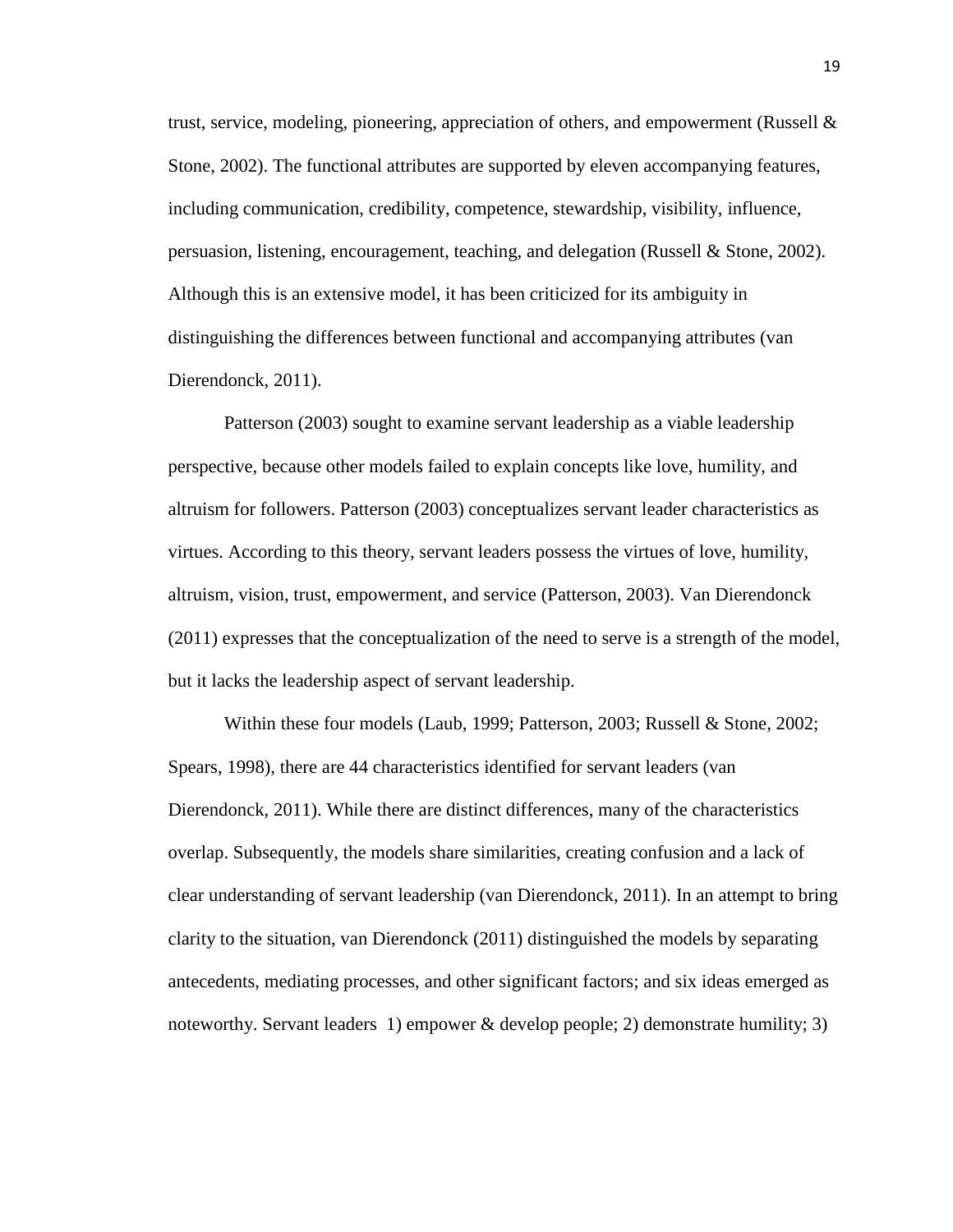trust, service, modeling, pioneering, appreciation of others, and empowerment (Russell & Stone, 2002). The functional attributes are supported by eleven accompanying features, including communication, credibility, competence, stewardship, visibility, influence, persuasion, listening, encouragement, teaching, and delegation (Russell & Stone, 2002). Although this is an extensive model, it has been criticized for its ambiguity in distinguishing the differences between functional and accompanying attributes (van Dierendonck, 2011).

Patterson (2003) sought to examine servant leadership as a viable leadership perspective, because other models failed to explain concepts like love, humility, and altruism for followers. Patterson (2003) conceptualizes servant leader characteristics as virtues. According to this theory, servant leaders possess the virtues of love, humility, altruism, vision, trust, empowerment, and service (Patterson, 2003). Van Dierendonck (2011) expresses that the conceptualization of the need to serve is a strength of the model, but it lacks the leadership aspect of servant leadership.

Within these four models (Laub, 1999; Patterson, 2003; Russell & Stone, 2002; Spears, 1998), there are 44 characteristics identified for servant leaders (van Dierendonck, 2011). While there are distinct differences, many of the characteristics overlap. Subsequently, the models share similarities, creating confusion and a lack of clear understanding of servant leadership (van Dierendonck, 2011). In an attempt to bring clarity to the situation, van Dierendonck (2011) distinguished the models by separating antecedents, mediating processes, and other significant factors; and six ideas emerged as noteworthy. Servant leaders 1) empower & develop people; 2) demonstrate humility; 3)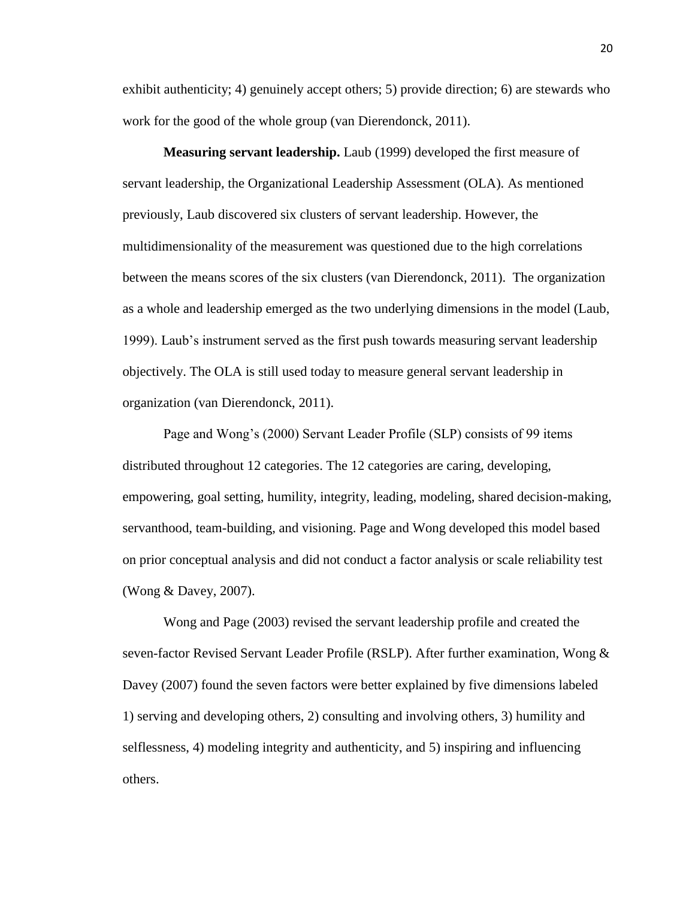exhibit authenticity; 4) genuinely accept others; 5) provide direction; 6) are stewards who work for the good of the whole group (van Dierendonck, 2011).

**Measuring servant leadership.** Laub (1999) developed the first measure of servant leadership, the Organizational Leadership Assessment (OLA). As mentioned previously, Laub discovered six clusters of servant leadership. However, the multidimensionality of the measurement was questioned due to the high correlations between the means scores of the six clusters (van Dierendonck, 2011). The organization as a whole and leadership emerged as the two underlying dimensions in the model (Laub, 1999). Laub's instrument served as the first push towards measuring servant leadership objectively. The OLA is still used today to measure general servant leadership in organization (van Dierendonck, 2011).

Page and Wong's (2000) Servant Leader Profile (SLP) consists of 99 items distributed throughout 12 categories. The 12 categories are caring, developing, empowering, goal setting, humility, integrity, leading, modeling, shared decision-making, servanthood, team-building, and visioning. Page and Wong developed this model based on prior conceptual analysis and did not conduct a factor analysis or scale reliability test (Wong & Davey, 2007).

Wong and Page (2003) revised the servant leadership profile and created the seven-factor Revised Servant Leader Profile (RSLP). After further examination, Wong & Davey (2007) found the seven factors were better explained by five dimensions labeled 1) serving and developing others, 2) consulting and involving others, 3) humility and selflessness, 4) modeling integrity and authenticity, and 5) inspiring and influencing others.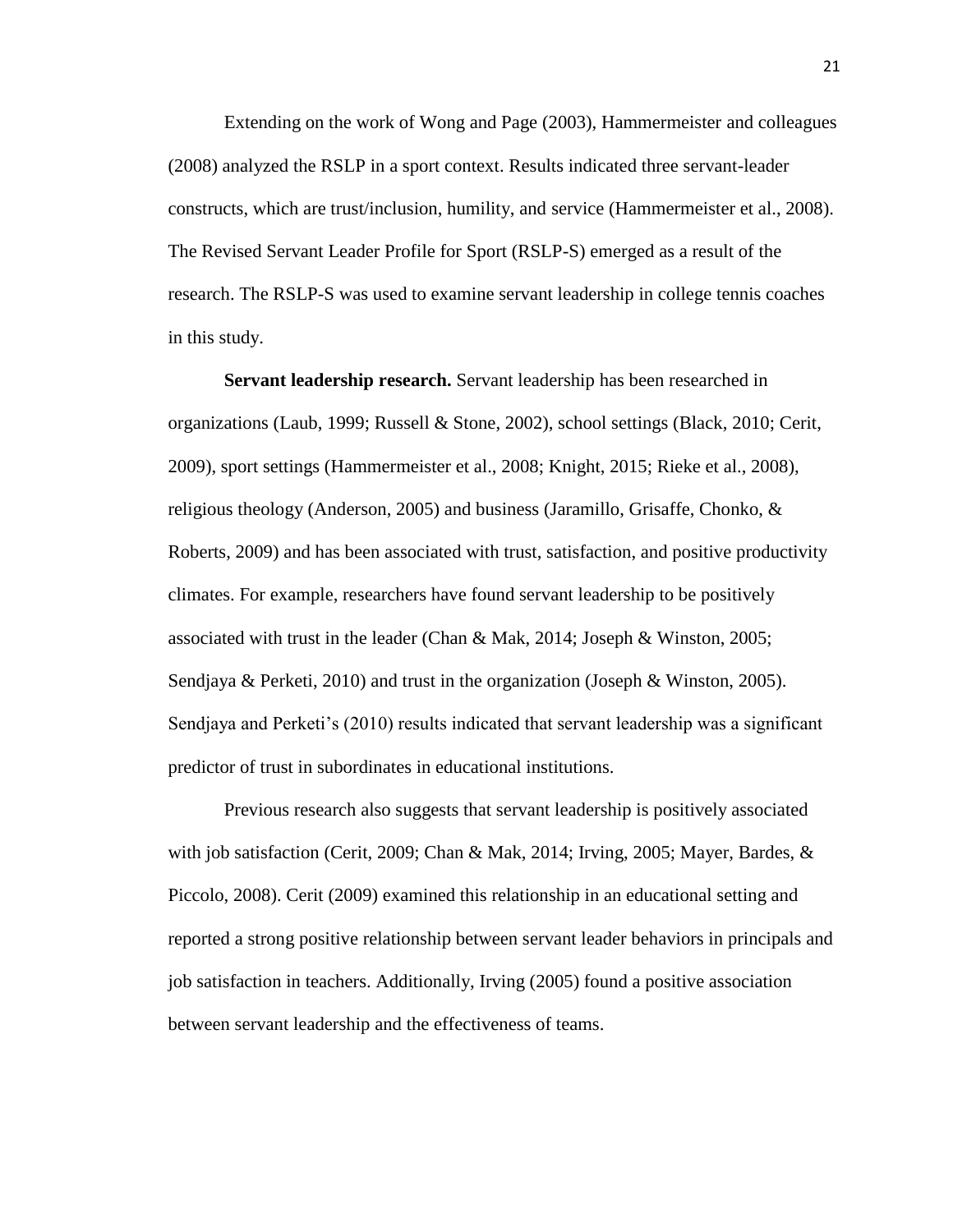Extending on the work of Wong and Page (2003), Hammermeister and colleagues (2008) analyzed the RSLP in a sport context. Results indicated three servant-leader constructs, which are trust/inclusion, humility, and service (Hammermeister et al., 2008). The Revised Servant Leader Profile for Sport (RSLP-S) emerged as a result of the research. The RSLP-S was used to examine servant leadership in college tennis coaches in this study.

**Servant leadership research.** Servant leadership has been researched in organizations (Laub, 1999; Russell & Stone, 2002), school settings (Black, 2010; Cerit, 2009), sport settings (Hammermeister et al., 2008; Knight, 2015; Rieke et al., 2008), religious theology (Anderson, 2005) and business (Jaramillo, Grisaffe, Chonko, & Roberts, 2009) and has been associated with trust, satisfaction, and positive productivity climates. For example, researchers have found servant leadership to be positively associated with trust in the leader (Chan & Mak, 2014; Joseph & Winston, 2005; Sendjaya & Perketi, 2010) and trust in the organization (Joseph & Winston, 2005). Sendjaya and Perketi's (2010) results indicated that servant leadership was a significant predictor of trust in subordinates in educational institutions.

Previous research also suggests that servant leadership is positively associated with job satisfaction (Cerit, 2009; Chan & Mak, 2014; Irving, 2005; Mayer, Bardes, & Piccolo, 2008). Cerit (2009) examined this relationship in an educational setting and reported a strong positive relationship between servant leader behaviors in principals and job satisfaction in teachers. Additionally, Irving (2005) found a positive association between servant leadership and the effectiveness of teams.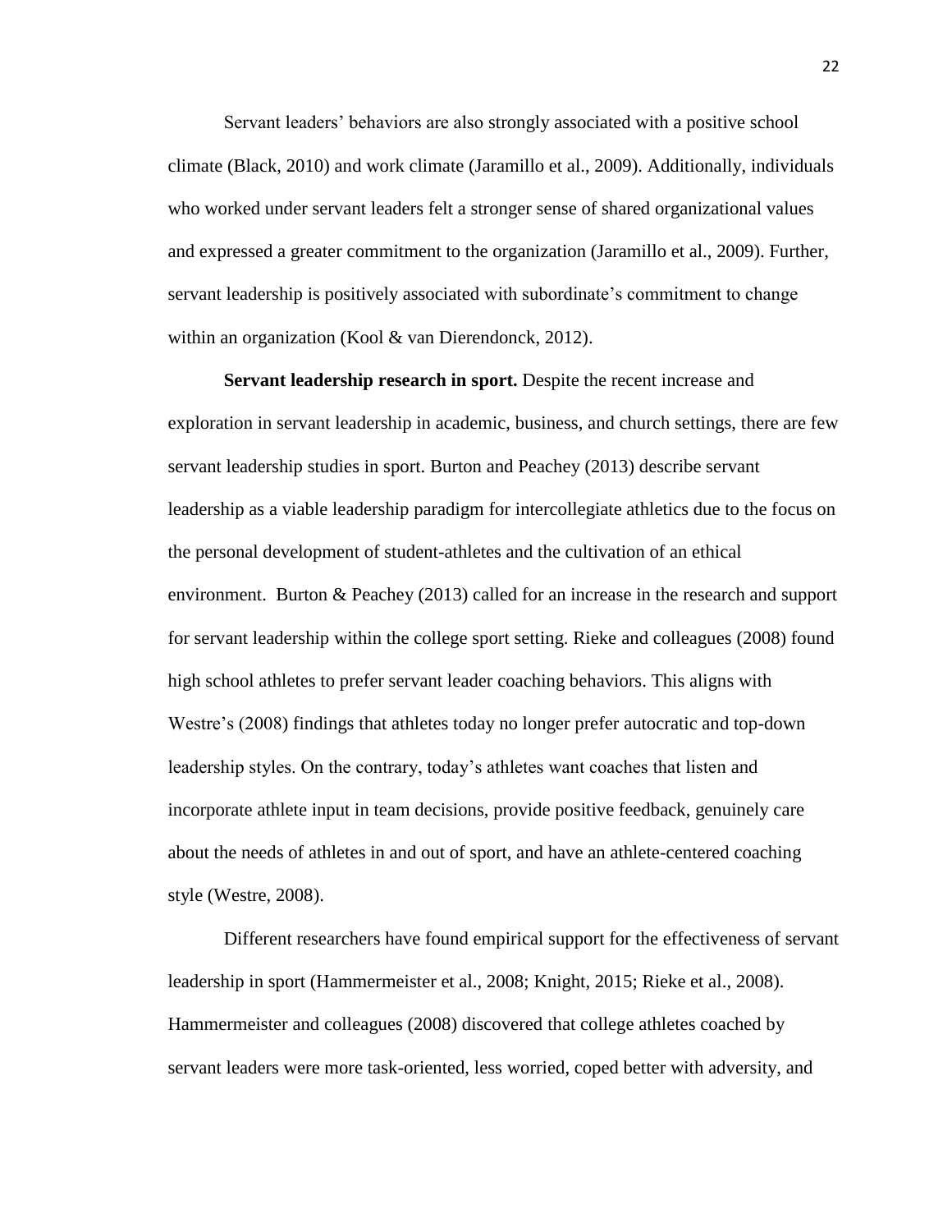Servant leaders' behaviors are also strongly associated with a positive school climate (Black, 2010) and work climate (Jaramillo et al., 2009). Additionally, individuals who worked under servant leaders felt a stronger sense of shared organizational values and expressed a greater commitment to the organization (Jaramillo et al., 2009). Further, servant leadership is positively associated with subordinate's commitment to change within an organization (Kool & van Dierendonck, 2012).

**Servant leadership research in sport.** Despite the recent increase and exploration in servant leadership in academic, business, and church settings, there are few servant leadership studies in sport. Burton and Peachey (2013) describe servant leadership as a viable leadership paradigm for intercollegiate athletics due to the focus on the personal development of student-athletes and the cultivation of an ethical environment. Burton & Peachey (2013) called for an increase in the research and support for servant leadership within the college sport setting. Rieke and colleagues (2008) found high school athletes to prefer servant leader coaching behaviors. This aligns with Westre's (2008) findings that athletes today no longer prefer autocratic and top-down leadership styles. On the contrary, today's athletes want coaches that listen and incorporate athlete input in team decisions, provide positive feedback, genuinely care about the needs of athletes in and out of sport, and have an athlete-centered coaching style (Westre, 2008).

Different researchers have found empirical support for the effectiveness of servant leadership in sport (Hammermeister et al., 2008; Knight, 2015; Rieke et al., 2008). Hammermeister and colleagues (2008) discovered that college athletes coached by servant leaders were more task-oriented, less worried, coped better with adversity, and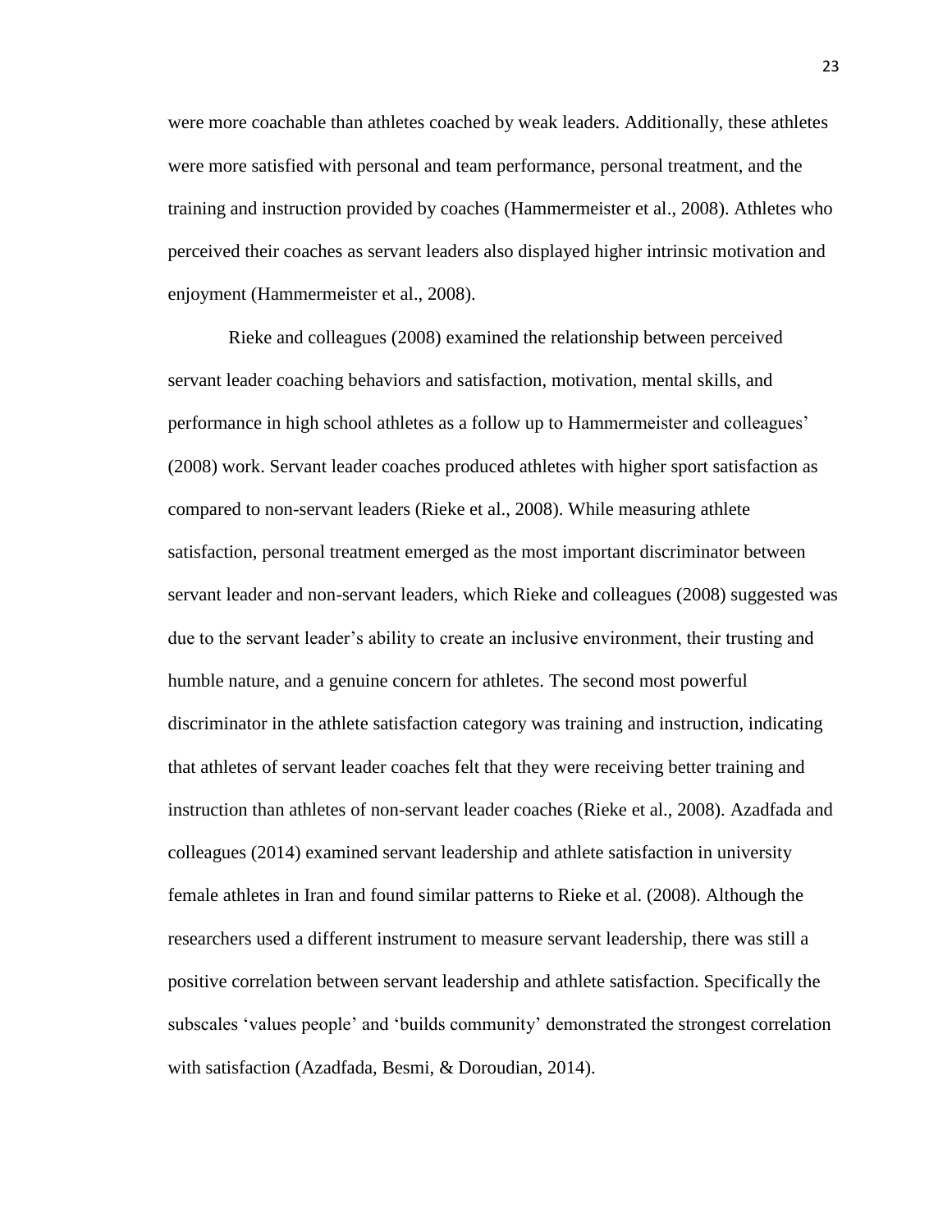were more coachable than athletes coached by weak leaders. Additionally, these athletes were more satisfied with personal and team performance, personal treatment, and the training and instruction provided by coaches (Hammermeister et al., 2008). Athletes who perceived their coaches as servant leaders also displayed higher intrinsic motivation and enjoyment (Hammermeister et al., 2008).

Rieke and colleagues (2008) examined the relationship between perceived servant leader coaching behaviors and satisfaction, motivation, mental skills, and performance in high school athletes as a follow up to Hammermeister and colleagues' (2008) work. Servant leader coaches produced athletes with higher sport satisfaction as compared to non-servant leaders (Rieke et al., 2008). While measuring athlete satisfaction, personal treatment emerged as the most important discriminator between servant leader and non-servant leaders, which Rieke and colleagues (2008) suggested was due to the servant leader's ability to create an inclusive environment, their trusting and humble nature, and a genuine concern for athletes. The second most powerful discriminator in the athlete satisfaction category was training and instruction, indicating that athletes of servant leader coaches felt that they were receiving better training and instruction than athletes of non-servant leader coaches (Rieke et al., 2008). Azadfada and colleagues (2014) examined servant leadership and athlete satisfaction in university female athletes in Iran and found similar patterns to Rieke et al. (2008). Although the researchers used a different instrument to measure servant leadership, there was still a positive correlation between servant leadership and athlete satisfaction. Specifically the subscales 'values people' and 'builds community' demonstrated the strongest correlation with satisfaction (Azadfada, Besmi, & Doroudian, 2014).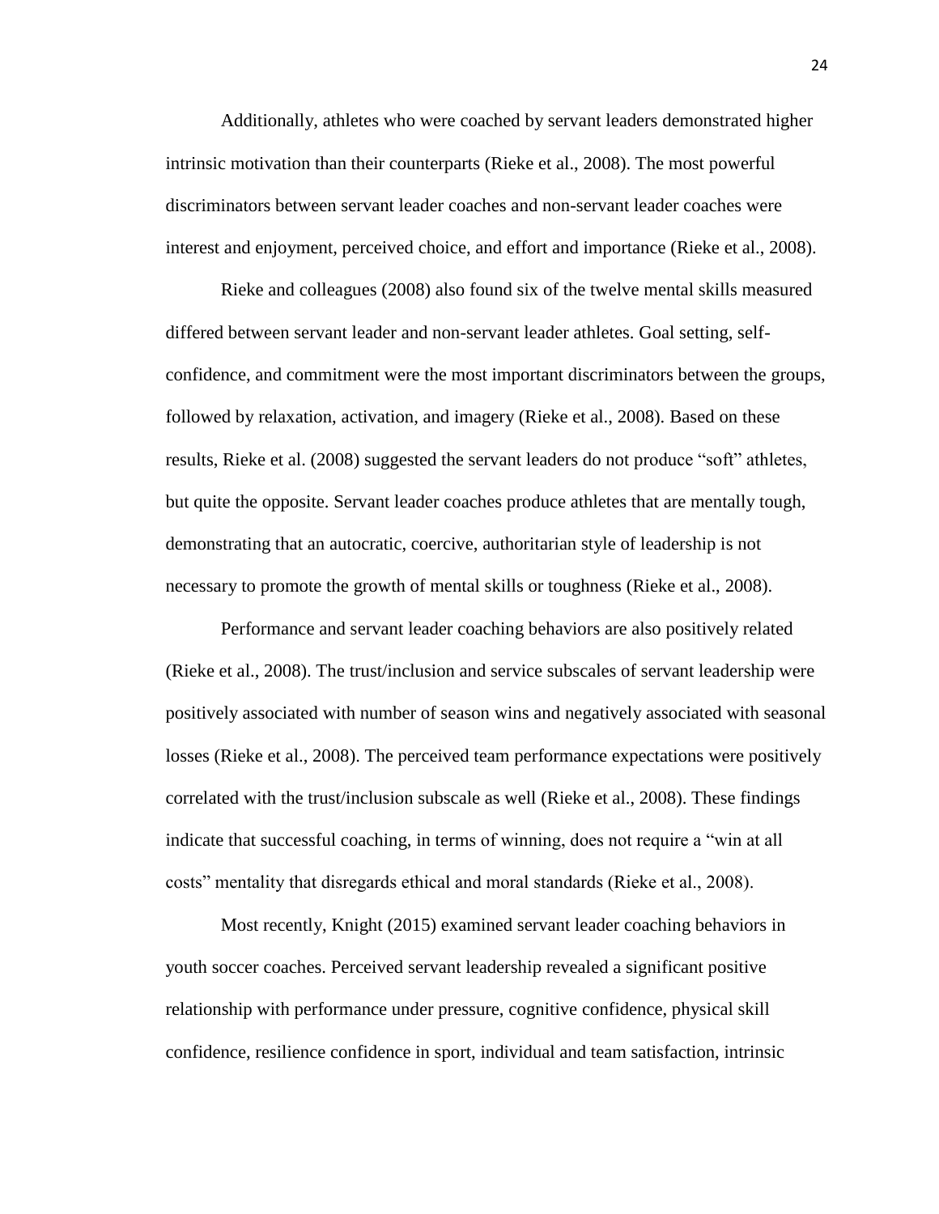Additionally, athletes who were coached by servant leaders demonstrated higher intrinsic motivation than their counterparts (Rieke et al., 2008). The most powerful discriminators between servant leader coaches and non-servant leader coaches were interest and enjoyment, perceived choice, and effort and importance (Rieke et al., 2008).

Rieke and colleagues (2008) also found six of the twelve mental skills measured differed between servant leader and non-servant leader athletes. Goal setting, self-confidence, and commitment were the most important discriminators between the groups, followed by relaxation, activation, and imagery (Rieke et al., 2008). Based on these results, Rieke et al. (2008) suggested the servant leaders do not produce "soft" athletes, but quite the opposite. Servant leader coaches produce athletes that are mentally tough, demonstrating that an autocratic, coercive, authoritarian style of leadership is not necessary to promote the growth of mental skills or toughness (Rieke et al., 2008).

Performance and servant leader coaching behaviors are also positively related (Rieke et al., 2008). The trust/inclusion and service subscales of servant leadership were positively associated with number of season wins and negatively associated with seasonal losses (Rieke et al., 2008). The perceived team performance expectations were positively correlated with the trust/inclusion subscale as well (Rieke et al., 2008). These findings indicate that successful coaching, in terms of winning, does not require a "win at all costs" mentality that disregards ethical and moral standards (Rieke et al., 2008).

Most recently, Knight (2015) examined servant leader coaching behaviors in youth soccer coaches. Perceived servant leadership revealed a significant positive relationship with performance under pressure, cognitive confidence, physical skill confidence, resilience confidence in sport, individual and team satisfaction, intrinsic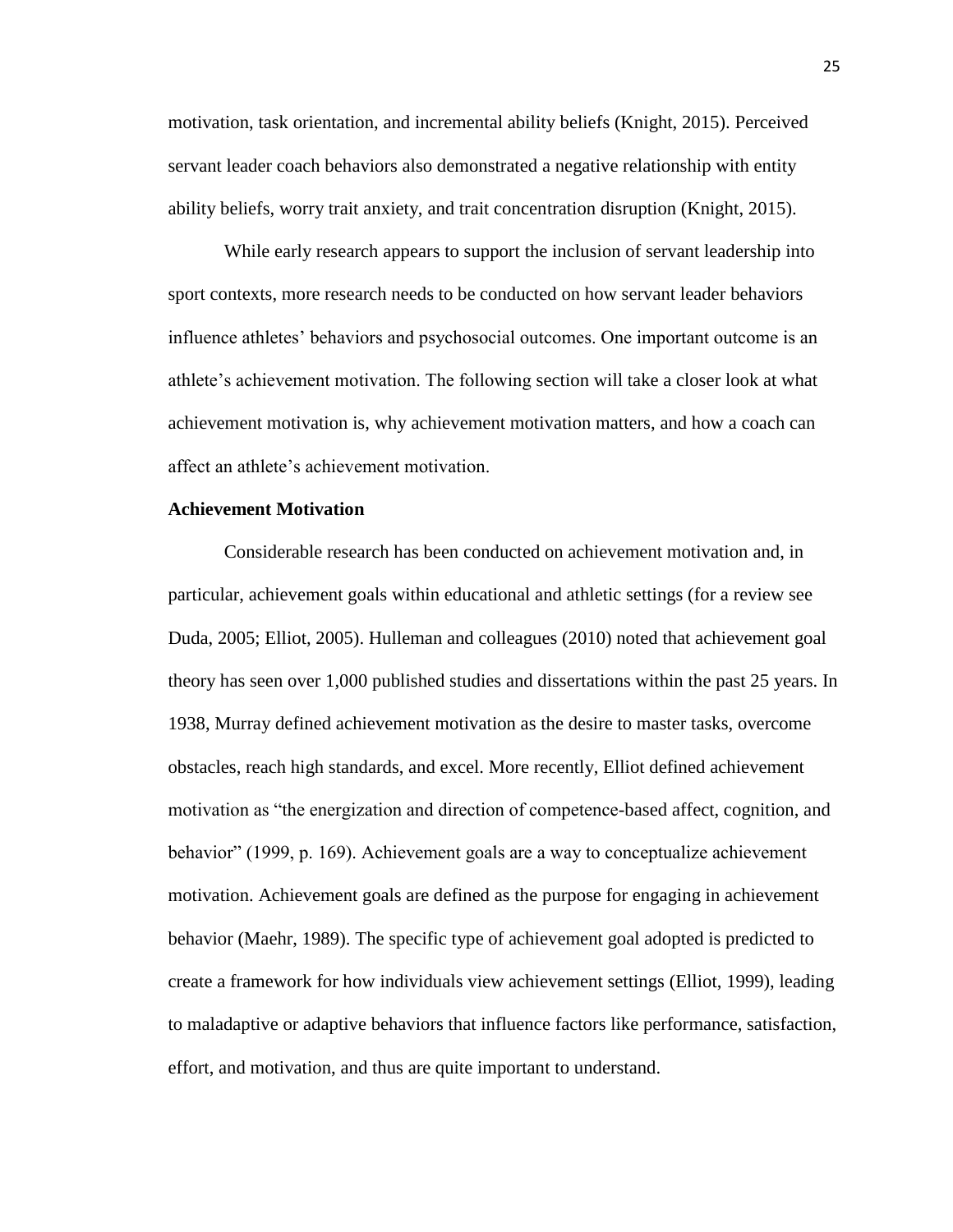motivation, task orientation, and incremental ability beliefs (Knight, 2015). Perceived servant leader coach behaviors also demonstrated a negative relationship with entity ability beliefs, worry trait anxiety, and trait concentration disruption (Knight, 2015).

While early research appears to support the inclusion of servant leadership into sport contexts, more research needs to be conducted on how servant leader behaviors influence athletes' behaviors and psychosocial outcomes. One important outcome is an athlete's achievement motivation. The following section will take a closer look at what achievement motivation is, why achievement motivation matters, and how a coach can affect an athlete's achievement motivation.

**Achievement Motivation**

Considerable research has been conducted on achievement motivation and, in particular, achievement goals within educational and athletic settings (for a review see Duda, 2005; Elliot, 2005). Hulleman and colleagues (2010) noted that achievement goal theory has seen over 1,000 published studies and dissertations within the past 25 years. In 1938, Murray defined achievement motivation as the desire to master tasks, overcome obstacles, reach high standards, and excel. More recently, Elliot defined achievement motivation as "the energization and direction of competence-based affect, cognition, and behavior" (1999, p. 169). Achievement goals are a way to conceptualize achievement motivation. Achievement goals are defined as the purpose for engaging in achievement behavior (Maehr, 1989). The specific type of achievement goal adopted is predicted to create a framework for how individuals view achievement settings (Elliot, 1999), leading to maladaptive or adaptive behaviors that influence factors like performance, satisfaction, effort, and motivation, and thus are quite important to understand.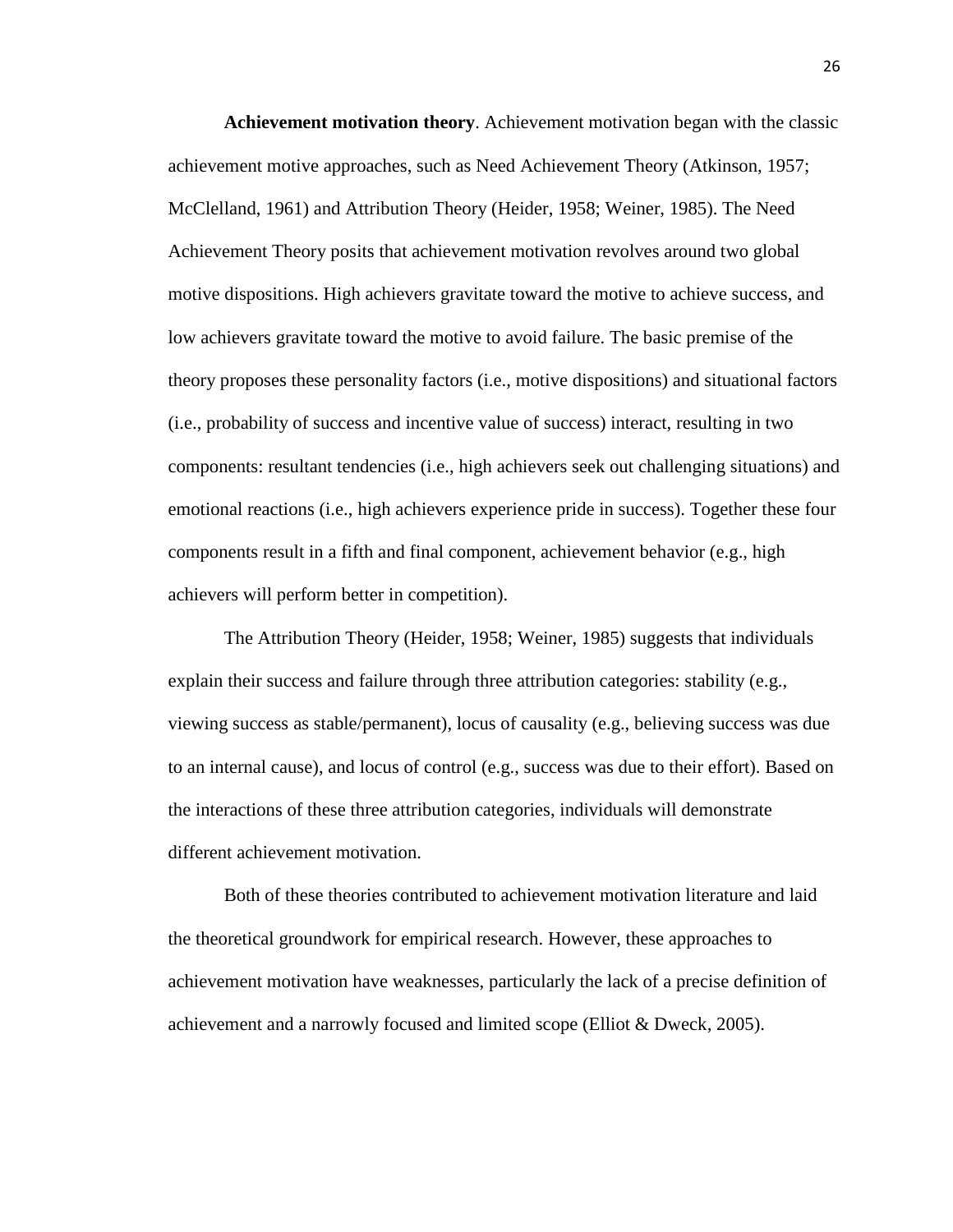**Achievement motivation theory**. Achievement motivation began with the classic achievement motive approaches, such as Need Achievement Theory (Atkinson, 1957; McClelland, 1961) and Attribution Theory (Heider, 1958; Weiner, 1985). The Need Achievement Theory posits that achievement motivation revolves around two global motive dispositions. High achievers gravitate toward the motive to achieve success, and low achievers gravitate toward the motive to avoid failure. The basic premise of the theory proposes these personality factors (i.e., motive dispositions) and situational factors (i.e., probability of success and incentive value of success) interact, resulting in two components: resultant tendencies (i.e., high achievers seek out challenging situations) and emotional reactions (i.e., high achievers experience pride in success). Together these four components result in a fifth and final component, achievement behavior (e.g., high achievers will perform better in competition).

The Attribution Theory (Heider, 1958; Weiner, 1985) suggests that individuals explain their success and failure through three attribution categories: stability (e.g., viewing success as stable/permanent), locus of causality (e.g., believing success was due to an internal cause), and locus of control (e.g., success was due to their effort). Based on the interactions of these three attribution categories, individuals will demonstrate different achievement motivation.

Both of these theories contributed to achievement motivation literature and laid the theoretical groundwork for empirical research. However, these approaches to achievement motivation have weaknesses, particularly the lack of a precise definition of achievement and a narrowly focused and limited scope (Elliot & Dweck, 2005).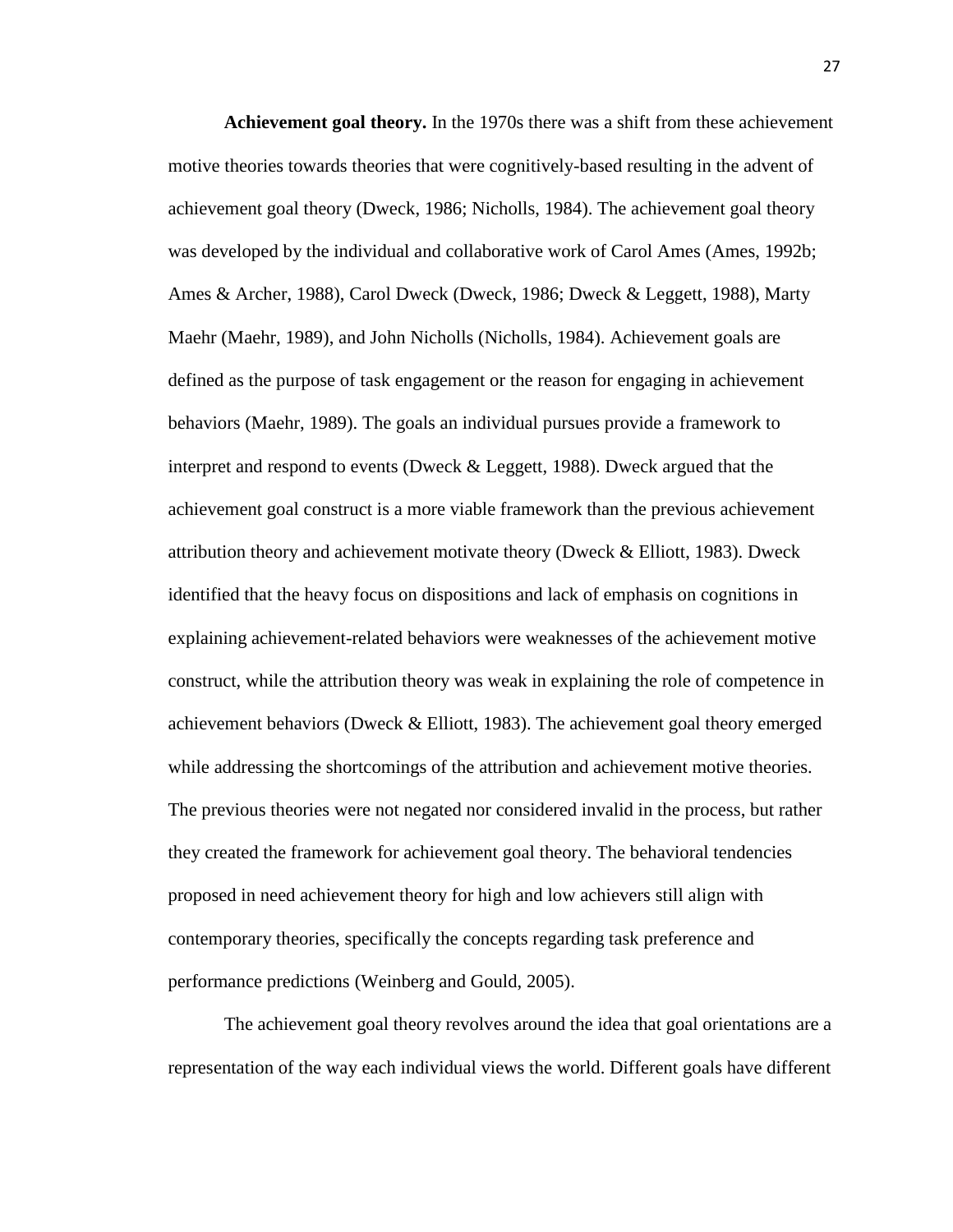**Achievement goal theory.** In the 1970s there was a shift from these achievement motive theories towards theories that were cognitively-based resulting in the advent of achievement goal theory (Dweck, 1986; Nicholls, 1984). The achievement goal theory was developed by the individual and collaborative work of Carol Ames (Ames, 1992b; Ames & Archer, 1988), Carol Dweck (Dweck, 1986; Dweck & Leggett, 1988), Marty Maehr (Maehr, 1989), and John Nicholls (Nicholls, 1984). Achievement goals are defined as the purpose of task engagement or the reason for engaging in achievement behaviors (Maehr, 1989). The goals an individual pursues provide a framework to interpret and respond to events (Dweck & Leggett, 1988). Dweck argued that the achievement goal construct is a more viable framework than the previous achievement attribution theory and achievement motivate theory (Dweck & Elliott, 1983). Dweck identified that the heavy focus on dispositions and lack of emphasis on cognitions in explaining achievement-related behaviors were weaknesses of the achievement motive construct, while the attribution theory was weak in explaining the role of competence in achievement behaviors (Dweck & Elliott, 1983). The achievement goal theory emerged while addressing the shortcomings of the attribution and achievement motive theories. The previous theories were not negated nor considered invalid in the process, but rather they created the framework for achievement goal theory. The behavioral tendencies proposed in need achievement theory for high and low achievers still align with contemporary theories, specifically the concepts regarding task preference and performance predictions (Weinberg and Gould, 2005).

The achievement goal theory revolves around the idea that goal orientations are a representation of the way each individual views the world. Different goals have different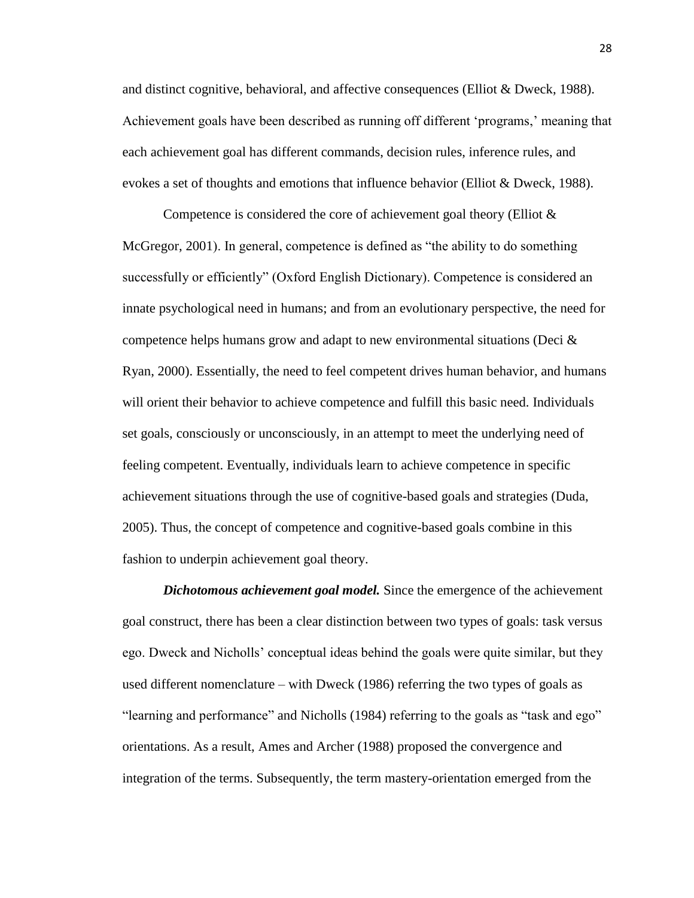and distinct cognitive, behavioral, and affective consequences (Elliot & Dweck, 1988). Achievement goals have been described as running off different 'programs,' meaning that each achievement goal has different commands, decision rules, inference rules, and evokes a set of thoughts and emotions that influence behavior (Elliot & Dweck, 1988).

Competence is considered the core of achievement goal theory (Elliot & McGregor, 2001). In general, competence is defined as "the ability to do something successfully or efficiently" (Oxford English Dictionary). Competence is considered an innate psychological need in humans; and from an evolutionary perspective, the need for competence helps humans grow and adapt to new environmental situations (Deci & Ryan, 2000). Essentially, the need to feel competent drives human behavior, and humans will orient their behavior to achieve competence and fulfill this basic need. Individuals set goals, consciously or unconsciously, in an attempt to meet the underlying need of feeling competent. Eventually, individuals learn to achieve competence in specific achievement situations through the use of cognitive-based goals and strategies (Duda, 2005). Thus, the concept of competence and cognitive-based goals combine in this fashion to underpin achievement goal theory.

***Dichotomous achievement goal model.*** Since the emergence of the achievement goal construct, there has been a clear distinction between two types of goals: task versus ego. Dweck and Nicholls' conceptual ideas behind the goals were quite similar, but they used different nomenclature – with Dweck (1986) referring the two types of goals as "learning and performance" and Nicholls (1984) referring to the goals as "task and ego" orientations. As a result, Ames and Archer (1988) proposed the convergence and integration of the terms. Subsequently, the term mastery-orientation emerged from the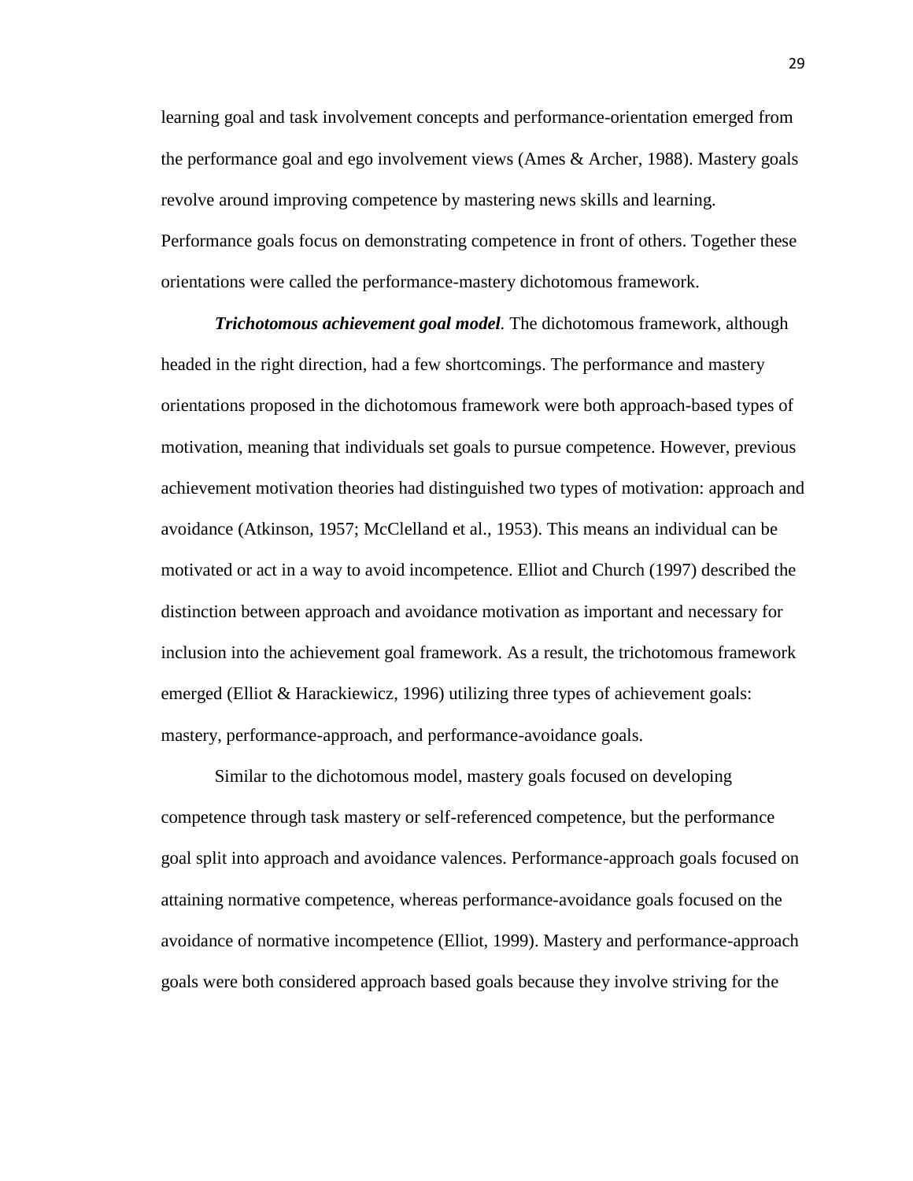learning goal and task involvement concepts and performance-orientation emerged from the performance goal and ego involvement views (Ames & Archer, 1988). Mastery goals revolve around improving competence by mastering news skills and learning. Performance goals focus on demonstrating competence in front of others. Together these orientations were called the performance-mastery dichotomous framework.

***Trichotomous achievement goal model*.** The dichotomous framework, although headed in the right direction, had a few shortcomings. The performance and mastery orientations proposed in the dichotomous framework were both approach-based types of motivation, meaning that individuals set goals to pursue competence. However, previous achievement motivation theories had distinguished two types of motivation: approach and avoidance (Atkinson, 1957; McClelland et al., 1953). This means an individual can be motivated or act in a way to avoid incompetence. Elliot and Church (1997) described the distinction between approach and avoidance motivation as important and necessary for inclusion into the achievement goal framework. As a result, the trichotomous framework emerged (Elliot & Harackiewicz, 1996) utilizing three types of achievement goals: mastery, performance-approach, and performance-avoidance goals.

Similar to the dichotomous model, mastery goals focused on developing competence through task mastery or self-referenced competence, but the performance goal split into approach and avoidance valences. Performance-approach goals focused on attaining normative competence, whereas performance-avoidance goals focused on the avoidance of normative incompetence (Elliot, 1999). Mastery and performance-approach goals were both considered approach based goals because they involve striving for the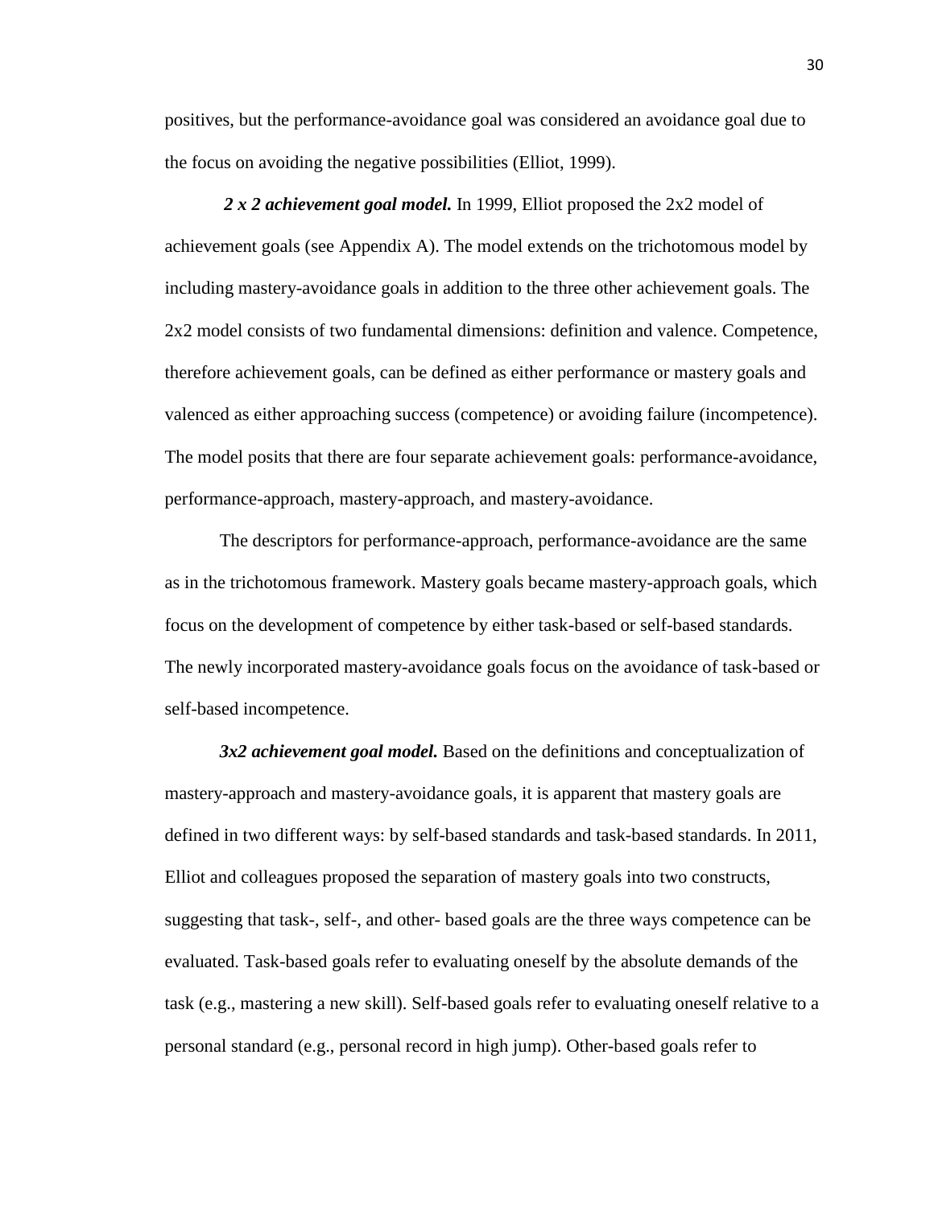positives, but the performance-avoidance goal was considered an avoidance goal due to the focus on avoiding the negative possibilities (Elliot, 1999).

***2 x 2 achievement goal model.*** In 1999, Elliot proposed the 2x2 model of achievement goals (see Appendix A). The model extends on the trichotomous model by including mastery-avoidance goals in addition to the three other achievement goals. The 2x2 model consists of two fundamental dimensions: definition and valence. Competence, therefore achievement goals, can be defined as either performance or mastery goals and valenced as either approaching success (competence) or avoiding failure (incompetence). The model posits that there are four separate achievement goals: performance-avoidance, performance-approach, mastery-approach, and mastery-avoidance.

The descriptors for performance-approach, performance-avoidance are the same as in the trichotomous framework. Mastery goals became mastery-approach goals, which focus on the development of competence by either task-based or self-based standards. The newly incorporated mastery-avoidance goals focus on the avoidance of task-based or self-based incompetence.

***3x2 achievement goal model.*** Based on the definitions and conceptualization of mastery-approach and mastery-avoidance goals, it is apparent that mastery goals are defined in two different ways: by self-based standards and task-based standards. In 2011, Elliot and colleagues proposed the separation of mastery goals into two constructs, suggesting that task-, self-, and other- based goals are the three ways competence can be evaluated. Task-based goals refer to evaluating oneself by the absolute demands of the task (e.g., mastering a new skill). Self-based goals refer to evaluating oneself relative to a personal standard (e.g., personal record in high jump). Other-based goals refer to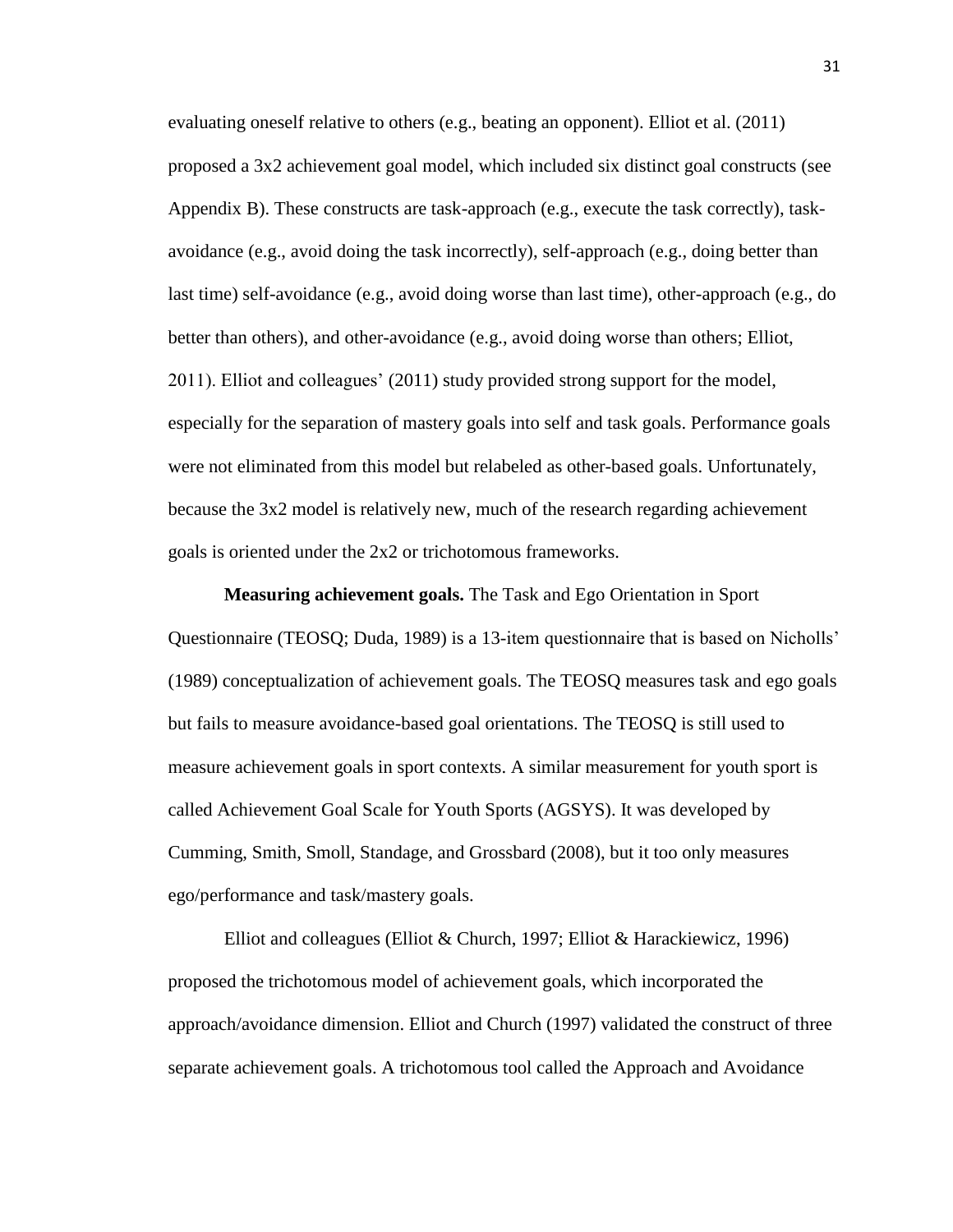evaluating oneself relative to others (e.g., beating an opponent). Elliot et al. (2011) proposed a 3x2 achievement goal model, which included six distinct goal constructs (see Appendix B). These constructs are task-approach (e.g., execute the task correctly), task-avoidance (e.g., avoid doing the task incorrectly), self-approach (e.g., doing better than last time) self-avoidance (e.g., avoid doing worse than last time), other-approach (e.g., do better than others), and other-avoidance (e.g., avoid doing worse than others; Elliot, 2011). Elliot and colleagues' (2011) study provided strong support for the model, especially for the separation of mastery goals into self and task goals. Performance goals were not eliminated from this model but relabeled as other-based goals. Unfortunately, because the 3x2 model is relatively new, much of the research regarding achievement goals is oriented under the 2x2 or trichotomous frameworks.

**Measuring achievement goals.** The Task and Ego Orientation in Sport Questionnaire (TEOSQ; Duda, 1989) is a 13-item questionnaire that is based on Nicholls' (1989) conceptualization of achievement goals. The TEOSQ measures task and ego goals but fails to measure avoidance-based goal orientations. The TEOSQ is still used to measure achievement goals in sport contexts. A similar measurement for youth sport is called Achievement Goal Scale for Youth Sports (AGSYS). It was developed by Cumming, Smith, Smoll, Standage, and Grossbard (2008), but it too only measures ego/performance and task/mastery goals.

Elliot and colleagues (Elliot & Church, 1997; Elliot & Harackiewicz, 1996) proposed the trichotomous model of achievement goals, which incorporated the approach/avoidance dimension. Elliot and Church (1997) validated the construct of three separate achievement goals. A trichotomous tool called the Approach and Avoidance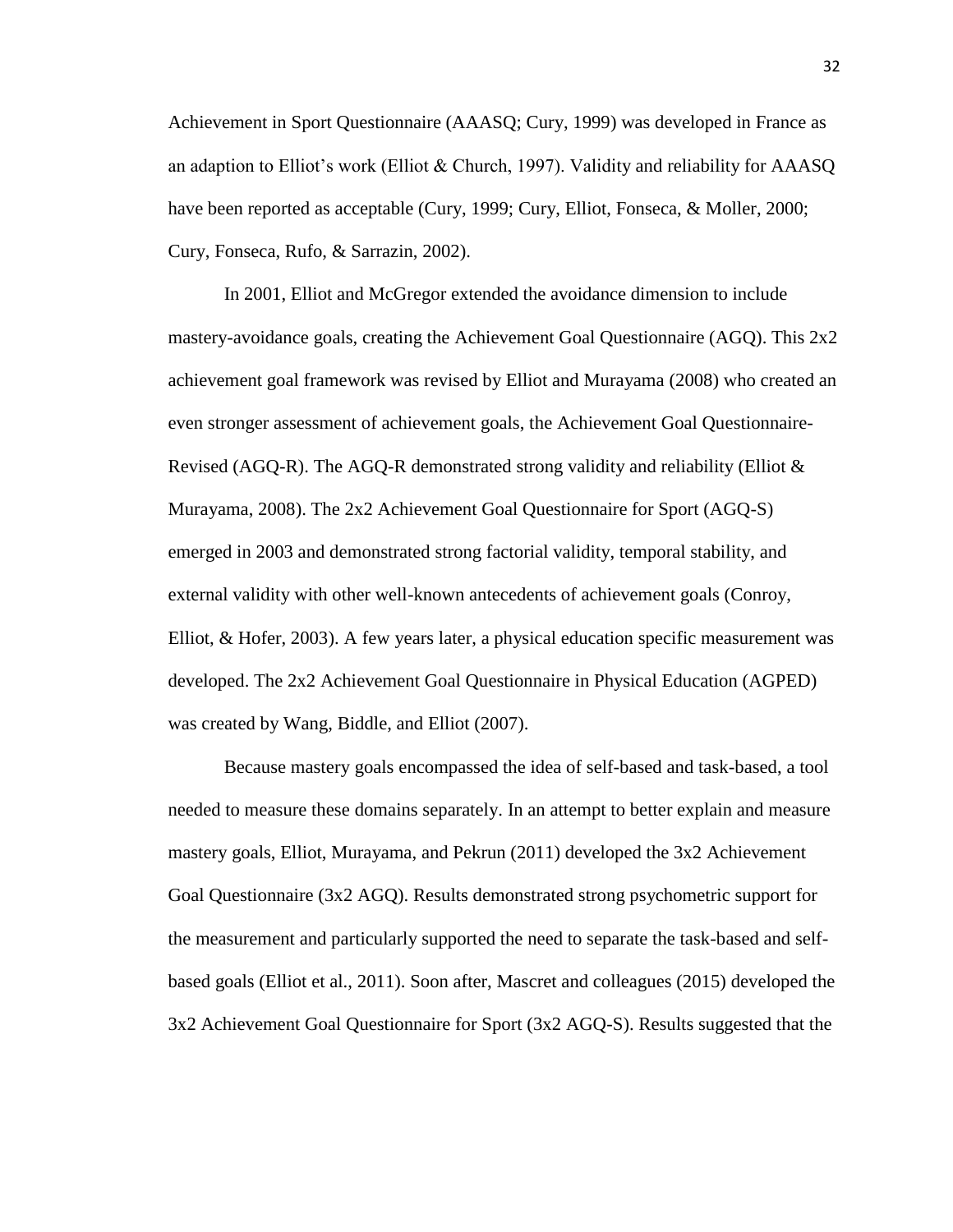Achievement in Sport Questionnaire (AAASQ; Cury, 1999) was developed in France as an adaption to Elliot's work (Elliot & Church, 1997). Validity and reliability for AAASQ have been reported as acceptable (Cury, 1999; Cury, Elliot, Fonseca, & Moller, 2000; Cury, Fonseca, Rufo, & Sarrazin, 2002).

In 2001, Elliot and McGregor extended the avoidance dimension to include mastery-avoidance goals, creating the Achievement Goal Questionnaire (AGQ). This 2x2 achievement goal framework was revised by Elliot and Murayama (2008) who created an even stronger assessment of achievement goals, the Achievement Goal Questionnaire-Revised (AGQ-R). The AGQ-R demonstrated strong validity and reliability (Elliot & Murayama, 2008). The 2x2 Achievement Goal Questionnaire for Sport (AGQ-S) emerged in 2003 and demonstrated strong factorial validity, temporal stability, and external validity with other well-known antecedents of achievement goals (Conroy, Elliot, & Hofer, 2003). A few years later, a physical education specific measurement was developed. The 2x2 Achievement Goal Questionnaire in Physical Education (AGPED) was created by Wang, Biddle, and Elliot (2007).

Because mastery goals encompassed the idea of self-based and task-based, a tool needed to measure these domains separately. In an attempt to better explain and measure mastery goals, Elliot, Murayama, and Pekrun (2011) developed the 3x2 Achievement Goal Questionnaire (3x2 AGQ). Results demonstrated strong psychometric support for the measurement and particularly supported the need to separate the task-based and self-based goals (Elliot et al., 2011). Soon after, Mascret and colleagues (2015) developed the 3x2 Achievement Goal Questionnaire for Sport (3x2 AGQ-S). Results suggested that the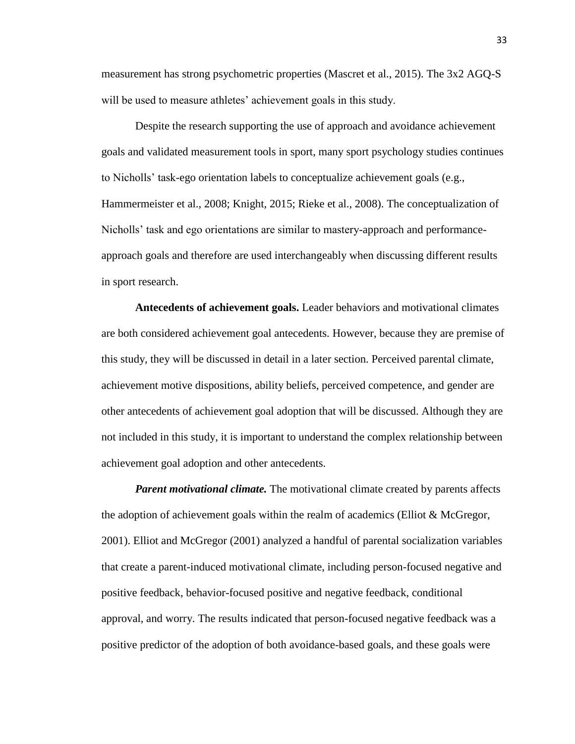measurement has strong psychometric properties (Mascret et al., 2015). The 3x2 AGQ-S will be used to measure athletes' achievement goals in this study.

Despite the research supporting the use of approach and avoidance achievement goals and validated measurement tools in sport, many sport psychology studies continues to Nicholls' task-ego orientation labels to conceptualize achievement goals (e.g., Hammermeister et al., 2008; Knight, 2015; Rieke et al., 2008). The conceptualization of Nicholls' task and ego orientations are similar to mastery-approach and performance-approach goals and therefore are used interchangeably when discussing different results in sport research.

**Antecedents of achievement goals.** Leader behaviors and motivational climates are both considered achievement goal antecedents. However, because they are premise of this study, they will be discussed in detail in a later section. Perceived parental climate, achievement motive dispositions, ability beliefs, perceived competence, and gender are other antecedents of achievement goal adoption that will be discussed. Although they are not included in this study, it is important to understand the complex relationship between achievement goal adoption and other antecedents.

***Parent motivational climate.*** The motivational climate created by parents affects the adoption of achievement goals within the realm of academics (Elliot & McGregor, 2001). Elliot and McGregor (2001) analyzed a handful of parental socialization variables that create a parent-induced motivational climate, including person-focused negative and positive feedback, behavior-focused positive and negative feedback, conditional approval, and worry. The results indicated that person-focused negative feedback was a positive predictor of the adoption of both avoidance-based goals, and these goals were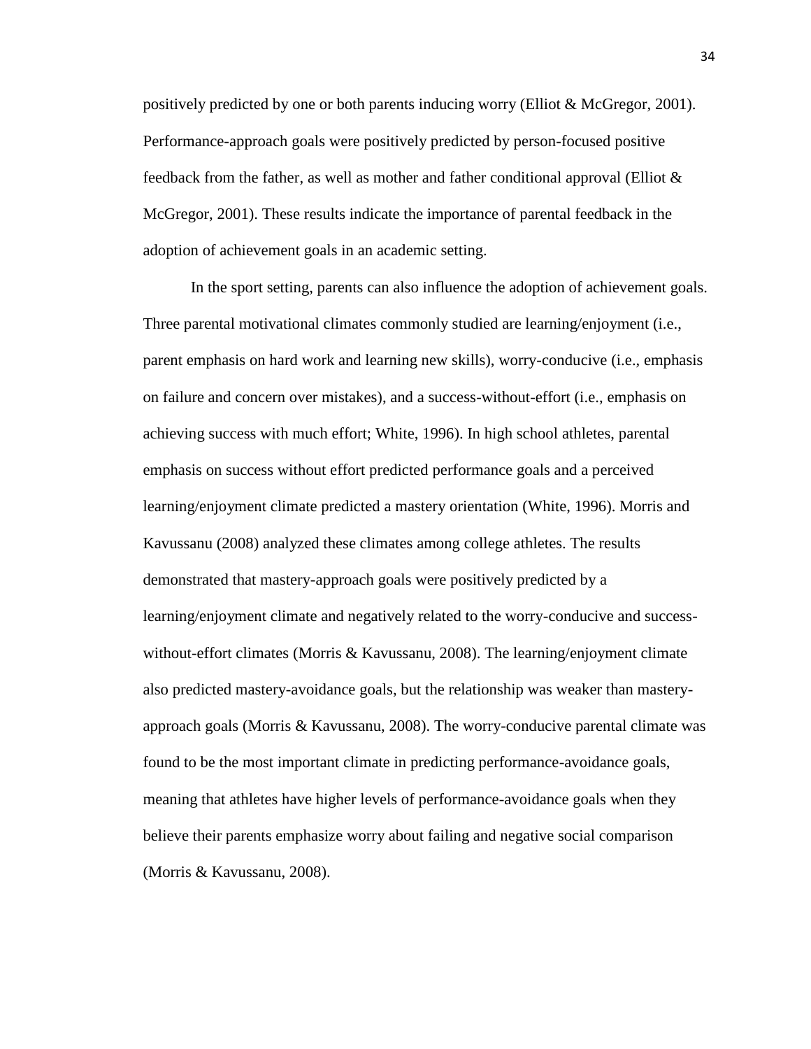positively predicted by one or both parents inducing worry (Elliot & McGregor, 2001). Performance-approach goals were positively predicted by person-focused positive feedback from the father, as well as mother and father conditional approval (Elliot & McGregor, 2001). These results indicate the importance of parental feedback in the adoption of achievement goals in an academic setting.

In the sport setting, parents can also influence the adoption of achievement goals. Three parental motivational climates commonly studied are learning/enjoyment (i.e., parent emphasis on hard work and learning new skills), worry-conducive (i.e., emphasis on failure and concern over mistakes), and a success-without-effort (i.e., emphasis on achieving success with much effort; White, 1996). In high school athletes, parental emphasis on success without effort predicted performance goals and a perceived learning/enjoyment climate predicted a mastery orientation (White, 1996). Morris and Kavussanu (2008) analyzed these climates among college athletes. The results demonstrated that mastery-approach goals were positively predicted by a learning/enjoyment climate and negatively related to the worry-conducive and success-without-effort climates (Morris & Kavussanu, 2008). The learning/enjoyment climate also predicted mastery-avoidance goals, but the relationship was weaker than mastery-approach goals (Morris & Kavussanu, 2008). The worry-conducive parental climate was found to be the most important climate in predicting performance-avoidance goals, meaning that athletes have higher levels of performance-avoidance goals when they believe their parents emphasize worry about failing and negative social comparison (Morris & Kavussanu, 2008).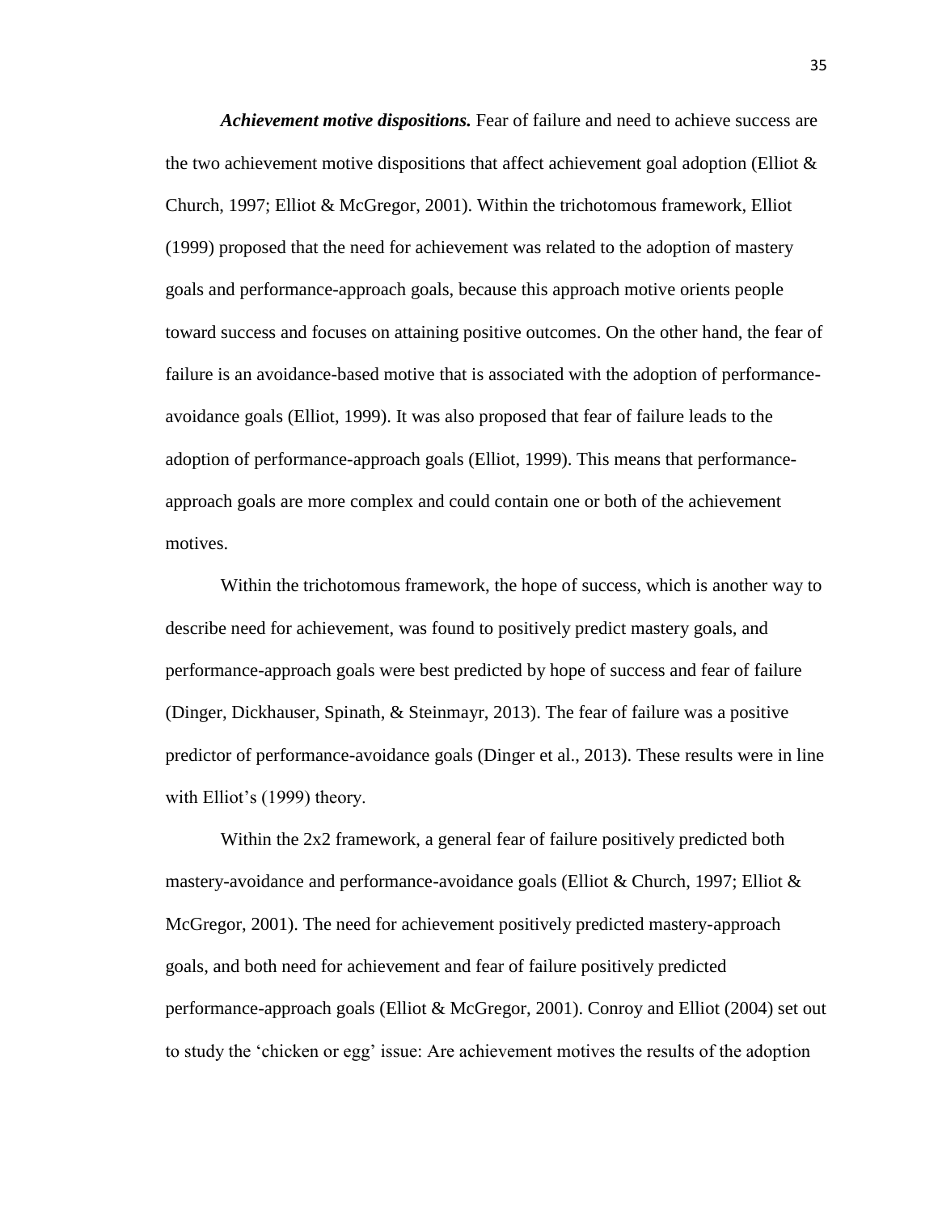***Achievement motive dispositions.*** Fear of failure and need to achieve success are the two achievement motive dispositions that affect achievement goal adoption (Elliot & Church, 1997; Elliot & McGregor, 2001). Within the trichotomous framework, Elliot (1999) proposed that the need for achievement was related to the adoption of mastery goals and performance-approach goals, because this approach motive orients people toward success and focuses on attaining positive outcomes. On the other hand, the fear of failure is an avoidance-based motive that is associated with the adoption of performance-avoidance goals (Elliot, 1999). It was also proposed that fear of failure leads to the adoption of performance-approach goals (Elliot, 1999). This means that performance-approach goals are more complex and could contain one or both of the achievement motives.

Within the trichotomous framework, the hope of success, which is another way to describe need for achievement, was found to positively predict mastery goals, and performance-approach goals were best predicted by hope of success and fear of failure (Dinger, Dickhauser, Spinath, & Steinmayr, 2013). The fear of failure was a positive predictor of performance-avoidance goals (Dinger et al., 2013). These results were in line with Elliot's (1999) theory.

Within the 2x2 framework, a general fear of failure positively predicted both mastery-avoidance and performance-avoidance goals (Elliot & Church, 1997; Elliot & McGregor, 2001). The need for achievement positively predicted mastery-approach goals, and both need for achievement and fear of failure positively predicted performance-approach goals (Elliot & McGregor, 2001). Conroy and Elliot (2004) set out to study the 'chicken or egg' issue: Are achievement motives the results of the adoption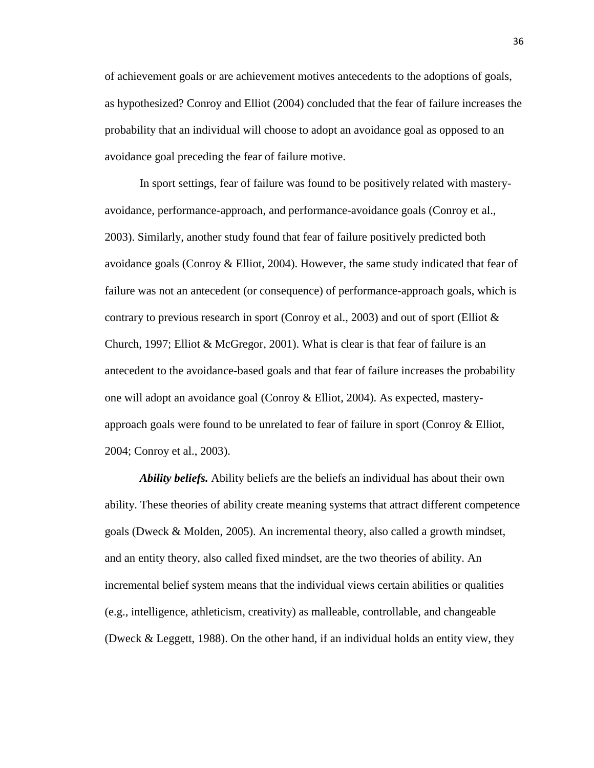of achievement goals or are achievement motives antecedents to the adoptions of goals, as hypothesized? Conroy and Elliot (2004) concluded that the fear of failure increases the probability that an individual will choose to adopt an avoidance goal as opposed to an avoidance goal preceding the fear of failure motive.

In sport settings, fear of failure was found to be positively related with mastery-avoidance, performance-approach, and performance-avoidance goals (Conroy et al., 2003). Similarly, another study found that fear of failure positively predicted both avoidance goals (Conroy & Elliot, 2004). However, the same study indicated that fear of failure was not an antecedent (or consequence) of performance-approach goals, which is contrary to previous research in sport (Conroy et al., 2003) and out of sport (Elliot & Church, 1997; Elliot & McGregor, 2001). What is clear is that fear of failure is an antecedent to the avoidance-based goals and that fear of failure increases the probability one will adopt an avoidance goal (Conroy & Elliot, 2004). As expected, mastery-approach goals were found to be unrelated to fear of failure in sport (Conroy & Elliot, 2004; Conroy et al., 2003).

***Ability beliefs.*** Ability beliefs are the beliefs an individual has about their own ability. These theories of ability create meaning systems that attract different competence goals (Dweck & Molden, 2005). An incremental theory, also called a growth mindset, and an entity theory, also called fixed mindset, are the two theories of ability. An incremental belief system means that the individual views certain abilities or qualities (e.g., intelligence, athleticism, creativity) as malleable, controllable, and changeable (Dweck & Leggett, 1988). On the other hand, if an individual holds an entity view, they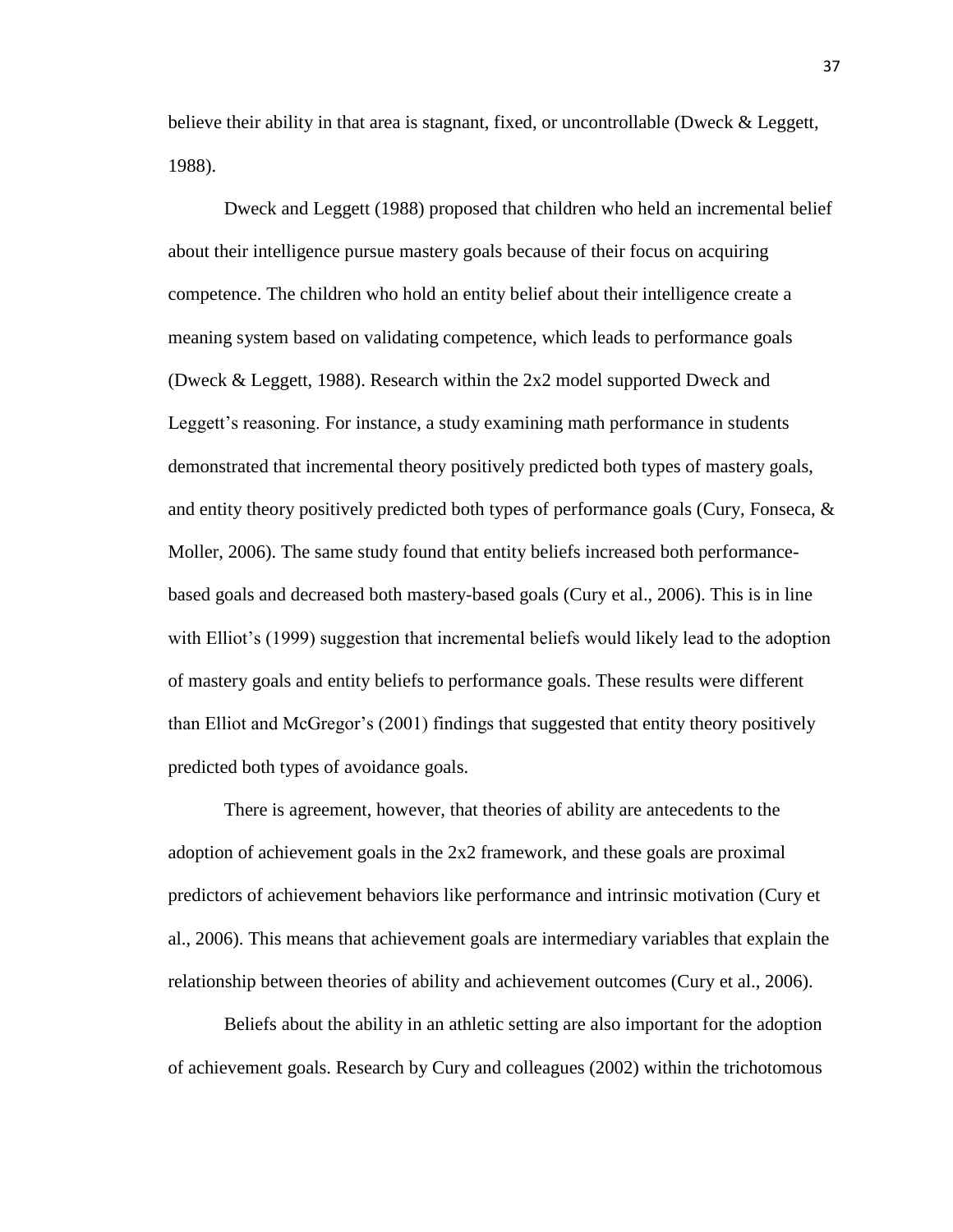believe their ability in that area is stagnant, fixed, or uncontrollable (Dweck & Leggett, 1988).

Dweck and Leggett (1988) proposed that children who held an incremental belief about their intelligence pursue mastery goals because of their focus on acquiring competence. The children who hold an entity belief about their intelligence create a meaning system based on validating competence, which leads to performance goals (Dweck & Leggett, 1988). Research within the 2x2 model supported Dweck and Leggett's reasoning. For instance, a study examining math performance in students demonstrated that incremental theory positively predicted both types of mastery goals, and entity theory positively predicted both types of performance goals (Cury, Fonseca, & Moller, 2006). The same study found that entity beliefs increased both performance-based goals and decreased both mastery-based goals (Cury et al., 2006). This is in line with Elliot's (1999) suggestion that incremental beliefs would likely lead to the adoption of mastery goals and entity beliefs to performance goals. These results were different than Elliot and McGregor's (2001) findings that suggested that entity theory positively predicted both types of avoidance goals.

There is agreement, however, that theories of ability are antecedents to the adoption of achievement goals in the 2x2 framework, and these goals are proximal predictors of achievement behaviors like performance and intrinsic motivation (Cury et al., 2006). This means that achievement goals are intermediary variables that explain the relationship between theories of ability and achievement outcomes (Cury et al., 2006).

Beliefs about the ability in an athletic setting are also important for the adoption of achievement goals. Research by Cury and colleagues (2002) within the trichotomous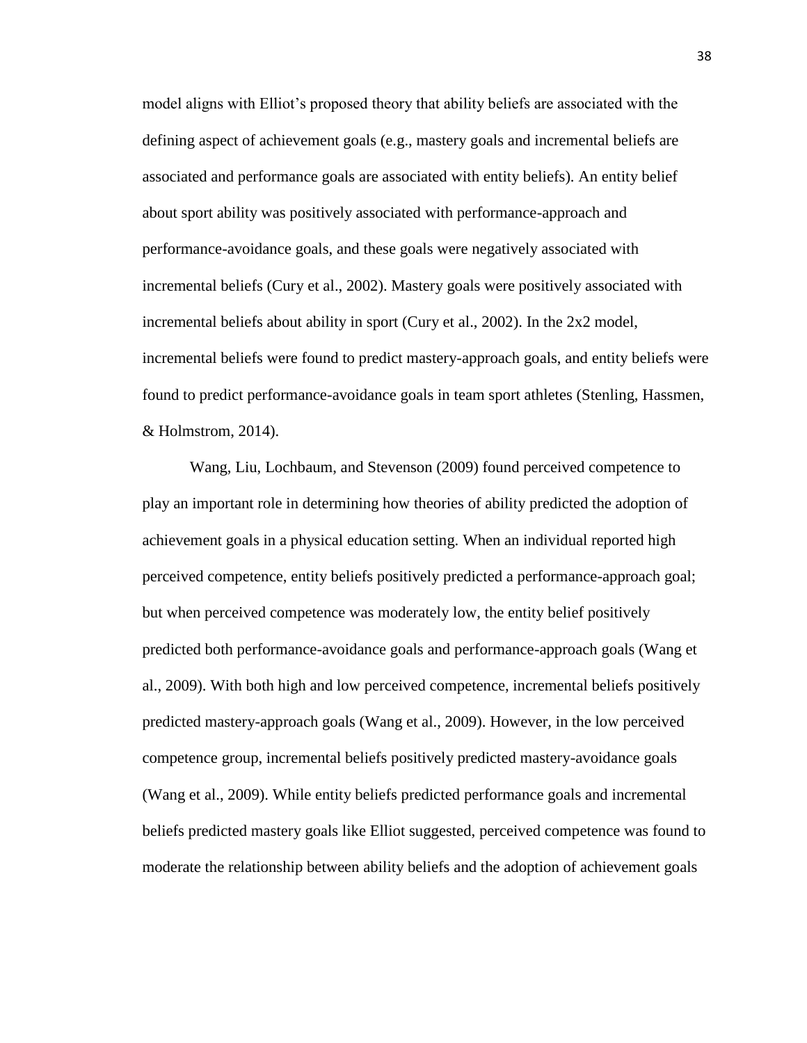model aligns with Elliot's proposed theory that ability beliefs are associated with the defining aspect of achievement goals (e.g., mastery goals and incremental beliefs are associated and performance goals are associated with entity beliefs). An entity belief about sport ability was positively associated with performance-approach and performance-avoidance goals, and these goals were negatively associated with incremental beliefs (Cury et al., 2002). Mastery goals were positively associated with incremental beliefs about ability in sport (Cury et al., 2002). In the 2x2 model, incremental beliefs were found to predict mastery-approach goals, and entity beliefs were found to predict performance-avoidance goals in team sport athletes (Stenling, Hassmen, & Holmstrom, 2014).

Wang, Liu, Lochbaum, and Stevenson (2009) found perceived competence to play an important role in determining how theories of ability predicted the adoption of achievement goals in a physical education setting. When an individual reported high perceived competence, entity beliefs positively predicted a performance-approach goal; but when perceived competence was moderately low, the entity belief positively predicted both performance-avoidance goals and performance-approach goals (Wang et al., 2009). With both high and low perceived competence, incremental beliefs positively predicted mastery-approach goals (Wang et al., 2009). However, in the low perceived competence group, incremental beliefs positively predicted mastery-avoidance goals (Wang et al., 2009). While entity beliefs predicted performance goals and incremental beliefs predicted mastery goals like Elliot suggested, perceived competence was found to moderate the relationship between ability beliefs and the adoption of achievement goals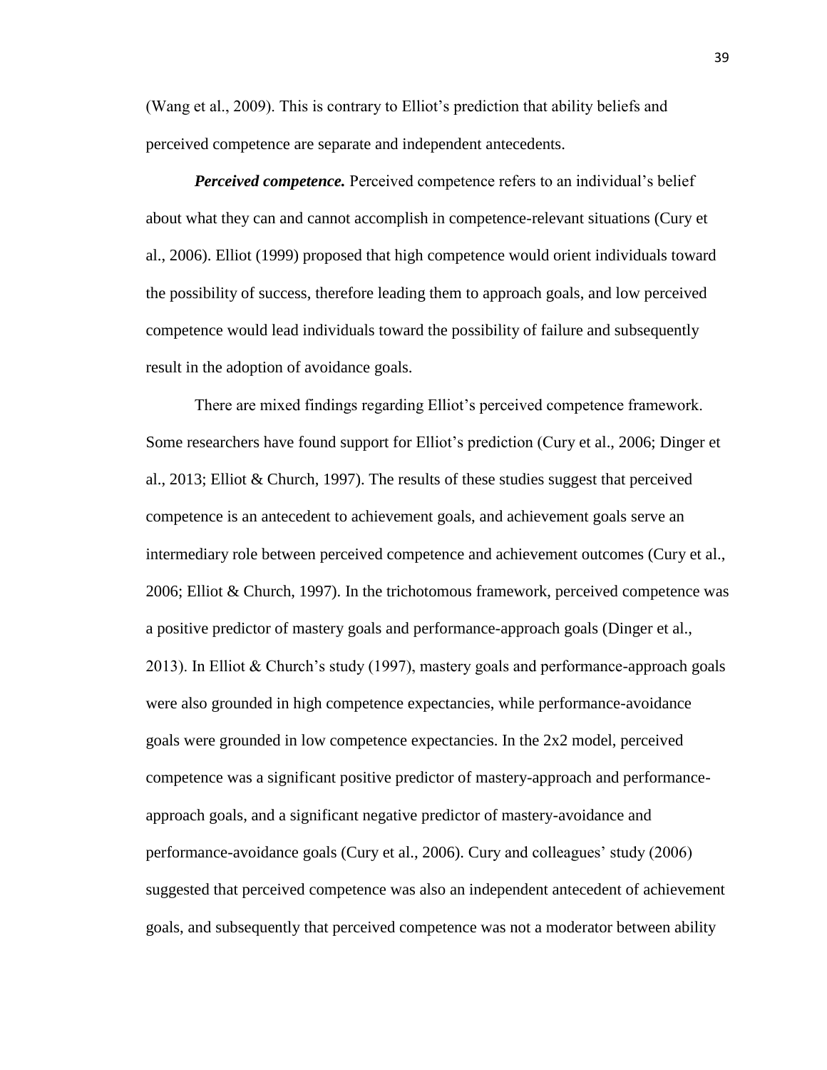(Wang et al., 2009). This is contrary to Elliot's prediction that ability beliefs and perceived competence are separate and independent antecedents.

***Perceived competence.*** Perceived competence refers to an individual's belief about what they can and cannot accomplish in competence-relevant situations (Cury et al., 2006). Elliot (1999) proposed that high competence would orient individuals toward the possibility of success, therefore leading them to approach goals, and low perceived competence would lead individuals toward the possibility of failure and subsequently result in the adoption of avoidance goals.

There are mixed findings regarding Elliot's perceived competence framework. Some researchers have found support for Elliot's prediction (Cury et al., 2006; Dinger et al., 2013; Elliot & Church, 1997). The results of these studies suggest that perceived competence is an antecedent to achievement goals, and achievement goals serve an intermediary role between perceived competence and achievement outcomes (Cury et al., 2006; Elliot & Church, 1997). In the trichotomous framework, perceived competence was a positive predictor of mastery goals and performance-approach goals (Dinger et al., 2013). In Elliot & Church's study (1997), mastery goals and performance-approach goals were also grounded in high competence expectancies, while performance-avoidance goals were grounded in low competence expectancies. In the 2x2 model, perceived competence was a significant positive predictor of mastery-approach and performance-approach goals, and a significant negative predictor of mastery-avoidance and performance-avoidance goals (Cury et al., 2006). Cury and colleagues' study (2006) suggested that perceived competence was also an independent antecedent of achievement goals, and subsequently that perceived competence was not a moderator between ability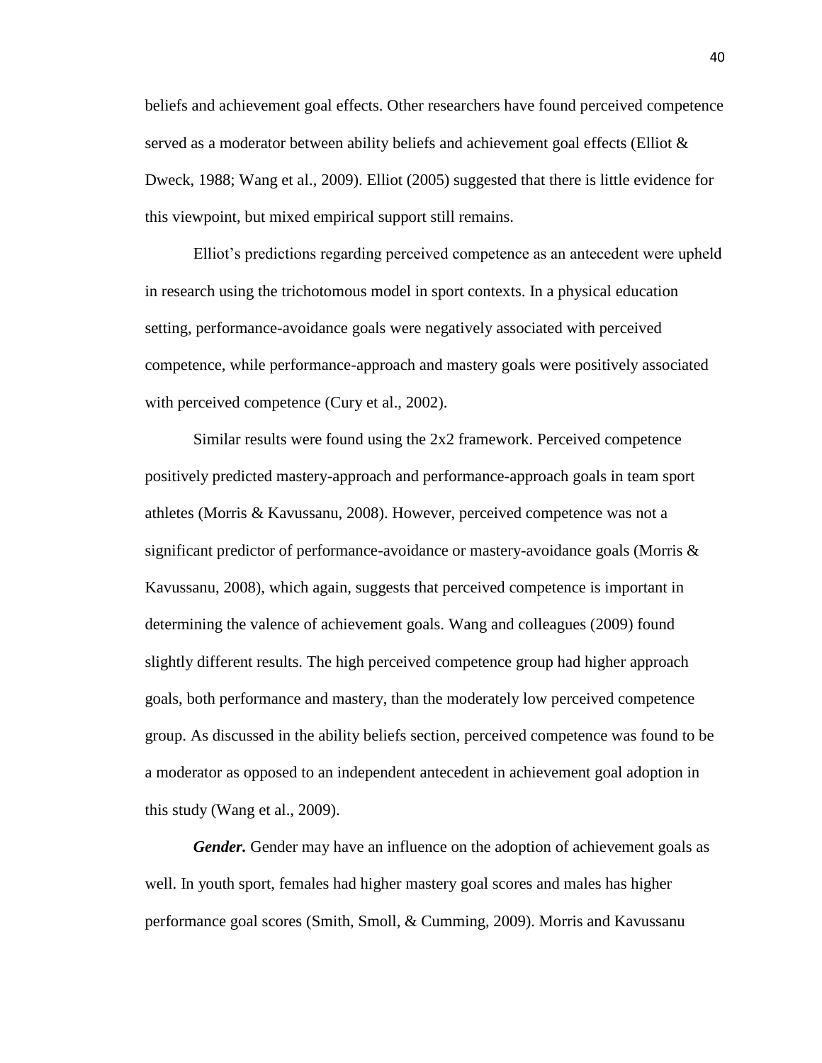beliefs and achievement goal effects. Other researchers have found perceived competence served as a moderator between ability beliefs and achievement goal effects (Elliot & Dweck, 1988; Wang et al., 2009). Elliot (2005) suggested that there is little evidence for this viewpoint, but mixed empirical support still remains.

Elliot's predictions regarding perceived competence as an antecedent were upheld in research using the trichotomous model in sport contexts. In a physical education setting, performance-avoidance goals were negatively associated with perceived competence, while performance-approach and mastery goals were positively associated with perceived competence (Cury et al., 2002).

Similar results were found using the 2x2 framework. Perceived competence positively predicted mastery-approach and performance-approach goals in team sport athletes (Morris & Kavussanu, 2008). However, perceived competence was not a significant predictor of performance-avoidance or mastery-avoidance goals (Morris & Kavussanu, 2008), which again, suggests that perceived competence is important in determining the valence of achievement goals. Wang and colleagues (2009) found slightly different results. The high perceived competence group had higher approach goals, both performance and mastery, than the moderately low perceived competence group. As discussed in the ability beliefs section, perceived competence was found to be a moderator as opposed to an independent antecedent in achievement goal adoption in this study (Wang et al., 2009).

***Gender.*** Gender may have an influence on the adoption of achievement goals as well. In youth sport, females had higher mastery goal scores and males has higher performance goal scores (Smith, Smoll, & Cumming, 2009). Morris and Kavussanu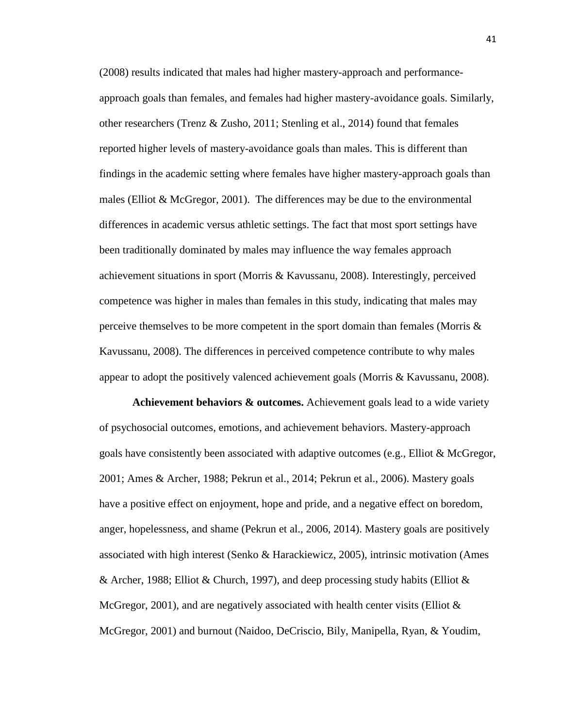(2008) results indicated that males had higher mastery-approach and performance-approach goals than females, and females had higher mastery-avoidance goals. Similarly, other researchers (Trenz & Zusho, 2011; Stenling et al., 2014) found that females reported higher levels of mastery-avoidance goals than males. This is different than findings in the academic setting where females have higher mastery-approach goals than males (Elliot & McGregor, 2001). The differences may be due to the environmental differences in academic versus athletic settings. The fact that most sport settings have been traditionally dominated by males may influence the way females approach achievement situations in sport (Morris & Kavussanu, 2008). Interestingly, perceived competence was higher in males than females in this study, indicating that males may perceive themselves to be more competent in the sport domain than females (Morris & Kavussanu, 2008). The differences in perceived competence contribute to why males appear to adopt the positively valenced achievement goals (Morris & Kavussanu, 2008).

**Achievement behaviors & outcomes.** Achievement goals lead to a wide variety of psychosocial outcomes, emotions, and achievement behaviors. Mastery-approach goals have consistently been associated with adaptive outcomes (e.g., Elliot & McGregor, 2001; Ames & Archer, 1988; Pekrun et al., 2014; Pekrun et al., 2006). Mastery goals have a positive effect on enjoyment, hope and pride, and a negative effect on boredom, anger, hopelessness, and shame (Pekrun et al., 2006, 2014). Mastery goals are positively associated with high interest (Senko & Harackiewicz, 2005), intrinsic motivation (Ames & Archer, 1988; Elliot & Church, 1997), and deep processing study habits (Elliot & McGregor, 2001), and are negatively associated with health center visits (Elliot & McGregor, 2001) and burnout (Naidoo, DeCriscio, Bily, Manipella, Ryan, & Youdim,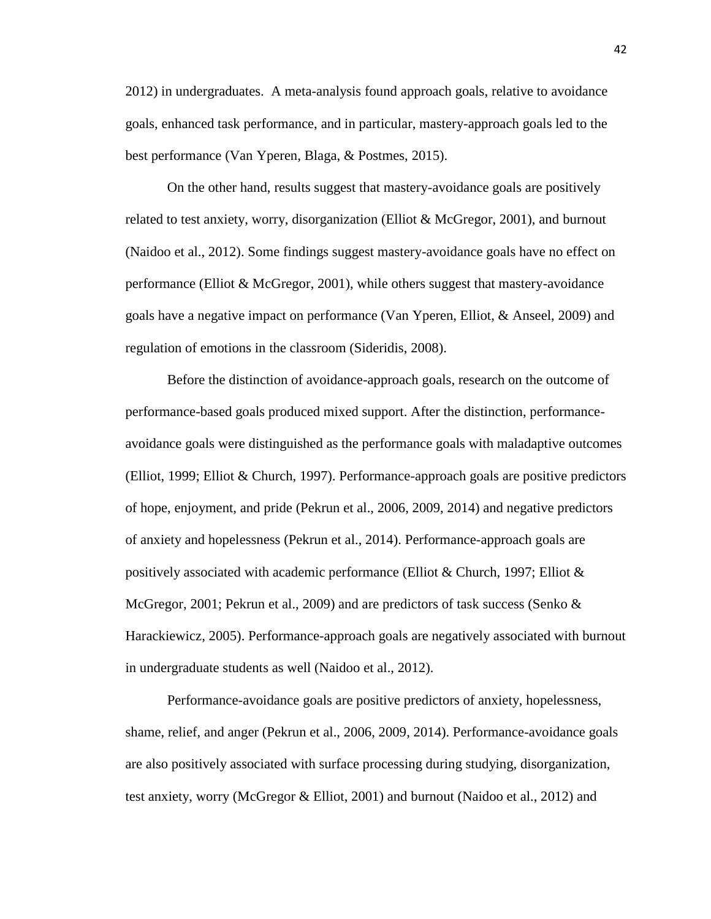2012) in undergraduates. A meta-analysis found approach goals, relative to avoidance goals, enhanced task performance, and in particular, mastery-approach goals led to the best performance (Van Yperen, Blaga, & Postmes, 2015).

On the other hand, results suggest that mastery-avoidance goals are positively related to test anxiety, worry, disorganization (Elliot & McGregor, 2001), and burnout (Naidoo et al., 2012). Some findings suggest mastery-avoidance goals have no effect on performance (Elliot & McGregor, 2001), while others suggest that mastery-avoidance goals have a negative impact on performance (Van Yperen, Elliot, & Anseel, 2009) and regulation of emotions in the classroom (Sideridis, 2008).

Before the distinction of avoidance-approach goals, research on the outcome of performance-based goals produced mixed support. After the distinction, performance-avoidance goals were distinguished as the performance goals with maladaptive outcomes (Elliot, 1999; Elliot & Church, 1997). Performance-approach goals are positive predictors of hope, enjoyment, and pride (Pekrun et al., 2006, 2009, 2014) and negative predictors of anxiety and hopelessness (Pekrun et al., 2014). Performance-approach goals are positively associated with academic performance (Elliot & Church, 1997; Elliot & McGregor, 2001; Pekrun et al., 2009) and are predictors of task success (Senko & Harackiewicz, 2005). Performance-approach goals are negatively associated with burnout in undergraduate students as well (Naidoo et al., 2012).

Performance-avoidance goals are positive predictors of anxiety, hopelessness, shame, relief, and anger (Pekrun et al., 2006, 2009, 2014). Performance-avoidance goals are also positively associated with surface processing during studying, disorganization, test anxiety, worry (McGregor & Elliot, 2001) and burnout (Naidoo et al., 2012) and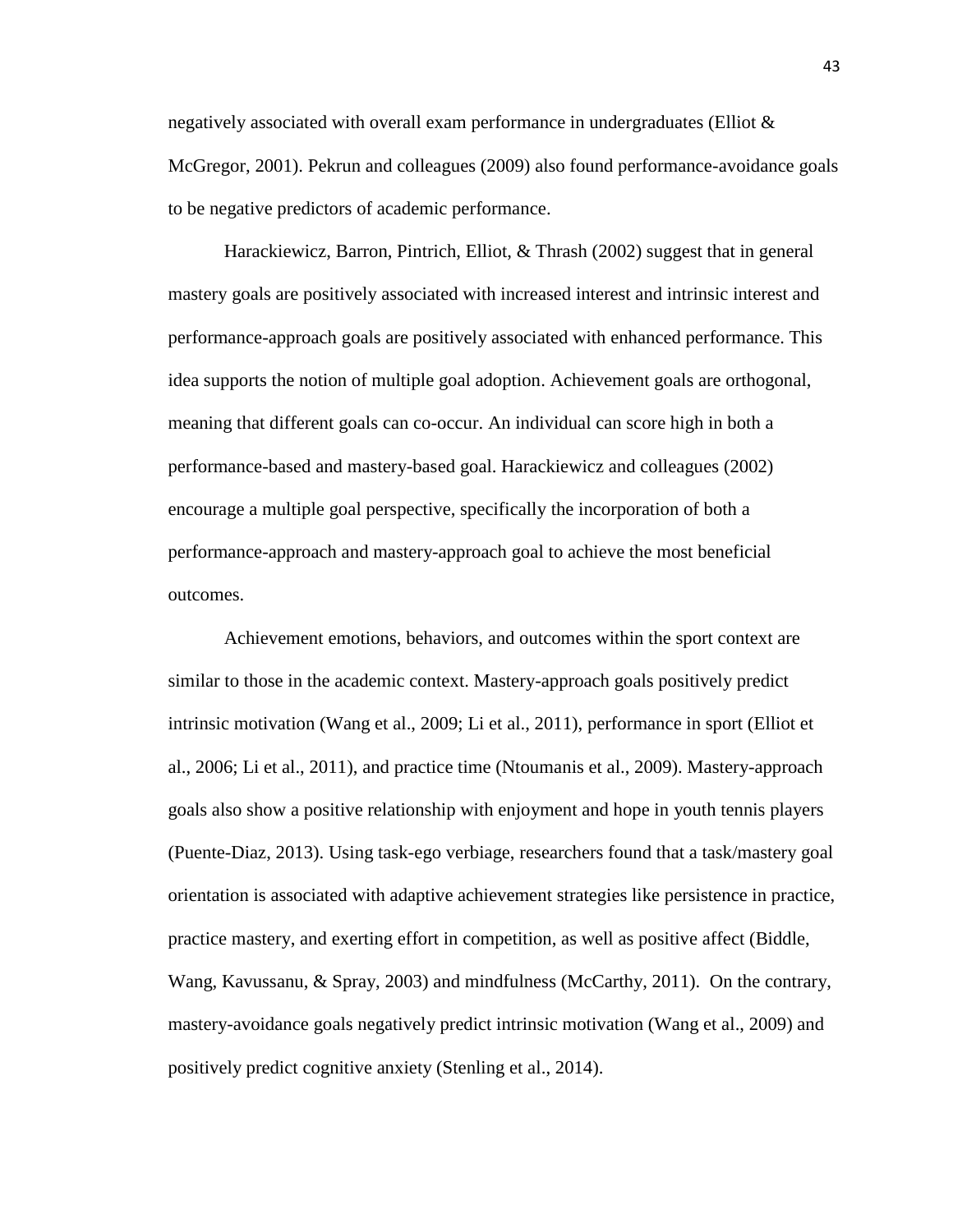negatively associated with overall exam performance in undergraduates (Elliot & McGregor, 2001). Pekrun and colleagues (2009) also found performance-avoidance goals to be negative predictors of academic performance.

Harackiewicz, Barron, Pintrich, Elliot, & Thrash (2002) suggest that in general mastery goals are positively associated with increased interest and intrinsic interest and performance-approach goals are positively associated with enhanced performance. This idea supports the notion of multiple goal adoption. Achievement goals are orthogonal, meaning that different goals can co-occur. An individual can score high in both a performance-based and mastery-based goal. Harackiewicz and colleagues (2002) encourage a multiple goal perspective, specifically the incorporation of both a performance-approach and mastery-approach goal to achieve the most beneficial outcomes.

Achievement emotions, behaviors, and outcomes within the sport context are similar to those in the academic context. Mastery-approach goals positively predict intrinsic motivation (Wang et al., 2009; Li et al., 2011), performance in sport (Elliot et al., 2006; Li et al., 2011), and practice time (Ntoumanis et al., 2009). Mastery-approach goals also show a positive relationship with enjoyment and hope in youth tennis players (Puente-Diaz, 2013). Using task-ego verbiage, researchers found that a task/mastery goal orientation is associated with adaptive achievement strategies like persistence in practice, practice mastery, and exerting effort in competition, as well as positive affect (Biddle, Wang, Kavussanu, & Spray, 2003) and mindfulness (McCarthy, 2011). On the contrary, mastery-avoidance goals negatively predict intrinsic motivation (Wang et al., 2009) and positively predict cognitive anxiety (Stenling et al., 2014).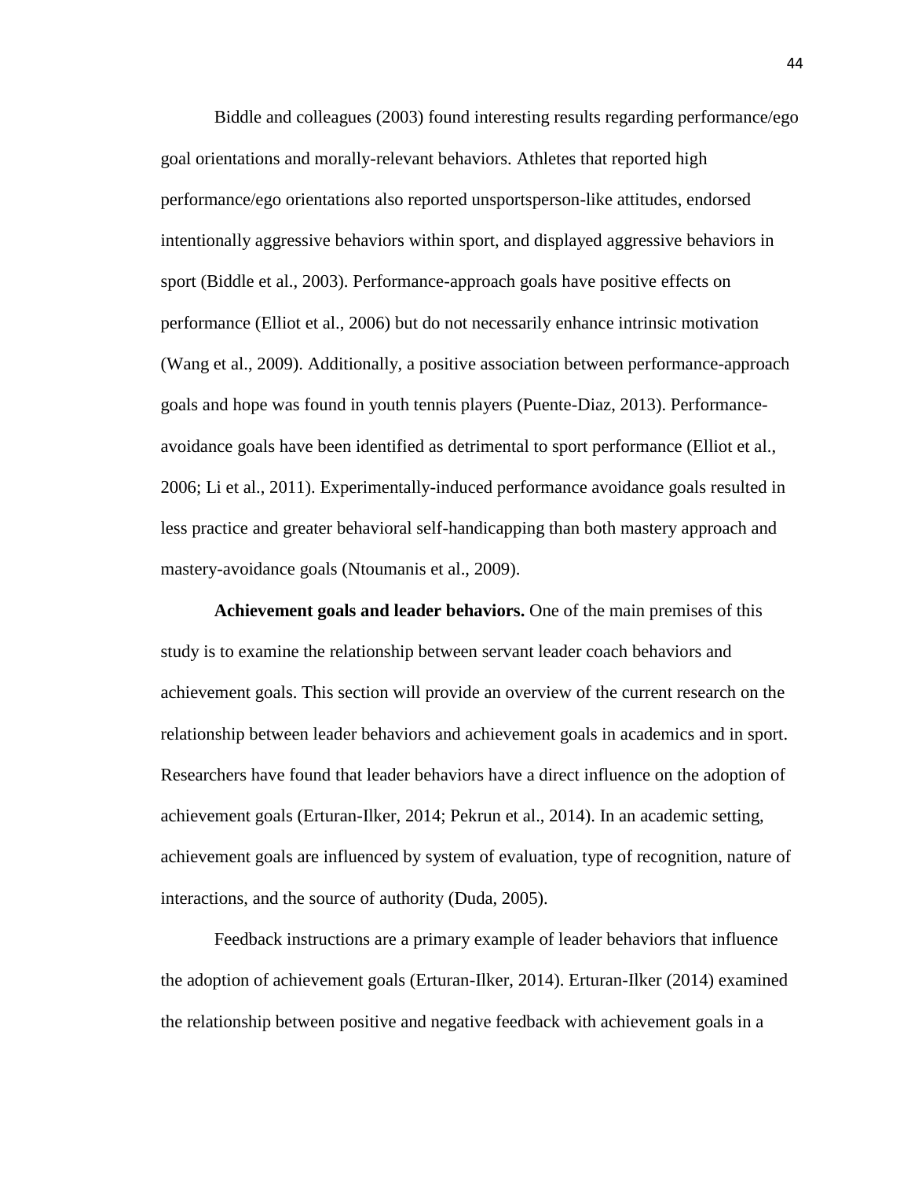Biddle and colleagues (2003) found interesting results regarding performance/ego goal orientations and morally-relevant behaviors. Athletes that reported high performance/ego orientations also reported unsportsperson-like attitudes, endorsed intentionally aggressive behaviors within sport, and displayed aggressive behaviors in sport (Biddle et al., 2003). Performance-approach goals have positive effects on performance (Elliot et al., 2006) but do not necessarily enhance intrinsic motivation (Wang et al., 2009). Additionally, a positive association between performance-approach goals and hope was found in youth tennis players (Puente-Diaz, 2013). Performance-avoidance goals have been identified as detrimental to sport performance (Elliot et al., 2006; Li et al., 2011). Experimentally-induced performance avoidance goals resulted in less practice and greater behavioral self-handicapping than both mastery approach and mastery-avoidance goals (Ntoumanis et al., 2009).

**Achievement goals and leader behaviors.** One of the main premises of this study is to examine the relationship between servant leader coach behaviors and achievement goals. This section will provide an overview of the current research on the relationship between leader behaviors and achievement goals in academics and in sport. Researchers have found that leader behaviors have a direct influence on the adoption of achievement goals (Erturan-Ilker, 2014; Pekrun et al., 2014). In an academic setting, achievement goals are influenced by system of evaluation, type of recognition, nature of interactions, and the source of authority (Duda, 2005).

Feedback instructions are a primary example of leader behaviors that influence the adoption of achievement goals (Erturan-Ilker, 2014). Erturan-Ilker (2014) examined the relationship between positive and negative feedback with achievement goals in a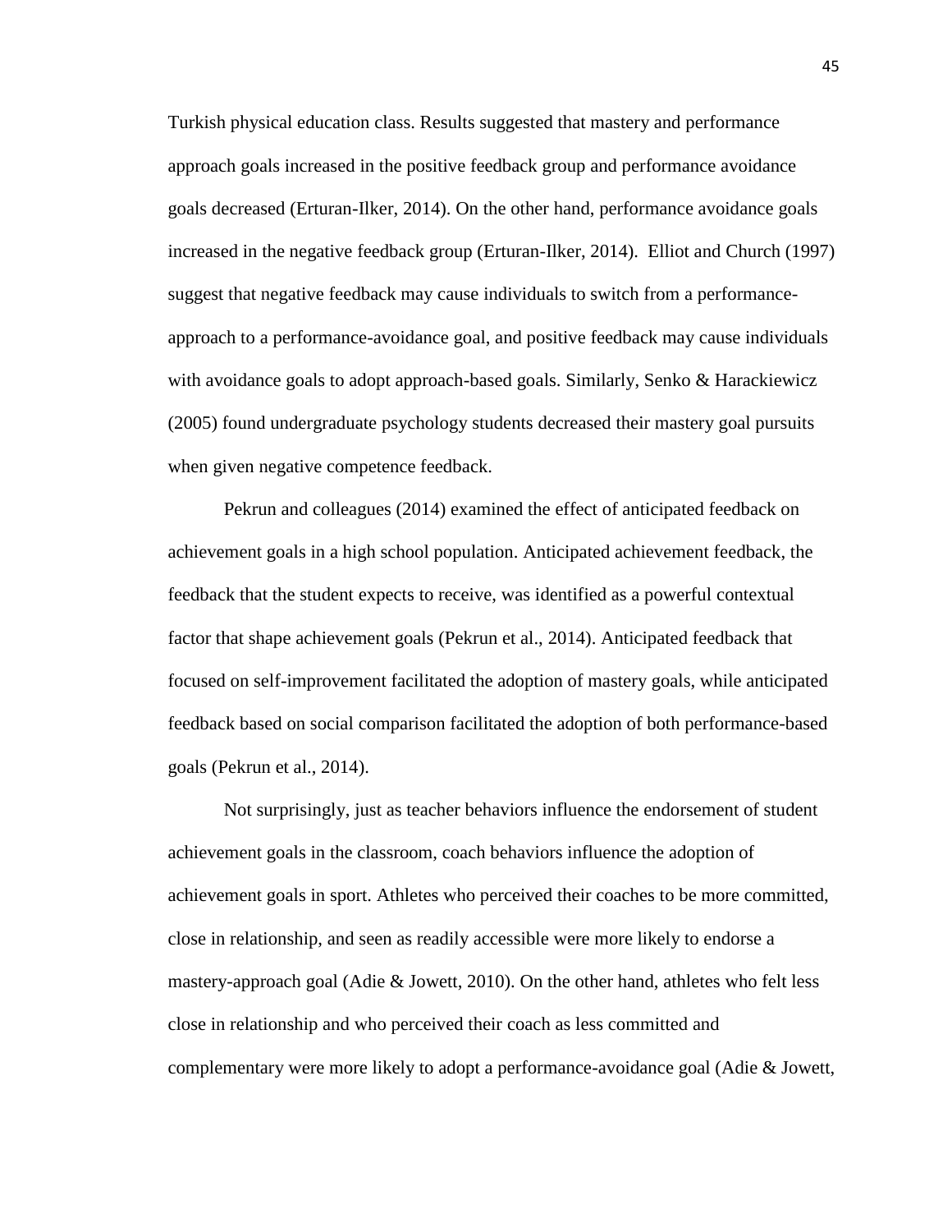Turkish physical education class. Results suggested that mastery and performance approach goals increased in the positive feedback group and performance avoidance goals decreased (Erturan-Ilker, 2014). On the other hand, performance avoidance goals increased in the negative feedback group (Erturan-Ilker, 2014).  Elliot and Church (1997) suggest that negative feedback may cause individuals to switch from a performance-approach to a performance-avoidance goal, and positive feedback may cause individuals with avoidance goals to adopt approach-based goals. Similarly, Senko & Harackiewicz (2005) found undergraduate psychology students decreased their mastery goal pursuits when given negative competence feedback.

Pekrun and colleagues (2014) examined the effect of anticipated feedback on achievement goals in a high school population. Anticipated achievement feedback, the feedback that the student expects to receive, was identified as a powerful contextual factor that shape achievement goals (Pekrun et al., 2014). Anticipated feedback that focused on self-improvement facilitated the adoption of mastery goals, while anticipated feedback based on social comparison facilitated the adoption of both performance-based goals (Pekrun et al., 2014).

Not surprisingly, just as teacher behaviors influence the endorsement of student achievement goals in the classroom, coach behaviors influence the adoption of achievement goals in sport. Athletes who perceived their coaches to be more committed, close in relationship, and seen as readily accessible were more likely to endorse a mastery-approach goal (Adie & Jowett, 2010). On the other hand, athletes who felt less close in relationship and who perceived their coach as less committed and complementary were more likely to adopt a performance-avoidance goal (Adie & Jowett,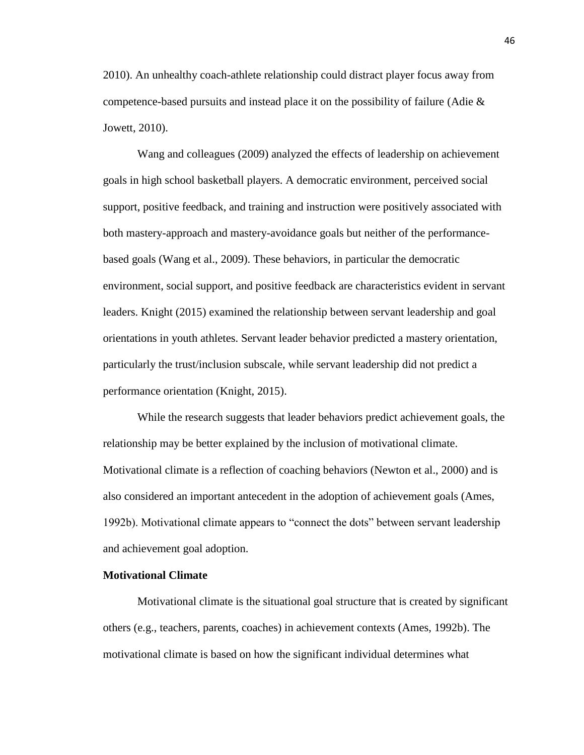2010). An unhealthy coach-athlete relationship could distract player focus away from competence-based pursuits and instead place it on the possibility of failure (Adie & Jowett, 2010).

Wang and colleagues (2009) analyzed the effects of leadership on achievement goals in high school basketball players. A democratic environment, perceived social support, positive feedback, and training and instruction were positively associated with both mastery-approach and mastery-avoidance goals but neither of the performance-based goals (Wang et al., 2009). These behaviors, in particular the democratic environment, social support, and positive feedback are characteristics evident in servant leaders. Knight (2015) examined the relationship between servant leadership and goal orientations in youth athletes. Servant leader behavior predicted a mastery orientation, particularly the trust/inclusion subscale, while servant leadership did not predict a performance orientation (Knight, 2015).

While the research suggests that leader behaviors predict achievement goals, the relationship may be better explained by the inclusion of motivational climate. Motivational climate is a reflection of coaching behaviors (Newton et al., 2000) and is also considered an important antecedent in the adoption of achievement goals (Ames, 1992b). Motivational climate appears to "connect the dots" between servant leadership and achievement goal adoption.

**Motivational Climate**

Motivational climate is the situational goal structure that is created by significant others (e.g., teachers, parents, coaches) in achievement contexts (Ames, 1992b). The motivational climate is based on how the significant individual determines what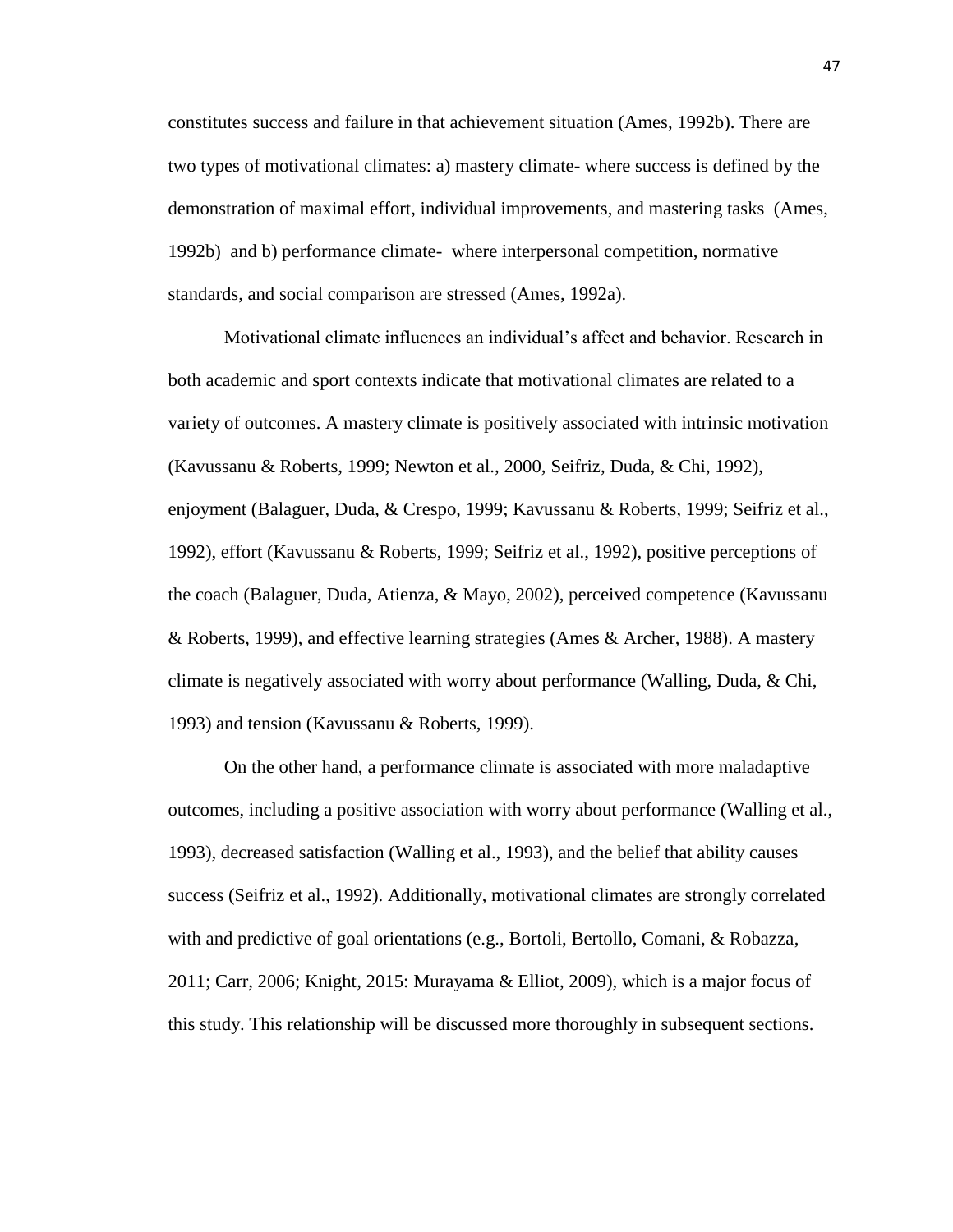constitutes success and failure in that achievement situation (Ames, 1992b). There are two types of motivational climates: a) mastery climate- where success is defined by the demonstration of maximal effort, individual improvements, and mastering tasks (Ames, 1992b) and b) performance climate- where interpersonal competition, normative standards, and social comparison are stressed (Ames, 1992a).

Motivational climate influences an individual's affect and behavior. Research in both academic and sport contexts indicate that motivational climates are related to a variety of outcomes. A mastery climate is positively associated with intrinsic motivation (Kavussanu & Roberts, 1999; Newton et al., 2000, Seifriz, Duda, & Chi, 1992), enjoyment (Balaguer, Duda, & Crespo, 1999; Kavussanu & Roberts, 1999; Seifriz et al., 1992), effort (Kavussanu & Roberts, 1999; Seifriz et al., 1992), positive perceptions of the coach (Balaguer, Duda, Atienza, & Mayo, 2002), perceived competence (Kavussanu & Roberts, 1999), and effective learning strategies (Ames & Archer, 1988). A mastery climate is negatively associated with worry about performance (Walling, Duda, & Chi, 1993) and tension (Kavussanu & Roberts, 1999).

On the other hand, a performance climate is associated with more maladaptive outcomes, including a positive association with worry about performance (Walling et al., 1993), decreased satisfaction (Walling et al., 1993), and the belief that ability causes success (Seifriz et al., 1992). Additionally, motivational climates are strongly correlated with and predictive of goal orientations (e.g., Bortoli, Bertollo, Comani, & Robazza, 2011; Carr, 2006; Knight, 2015: Murayama & Elliot, 2009), which is a major focus of this study. This relationship will be discussed more thoroughly in subsequent sections.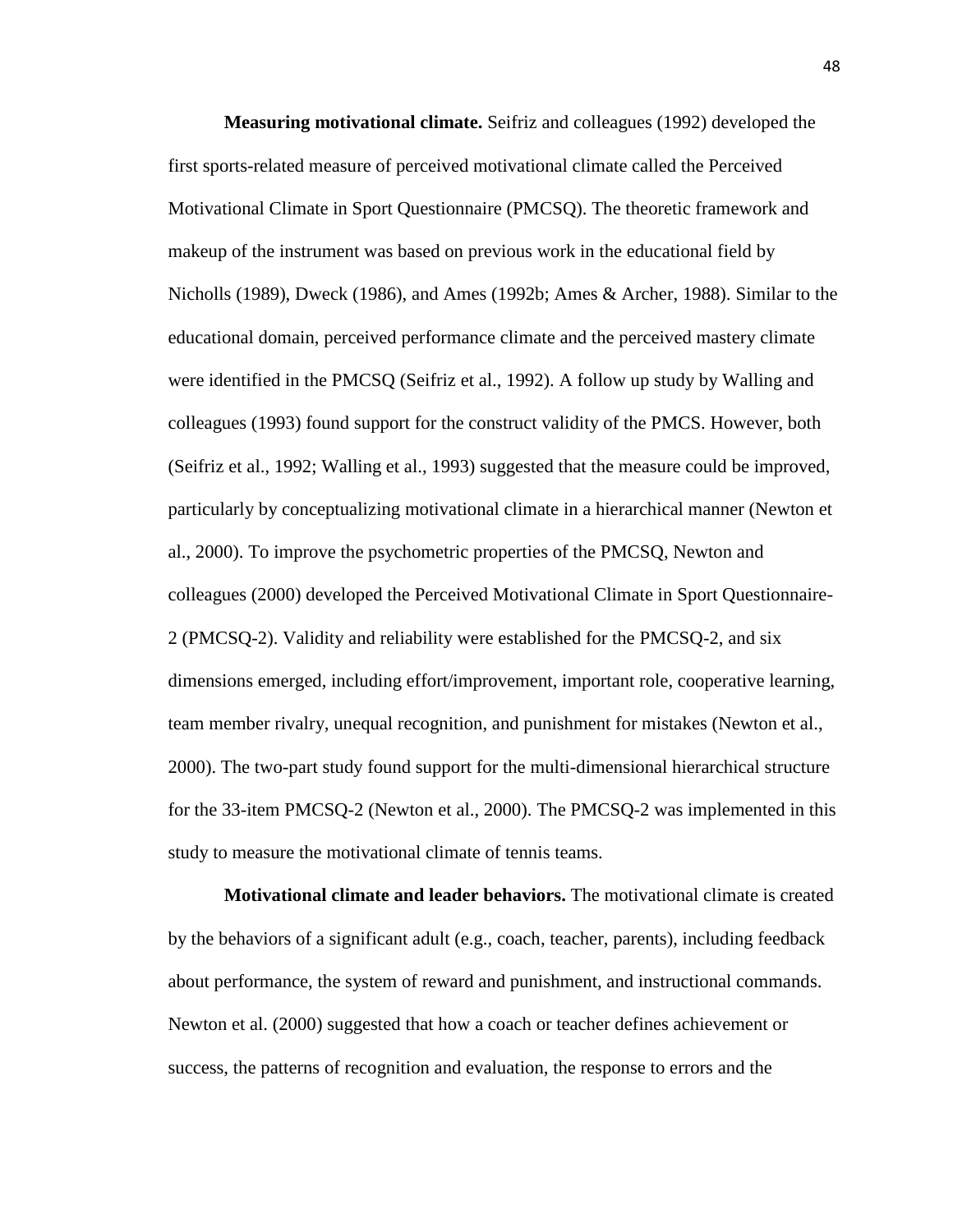**Measuring motivational climate.** Seifriz and colleagues (1992) developed the first sports-related measure of perceived motivational climate called the Perceived Motivational Climate in Sport Questionnaire (PMCSQ). The theoretic framework and makeup of the instrument was based on previous work in the educational field by Nicholls (1989), Dweck (1986), and Ames (1992b; Ames & Archer, 1988). Similar to the educational domain, perceived performance climate and the perceived mastery climate were identified in the PMCSQ (Seifriz et al., 1992). A follow up study by Walling and colleagues (1993) found support for the construct validity of the PMCS. However, both (Seifriz et al., 1992; Walling et al., 1993) suggested that the measure could be improved, particularly by conceptualizing motivational climate in a hierarchical manner (Newton et al., 2000). To improve the psychometric properties of the PMCSQ, Newton and colleagues (2000) developed the Perceived Motivational Climate in Sport Questionnaire-2 (PMCSQ-2). Validity and reliability were established for the PMCSQ-2, and six dimensions emerged, including effort/improvement, important role, cooperative learning, team member rivalry, unequal recognition, and punishment for mistakes (Newton et al., 2000). The two-part study found support for the multi-dimensional hierarchical structure for the 33-item PMCSQ-2 (Newton et al., 2000). The PMCSQ-2 was implemented in this study to measure the motivational climate of tennis teams.

**Motivational climate and leader behaviors.** The motivational climate is created by the behaviors of a significant adult (e.g., coach, teacher, parents), including feedback about performance, the system of reward and punishment, and instructional commands. Newton et al. (2000) suggested that how a coach or teacher defines achievement or success, the patterns of recognition and evaluation, the response to errors and the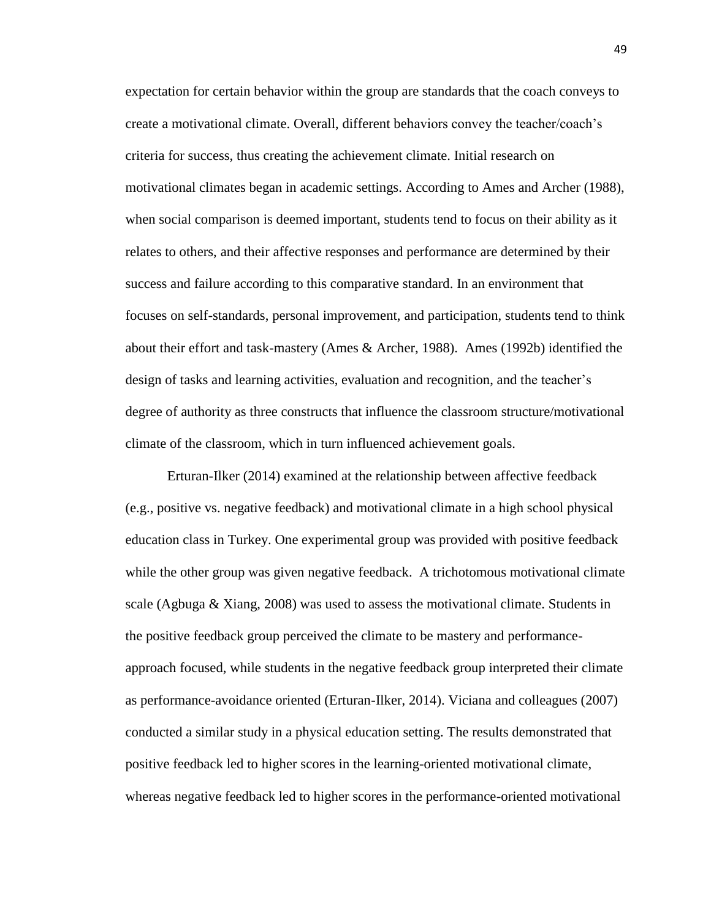expectation for certain behavior within the group are standards that the coach conveys to create a motivational climate. Overall, different behaviors convey the teacher/coach's criteria for success, thus creating the achievement climate. Initial research on motivational climates began in academic settings. According to Ames and Archer (1988), when social comparison is deemed important, students tend to focus on their ability as it relates to others, and their affective responses and performance are determined by their success and failure according to this comparative standard. In an environment that focuses on self-standards, personal improvement, and participation, students tend to think about their effort and task-mastery (Ames & Archer, 1988). Ames (1992b) identified the design of tasks and learning activities, evaluation and recognition, and the teacher's degree of authority as three constructs that influence the classroom structure/motivational climate of the classroom, which in turn influenced achievement goals.

Erturan-Ilker (2014) examined at the relationship between affective feedback (e.g., positive vs. negative feedback) and motivational climate in a high school physical education class in Turkey. One experimental group was provided with positive feedback while the other group was given negative feedback. A trichotomous motivational climate scale (Agbuga & Xiang, 2008) was used to assess the motivational climate. Students in the positive feedback group perceived the climate to be mastery and performance-approach focused, while students in the negative feedback group interpreted their climate as performance-avoidance oriented (Erturan-Ilker, 2014). Viciana and colleagues (2007) conducted a similar study in a physical education setting. The results demonstrated that positive feedback led to higher scores in the learning-oriented motivational climate, whereas negative feedback led to higher scores in the performance-oriented motivational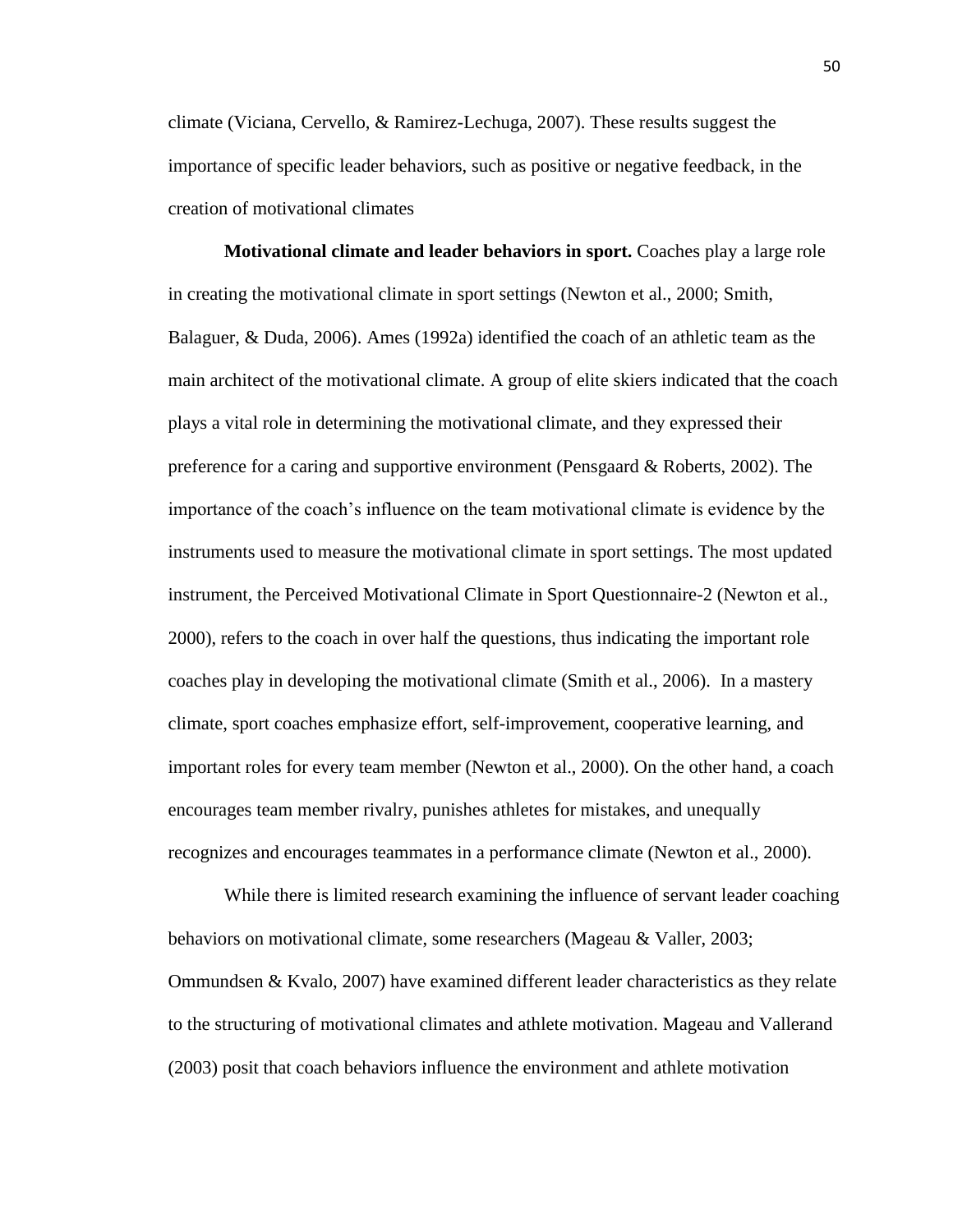climate (Viciana, Cervello, & Ramirez-Lechuga, 2007). These results suggest the importance of specific leader behaviors, such as positive or negative feedback, in the creation of motivational climates

**Motivational climate and leader behaviors in sport.** Coaches play a large role in creating the motivational climate in sport settings (Newton et al., 2000; Smith, Balaguer, & Duda, 2006). Ames (1992a) identified the coach of an athletic team as the main architect of the motivational climate. A group of elite skiers indicated that the coach plays a vital role in determining the motivational climate, and they expressed their preference for a caring and supportive environment (Pensgaard & Roberts, 2002). The importance of the coach's influence on the team motivational climate is evidence by the instruments used to measure the motivational climate in sport settings. The most updated instrument, the Perceived Motivational Climate in Sport Questionnaire-2 (Newton et al., 2000), refers to the coach in over half the questions, thus indicating the important role coaches play in developing the motivational climate (Smith et al., 2006). In a mastery climate, sport coaches emphasize effort, self-improvement, cooperative learning, and important roles for every team member (Newton et al., 2000). On the other hand, a coach encourages team member rivalry, punishes athletes for mistakes, and unequally recognizes and encourages teammates in a performance climate (Newton et al., 2000).

While there is limited research examining the influence of servant leader coaching behaviors on motivational climate, some researchers (Mageau & Valler, 2003; Ommundsen & Kvalo, 2007) have examined different leader characteristics as they relate to the structuring of motivational climates and athlete motivation. Mageau and Vallerand (2003) posit that coach behaviors influence the environment and athlete motivation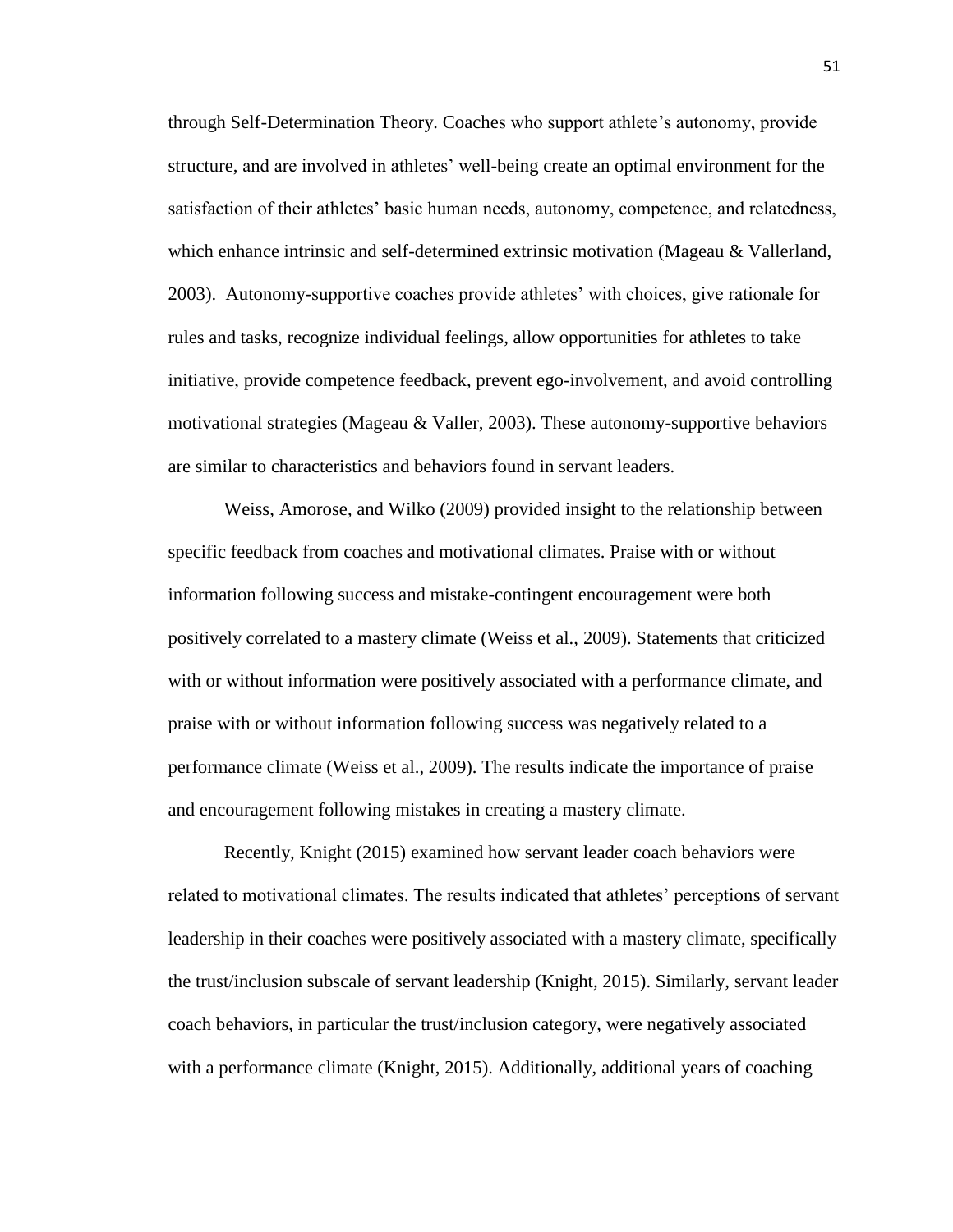through Self-Determination Theory. Coaches who support athlete's autonomy, provide structure, and are involved in athletes' well-being create an optimal environment for the satisfaction of their athletes' basic human needs, autonomy, competence, and relatedness, which enhance intrinsic and self-determined extrinsic motivation (Mageau & Vallerland, 2003). Autonomy-supportive coaches provide athletes' with choices, give rationale for rules and tasks, recognize individual feelings, allow opportunities for athletes to take initiative, provide competence feedback, prevent ego-involvement, and avoid controlling motivational strategies (Mageau & Valler, 2003). These autonomy-supportive behaviors are similar to characteristics and behaviors found in servant leaders.

Weiss, Amorose, and Wilko (2009) provided insight to the relationship between specific feedback from coaches and motivational climates. Praise with or without information following success and mistake-contingent encouragement were both positively correlated to a mastery climate (Weiss et al., 2009). Statements that criticized with or without information were positively associated with a performance climate, and praise with or without information following success was negatively related to a performance climate (Weiss et al., 2009). The results indicate the importance of praise and encouragement following mistakes in creating a mastery climate.

Recently, Knight (2015) examined how servant leader coach behaviors were related to motivational climates. The results indicated that athletes' perceptions of servant leadership in their coaches were positively associated with a mastery climate, specifically the trust/inclusion subscale of servant leadership (Knight, 2015). Similarly, servant leader coach behaviors, in particular the trust/inclusion category, were negatively associated with a performance climate (Knight, 2015). Additionally, additional years of coaching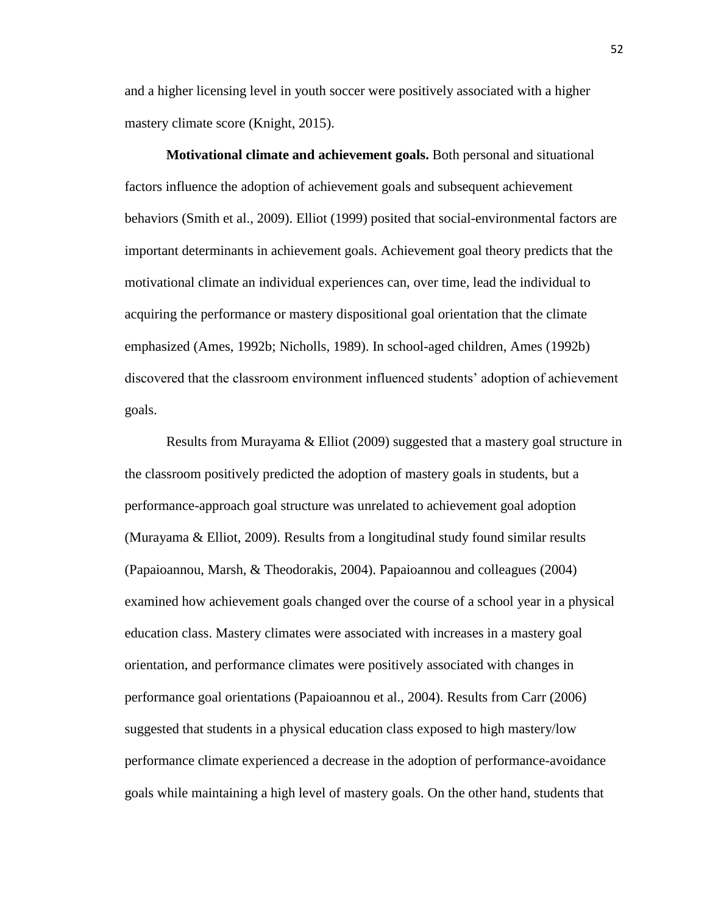and a higher licensing level in youth soccer were positively associated with a higher mastery climate score (Knight, 2015).

**Motivational climate and achievement goals.** Both personal and situational factors influence the adoption of achievement goals and subsequent achievement behaviors (Smith et al., 2009). Elliot (1999) posited that social-environmental factors are important determinants in achievement goals. Achievement goal theory predicts that the motivational climate an individual experiences can, over time, lead the individual to acquiring the performance or mastery dispositional goal orientation that the climate emphasized (Ames, 1992b; Nicholls, 1989). In school-aged children, Ames (1992b) discovered that the classroom environment influenced students' adoption of achievement goals.

Results from Murayama & Elliot (2009) suggested that a mastery goal structure in the classroom positively predicted the adoption of mastery goals in students, but a performance-approach goal structure was unrelated to achievement goal adoption (Murayama & Elliot, 2009). Results from a longitudinal study found similar results (Papaioannou, Marsh, & Theodorakis, 2004). Papaioannou and colleagues (2004) examined how achievement goals changed over the course of a school year in a physical education class. Mastery climates were associated with increases in a mastery goal orientation, and performance climates were positively associated with changes in performance goal orientations (Papaioannou et al., 2004). Results from Carr (2006) suggested that students in a physical education class exposed to high mastery/low performance climate experienced a decrease in the adoption of performance-avoidance goals while maintaining a high level of mastery goals. On the other hand, students that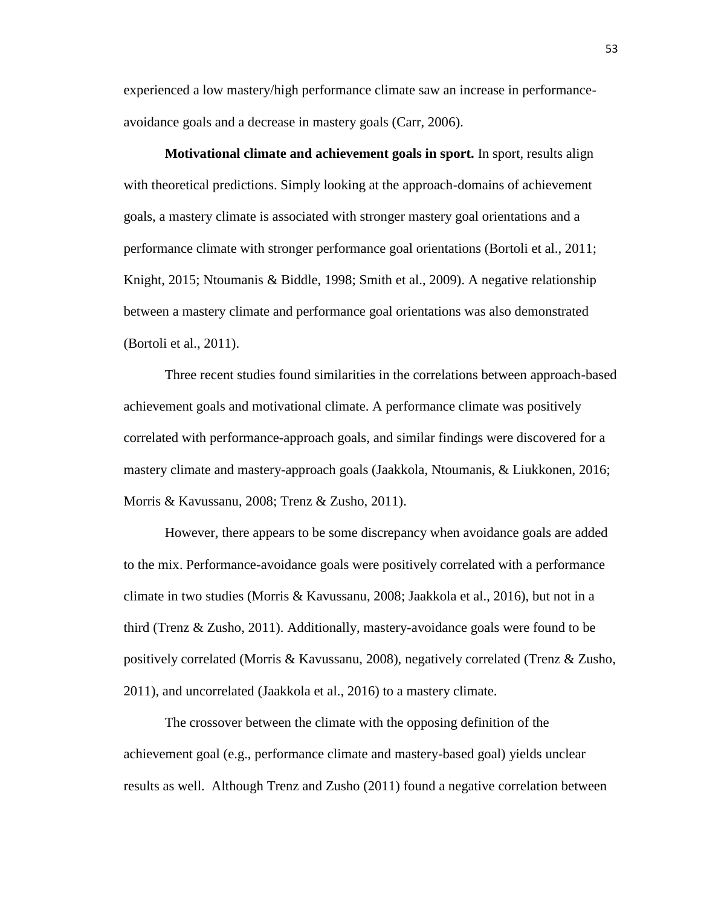experienced a low mastery/high performance climate saw an increase in performance-avoidance goals and a decrease in mastery goals (Carr, 2006).

**Motivational climate and achievement goals in sport.** In sport, results align with theoretical predictions. Simply looking at the approach-domains of achievement goals, a mastery climate is associated with stronger mastery goal orientations and a performance climate with stronger performance goal orientations (Bortoli et al., 2011; Knight, 2015; Ntoumanis & Biddle, 1998; Smith et al., 2009). A negative relationship between a mastery climate and performance goal orientations was also demonstrated (Bortoli et al., 2011).

Three recent studies found similarities in the correlations between approach-based achievement goals and motivational climate. A performance climate was positively correlated with performance-approach goals, and similar findings were discovered for a mastery climate and mastery-approach goals (Jaakkola, Ntoumanis, & Liukkonen, 2016; Morris & Kavussanu, 2008; Trenz & Zusho, 2011).

However, there appears to be some discrepancy when avoidance goals are added to the mix. Performance-avoidance goals were positively correlated with a performance climate in two studies (Morris & Kavussanu, 2008; Jaakkola et al., 2016), but not in a third (Trenz & Zusho, 2011). Additionally, mastery-avoidance goals were found to be positively correlated (Morris & Kavussanu, 2008), negatively correlated (Trenz & Zusho, 2011), and uncorrelated (Jaakkola et al., 2016) to a mastery climate.

The crossover between the climate with the opposing definition of the achievement goal (e.g., performance climate and mastery-based goal) yields unclear results as well. Although Trenz and Zusho (2011) found a negative correlation between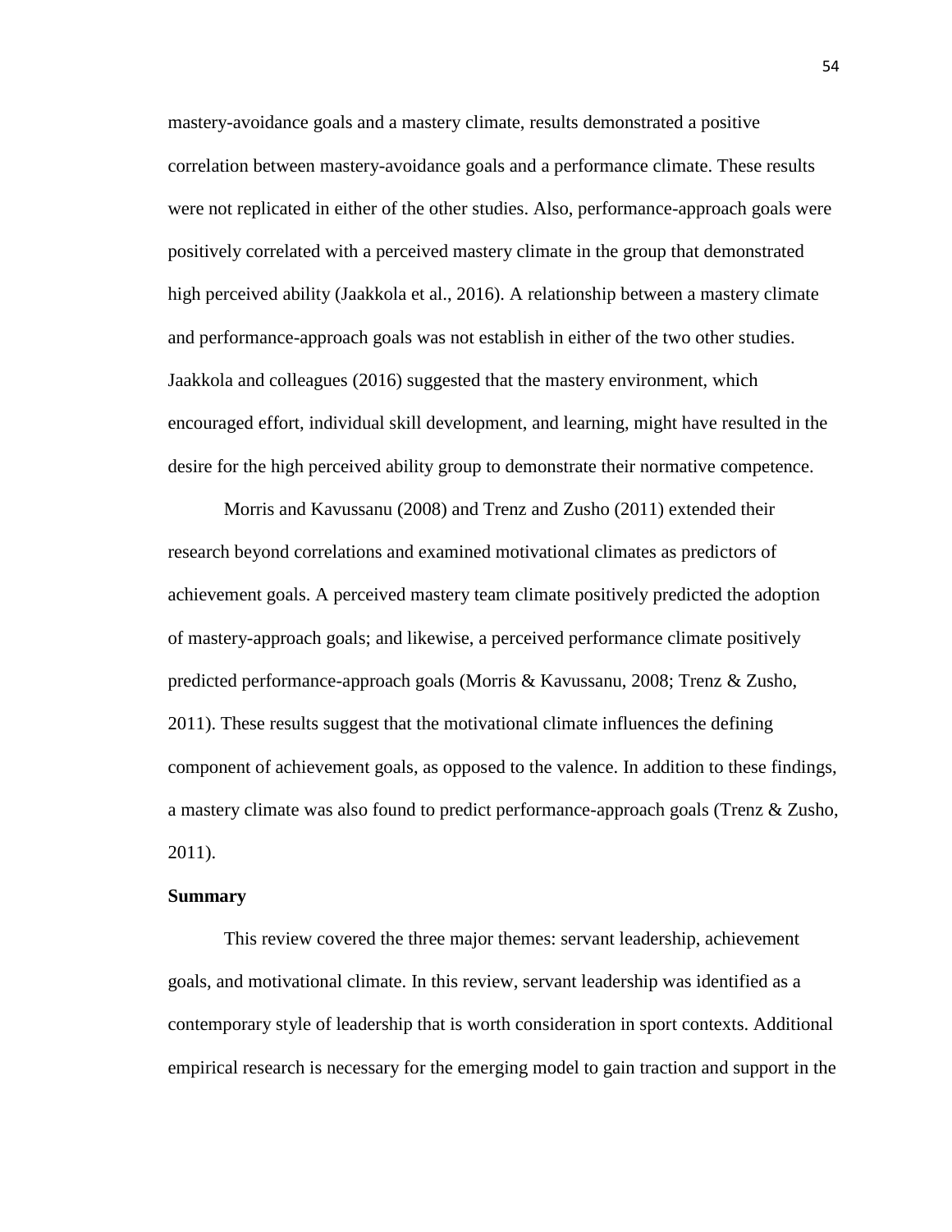mastery-avoidance goals and a mastery climate, results demonstrated a positive correlation between mastery-avoidance goals and a performance climate. These results were not replicated in either of the other studies. Also, performance-approach goals were positively correlated with a perceived mastery climate in the group that demonstrated high perceived ability (Jaakkola et al., 2016). A relationship between a mastery climate and performance-approach goals was not establish in either of the two other studies. Jaakkola and colleagues (2016) suggested that the mastery environment, which encouraged effort, individual skill development, and learning, might have resulted in the desire for the high perceived ability group to demonstrate their normative competence.

Morris and Kavussanu (2008) and Trenz and Zusho (2011) extended their research beyond correlations and examined motivational climates as predictors of achievement goals. A perceived mastery team climate positively predicted the adoption of mastery-approach goals; and likewise, a perceived performance climate positively predicted performance-approach goals (Morris & Kavussanu, 2008; Trenz & Zusho, 2011). These results suggest that the motivational climate influences the defining component of achievement goals, as opposed to the valence. In addition to these findings, a mastery climate was also found to predict performance-approach goals (Trenz & Zusho, 2011).

**Summary**

This review covered the three major themes: servant leadership, achievement goals, and motivational climate. In this review, servant leadership was identified as a contemporary style of leadership that is worth consideration in sport contexts. Additional empirical research is necessary for the emerging model to gain traction and support in the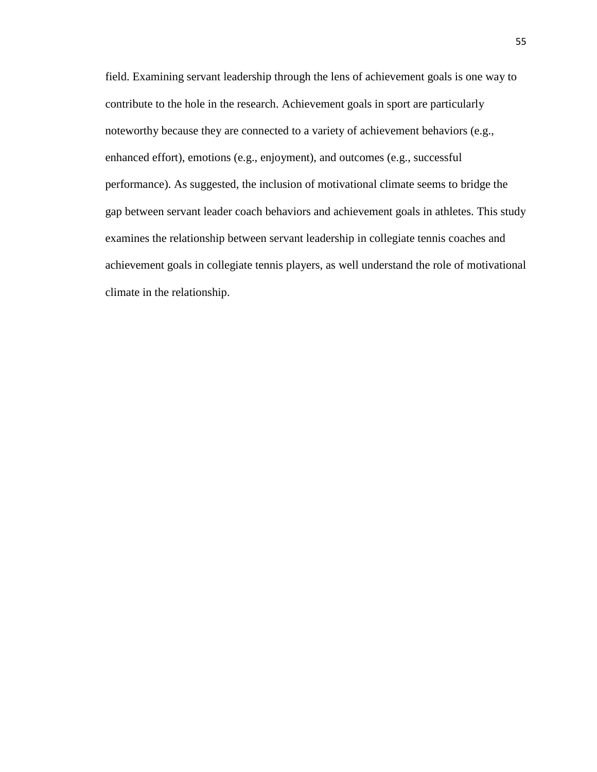field. Examining servant leadership through the lens of achievement goals is one way to contribute to the hole in the research. Achievement goals in sport are particularly noteworthy because they are connected to a variety of achievement behaviors (e.g., enhanced effort), emotions (e.g., enjoyment), and outcomes (e.g., successful performance). As suggested, the inclusion of motivational climate seems to bridge the gap between servant leader coach behaviors and achievement goals in athletes. This study examines the relationship between servant leadership in collegiate tennis coaches and achievement goals in collegiate tennis players, as well understand the role of motivational climate in the relationship.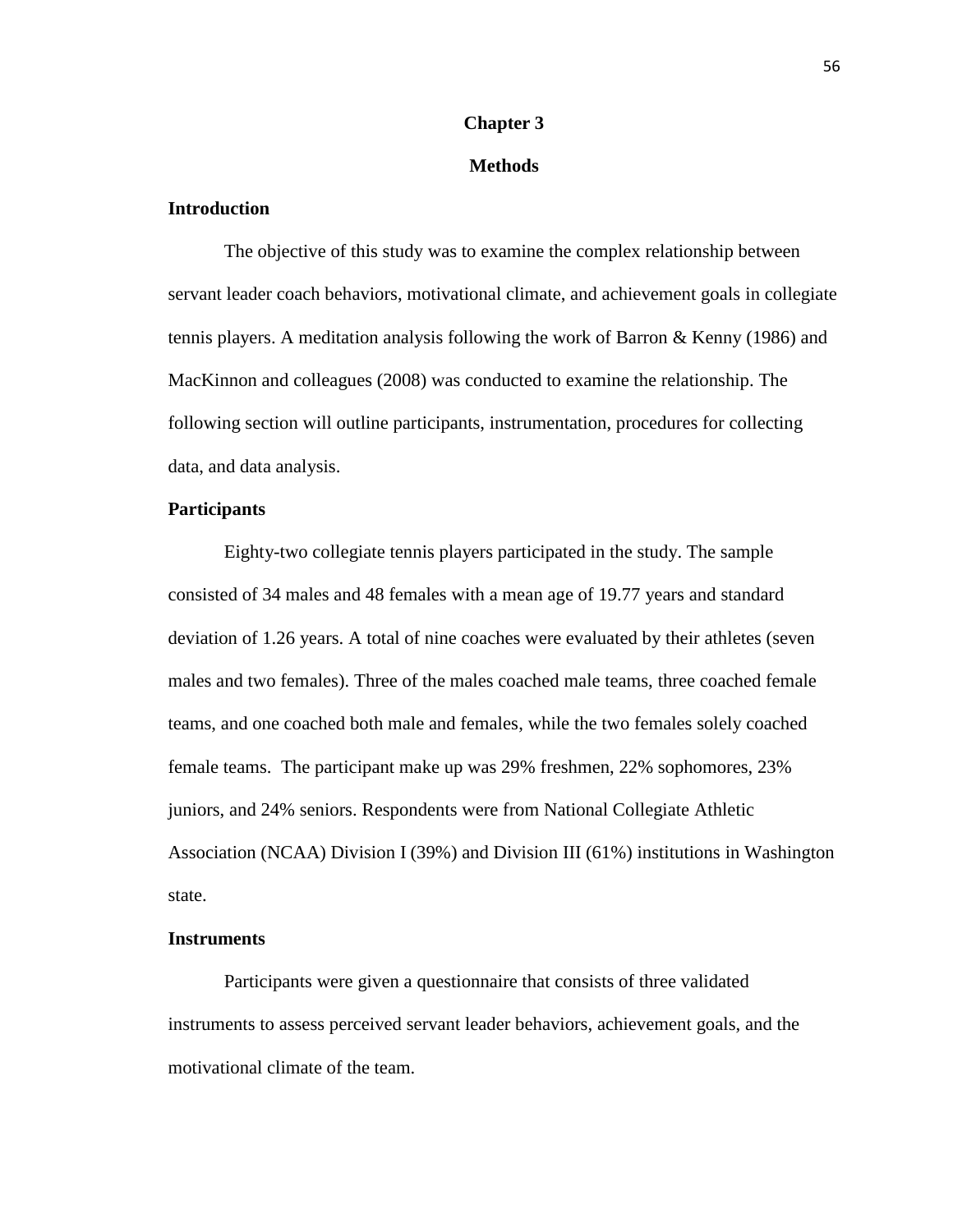# Chapter 3

# Methods

## Introduction

The objective of this study was to examine the complex relationship between servant leader coach behaviors, motivational climate, and achievement goals in collegiate tennis players. A meditation analysis following the work of Barron & Kenny (1986) and MacKinnon and colleagues (2008) was conducted to examine the relationship. The following section will outline participants, instrumentation, procedures for collecting data, and data analysis.

## Participants

Eighty-two collegiate tennis players participated in the study. The sample consisted of 34 males and 48 females with a mean age of 19.77 years and standard deviation of 1.26 years. A total of nine coaches were evaluated by their athletes (seven males and two females). Three of the males coached male teams, three coached female teams, and one coached both male and females, while the two females solely coached female teams.  The participant make up was 29% freshmen, 22% sophomores, 23% juniors, and 24% seniors. Respondents were from National Collegiate Athletic Association (NCAA) Division I (39%) and Division III (61%) institutions in Washington state.

## Instruments

Participants were given a questionnaire that consists of three validated instruments to assess perceived servant leader behaviors, achievement goals, and the motivational climate of the team.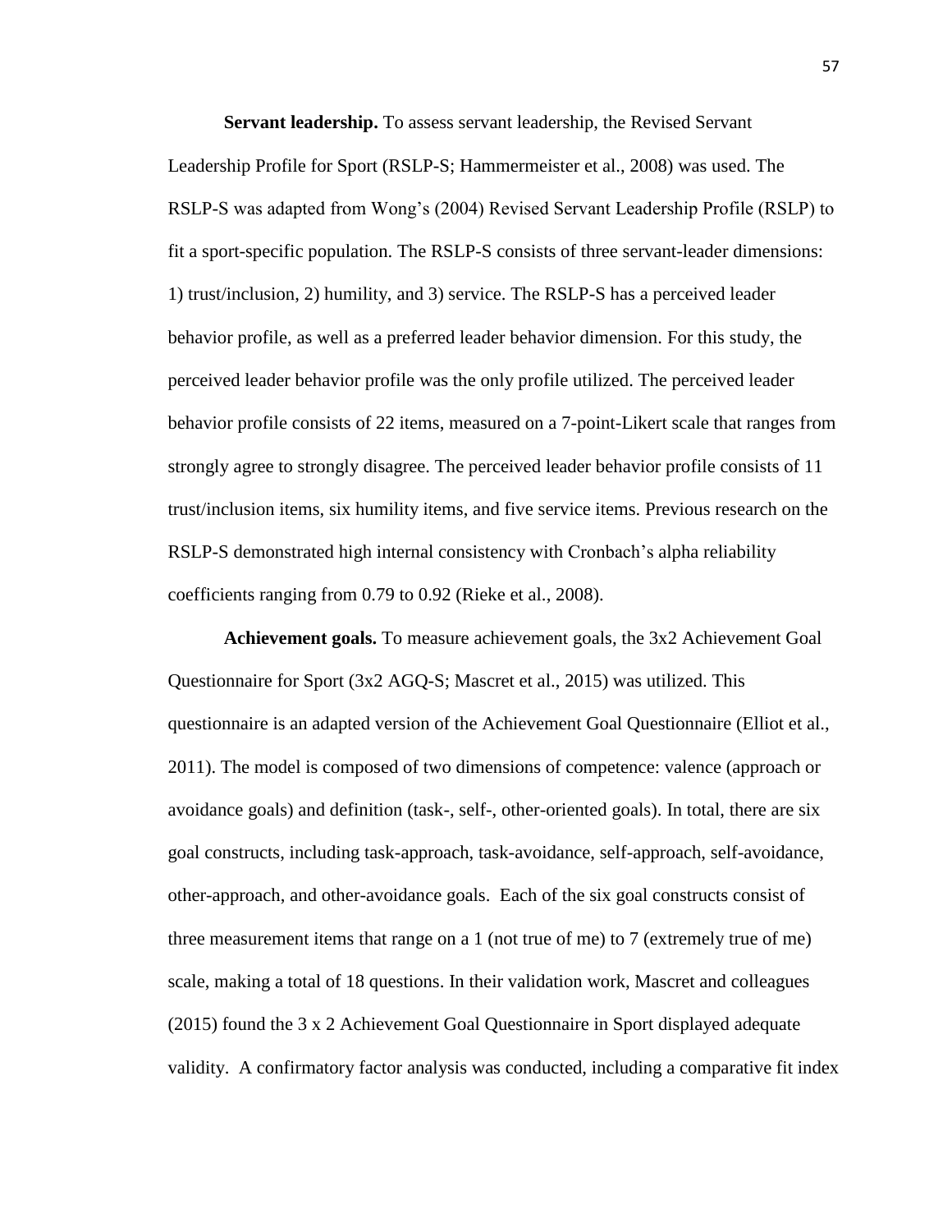**Servant leadership.** To assess servant leadership, the Revised Servant Leadership Profile for Sport (RSLP-S; Hammermeister et al., 2008) was used. The RSLP-S was adapted from Wong's (2004) Revised Servant Leadership Profile (RSLP) to fit a sport-specific population. The RSLP-S consists of three servant-leader dimensions: 1) trust/inclusion, 2) humility, and 3) service. The RSLP-S has a perceived leader behavior profile, as well as a preferred leader behavior dimension. For this study, the perceived leader behavior profile was the only profile utilized. The perceived leader behavior profile consists of 22 items, measured on a 7-point-Likert scale that ranges from strongly agree to strongly disagree. The perceived leader behavior profile consists of 11 trust/inclusion items, six humility items, and five service items. Previous research on the RSLP-S demonstrated high internal consistency with Cronbach's alpha reliability coefficients ranging from 0.79 to 0.92 (Rieke et al., 2008).

**Achievement goals.** To measure achievement goals, the 3x2 Achievement Goal Questionnaire for Sport (3x2 AGQ-S; Mascret et al., 2015) was utilized. This questionnaire is an adapted version of the Achievement Goal Questionnaire (Elliot et al., 2011). The model is composed of two dimensions of competence: valence (approach or avoidance goals) and definition (task-, self-, other-oriented goals). In total, there are six goal constructs, including task-approach, task-avoidance, self-approach, self-avoidance, other-approach, and other-avoidance goals. Each of the six goal constructs consist of three measurement items that range on a 1 (not true of me) to 7 (extremely true of me) scale, making a total of 18 questions. In their validation work, Mascret and colleagues (2015) found the 3 x 2 Achievement Goal Questionnaire in Sport displayed adequate validity. A confirmatory factor analysis was conducted, including a comparative fit index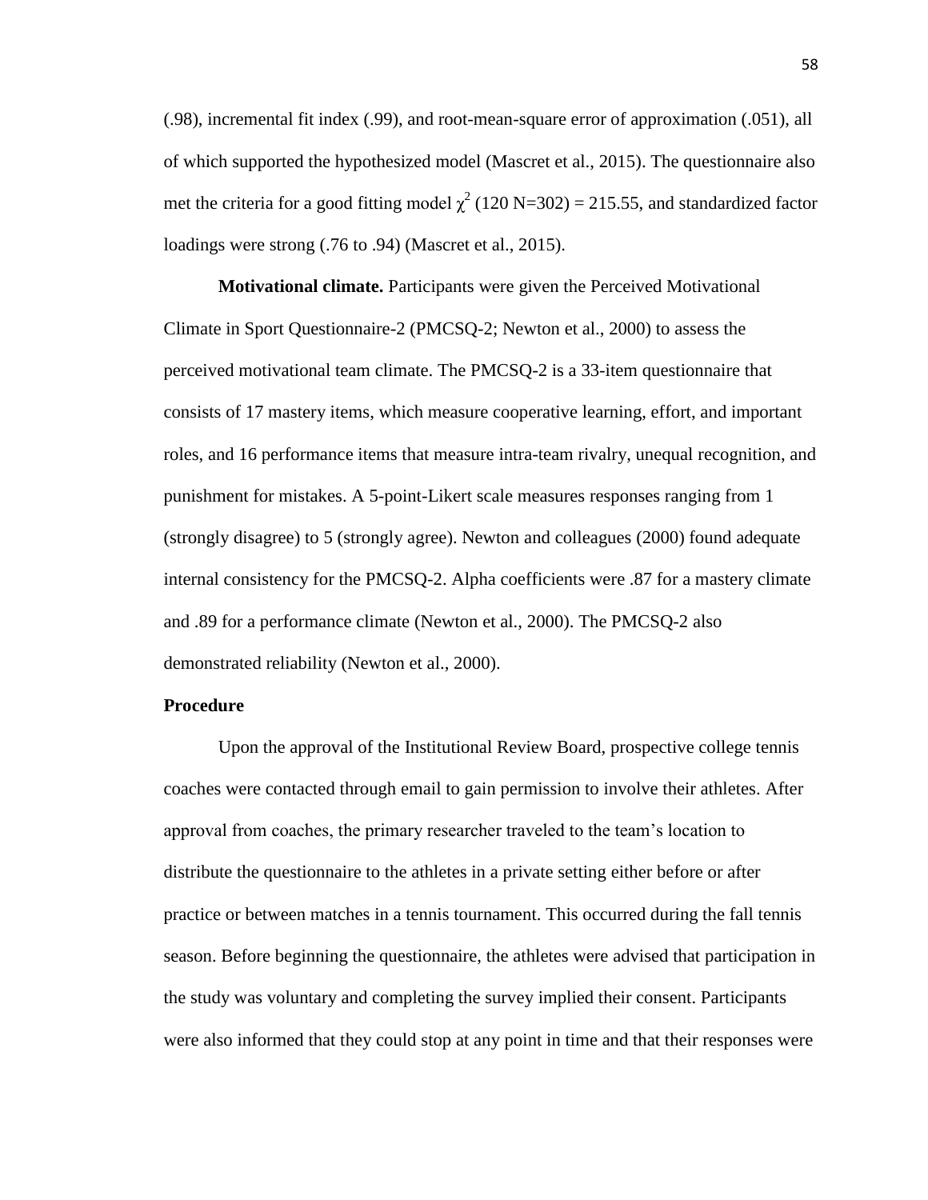(.98), incremental fit index (.99), and root-mean-square error of approximation (.051), all of which supported the hypothesized model (Mascret et al., 2015). The questionnaire also met the criteria for a good fitting model $\chi^2$ (120 N=302) = 215.55, and standardized factor loadings were strong (.76 to .94) (Mascret et al., 2015).

**Motivational climate.** Participants were given the Perceived Motivational Climate in Sport Questionnaire-2 (PMCSQ-2; Newton et al., 2000) to assess the perceived motivational team climate. The PMCSQ-2 is a 33-item questionnaire that consists of 17 mastery items, which measure cooperative learning, effort, and important roles, and 16 performance items that measure intra-team rivalry, unequal recognition, and punishment for mistakes. A 5-point-Likert scale measures responses ranging from 1 (strongly disagree) to 5 (strongly agree). Newton and colleagues (2000) found adequate internal consistency for the PMCSQ-2. Alpha coefficients were .87 for a mastery climate and .89 for a performance climate (Newton et al., 2000). The PMCSQ-2 also demonstrated reliability (Newton et al., 2000).

**Procedure**

Upon the approval of the Institutional Review Board, prospective college tennis coaches were contacted through email to gain permission to involve their athletes. After approval from coaches, the primary researcher traveled to the team's location to distribute the questionnaire to the athletes in a private setting either before or after practice or between matches in a tennis tournament. This occurred during the fall tennis season. Before beginning the questionnaire, the athletes were advised that participation in the study was voluntary and completing the survey implied their consent. Participants were also informed that they could stop at any point in time and that their responses were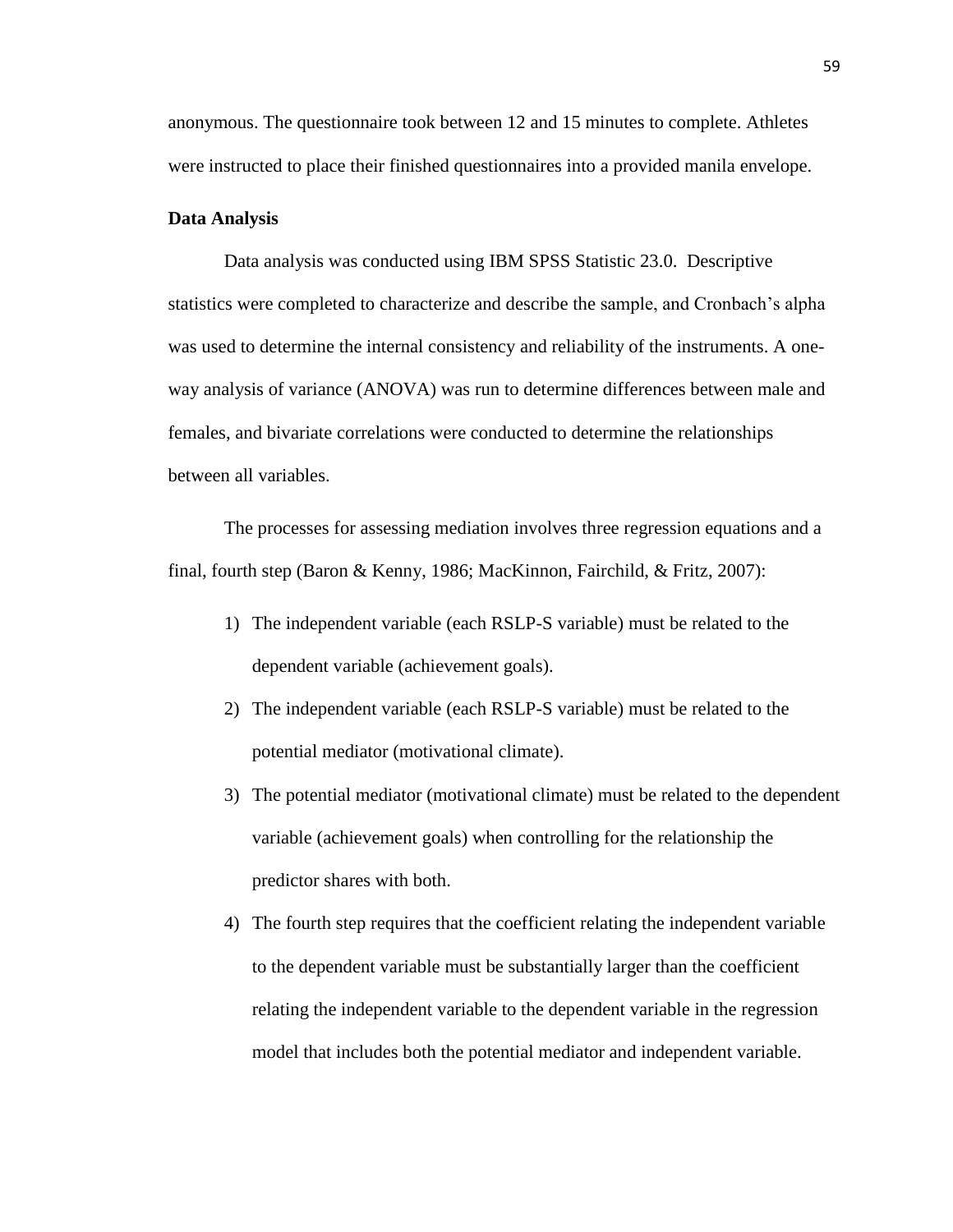anonymous. The questionnaire took between 12 and 15 minutes to complete. Athletes were instructed to place their finished questionnaires into a provided manila envelope.

**Data Analysis**

Data analysis was conducted using IBM SPSS Statistic 23.0. Descriptive statistics were completed to characterize and describe the sample, and Cronbach's alpha was used to determine the internal consistency and reliability of the instruments. A one-way analysis of variance (ANOVA) was run to determine differences between male and females, and bivariate correlations were conducted to determine the relationships between all variables.

The processes for assessing mediation involves three regression equations and a final, fourth step (Baron & Kenny, 1986; MacKinnon, Fairchild, & Fritz, 2007):

1) The independent variable (each RSLP-S variable) must be related to the dependent variable (achievement goals).
2) The independent variable (each RSLP-S variable) must be related to the potential mediator (motivational climate).
3) The potential mediator (motivational climate) must be related to the dependent variable (achievement goals) when controlling for the relationship the predictor shares with both.
4) The fourth step requires that the coefficient relating the independent variable to the dependent variable must be substantially larger than the coefficient relating the independent variable to the dependent variable in the regression model that includes both the potential mediator and independent variable.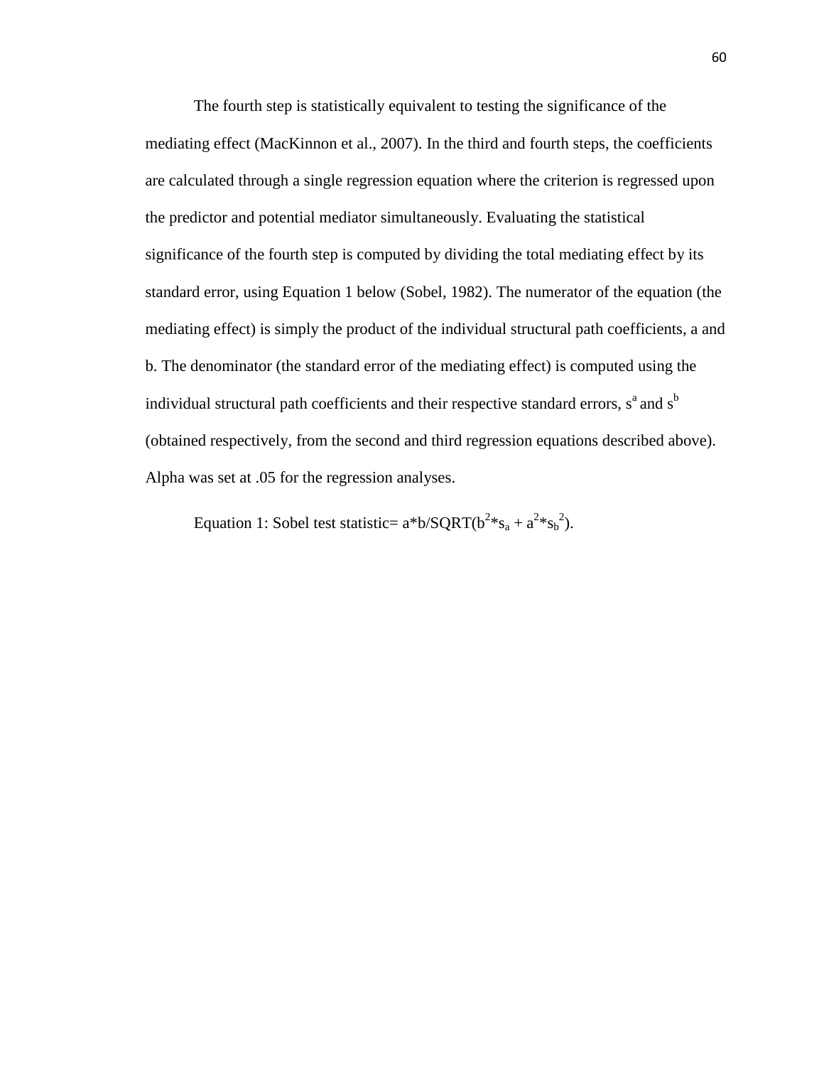The fourth step is statistically equivalent to testing the significance of the mediating effect (MacKinnon et al., 2007). In the third and fourth steps, the coefficients are calculated through a single regression equation where the criterion is regressed upon the predictor and potential mediator simultaneously. Evaluating the statistical significance of the fourth step is computed by dividing the total mediating effect by its standard error, using Equation 1 below (Sobel, 1982). The numerator of the equation (the mediating effect) is simply the product of the individual structural path coefficients, a and b. The denominator (the standard error of the mediating effect) is computed using the individual structural path coefficients and their respective standard errors, $s^a$ and $s^b$ (obtained respectively, from the second and third regression equations described above). Alpha was set at .05 for the regression analyses.

Equation 1: Sobel test statistic= $a*b/SQRT(b^2*s_a + a^2*s_b^2)$.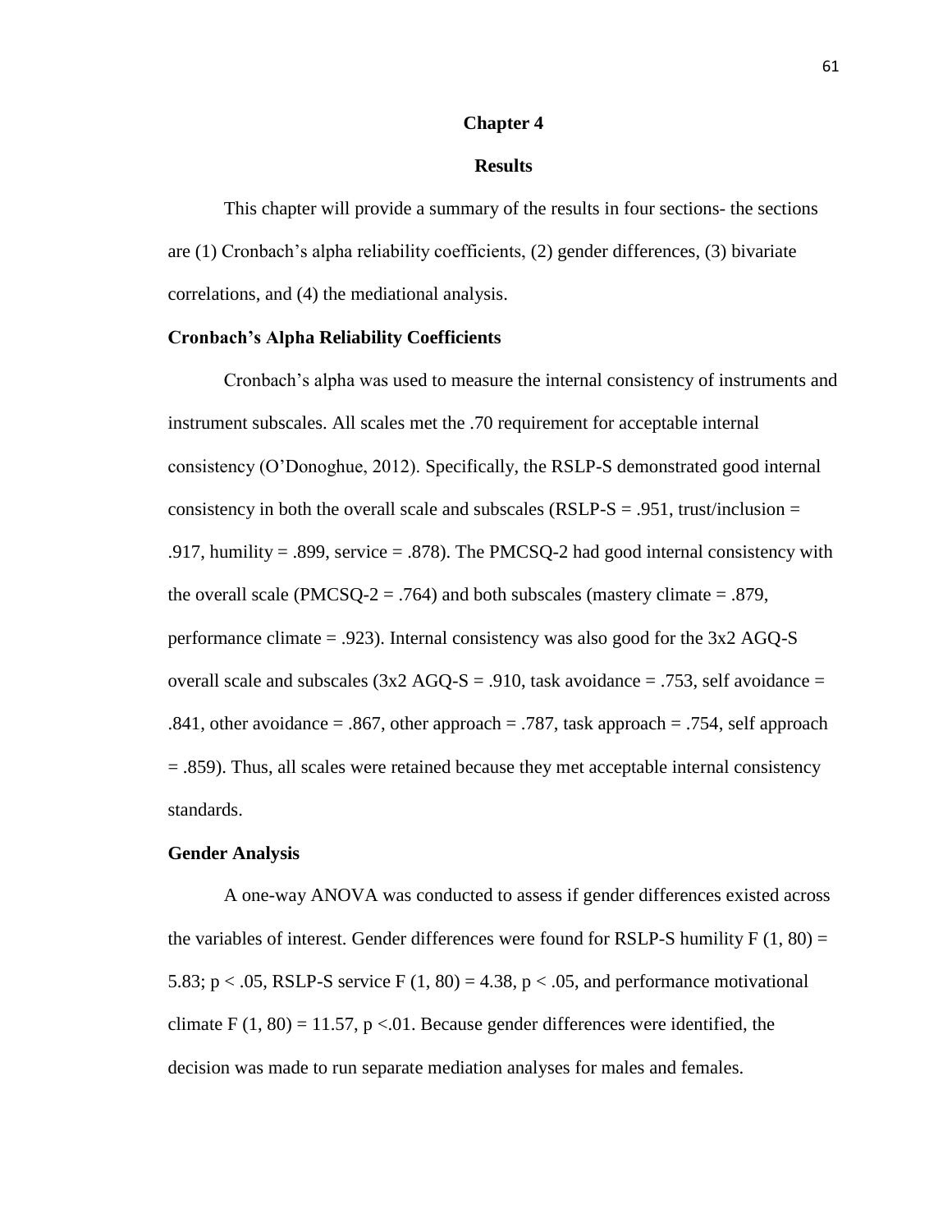# Chapter 4

## Results

This chapter will provide a summary of the results in four sections- the sections are (1) Cronbach's alpha reliability coefficients, (2) gender differences, (3) bivariate correlations, and (4) the mediational analysis.

### Cronbach's Alpha Reliability Coefficients

Cronbach's alpha was used to measure the internal consistency of instruments and instrument subscales. All scales met the .70 requirement for acceptable internal consistency (O'Donoghue, 2012). Specifically, the RSLP-S demonstrated good internal consistency in both the overall scale and subscales (RSLP-S = .951, trust/inclusion = .917, humility = .899, service = .878). The PMCSQ-2 had good internal consistency with the overall scale (PMCSQ-2 = .764) and both subscales (mastery climate = .879, performance climate = .923). Internal consistency was also good for the 3x2 AGQ-S overall scale and subscales (3x2 AGQ-S = .910, task avoidance = .753, self avoidance = .841, other avoidance = .867, other approach = .787, task approach = .754, self approach = .859). Thus, all scales were retained because they met acceptable internal consistency standards.

### Gender Analysis

A one-way ANOVA was conducted to assess if gender differences existed across the variables of interest. Gender differences were found for RSLP-S humility $F(1, 80) = 5.83$; $p < .05$, RSLP-S service $F(1, 80) = 4.38$, $p < .05$, and performance motivational climate $F(1, 80) = 11.57$, $p < .01$. Because gender differences were identified, the decision was made to run separate mediation analyses for males and females.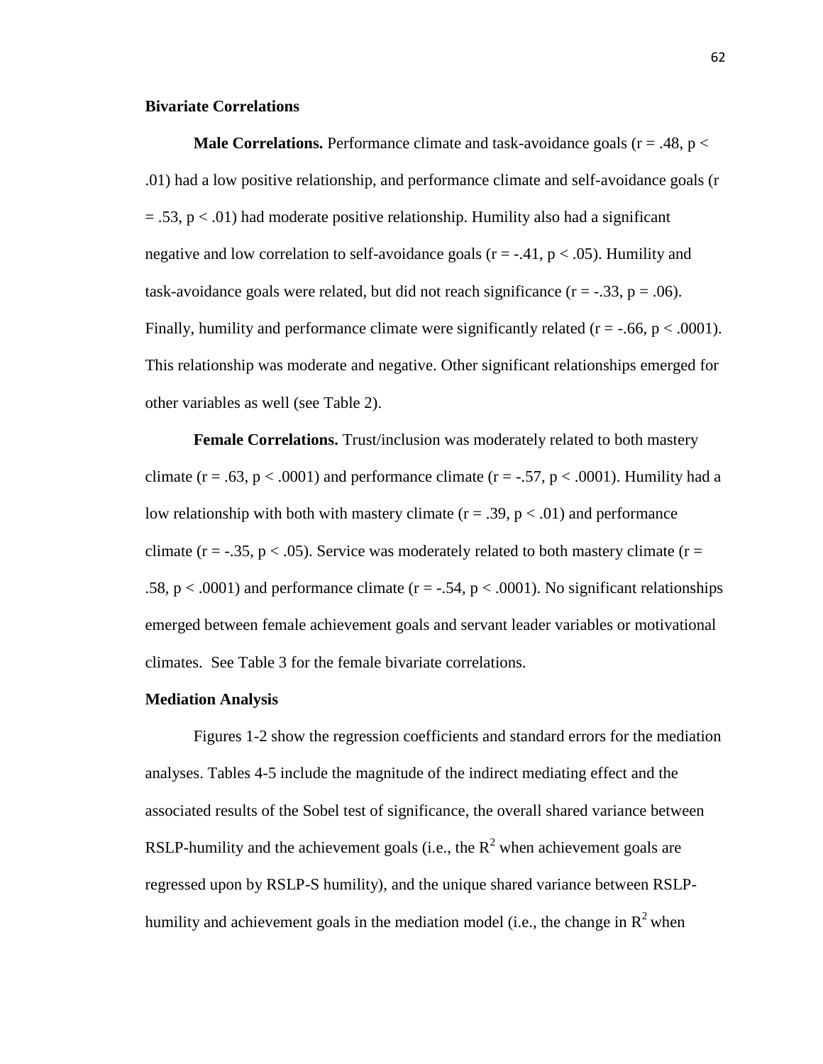**Bivariate Correlations**

**Male Correlations.** Performance climate and task-avoidance goals ($r = .48$, $p < .01$) had a low positive relationship, and performance climate and self-avoidance goals ($r = .53$, $p < .01$) had moderate positive relationship. Humility also had a significant negative and low correlation to self-avoidance goals ($r = -.41$, $p < .05$). Humility and task-avoidance goals were related, but did not reach significance ($r = -.33$, $p = .06$). Finally, humility and performance climate were significantly related ($r = -.66$, $p < .0001$). This relationship was moderate and negative. Other significant relationships emerged for other variables as well (see Table 2).

**Female Correlations.** Trust/inclusion was moderately related to both mastery climate ($r = .63$, $p < .0001$) and performance climate ($r = -.57$, $p < .0001$). Humility had a low relationship with both with mastery climate ($r = .39$, $p < .01$) and performance climate ($r = -.35$, $p < .05$). Service was moderately related to both mastery climate ($r = .58$, $p < .0001$) and performance climate ($r = -.54$, $p < .0001$). No significant relationships emerged between female achievement goals and servant leader variables or motivational climates. See Table 3 for the female bivariate correlations.

**Mediation Analysis**

Figures 1-2 show the regression coefficients and standard errors for the mediation analyses. Tables 4-5 include the magnitude of the indirect mediating effect and the associated results of the Sobel test of significance, the overall shared variance between RSLP-humility and the achievement goals (i.e., the $R^2$ when achievement goals are regressed upon by RSLP-S humility), and the unique shared variance between RSLP-humility and achievement goals in the mediation model (i.e., the change in $R^2$ when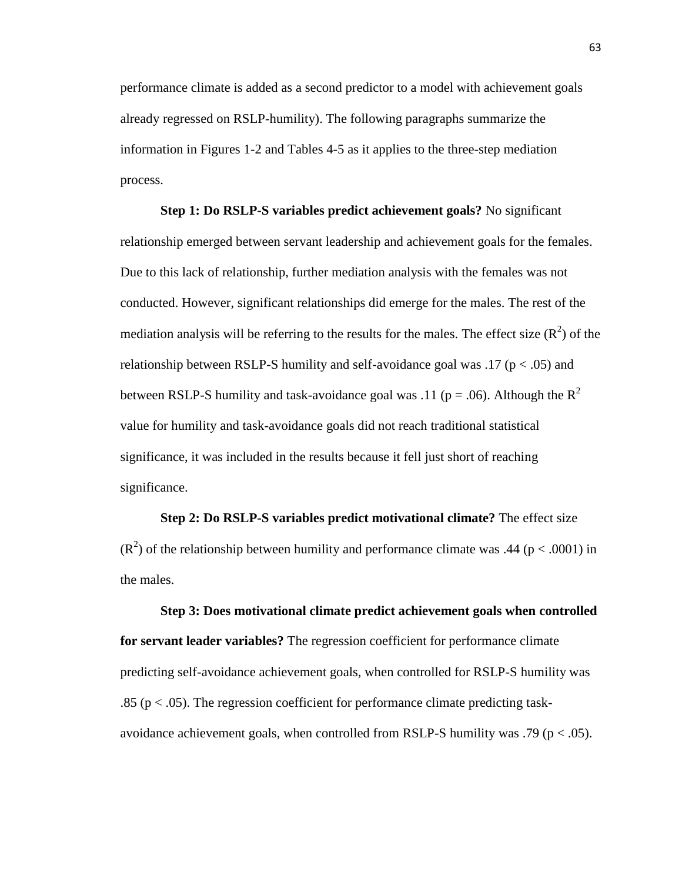performance climate is added as a second predictor to a model with achievement goals already regressed on RSLP-humility). The following paragraphs summarize the information in Figures 1-2 and Tables 4-5 as it applies to the three-step mediation process.

**Step 1: Do RSLP-S variables predict achievement goals?** No significant relationship emerged between servant leadership and achievement goals for the females. Due to this lack of relationship, further mediation analysis with the females was not conducted. However, significant relationships did emerge for the males. The rest of the mediation analysis will be referring to the results for the males. The effect size ($R^2$) of the relationship between RSLP-S humility and self-avoidance goal was .17 ($p < .05$) and between RSLP-S humility and task-avoidance goal was .11 ($p = .06$). Although the $R^2$ value for humility and task-avoidance goals did not reach traditional statistical significance, it was included in the results because it fell just short of reaching significance.

**Step 2: Do RSLP-S variables predict motivational climate?** The effect size ($R^2$) of the relationship between humility and performance climate was .44 ($p < .0001$) in the males.

**Step 3: Does motivational climate predict achievement goals when controlled for servant leader variables?** The regression coefficient for performance climate predicting self-avoidance achievement goals, when controlled for RSLP-S humility was .85 ($p < .05$). The regression coefficient for performance climate predicting task-avoidance achievement goals, when controlled from RSLP-S humility was .79 ($p < .05$).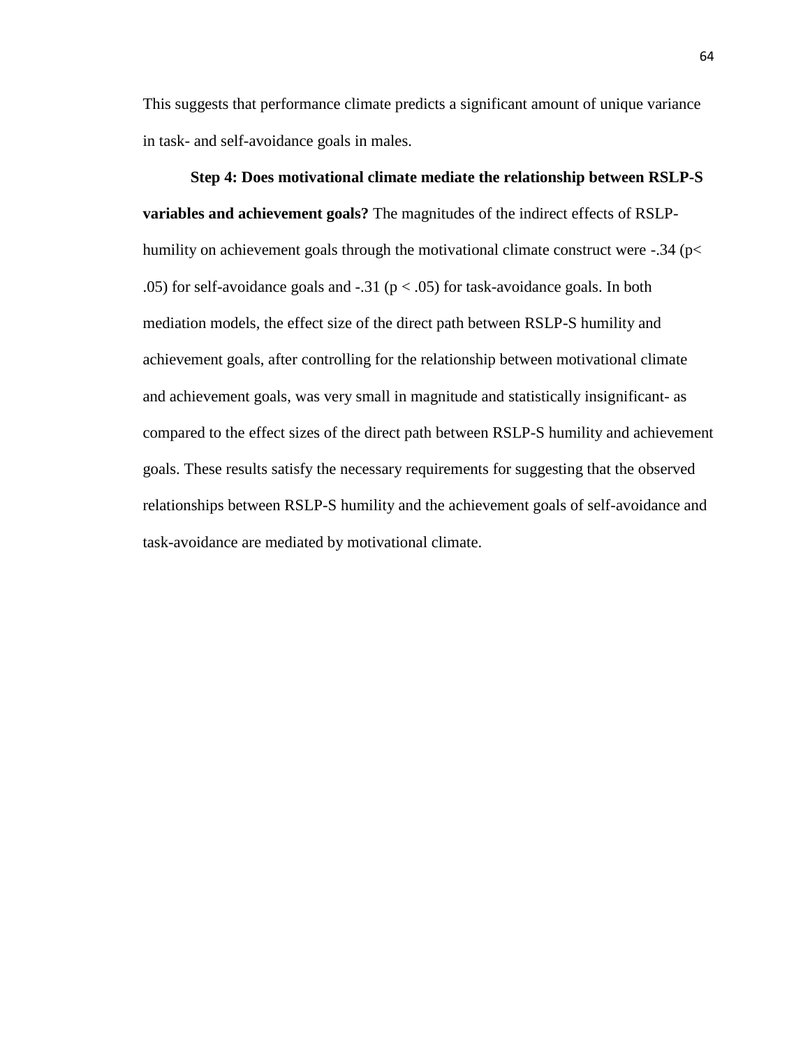This suggests that performance climate predicts a significant amount of unique variance in task- and self-avoidance goals in males.

**Step 4: Does motivational climate mediate the relationship between RSLP-S variables and achievement goals?** The magnitudes of the indirect effects of RSLP-humility on achievement goals through the motivational climate construct were -.34 ($p < .05$) for self-avoidance goals and -.31 ($p < .05$) for task-avoidance goals. In both mediation models, the effect size of the direct path between RSLP-S humility and achievement goals, after controlling for the relationship between motivational climate and achievement goals, was very small in magnitude and statistically insignificant- as compared to the effect sizes of the direct path between RSLP-S humility and achievement goals. These results satisfy the necessary requirements for suggesting that the observed relationships between RSLP-S humility and the achievement goals of self-avoidance and task-avoidance are mediated by motivational climate.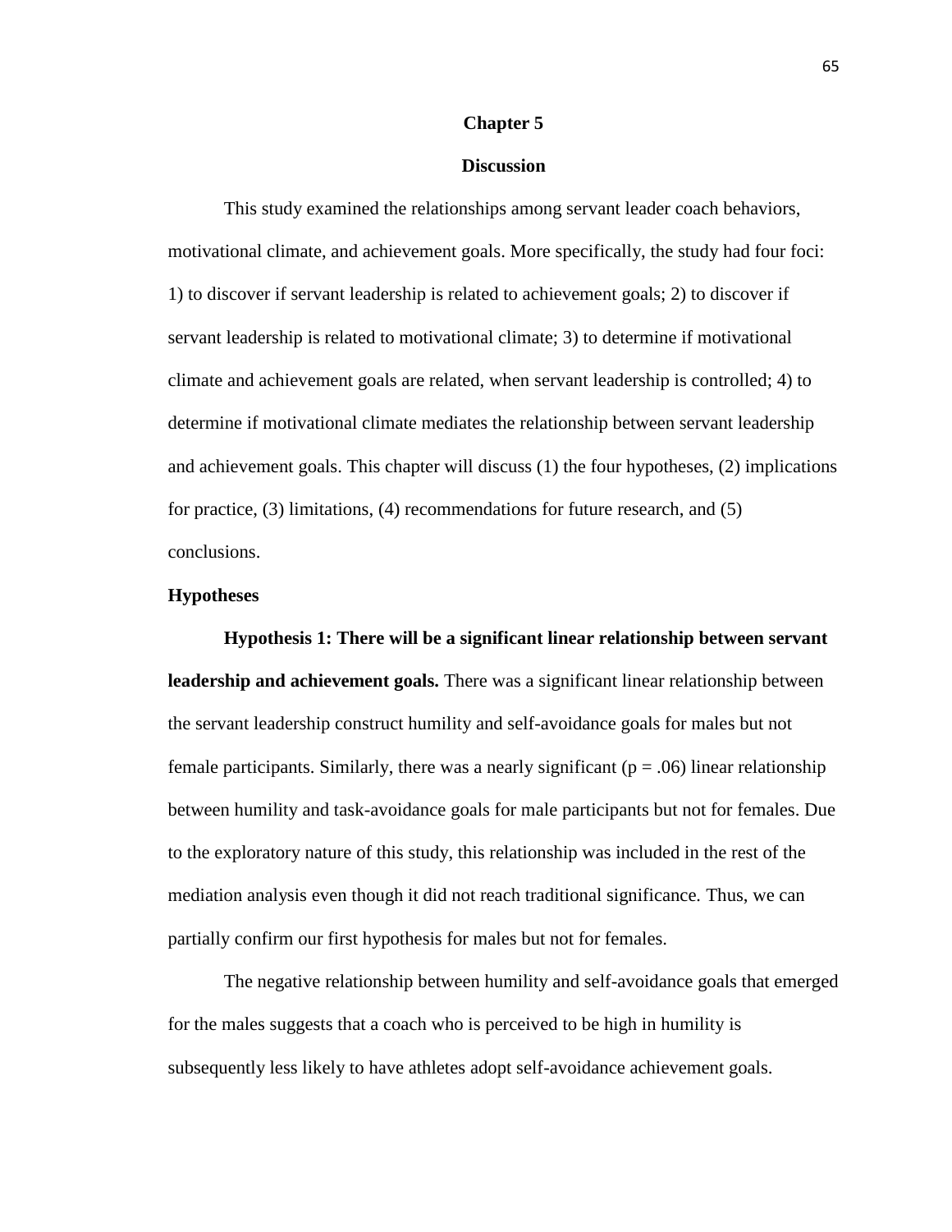# Chapter 5

## Discussion

This study examined the relationships among servant leader coach behaviors, motivational climate, and achievement goals. More specifically, the study had four foci: 1) to discover if servant leadership is related to achievement goals; 2) to discover if servant leadership is related to motivational climate; 3) to determine if motivational climate and achievement goals are related, when servant leadership is controlled; 4) to determine if motivational climate mediates the relationship between servant leadership and achievement goals. This chapter will discuss (1) the four hypotheses, (2) implications for practice, (3) limitations, (4) recommendations for future research, and (5) conclusions.

### Hypotheses

**Hypothesis 1: There will be a significant linear relationship between servant leadership and achievement goals.** There was a significant linear relationship between the servant leadership construct humility and self-avoidance goals for males but not female participants. Similarly, there was a nearly significant ($p = .06$) linear relationship between humility and task-avoidance goals for male participants but not for females. Due to the exploratory nature of this study, this relationship was included in the rest of the mediation analysis even though it did not reach traditional significance. Thus, we can partially confirm our first hypothesis for males but not for females.

The negative relationship between humility and self-avoidance goals that emerged for the males suggests that a coach who is perceived to be high in humility is subsequently less likely to have athletes adopt self-avoidance achievement goals.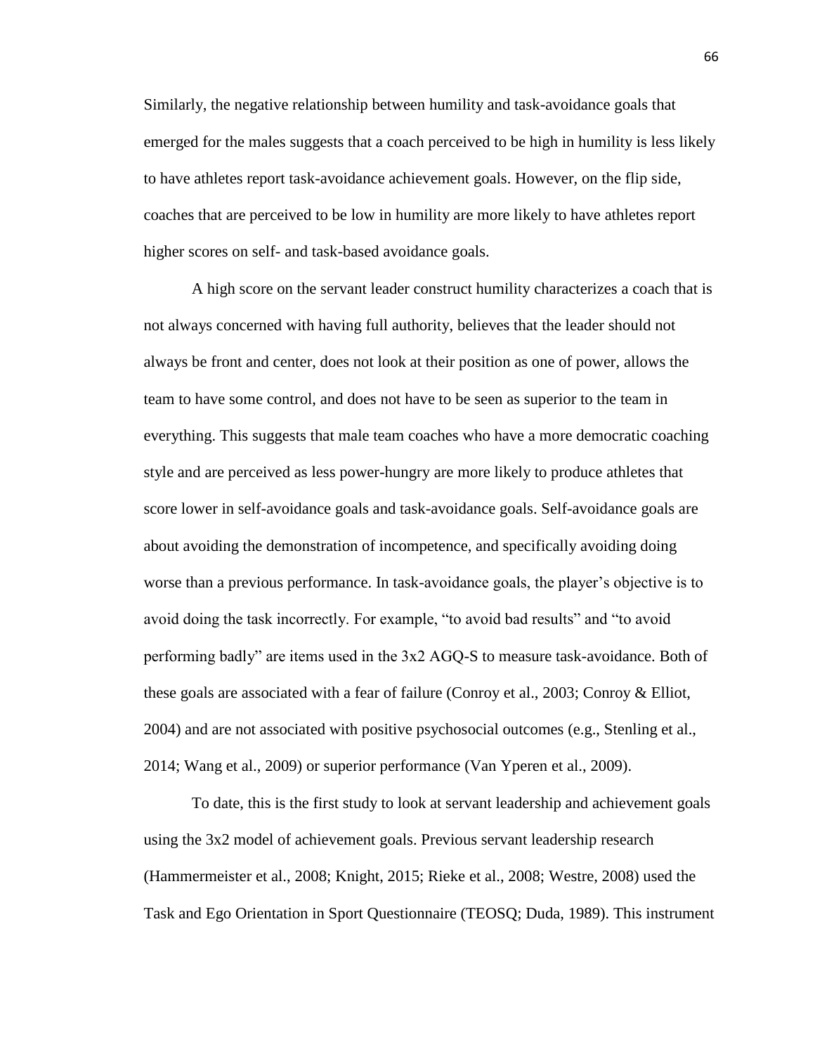Similarly, the negative relationship between humility and task-avoidance goals that emerged for the males suggests that a coach perceived to be high in humility is less likely to have athletes report task-avoidance achievement goals. However, on the flip side, coaches that are perceived to be low in humility are more likely to have athletes report higher scores on self- and task-based avoidance goals.

A high score on the servant leader construct humility characterizes a coach that is not always concerned with having full authority, believes that the leader should not always be front and center, does not look at their position as one of power, allows the team to have some control, and does not have to be seen as superior to the team in everything. This suggests that male team coaches who have a more democratic coaching style and are perceived as less power-hungry are more likely to produce athletes that score lower in self-avoidance goals and task-avoidance goals. Self-avoidance goals are about avoiding the demonstration of incompetence, and specifically avoiding doing worse than a previous performance. In task-avoidance goals, the player's objective is to avoid doing the task incorrectly. For example, "to avoid bad results" and "to avoid performing badly" are items used in the 3x2 AGQ-S to measure task-avoidance. Both of these goals are associated with a fear of failure (Conroy et al., 2003; Conroy & Elliot, 2004) and are not associated with positive psychosocial outcomes (e.g., Stenling et al., 2014; Wang et al., 2009) or superior performance (Van Yperen et al., 2009).

To date, this is the first study to look at servant leadership and achievement goals using the 3x2 model of achievement goals. Previous servant leadership research (Hammermeister et al., 2008; Knight, 2015; Rieke et al., 2008; Westre, 2008) used the Task and Ego Orientation in Sport Questionnaire (TEOSQ; Duda, 1989). This instrument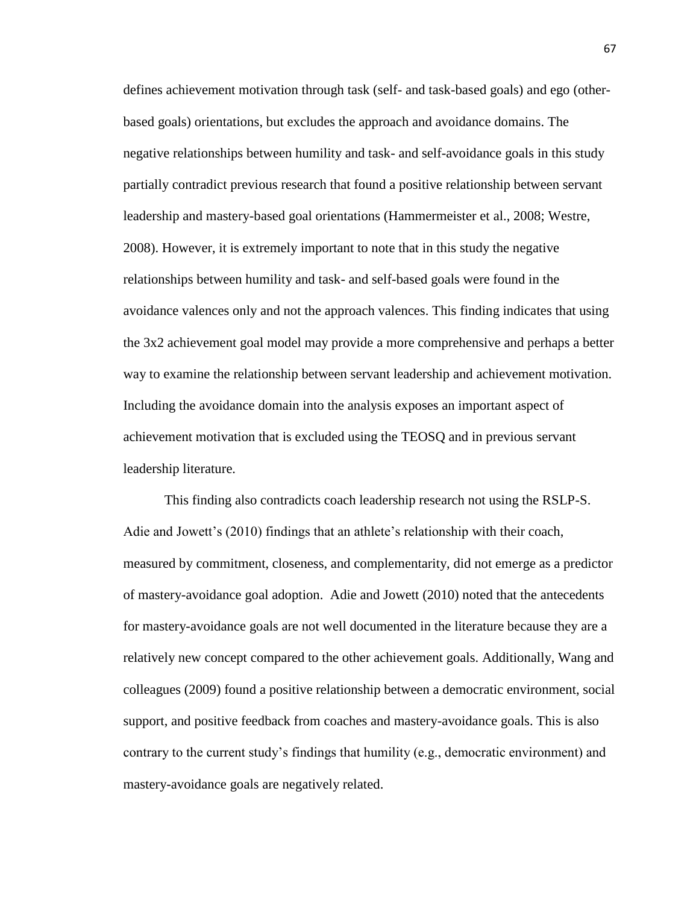defines achievement motivation through task (self- and task-based goals) and ego (other-based goals) orientations, but excludes the approach and avoidance domains. The negative relationships between humility and task- and self-avoidance goals in this study partially contradict previous research that found a positive relationship between servant leadership and mastery-based goal orientations (Hammermeister et al., 2008; Westre, 2008). However, it is extremely important to note that in this study the negative relationships between humility and task- and self-based goals were found in the avoidance valences only and not the approach valences. This finding indicates that using the 3x2 achievement goal model may provide a more comprehensive and perhaps a better way to examine the relationship between servant leadership and achievement motivation. Including the avoidance domain into the analysis exposes an important aspect of achievement motivation that is excluded using the TEOSQ and in previous servant leadership literature.

This finding also contradicts coach leadership research not using the RSLP-S. Adie and Jowett's (2010) findings that an athlete's relationship with their coach, measured by commitment, closeness, and complementarity, did not emerge as a predictor of mastery-avoidance goal adoption. Adie and Jowett (2010) noted that the antecedents for mastery-avoidance goals are not well documented in the literature because they are a relatively new concept compared to the other achievement goals. Additionally, Wang and colleagues (2009) found a positive relationship between a democratic environment, social support, and positive feedback from coaches and mastery-avoidance goals. This is also contrary to the current study's findings that humility (e.g., democratic environment) and mastery-avoidance goals are negatively related.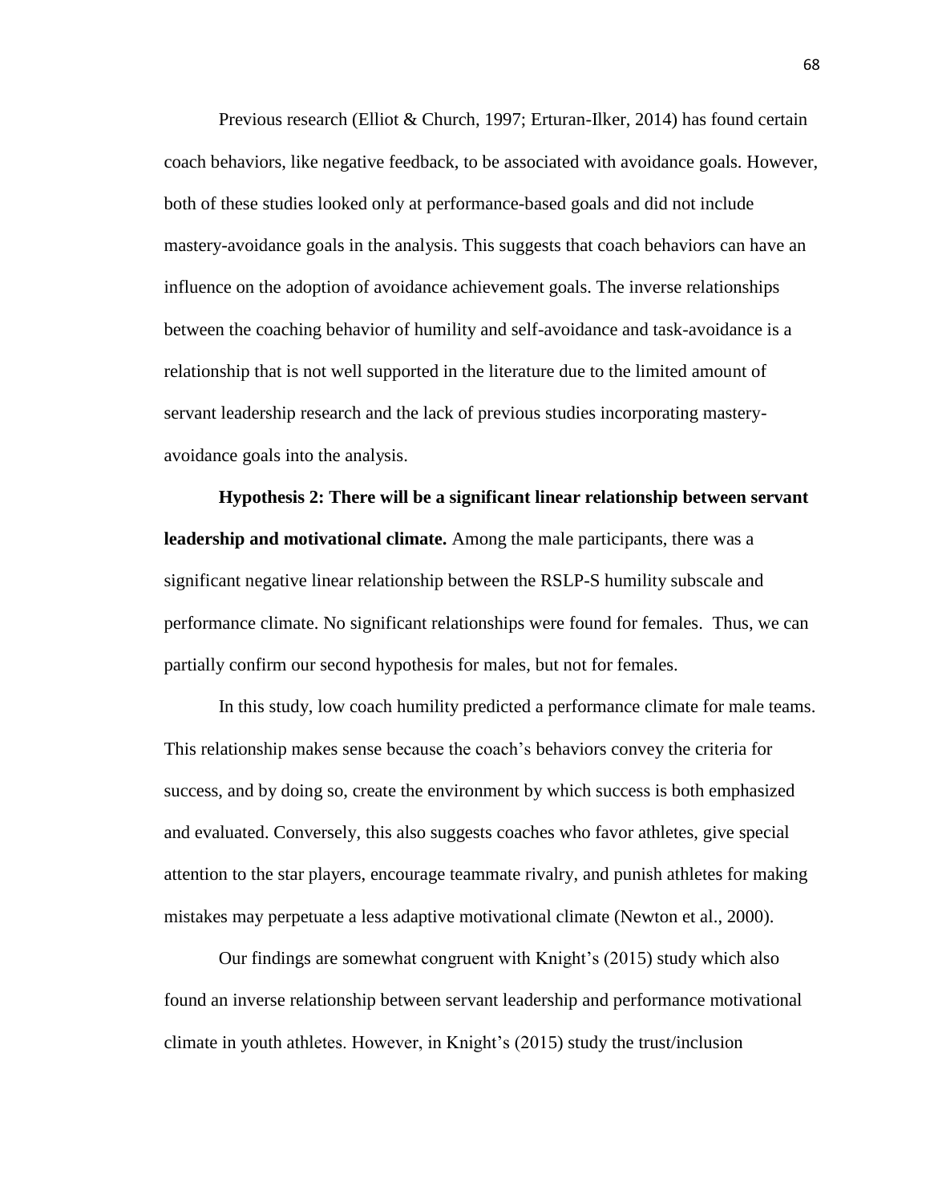Previous research (Elliot & Church, 1997; Erturan-Ilker, 2014) has found certain coach behaviors, like negative feedback, to be associated with avoidance goals. However, both of these studies looked only at performance-based goals and did not include mastery-avoidance goals in the analysis. This suggests that coach behaviors can have an influence on the adoption of avoidance achievement goals. The inverse relationships between the coaching behavior of humility and self-avoidance and task-avoidance is a relationship that is not well supported in the literature due to the limited amount of servant leadership research and the lack of previous studies incorporating mastery-avoidance goals into the analysis.

**Hypothesis 2: There will be a significant linear relationship between servant leadership and motivational climate.** Among the male participants, there was a significant negative linear relationship between the RSLP-S humility subscale and performance climate. No significant relationships were found for females. Thus, we can partially confirm our second hypothesis for males, but not for females.

In this study, low coach humility predicted a performance climate for male teams. This relationship makes sense because the coach's behaviors convey the criteria for success, and by doing so, create the environment by which success is both emphasized and evaluated. Conversely, this also suggests coaches who favor athletes, give special attention to the star players, encourage teammate rivalry, and punish athletes for making mistakes may perpetuate a less adaptive motivational climate (Newton et al., 2000).

Our findings are somewhat congruent with Knight's (2015) study which also found an inverse relationship between servant leadership and performance motivational climate in youth athletes. However, in Knight's (2015) study the trust/inclusion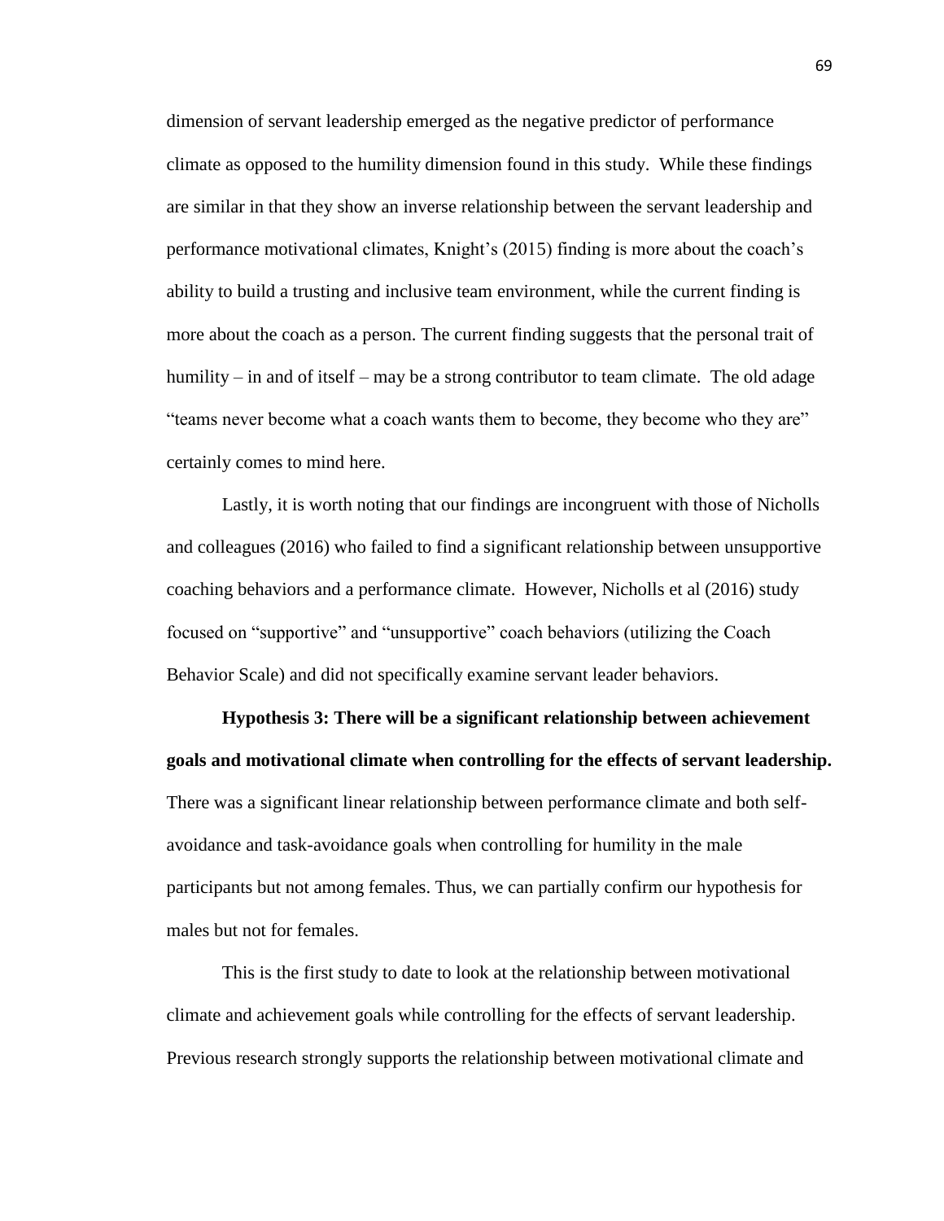dimension of servant leadership emerged as the negative predictor of performance climate as opposed to the humility dimension found in this study. While these findings are similar in that they show an inverse relationship between the servant leadership and performance motivational climates, Knight's (2015) finding is more about the coach's ability to build a trusting and inclusive team environment, while the current finding is more about the coach as a person. The current finding suggests that the personal trait of humility – in and of itself – may be a strong contributor to team climate. The old adage "teams never become what a coach wants them to become, they become who they are" certainly comes to mind here.

Lastly, it is worth noting that our findings are incongruent with those of Nicholls and colleagues (2016) who failed to find a significant relationship between unsupportive coaching behaviors and a performance climate. However, Nicholls et al (2016) study focused on "supportive" and "unsupportive" coach behaviors (utilizing the Coach Behavior Scale) and did not specifically examine servant leader behaviors.

**Hypothesis 3: There will be a significant relationship between achievement goals and motivational climate when controlling for the effects of servant leadership.** There was a significant linear relationship between performance climate and both self-avoidance and task-avoidance goals when controlling for humility in the male participants but not among females. Thus, we can partially confirm our hypothesis for males but not for females.

This is the first study to date to look at the relationship between motivational climate and achievement goals while controlling for the effects of servant leadership. Previous research strongly supports the relationship between motivational climate and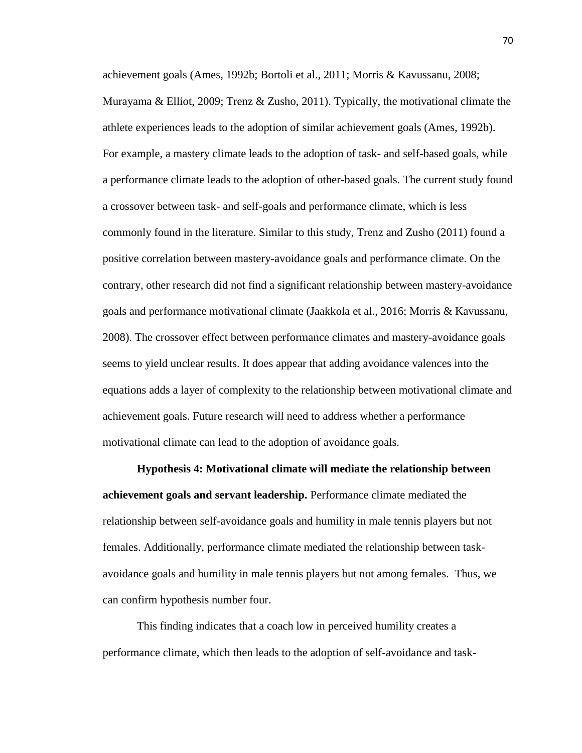achievement goals (Ames, 1992b; Bortoli et al., 2011; Morris & Kavussanu, 2008; Murayama & Elliot, 2009; Trenz & Zusho, 2011). Typically, the motivational climate the athlete experiences leads to the adoption of similar achievement goals (Ames, 1992b). For example, a mastery climate leads to the adoption of task- and self-based goals, while a performance climate leads to the adoption of other-based goals. The current study found a crossover between task- and self-goals and performance climate, which is less commonly found in the literature. Similar to this study, Trenz and Zusho (2011) found a positive correlation between mastery-avoidance goals and performance climate. On the contrary, other research did not find a significant relationship between mastery-avoidance goals and performance motivational climate (Jaakkola et al., 2016; Morris & Kavussanu, 2008). The crossover effect between performance climates and mastery-avoidance goals seems to yield unclear results. It does appear that adding avoidance valences into the equations adds a layer of complexity to the relationship between motivational climate and achievement goals. Future research will need to address whether a performance motivational climate can lead to the adoption of avoidance goals.

**Hypothesis 4: Motivational climate will mediate the relationship between achievement goals and servant leadership.** Performance climate mediated the relationship between self-avoidance goals and humility in male tennis players but not females. Additionally, performance climate mediated the relationship between task-avoidance goals and humility in male tennis players but not among females. Thus, we can confirm hypothesis number four.

This finding indicates that a coach low in perceived humility creates a performance climate, which then leads to the adoption of self-avoidance and task-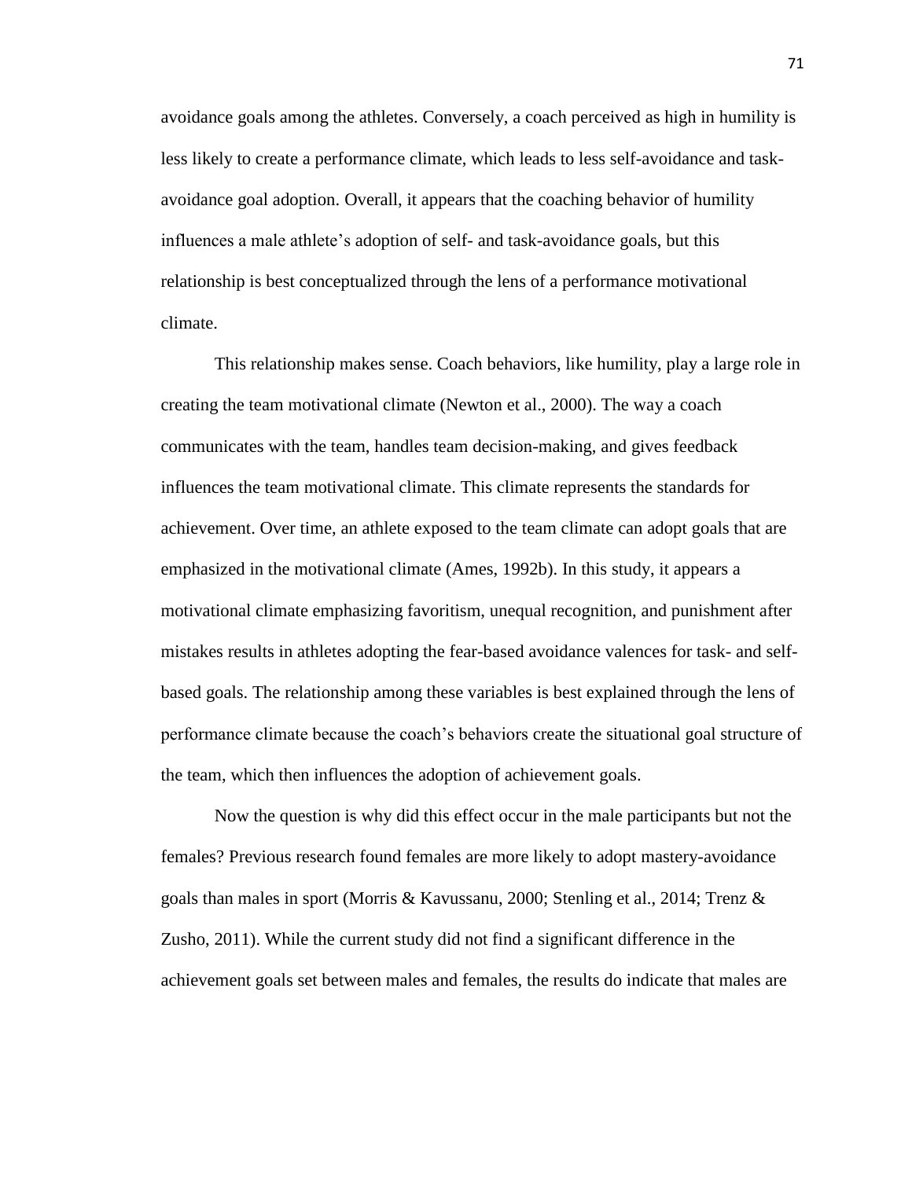avoidance goals among the athletes. Conversely, a coach perceived as high in humility is less likely to create a performance climate, which leads to less self-avoidance and task-avoidance goal adoption. Overall, it appears that the coaching behavior of humility influences a male athlete's adoption of self- and task-avoidance goals, but this relationship is best conceptualized through the lens of a performance motivational climate.

This relationship makes sense. Coach behaviors, like humility, play a large role in creating the team motivational climate (Newton et al., 2000). The way a coach communicates with the team, handles team decision-making, and gives feedback influences the team motivational climate. This climate represents the standards for achievement. Over time, an athlete exposed to the team climate can adopt goals that are emphasized in the motivational climate (Ames, 1992b). In this study, it appears a motivational climate emphasizing favoritism, unequal recognition, and punishment after mistakes results in athletes adopting the fear-based avoidance valences for task- and self-based goals. The relationship among these variables is best explained through the lens of performance climate because the coach's behaviors create the situational goal structure of the team, which then influences the adoption of achievement goals.

Now the question is why did this effect occur in the male participants but not the females? Previous research found females are more likely to adopt mastery-avoidance goals than males in sport (Morris & Kavussanu, 2000; Stenling et al., 2014; Trenz & Zusho, 2011). While the current study did not find a significant difference in the achievement goals set between males and females, the results do indicate that males are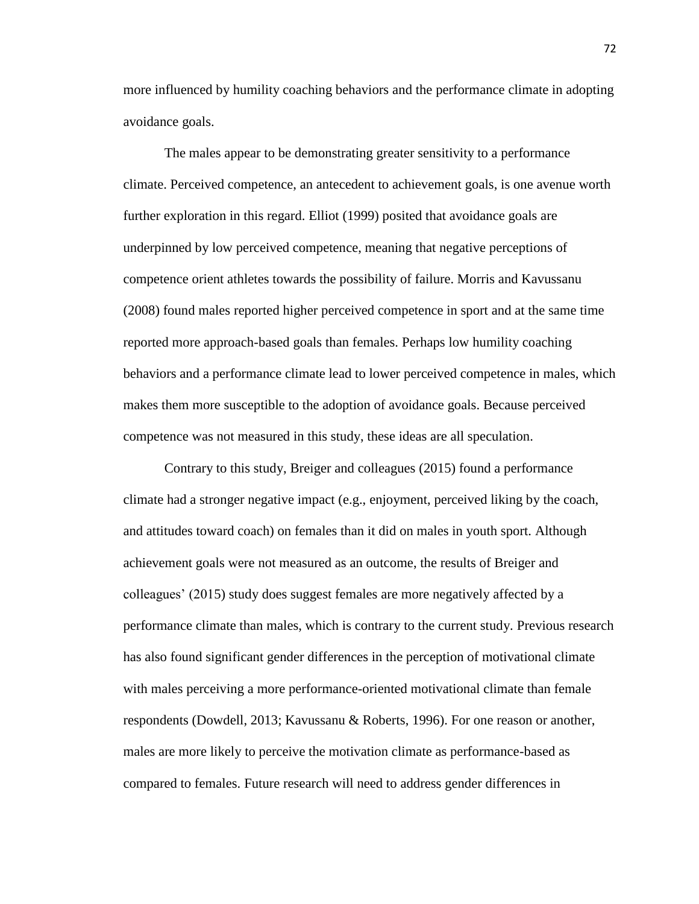more influenced by humility coaching behaviors and the performance climate in adopting avoidance goals.

The males appear to be demonstrating greater sensitivity to a performance climate. Perceived competence, an antecedent to achievement goals, is one avenue worth further exploration in this regard. Elliot (1999) posited that avoidance goals are underpinned by low perceived competence, meaning that negative perceptions of competence orient athletes towards the possibility of failure. Morris and Kavussanu (2008) found males reported higher perceived competence in sport and at the same time reported more approach-based goals than females. Perhaps low humility coaching behaviors and a performance climate lead to lower perceived competence in males, which makes them more susceptible to the adoption of avoidance goals. Because perceived competence was not measured in this study, these ideas are all speculation.

Contrary to this study, Breiger and colleagues (2015) found a performance climate had a stronger negative impact (e.g., enjoyment, perceived liking by the coach, and attitudes toward coach) on females than it did on males in youth sport. Although achievement goals were not measured as an outcome, the results of Breiger and colleagues' (2015) study does suggest females are more negatively affected by a performance climate than males, which is contrary to the current study. Previous research has also found significant gender differences in the perception of motivational climate with males perceiving a more performance-oriented motivational climate than female respondents (Dowdell, 2013; Kavussanu & Roberts, 1996). For one reason or another, males are more likely to perceive the motivation climate as performance-based as compared to females. Future research will need to address gender differences in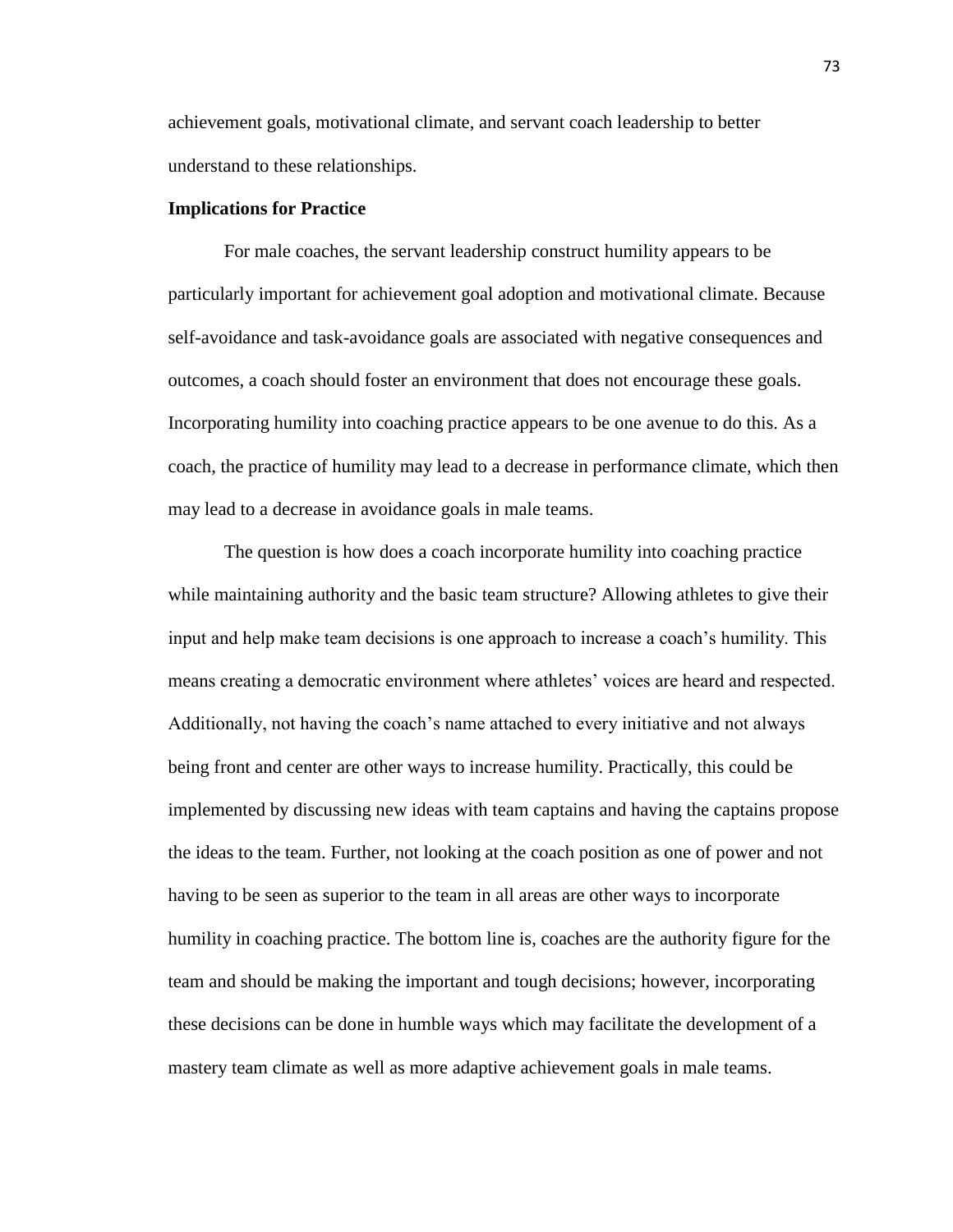achievement goals, motivational climate, and servant coach leadership to better understand to these relationships.

**Implications for Practice**

For male coaches, the servant leadership construct humility appears to be particularly important for achievement goal adoption and motivational climate. Because self-avoidance and task-avoidance goals are associated with negative consequences and outcomes, a coach should foster an environment that does not encourage these goals. Incorporating humility into coaching practice appears to be one avenue to do this. As a coach, the practice of humility may lead to a decrease in performance climate, which then may lead to a decrease in avoidance goals in male teams.

The question is how does a coach incorporate humility into coaching practice while maintaining authority and the basic team structure? Allowing athletes to give their input and help make team decisions is one approach to increase a coach's humility. This means creating a democratic environment where athletes' voices are heard and respected. Additionally, not having the coach's name attached to every initiative and not always being front and center are other ways to increase humility. Practically, this could be implemented by discussing new ideas with team captains and having the captains propose the ideas to the team. Further, not looking at the coach position as one of power and not having to be seen as superior to the team in all areas are other ways to incorporate humility in coaching practice. The bottom line is, coaches are the authority figure for the team and should be making the important and tough decisions; however, incorporating these decisions can be done in humble ways which may facilitate the development of a mastery team climate as well as more adaptive achievement goals in male teams.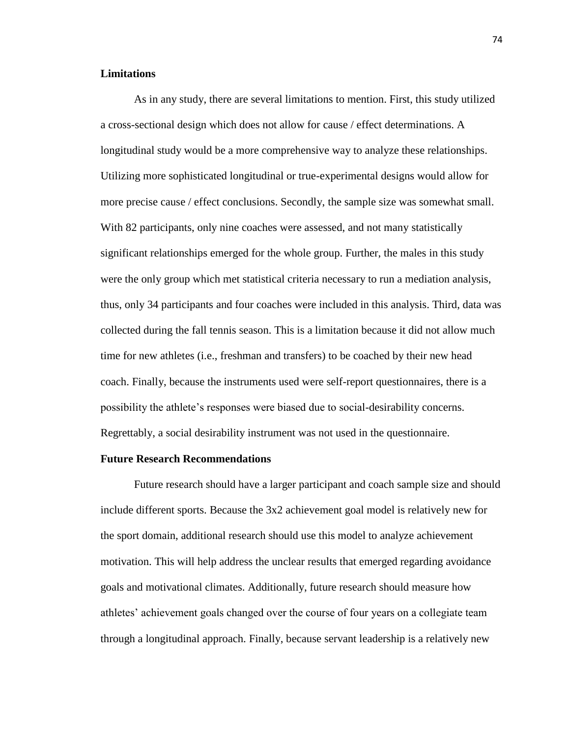## Limitations

As in any study, there are several limitations to mention. First, this study utilized a cross-sectional design which does not allow for cause / effect determinations. A longitudinal study would be a more comprehensive way to analyze these relationships. Utilizing more sophisticated longitudinal or true-experimental designs would allow for more precise cause / effect conclusions. Secondly, the sample size was somewhat small. With 82 participants, only nine coaches were assessed, and not many statistically significant relationships emerged for the whole group. Further, the males in this study were the only group which met statistical criteria necessary to run a mediation analysis, thus, only 34 participants and four coaches were included in this analysis. Third, data was collected during the fall tennis season. This is a limitation because it did not allow much time for new athletes (i.e., freshman and transfers) to be coached by their new head coach. Finally, because the instruments used were self-report questionnaires, there is a possibility the athlete's responses were biased due to social-desirability concerns. Regrettably, a social desirability instrument was not used in the questionnaire.

## Future Research Recommendations

Future research should have a larger participant and coach sample size and should include different sports. Because the 3x2 achievement goal model is relatively new for the sport domain, additional research should use this model to analyze achievement motivation. This will help address the unclear results that emerged regarding avoidance goals and motivational climates. Additionally, future research should measure how athletes' achievement goals changed over the course of four years on a collegiate team through a longitudinal approach. Finally, because servant leadership is a relatively new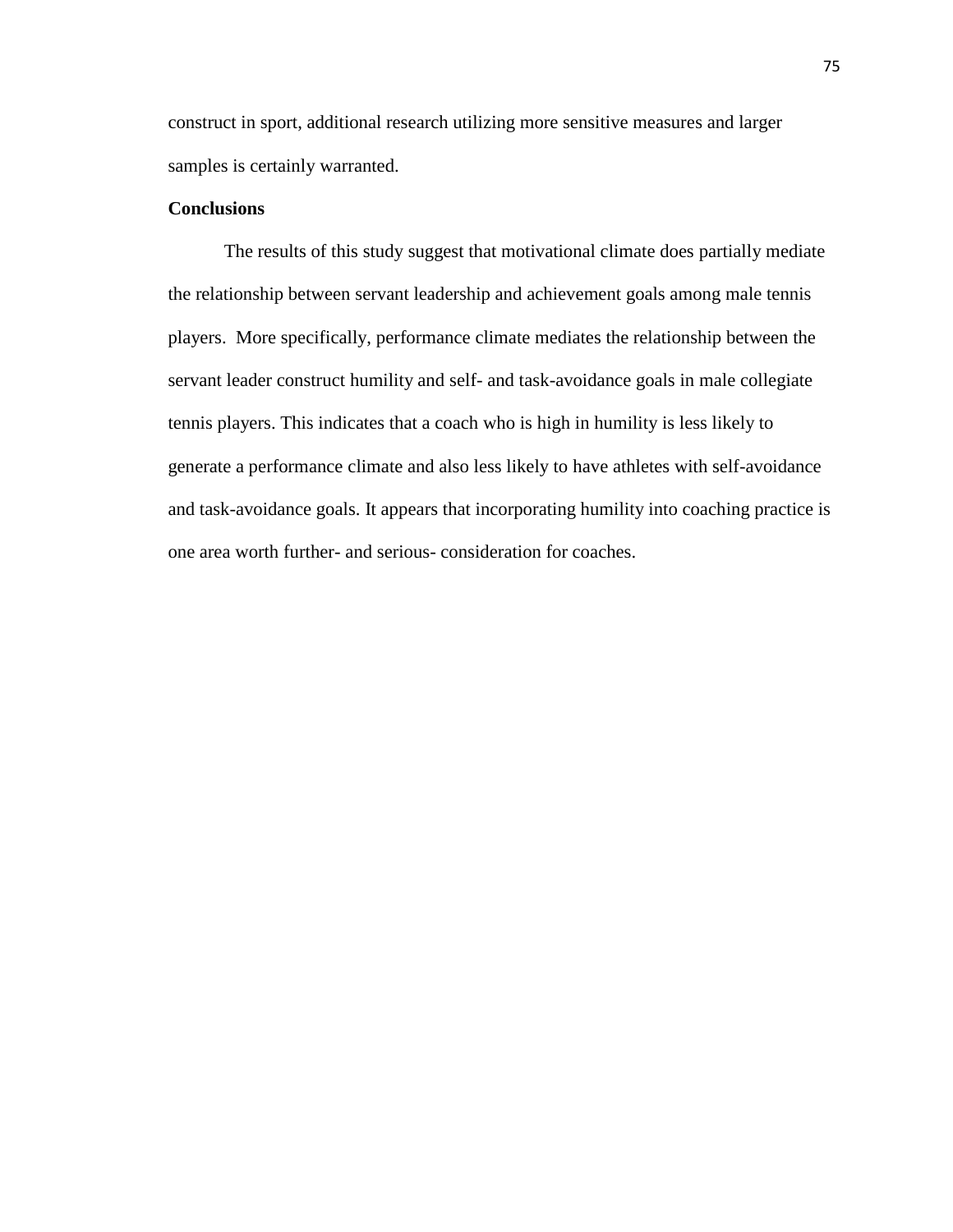construct in sport, additional research utilizing more sensitive measures and larger samples is certainly warranted.

**Conclusions**

The results of this study suggest that motivational climate does partially mediate the relationship between servant leadership and achievement goals among male tennis players. More specifically, performance climate mediates the relationship between the servant leader construct humility and self- and task-avoidance goals in male collegiate tennis players. This indicates that a coach who is high in humility is less likely to generate a performance climate and also less likely to have athletes with self-avoidance and task-avoidance goals. It appears that incorporating humility into coaching practice is one area worth further- and serious- consideration for coaches.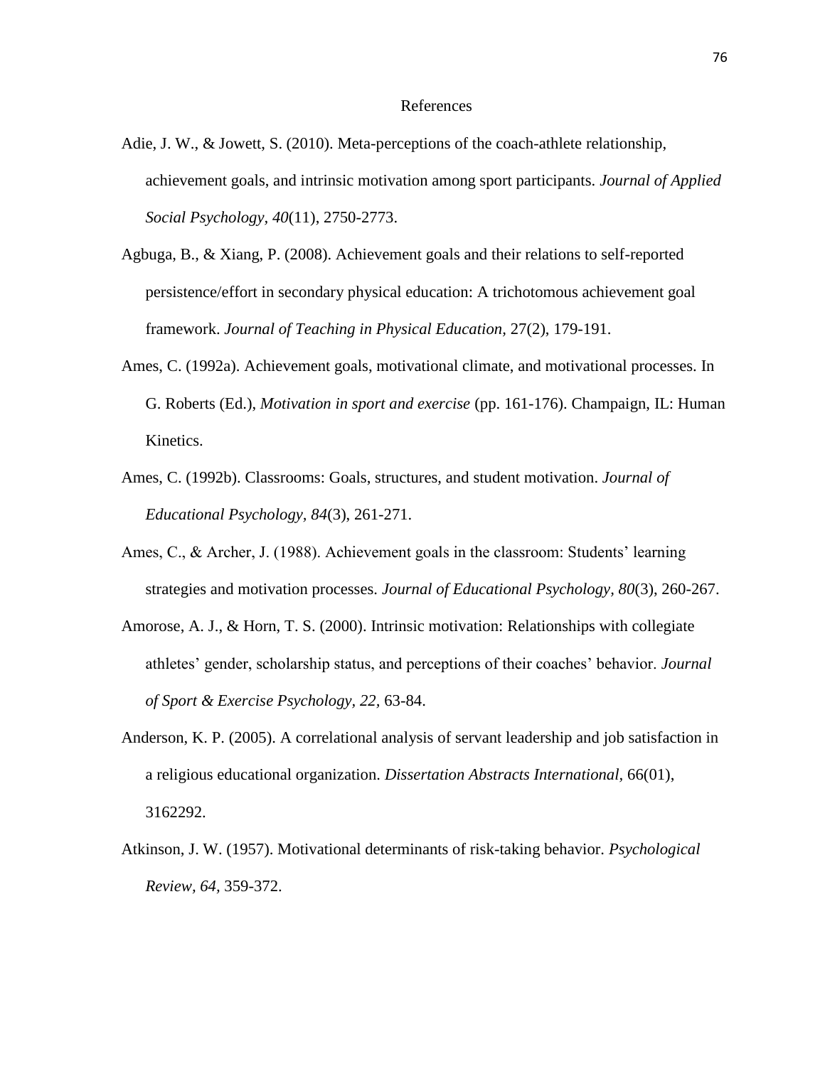# References

Adie, J. W., & Jowett, S. (2010). Meta-perceptions of the coach-athlete relationship, achievement goals, and intrinsic motivation among sport participants. *Journal of Applied Social Psychology, 40*(11), 2750-2773.

Agbuga, B., & Xiang, P. (2008). Achievement goals and their relations to self-reported persistence/effort in secondary physical education: A trichotomous achievement goal framework. *Journal of Teaching in Physical Education*, 27(2), 179-191.

Ames, C. (1992a). Achievement goals, motivational climate, and motivational processes. In G. Roberts (Ed.), *Motivation in sport and exercise* (pp. 161-176). Champaign, IL: Human Kinetics.

Ames, C. (1992b). Classrooms: Goals, structures, and student motivation. *Journal of Educational Psychology, 84*(3), 261-271.

Ames, C., & Archer, J. (1988). Achievement goals in the classroom: Students' learning strategies and motivation processes. *Journal of Educational Psychology, 80*(3), 260-267.

Amorose, A. J., & Horn, T. S. (2000). Intrinsic motivation: Relationships with collegiate athletes' gender, scholarship status, and perceptions of their coaches' behavior. *Journal of Sport & Exercise Psychology, 22,* 63-84.

Anderson, K. P. (2005). A correlational analysis of servant leadership and job satisfaction in a religious educational organization. *Dissertation Abstracts International,* 66(01), 3162292.

Atkinson, J. W. (1957). Motivational determinants of risk-taking behavior. *Psychological Review, 64*, 359-372.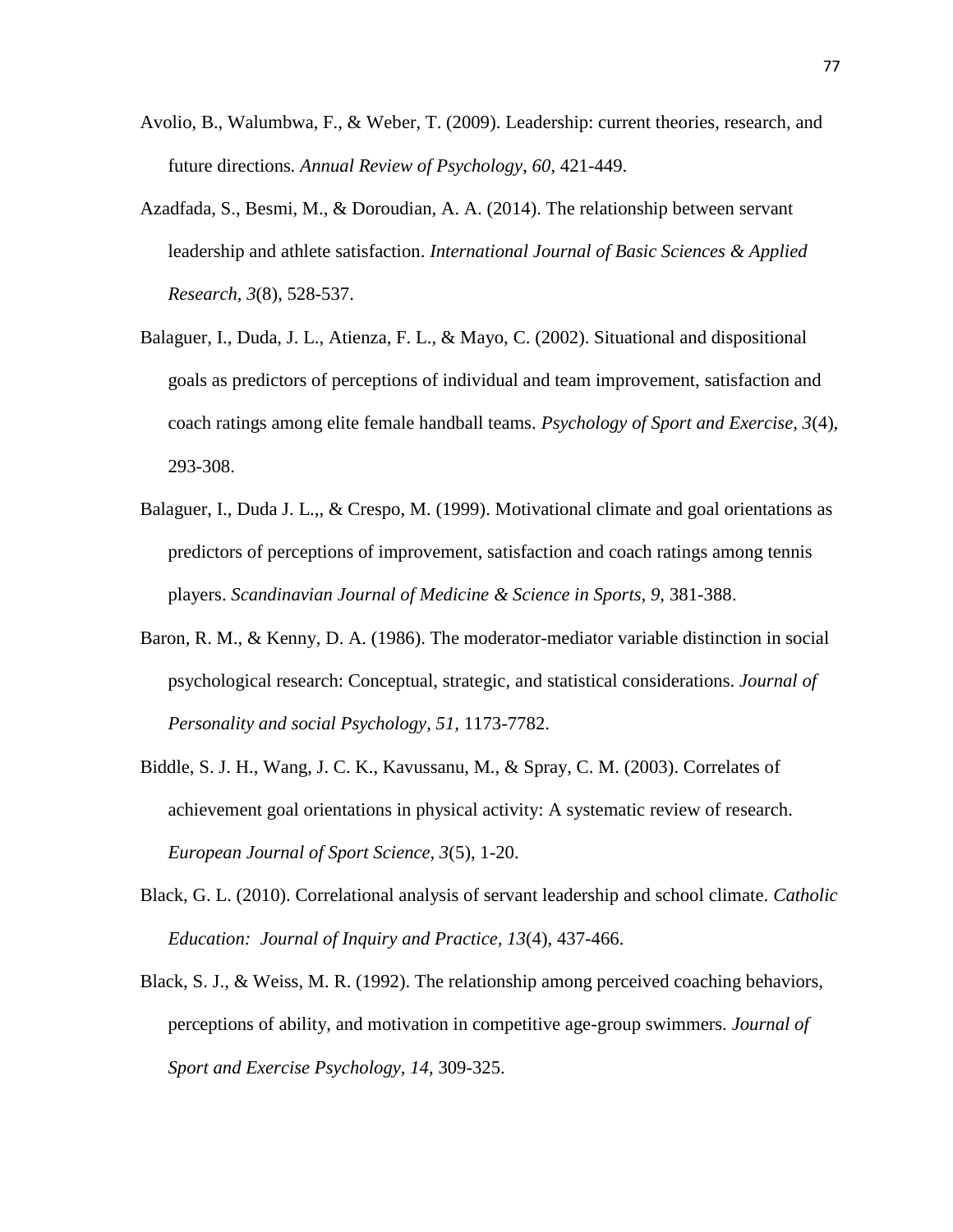Avolio, B., Walumbwa, F., & Weber, T. (2009). Leadership: current theories, research, and future directions*. Annual Review of Psychology, 60*, 421-449.

Azadfada, S., Besmi, M., & Doroudian, A. A. (2014). The relationship between servant leadership and athlete satisfaction. *International Journal of Basic Sciences & Applied Research, 3*(8), 528-537.

Balaguer, I., Duda, J. L., Atienza, F. L., & Mayo, C. (2002). Situational and dispositional goals as predictors of perceptions of individual and team improvement, satisfaction and coach ratings among elite female handball teams. *Psychology of Sport and Exercise, 3*(4), 293-308.

Balaguer, I., Duda J. L.,, & Crespo, M. (1999). Motivational climate and goal orientations as predictors of perceptions of improvement, satisfaction and coach ratings among tennis players. *Scandinavian Journal of Medicine & Science in Sports, 9,* 381-388.

Baron, R. M., & Kenny, D. A. (1986). The moderator-mediator variable distinction in social psychological research: Conceptual, strategic, and statistical considerations. *Journal of Personality and social Psychology, 51,* 1173-7782.

Biddle, S. J. H., Wang, J. C. K., Kavussanu, M., & Spray, C. M. (2003). Correlates of achievement goal orientations in physical activity: A systematic review of research. *European Journal of Sport Science, 3*(5), 1-20.

Black, G. L. (2010). Correlational analysis of servant leadership and school climate. *Catholic Education: Journal of Inquiry and Practice, 13*(4), 437-466.

Black, S. J., & Weiss, M. R. (1992). The relationship among perceived coaching behaviors, perceptions of ability, and motivation in competitive age-group swimmers. *Journal of Sport and Exercise Psychology, 14,* 309-325.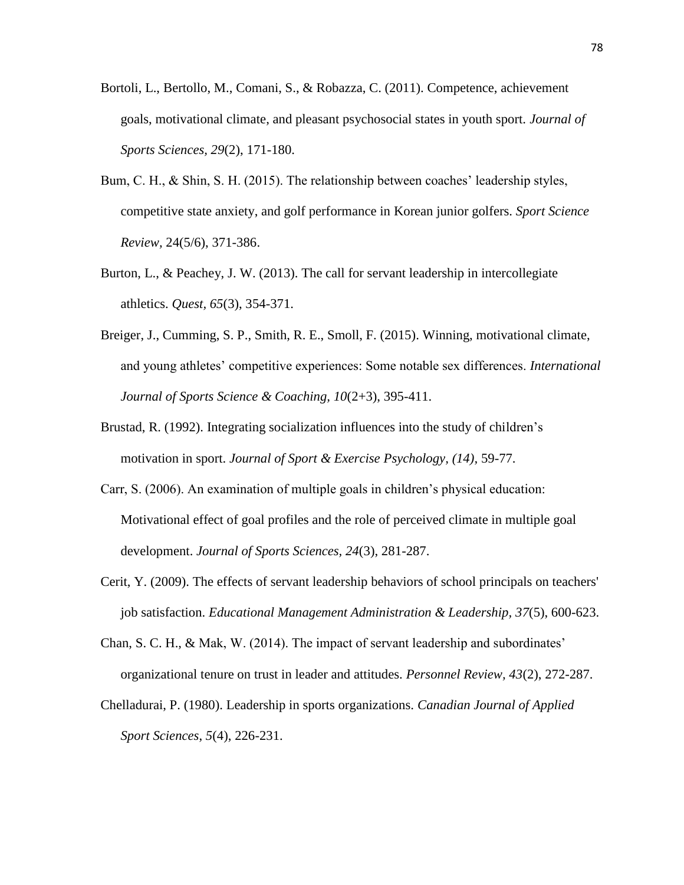Bortoli, L., Bertollo, M., Comani, S., & Robazza, C. (2011). Competence, achievement goals, motivational climate, and pleasant psychosocial states in youth sport. *Journal of Sports Sciences, 29*(2), 171-180.

Bum, C. H., & Shin, S. H. (2015). The relationship between coaches' leadership styles, competitive state anxiety, and golf performance in Korean junior golfers. *Sport Science Review*, 24(5/6), 371-386.

Burton, L., & Peachey, J. W. (2013). The call for servant leadership in intercollegiate athletics. *Quest, 65*(3), 354-371.

Breiger, J., Cumming, S. P., Smith, R. E., Smoll, F. (2015). Winning, motivational climate, and young athletes' competitive experiences: Some notable sex differences. *International Journal of Sports Science & Coaching, 10*(2+3), 395-411.

Brustad, R. (1992). Integrating socialization influences into the study of children's motivation in sport. *Journal of Sport & Exercise Psychology, (14),* 59-77.

Carr, S. (2006). An examination of multiple goals in children's physical education: Motivational effect of goal profiles and the role of perceived climate in multiple goal development. *Journal of Sports Sciences, 24*(3), 281-287.

Cerit, Y. (2009). The effects of servant leadership behaviors of school principals on teachers' job satisfaction. *Educational Management Administration & Leadership, 37*(5), 600-623.

Chan, S. C. H., & Mak, W. (2014). The impact of servant leadership and subordinates' organizational tenure on trust in leader and attitudes. *Personnel Review, 43*(2), 272-287.

Chelladurai, P. (1980). Leadership in sports organizations. *Canadian Journal of Applied Sport Sciences*, *5*(4), 226-231.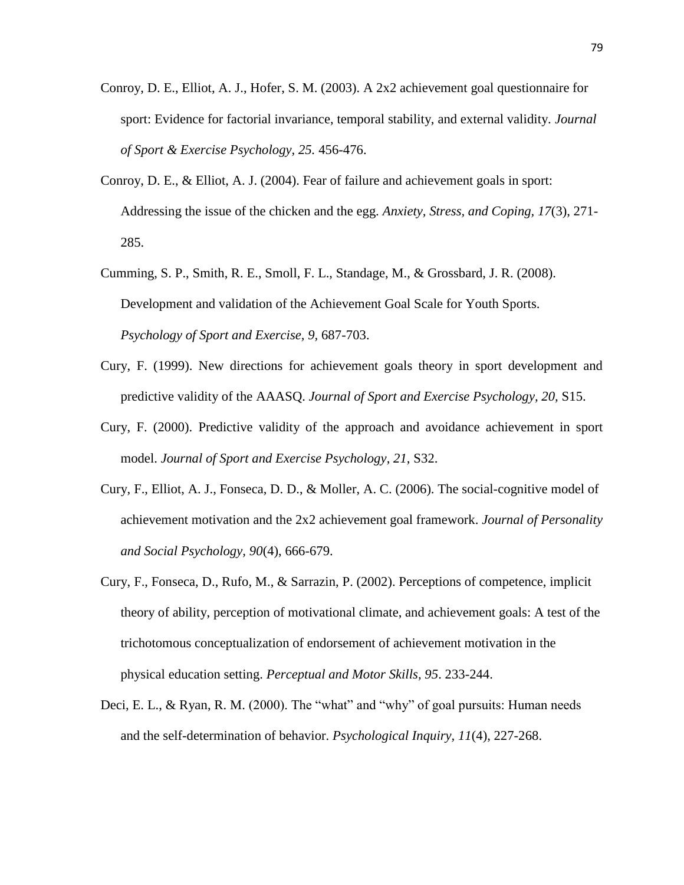Conroy, D. E., Elliot, A. J., Hofer, S. M. (2003). A 2x2 achievement goal questionnaire for sport: Evidence for factorial invariance, temporal stability, and external validity. *Journal of Sport & Exercise Psychology, 25.* 456-476.

Conroy, D. E., & Elliot, A. J. (2004). Fear of failure and achievement goals in sport: Addressing the issue of the chicken and the egg. *Anxiety, Stress, and Coping, 17*(3), 271-285.

Cumming, S. P., Smith, R. E., Smoll, F. L., Standage, M., & Grossbard, J. R. (2008). Development and validation of the Achievement Goal Scale for Youth Sports. *Psychology of Sport and Exercise, 9,* 687-703.

Cury, F. (1999). New directions for achievement goals theory in sport development and predictive validity of the AAASQ. *Journal of Sport and Exercise Psychology, 20,* S15.

Cury, F. (2000). Predictive validity of the approach and avoidance achievement in sport model. *Journal of Sport and Exercise Psychology, 21,* S32.

Cury, F., Elliot, A. J., Fonseca, D. D., & Moller, A. C. (2006). The social-cognitive model of achievement motivation and the 2x2 achievement goal framework. *Journal of Personality and Social Psychology, 90*(4), 666-679.

Cury, F., Fonseca, D., Rufo, M., & Sarrazin, P. (2002). Perceptions of competence, implicit theory of ability, perception of motivational climate, and achievement goals: A test of the trichotomous conceptualization of endorsement of achievement motivation in the physical education setting. *Perceptual and Motor Skills, 95*. 233-244.

Deci, E. L., & Ryan, R. M. (2000). The "what" and "why" of goal pursuits: Human needs and the self-determination of behavior. *Psychological Inquiry, 11*(4), 227-268.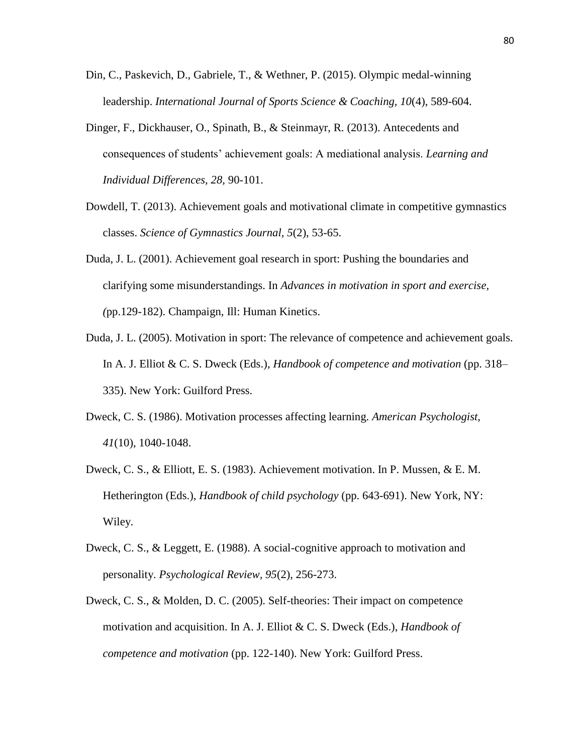Din, C., Paskevich, D., Gabriele, T., & Wethner, P. (2015). Olympic medal-winning leadership. *International Journal of Sports Science & Coaching, 10*(4), 589-604.

Dinger, F., Dickhauser, O., Spinath, B., & Steinmayr, R. (2013). Antecedents and consequences of students' achievement goals: A mediational analysis. *Learning and Individual Differences, 28,* 90-101.

Dowdell, T. (2013). Achievement goals and motivational climate in competitive gymnastics classes. *Science of Gymnastics Journal, 5*(2), 53-65.

Duda, J. L. (2001). Achievement goal research in sport: Pushing the boundaries and clarifying some misunderstandings. In *Advances in motivation in sport and exercise, (*pp.129-182). Champaign, Ill: Human Kinetics.

Duda, J. L. (2005). Motivation in sport: The relevance of competence and achievement goals. In A. J. Elliot & C. S. Dweck (Eds.), *Handbook of competence and motivation* (pp. 318–335). New York: Guilford Press.

Dweck, C. S. (1986). Motivation processes affecting learning. *American Psychologist, 41*(10), 1040-1048.

Dweck, C. S., & Elliott, E. S. (1983). Achievement motivation. In P. Mussen, & E. M. Hetherington (Eds.), *Handbook of child psychology* (pp. 643-691). New York, NY: Wiley.

Dweck, C. S., & Leggett, E. (1988). A social-cognitive approach to motivation and personality. *Psychological Review, 95*(2), 256-273.

Dweck, C. S., & Molden, D. C. (2005). Self-theories: Their impact on competence motivation and acquisition. In A. J. Elliot & C. S. Dweck (Eds.), *Handbook of competence and motivation* (pp. 122-140). New York: Guilford Press.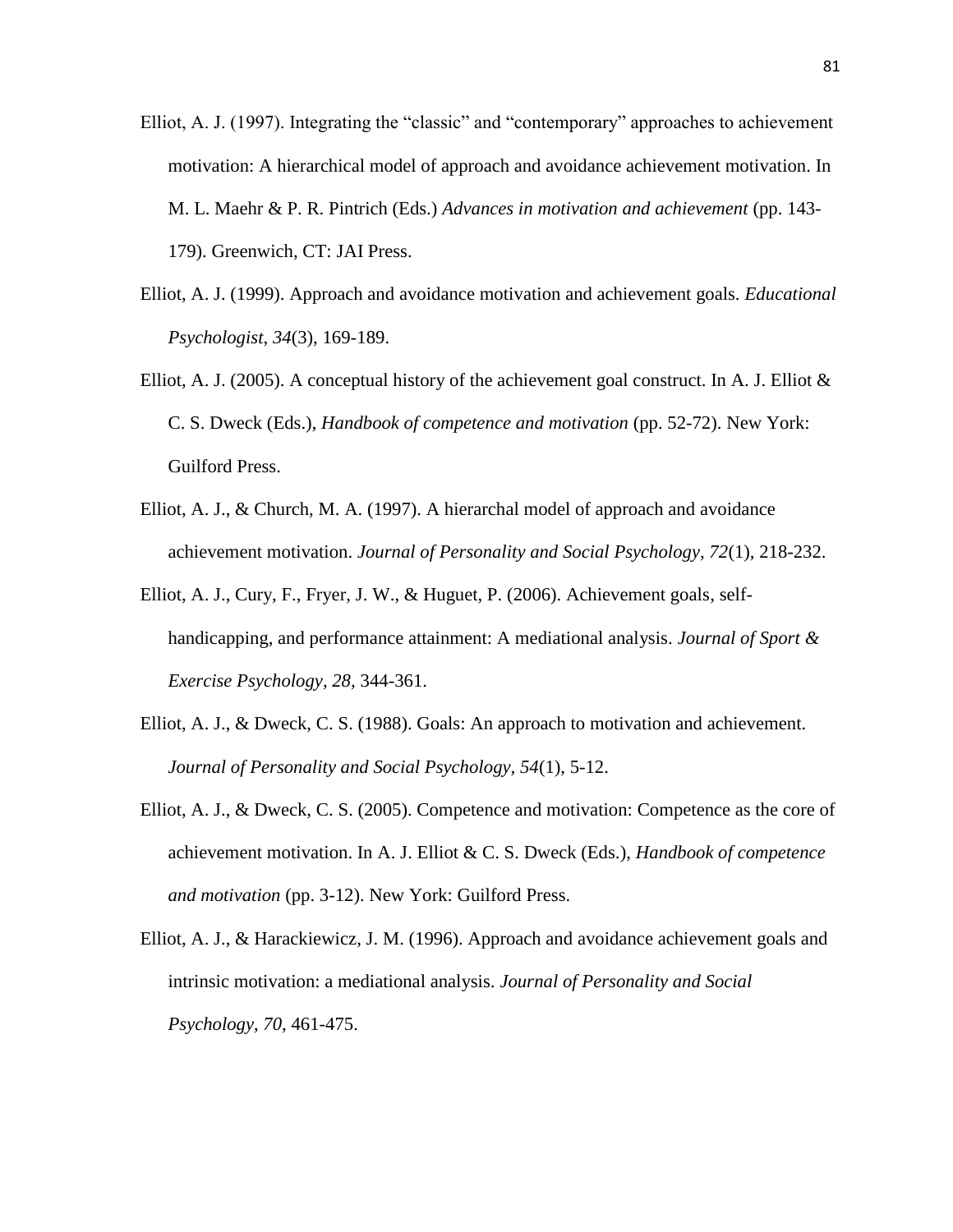Elliot, A. J. (1997). Integrating the "classic" and "contemporary" approaches to achievement motivation: A hierarchical model of approach and avoidance achievement motivation. In M. L. Maehr & P. R. Pintrich (Eds.) *Advances in motivation and achievement* (pp. 143-179). Greenwich, CT: JAI Press.

Elliot, A. J. (1999). Approach and avoidance motivation and achievement goals. *Educational Psychologist*, *34*(3), 169-189.

Elliot, A. J. (2005). A conceptual history of the achievement goal construct. In A. J. Elliot & C. S. Dweck (Eds.), *Handbook of competence and motivation* (pp. 52-72). New York: Guilford Press.

Elliot, A. J., & Church, M. A. (1997). A hierarchal model of approach and avoidance achievement motivation. *Journal of Personality and Social Psychology, 72*(1), 218-232.

Elliot, A. J., Cury, F., Fryer, J. W., & Huguet, P. (2006). Achievement goals, self-handicapping, and performance attainment: A mediational analysis. *Journal of Sport & Exercise Psychology, 28,* 344-361.

Elliot, A. J., & Dweck, C. S. (1988). Goals: An approach to motivation and achievement. *Journal of Personality and Social Psychology, 54*(1), 5-12.

Elliot, A. J., & Dweck, C. S. (2005). Competence and motivation: Competence as the core of achievement motivation. In A. J. Elliot & C. S. Dweck (Eds.), *Handbook of competence and motivation* (pp. 3-12). New York: Guilford Press.

Elliot, A. J., & Harackiewicz, J. M. (1996). Approach and avoidance achievement goals and intrinsic motivation: a mediational analysis. *Journal of Personality and Social Psychology*, *70*, 461-475.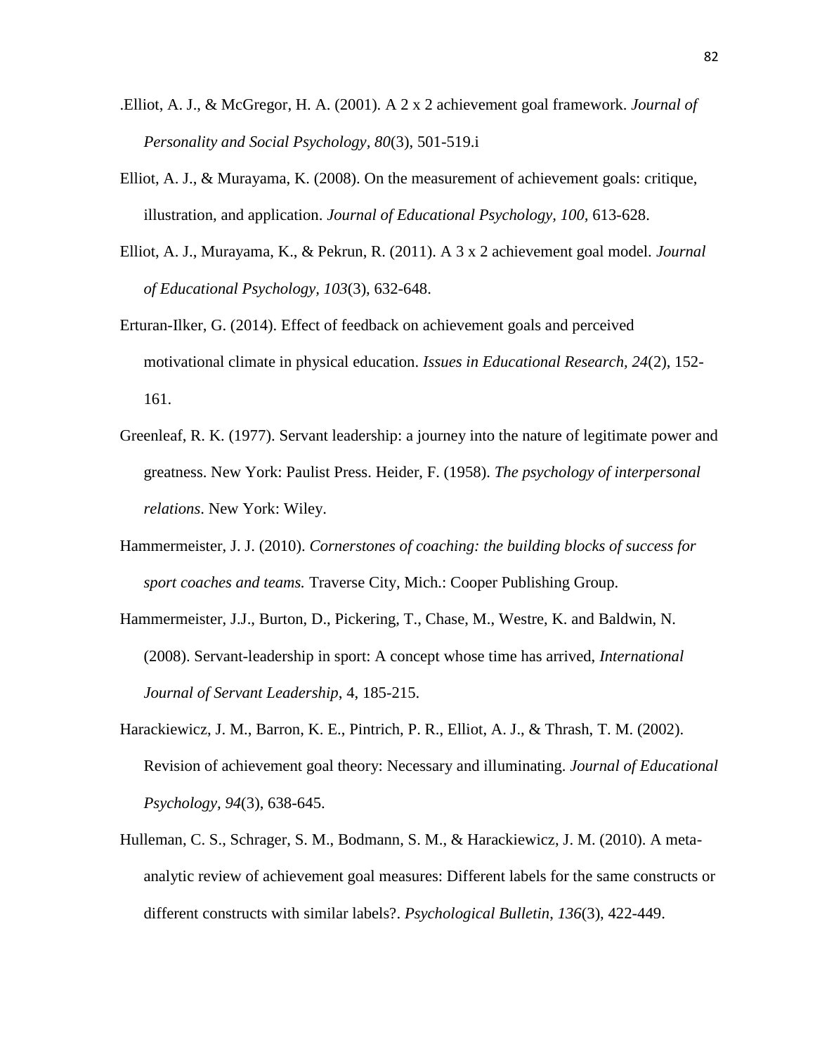.Elliot, A. J., & McGregor, H. A. (2001). A 2 x 2 achievement goal framework. *Journal of Personality and Social Psychology, 80*(3), 501-519.i

Elliot, A. J., & Murayama, K. (2008). On the measurement of achievement goals: critique, illustration, and application. *Journal of Educational Psychology, 100*, 613-628.

Elliot, A. J., Murayama, K., & Pekrun, R. (2011). A 3 x 2 achievement goal model. *Journal of Educational Psychology, 103*(3), 632-648.

Erturan-Ilker, G. (2014). Effect of feedback on achievement goals and perceived motivational climate in physical education. *Issues in Educational Research, 24*(2), 152-161.

Greenleaf, R. K. (1977). Servant leadership: a journey into the nature of legitimate power and greatness. New York: Paulist Press. Heider, F. (1958). *The psychology of interpersonal relations*. New York: Wiley.

Hammermeister, J. J. (2010). *Cornerstones of coaching: the building blocks of success for sport coaches and teams.* Traverse City, Mich.: Cooper Publishing Group.

Hammermeister, J.J., Burton, D., Pickering, T., Chase, M., Westre, K. and Baldwin, N. (2008). Servant-leadership in sport: A concept whose time has arrived, *International Journal of Servant Leadership*, 4, 185-215.

Harackiewicz, J. M., Barron, K. E., Pintrich, P. R., Elliot, A. J., & Thrash, T. M. (2002). Revision of achievement goal theory: Necessary and illuminating. *Journal of Educational Psychology, 94*(3), 638-645.

Hulleman, C. S., Schrager, S. M., Bodmann, S. M., & Harackiewicz, J. M. (2010). A meta-analytic review of achievement goal measures: Different labels for the same constructs or different constructs with similar labels?. *Psychological Bulletin*, *136*(3), 422-449.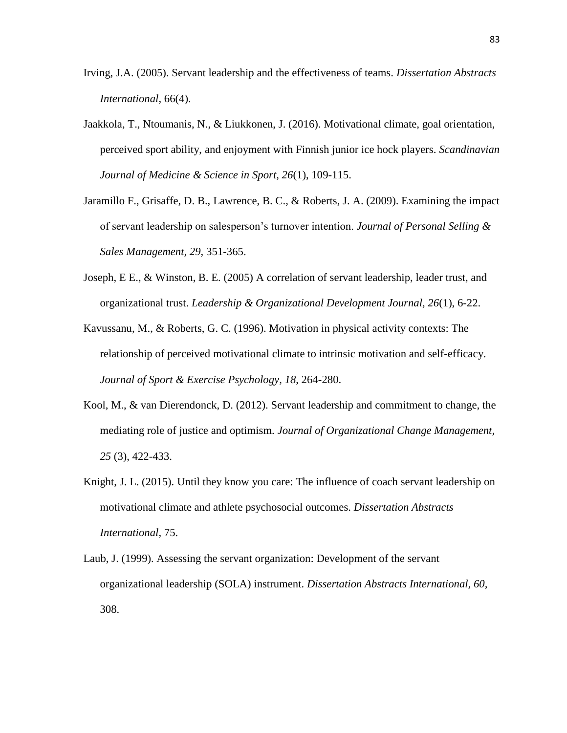Irving, J.A. (2005). Servant leadership and the effectiveness of teams. *Dissertation Abstracts International,* 66(4).

Jaakkola, T., Ntoumanis, N., & Liukkonen, J. (2016). Motivational climate, goal orientation, perceived sport ability, and enjoyment with Finnish junior ice hock players. *Scandinavian Journal of Medicine & Science in Sport, 26*(1), 109-115.

Jaramillo F., Grisaffe, D. B., Lawrence, B. C., & Roberts, J. A. (2009). Examining the impact of servant leadership on salesperson's turnover intention. *Journal of Personal Selling & Sales Management, 29,* 351-365.

Joseph, E E., & Winston, B. E. (2005) A correlation of servant leadership, leader trust, and organizational trust. *Leadership & Organizational Development Journal, 26*(1), 6-22.

Kavussanu, M., & Roberts, G. C. (1996). Motivation in physical activity contexts: The relationship of perceived motivational climate to intrinsic motivation and self-efficacy. *Journal of Sport & Exercise Psychology, 18,* 264-280.

Kool, M., & van Dierendonck, D. (2012). Servant leadership and commitment to change, the mediating role of justice and optimism. *Journal of Organizational Change Management, 25* (3), 422-433.

Knight, J. L. (2015). Until they know you care: The influence of coach servant leadership on motivational climate and athlete psychosocial outcomes. *Dissertation Abstracts International,* 75.

Laub, J. (1999). Assessing the servant organization: Development of the servant organizational leadership (SOLA) instrument. *Dissertation Abstracts International, 60,* 308.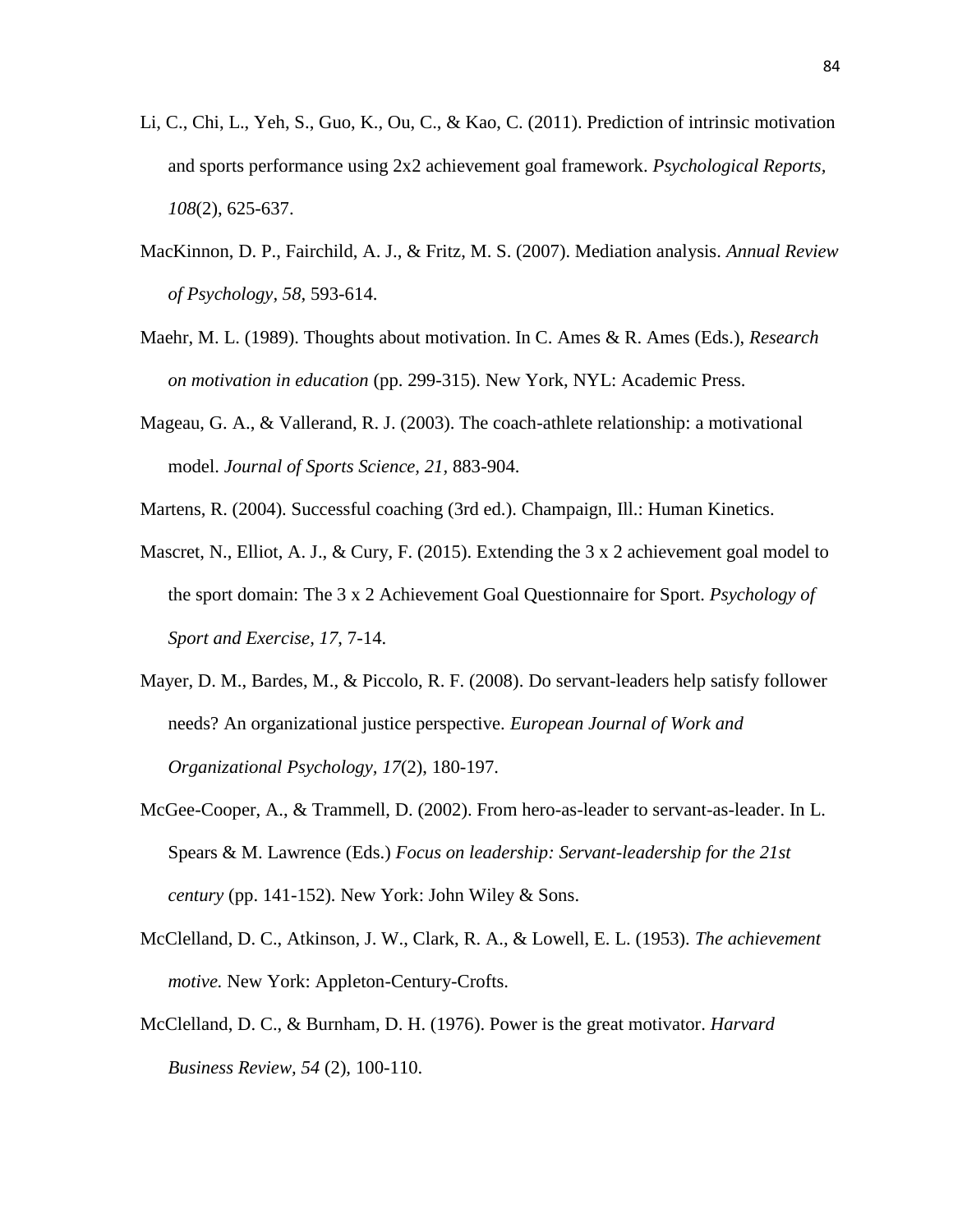Li, C., Chi, L., Yeh, S., Guo, K., Ou, C., & Kao, C. (2011). Prediction of intrinsic motivation and sports performance using 2x2 achievement goal framework. *Psychological Reports, 108*(2), 625-637.

MacKinnon, D. P., Fairchild, A. J., & Fritz, M. S. (2007). Mediation analysis. *Annual Review of Psychology, 58,* 593-614.

Maehr, M. L. (1989). Thoughts about motivation. In C. Ames & R. Ames (Eds.), *Research on motivation in education* (pp. 299-315). New York, NYL: Academic Press.

Mageau, G. A., & Vallerand, R. J. (2003). The coach-athlete relationship: a motivational model. *Journal of Sports Science, 21,* 883-904.

Martens, R. (2004). Successful coaching (3rd ed.). Champaign, Ill.: Human Kinetics.

Mascret, N., Elliot, A. J., & Cury, F. (2015). Extending the 3 x 2 achievement goal model to the sport domain: The 3 x 2 Achievement Goal Questionnaire for Sport. *Psychology of Sport and Exercise, 17,* 7-14.

Mayer, D. M., Bardes, M., & Piccolo, R. F. (2008). Do servant-leaders help satisfy follower needs? An organizational justice perspective. *European Journal of Work and Organizational Psychology, 17*(2), 180-197.

McGee-Cooper, A., & Trammell, D. (2002). From hero-as-leader to servant-as-leader. In L. Spears & M. Lawrence (Eds.) *Focus on leadership: Servant-leadership for the 21st century* (pp. 141-152). New York: John Wiley & Sons.

McClelland, D. C., Atkinson, J. W., Clark, R. A., & Lowell, E. L. (1953). *The achievement motive.* New York: Appleton-Century-Crofts.

McClelland, D. C., & Burnham, D. H. (1976). Power is the great motivator. *Harvard Business Review, 54* (2), 100-110.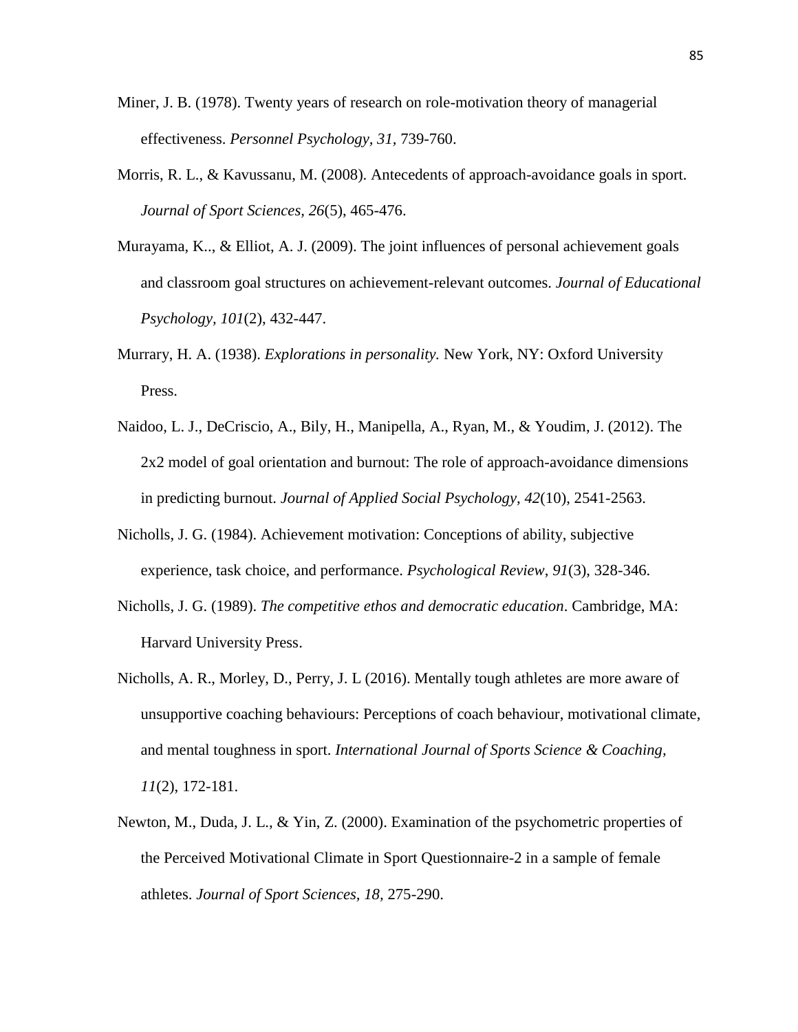Miner, J. B. (1978). Twenty years of research on role-motivation theory of managerial effectiveness. *Personnel Psychology, 31*, 739-760.

Morris, R. L., & Kavussanu, M. (2008). Antecedents of approach-avoidance goals in sport. *Journal of Sport Sciences, 26*(5), 465-476.

Murayama, K.., & Elliot, A. J. (2009). The joint influences of personal achievement goals and classroom goal structures on achievement-relevant outcomes. *Journal of Educational Psychology, 101*(2), 432-447.

Murrary, H. A. (1938). *Explorations in personality.* New York, NY: Oxford University Press.

Naidoo, L. J., DeCriscio, A., Bily, H., Manipella, A., Ryan, M., & Youdim, J. (2012). The 2x2 model of goal orientation and burnout: The role of approach-avoidance dimensions in predicting burnout. *Journal of Applied Social Psychology, 42*(10), 2541-2563.

Nicholls, J. G. (1984). Achievement motivation: Conceptions of ability, subjective experience, task choice, and performance. *Psychological Review*, *91*(3), 328-346.

Nicholls, J. G. (1989). *The competitive ethos and democratic education*. Cambridge, MA: Harvard University Press.

Nicholls, A. R., Morley, D., Perry, J. L (2016). Mentally tough athletes are more aware of unsupportive coaching behaviours: Perceptions of coach behaviour, motivational climate, and mental toughness in sport. *International Journal of Sports Science & Coaching, 11*(2), 172-181.

Newton, M., Duda, J. L., & Yin, Z. (2000). Examination of the psychometric properties of the Perceived Motivational Climate in Sport Questionnaire-2 in a sample of female athletes. *Journal of Sport Sciences, 18,* 275-290.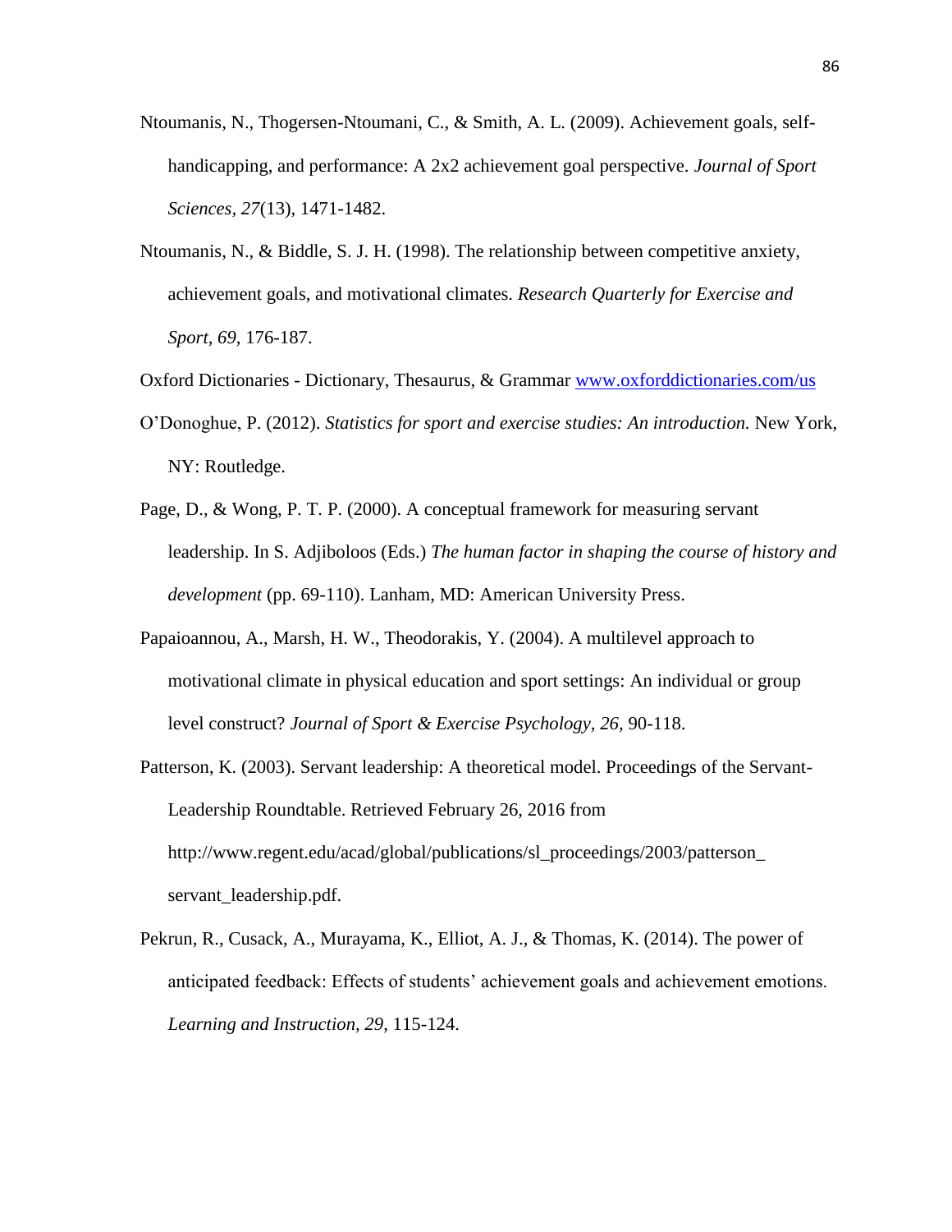Ntoumanis, N., Thogersen-Ntoumani, C., & Smith, A. L. (2009). Achievement goals, self-handicapping, and performance: A 2x2 achievement goal perspective. *Journal of Sport Sciences*, *27*(13), 1471-1482.

Ntoumanis, N., & Biddle, S. J. H. (1998). The relationship between competitive anxiety, achievement goals, and motivational climates. *Research Quarterly for Exercise and Sport, 69,* 176-187.

Oxford Dictionaries - Dictionary, Thesaurus, & Grammar [www.oxforddictionaries.com/us](www.oxforddictionaries.com/us)

O'Donoghue, P. (2012). *Statistics for sport and exercise studies: An introduction.* New York, NY: Routledge.

Page, D., & Wong, P. T. P. (2000). A conceptual framework for measuring servant leadership. In S. Adjiboloos (Eds.) *The human factor in shaping the course of history and development* (pp. 69-110). Lanham, MD: American University Press.

Papaioannou, A., Marsh, H. W., Theodorakis, Y. (2004). A multilevel approach to motivational climate in physical education and sport settings: An individual or group level construct? *Journal of Sport & Exercise Psychology*, *26,* 90-118.

Patterson, K. (2003). Servant leadership: A theoretical model. Proceedings of the Servant-Leadership Roundtable. Retrieved February 26, 2016 from http://www.regent.edu/acad/global/publications/sl_proceedings/2003/patterson_servant_leadership.pdf.

Pekrun, R., Cusack, A., Murayama, K., Elliot, A. J., & Thomas, K. (2014). The power of anticipated feedback: Effects of students' achievement goals and achievement emotions. *Learning and Instruction, 29*, 115-124.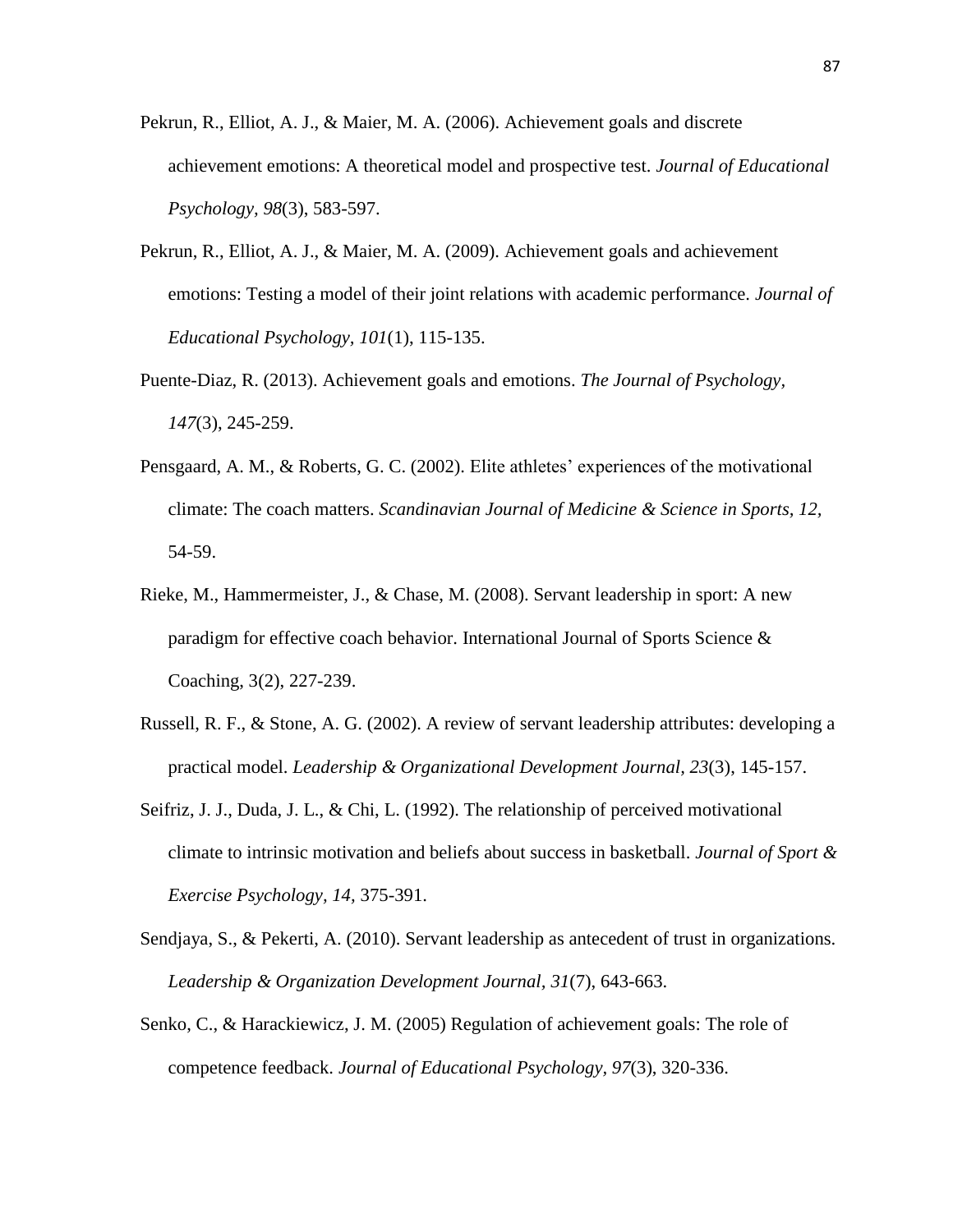Pekrun, R., Elliot, A. J., & Maier, M. A. (2006). Achievement goals and discrete achievement emotions: A theoretical model and prospective test. *Journal of Educational Psychology, 98*(3), 583-597.

Pekrun, R., Elliot, A. J., & Maier, M. A. (2009). Achievement goals and achievement emotions: Testing a model of their joint relations with academic performance. *Journal of Educational Psychology, 101*(1), 115-135.

Puente-Diaz, R. (2013). Achievement goals and emotions. *The Journal of Psychology, 147*(3), 245-259.

Pensgaard, A. M., & Roberts, G. C. (2002). Elite athletes' experiences of the motivational climate: The coach matters. *Scandinavian Journal of Medicine & Science in Sports, 12,* 54-59.

Rieke, M., Hammermeister, J., & Chase, M. (2008). Servant leadership in sport: A new paradigm for effective coach behavior. International Journal of Sports Science & Coaching, 3(2), 227-239.

Russell, R. F., & Stone, A. G. (2002). A review of servant leadership attributes: developing a practical model. *Leadership & Organizational Development Journal, 23*(3), 145-157.

Seifriz, J. J., Duda, J. L., & Chi, L. (1992). The relationship of perceived motivational climate to intrinsic motivation and beliefs about success in basketball. *Journal of Sport & Exercise Psychology, 14,* 375-391.

Sendjaya, S., & Pekerti, A. (2010). Servant leadership as antecedent of trust in organizations. *Leadership & Organization Development Journal, 31*(7), 643-663.

Senko, C., & Harackiewicz, J. M. (2005) Regulation of achievement goals: The role of competence feedback. *Journal of Educational Psychology, 97*(3), 320-336.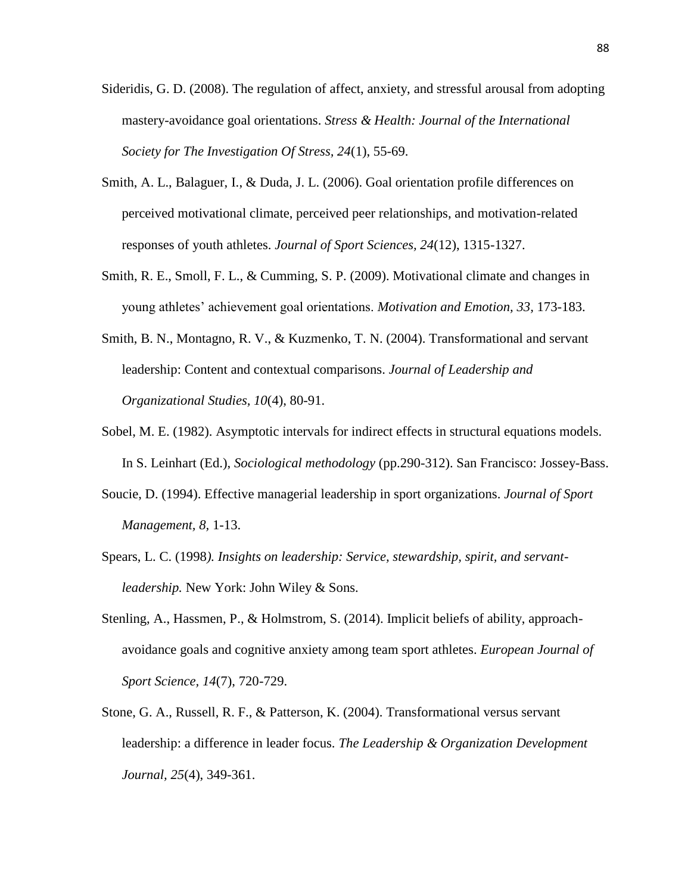Sideridis, G. D. (2008). The regulation of affect, anxiety, and stressful arousal from adopting mastery-avoidance goal orientations. *Stress & Health: Journal of the International Society for The Investigation Of Stress, 24*(1), 55-69.

Smith, A. L., Balaguer, I., & Duda, J. L. (2006). Goal orientation profile differences on perceived motivational climate, perceived peer relationships, and motivation-related responses of youth athletes. *Journal of Sport Sciences, 24*(12), 1315-1327.

Smith, R. E., Smoll, F. L., & Cumming, S. P. (2009). Motivational climate and changes in young athletes' achievement goal orientations. *Motivation and Emotion, 33,* 173-183.

Smith, B. N., Montagno, R. V., & Kuzmenko, T. N. (2004). Transformational and servant leadership: Content and contextual comparisons. *Journal of Leadership and Organizational Studies, 10*(4), 80-91.

Sobel, M. E. (1982). Asymptotic intervals for indirect effects in structural equations models. In S. Leinhart (Ed.), *Sociological methodology* (pp.290-312). San Francisco: Jossey-Bass.

Soucie, D. (1994). Effective managerial leadership in sport organizations. *Journal of Sport Management, 8,* 1-13.

Spears, L. C. (1998*). Insights on leadership: Service, stewardship, spirit, and servant-leadership.* New York: John Wiley & Sons.

Stenling, A., Hassmen, P., & Holmstrom, S. (2014). Implicit beliefs of ability, approach-avoidance goals and cognitive anxiety among team sport athletes. *European Journal of Sport Science, 14*(7), 720-729.

Stone, G. A., Russell, R. F., & Patterson, K. (2004). Transformational versus servant leadership: a difference in leader focus. *The Leadership & Organization Development Journal, 25*(4), 349-361.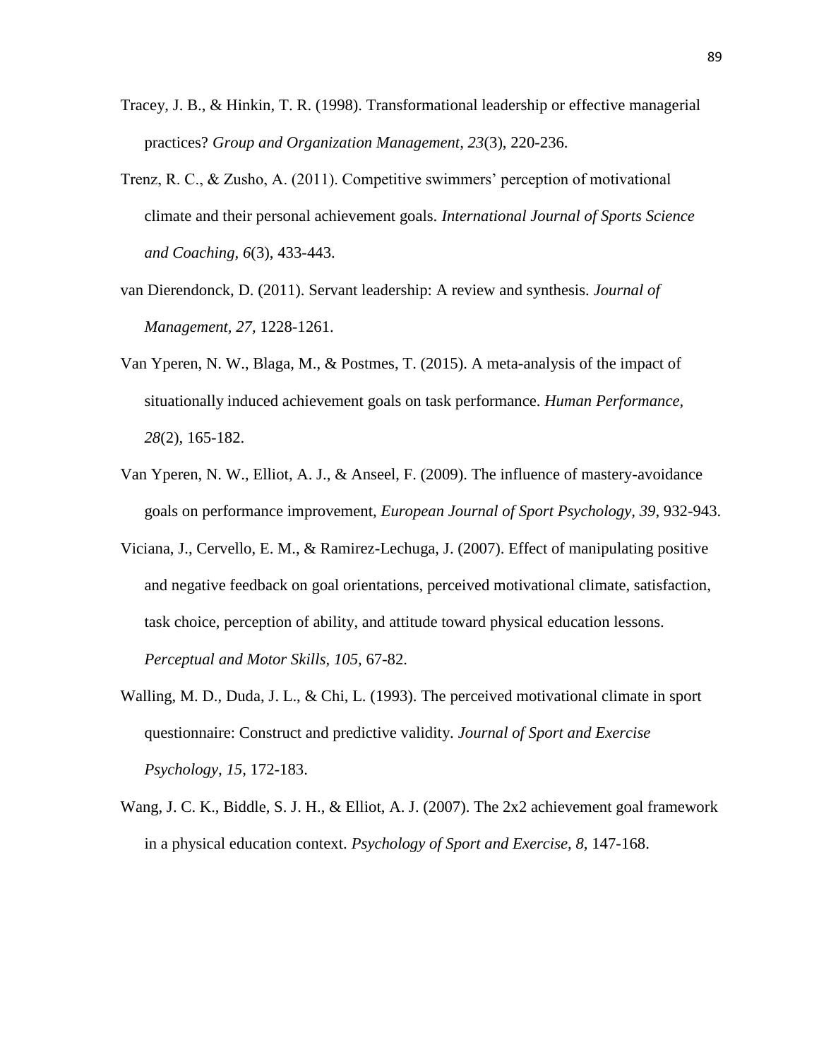Tracey, J. B., & Hinkin, T. R. (1998). Transformational leadership or effective managerial practices? *Group and Organization Management, 23*(3), 220-236.

Trenz, R. C., & Zusho, A. (2011). Competitive swimmers' perception of motivational climate and their personal achievement goals. *International Journal of Sports Science and Coaching, 6*(3), 433-443.

van Dierendonck, D. (2011). Servant leadership: A review and synthesis. *Journal of Management, 27,* 1228-1261.

Van Yperen, N. W., Blaga, M., & Postmes, T. (2015). A meta-analysis of the impact of situationally induced achievement goals on task performance. *Human Performance, 28*(2), 165-182.

Van Yperen, N. W., Elliot, A. J., & Anseel, F. (2009). The influence of mastery-avoidance goals on performance improvement, *European Journal of Sport Psychology, 39,* 932-943.

Viciana, J., Cervello, E. M., & Ramirez-Lechuga, J. (2007). Effect of manipulating positive and negative feedback on goal orientations, perceived motivational climate, satisfaction, task choice, perception of ability, and attitude toward physical education lessons. *Perceptual and Motor Skills, 105,* 67-82.

Walling, M. D., Duda, J. L., & Chi, L. (1993). The perceived motivational climate in sport questionnaire: Construct and predictive validity. *Journal of Sport and Exercise Psychology, 15,* 172-183.

Wang, J. C. K., Biddle, S. J. H., & Elliot, A. J. (2007). The 2x2 achievement goal framework in a physical education context. *Psychology of Sport and Exercise, 8,* 147-168.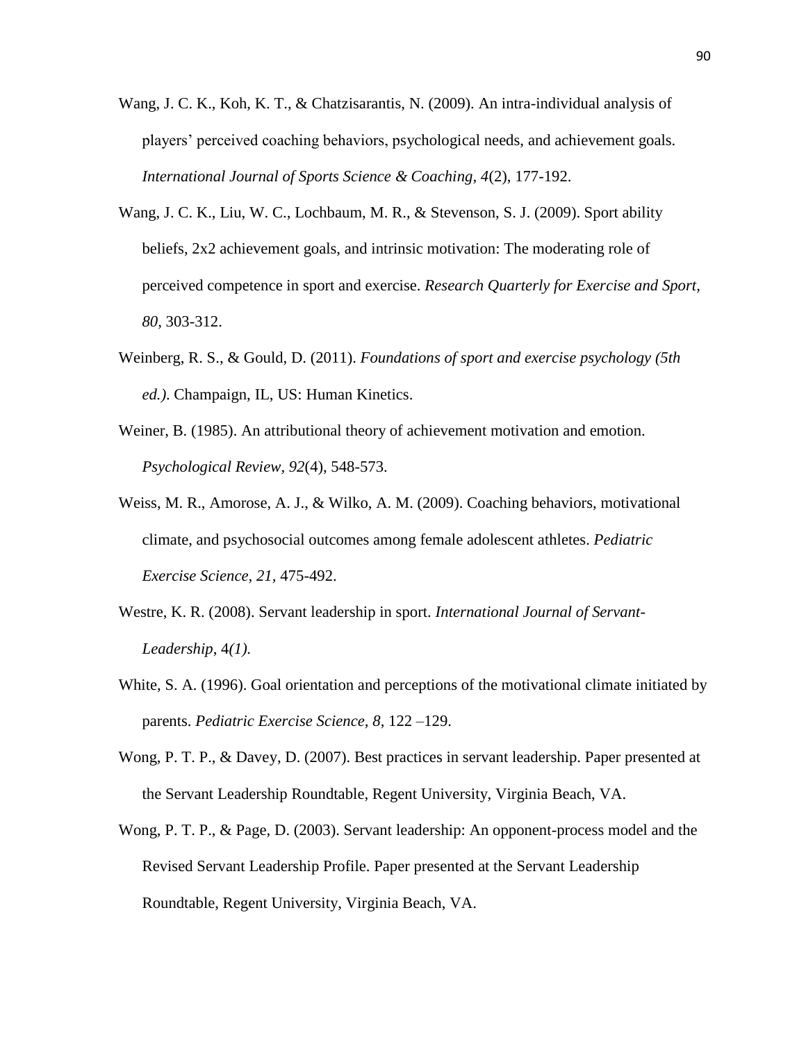Wang, J. C. K., Koh, K. T., & Chatzisarantis, N. (2009). An intra-individual analysis of players' perceived coaching behaviors, psychological needs, and achievement goals. *International Journal of Sports Science & Coaching, 4*(2), 177-192.

Wang, J. C. K., Liu, W. C., Lochbaum, M. R., & Stevenson, S. J. (2009). Sport ability beliefs, 2x2 achievement goals, and intrinsic motivation: The moderating role of perceived competence in sport and exercise. *Research Quarterly for Exercise and Sport, 80,* 303-312.

Weinberg, R. S., & Gould, D. (2011). *Foundations of sport and exercise psychology (5th ed.).* Champaign, IL, US: Human Kinetics.

Weiner, B. (1985). An attributional theory of achievement motivation and emotion. *Psychological Review, 92*(4), 548-573.

Weiss, M. R., Amorose, A. J., & Wilko, A. M. (2009). Coaching behaviors, motivational climate, and psychosocial outcomes among female adolescent athletes. *Pediatric Exercise Science, 21,* 475-492.

Westre, K. R. (2008). Servant leadership in sport. *International Journal of Servant-Leadership*, 4*(1).*

White, S. A. (1996). Goal orientation and perceptions of the motivational climate initiated by parents. *Pediatric Exercise Science, 8*, 122 –129.

Wong, P. T. P., & Davey, D. (2007). Best practices in servant leadership. Paper presented at the Servant Leadership Roundtable, Regent University, Virginia Beach, VA.

Wong, P. T. P., & Page, D. (2003). Servant leadership: An opponent-process model and the Revised Servant Leadership Profile. Paper presented at the Servant Leadership Roundtable, Regent University, Virginia Beach, VA.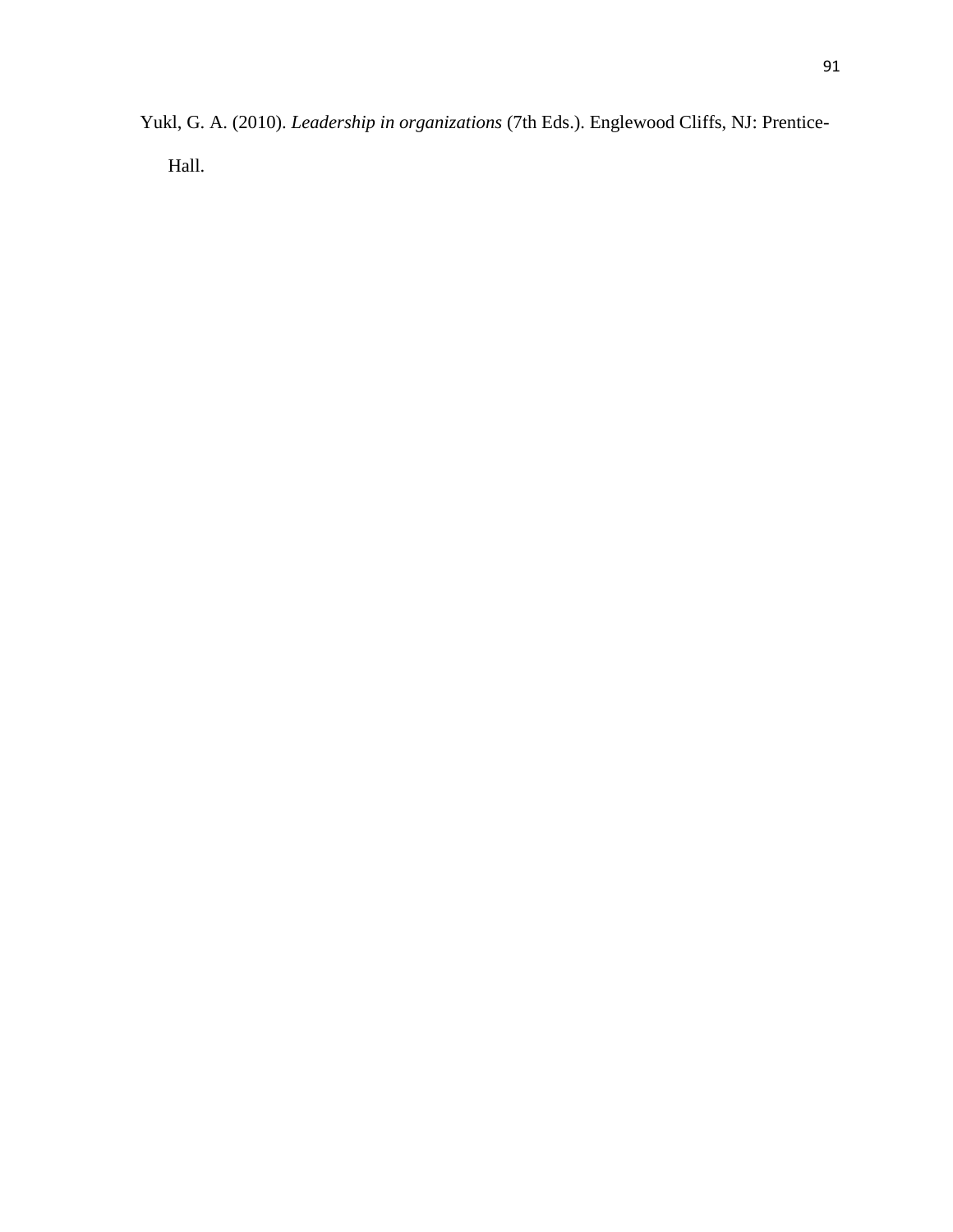Yukl, G. A. (2010). *Leadership in organizations* (7th Eds.). Englewood Cliffs, NJ: Prentice-Hall.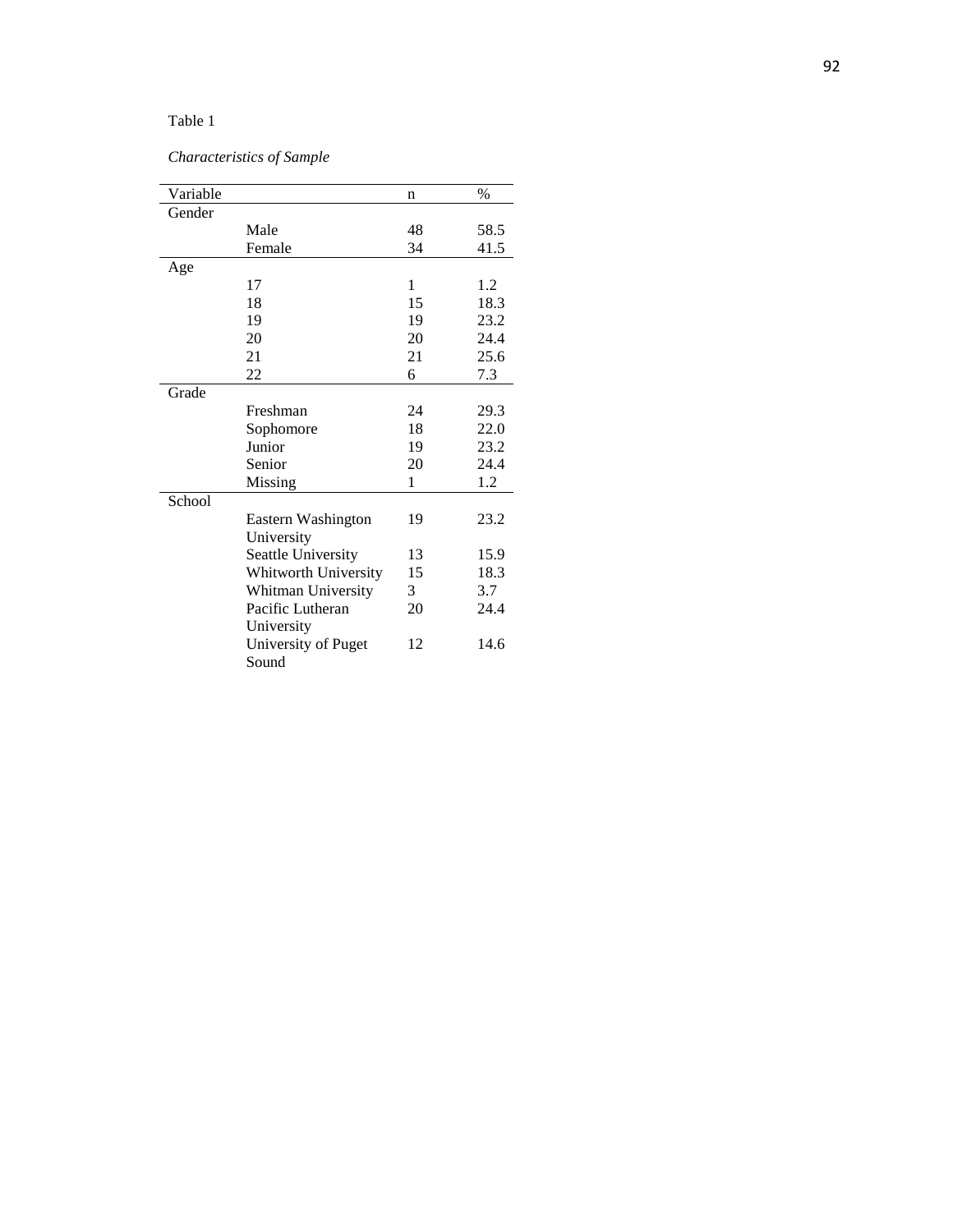Table 1

*Characteristics of Sample*

| Variable | | n | % |
|---|---|---|---|
| Gender | | | |
| | Male | 48 | 58.5 |
| | Female | 34 | 41.5 |
| Age | | | |
| | 17 | 1 | 1.2 |
| | 18 | 15 | 18.3 |
| | 19 | 19 | 23.2 |
| | 20 | 20 | 24.4 |
| | 21 | 21 | 25.6 |
| | 22 | 6 | 7.3 |
| Grade | | | |
| | Freshman | 24 | 29.3 |
| | Sophomore | 18 | 22.0 |
| | Junior | 19 | 23.2 |
| | Senior | 20 | 24.4 |
| | Missing | 1 | 1.2 |
| School | | | |
| | Eastern Washington University | 19 | 23.2 |
| | Seattle University | 13 | 15.9 |
| | Whitworth University | 15 | 18.3 |
| | Whitman University | 3 | 3.7 |
| | Pacific Lutheran University | 20 | 24.4 |
| | University of Puget Sound | 12 | 14.6 |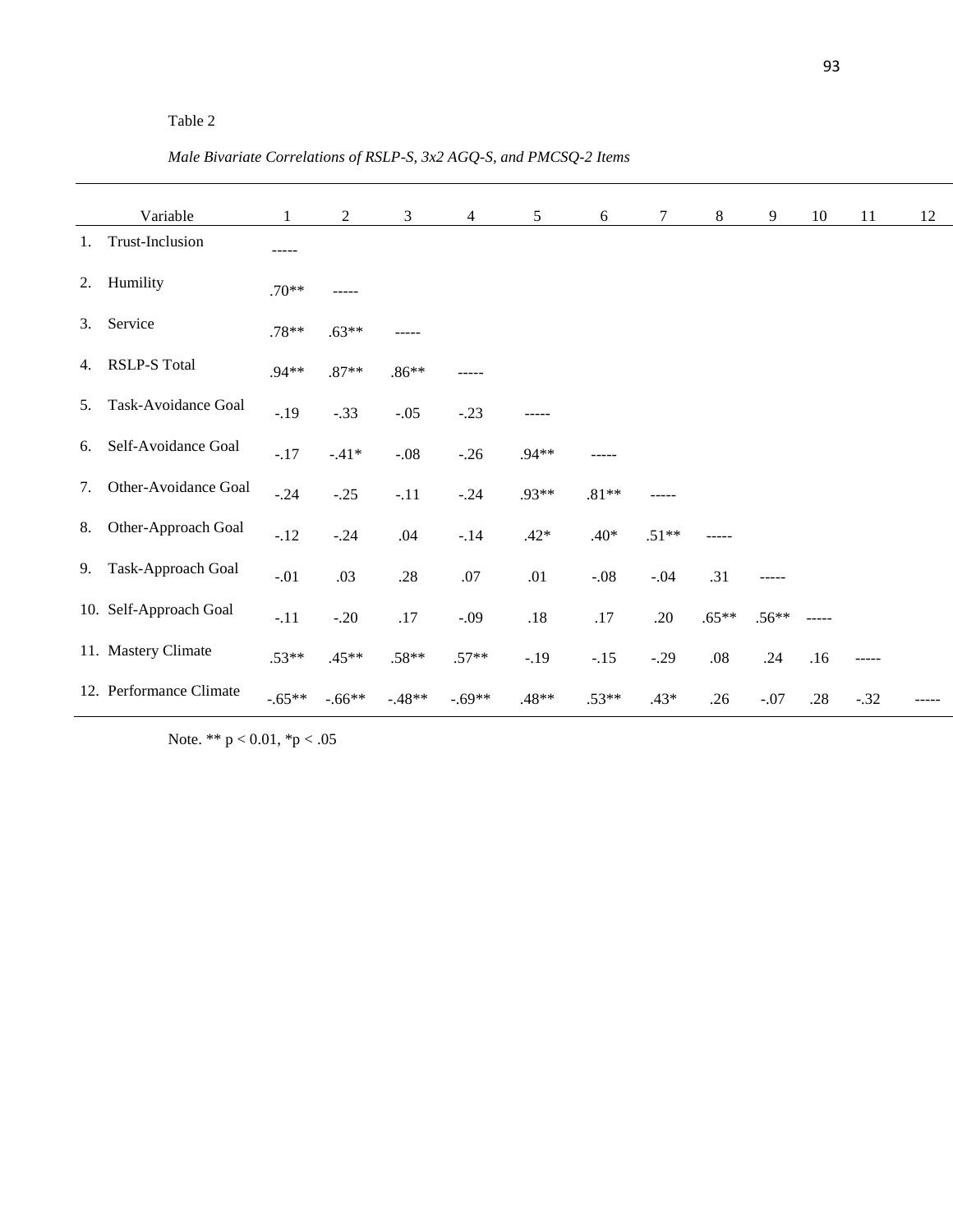Table 2

*Male Bivariate Correlations of RSLP-S, 3x2 AGQ-S, and PMCSQ-2 Items*

| Variable | 1 | 2 | 3 | 4 | 5 | 6 | 7 | 8 | 9 | 10 | 11 | 12 |
|---|---|---|---|---|---|---|---|---|---|---|---|---|
| 1. Trust-Inclusion | ----- | | | | | | | | | | | |
| 2. Humility | .70** | ----- | | | | | | | | | | |
| 3. Service | .78** | .63** | ----- | | | | | | | | | |
| 4. RSLP-S Total | .94** | .87** | .86** | ----- | | | | | | | | |
| 5. Task-Avoidance Goal | -.19 | -.33 | -.05 | -.23 | ----- | | | | | | | |
| 6. Self-Avoidance Goal | -.17 | -.41* | -.08 | -.26 | .94** | ----- | | | | | | |
| 7. Other-Avoidance Goal | -.24 | -.25 | -.11 | -.24 | .93** | .81** | ----- | | | | | |
| 8. Other-Approach Goal | -.12 | -.24 | .04 | -.14 | .42* | .40* | .51** | ----- | | | | |
| 9. Task-Approach Goal | -.01 | .03 | .28 | .07 | .01 | -.08 | -.04 | .31 | ----- | | | |
| 10. Self-Approach Goal | -.11 | -.20 | .17 | -.09 | .18 | .17 | .20 | .65** | .56** | ----- | | |
| 11. Mastery Climate | .53** | .45** | .58** | .57** | -.19 | -.15 | -.29 | .08 | .24 | .16 | ----- | |
| 12. Performance Climate | -.65** | -.66** | -.48** | -.69** | .48** | .53** | .43* | .26 | -.07 | .28 | -.32 | ----- |

Note. ** $p < 0.01$, *$p < .05$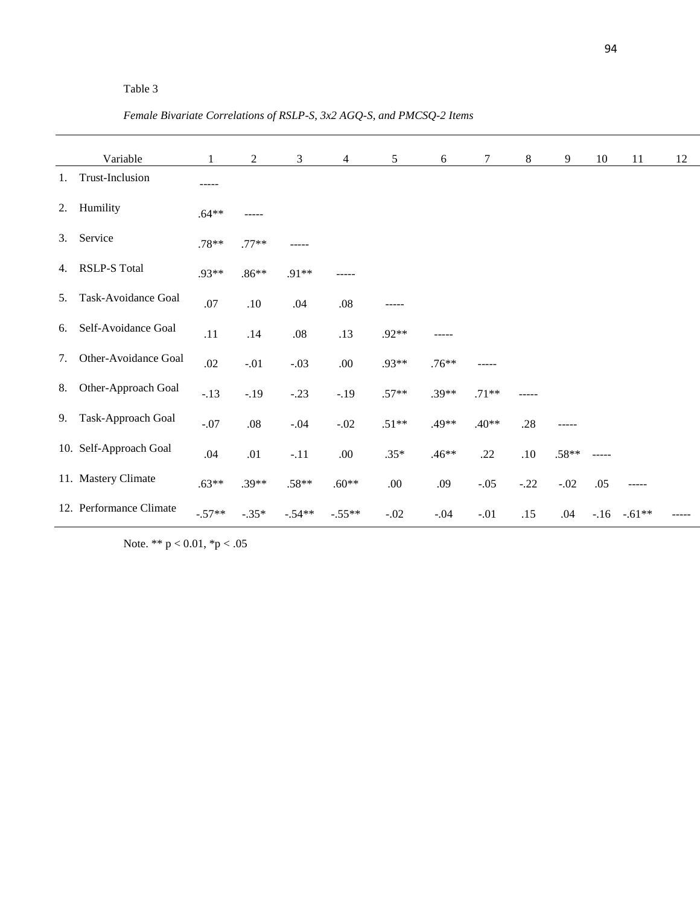Table 3

*Female Bivariate Correlations of RSLP-S, 3x2 AGQ-S, and PMCSQ-2 Items*

| Variable | 1 | 2 | 3 | 4 | 5 | 6 | 7 | 8 | 9 | 10 | 11 | 12 |
|---|---|---|---|---|---|---|---|---|---|---|---|---|
| 1. Trust-Inclusion | ----- | | | | | | | | | | | |
| 2. Humility | .64** | ----- | | | | | | | | | | |
| 3. Service | .78** | .77** | ----- | | | | | | | | | |
| 4. RSLP-S Total | .93** | .86** | .91** | ----- | | | | | | | | |
| 5. Task-Avoidance Goal | .07 | .10 | .04 | .08 | ----- | | | | | | | |
| 6. Self-Avoidance Goal | .11 | .14 | .08 | .13 | .92** | ----- | | | | | | |
| 7. Other-Avoidance Goal | .02 | -.01 | -.03 | .00 | .93** | .76** | ----- | | | | | |
| 8. Other-Approach Goal | -.13 | -.19 | -.23 | -.19 | .57** | .39** | .71** | ----- | | | | |
| 9. Task-Approach Goal | -.07 | .08 | -.04 | -.02 | .51** | .49** | .40** | .28 | ----- | | | |
| 10. Self-Approach Goal | .04 | .01 | -.11 | .00 | .35* | .46** | .22 | .10 | .58** | ----- | | |
| 11. Mastery Climate | .63** | .39** | .58** | .60** | .00 | .09 | -.05 | -.22 | -.02 | .05 | ----- | |
| 12. Performance Climate | -.57** | -.35* | -.54** | -.55** | -.02 | -.04 | -.01 | .15 | .04 | -.16 | -.61** | ----- |

Note. ** $p < 0.01$, * $p < .05$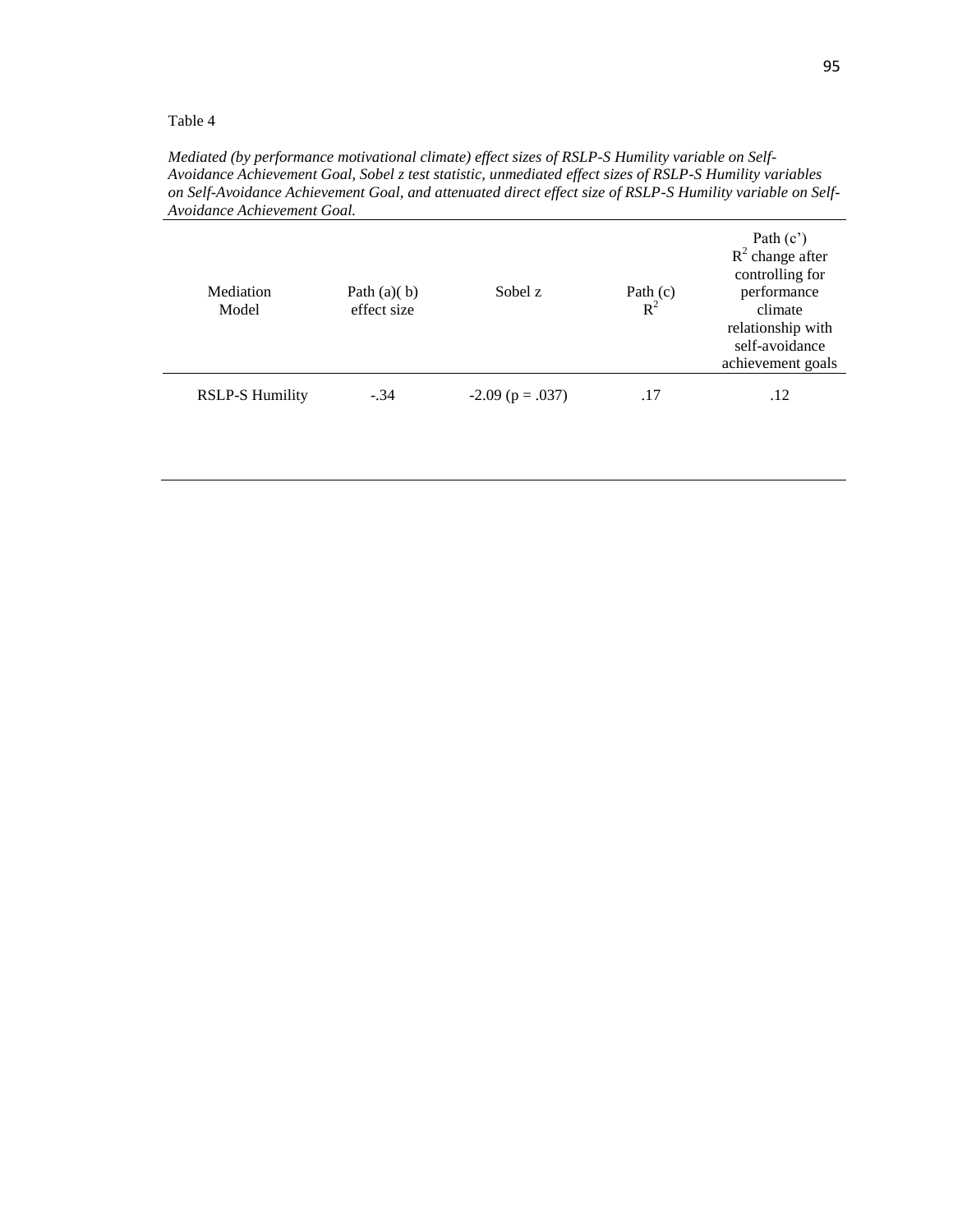Table 4

*Mediated (by performance motivational climate) effect sizes of RSLP-S Humility variable on Self-Avoidance Achievement Goal, Sobel z test statistic, unmediated effect sizes of RSLP-S Humility variables on Self-Avoidance Achievement Goal, and attenuated direct effect size of RSLP-S Humility variable on Self-Avoidance Achievement Goal.*

| Mediation Model | Path (a)( b) effect size | Sobel z | Path (c) $R^2$ | Path (c') $R^2$ change after controlling for performance climate relationship with self-avoidance achievement goals |
|---|---|---|---|---|
| RSLP-S Humility | -.34 | -2.09 (p = .037) | .17 | .12 |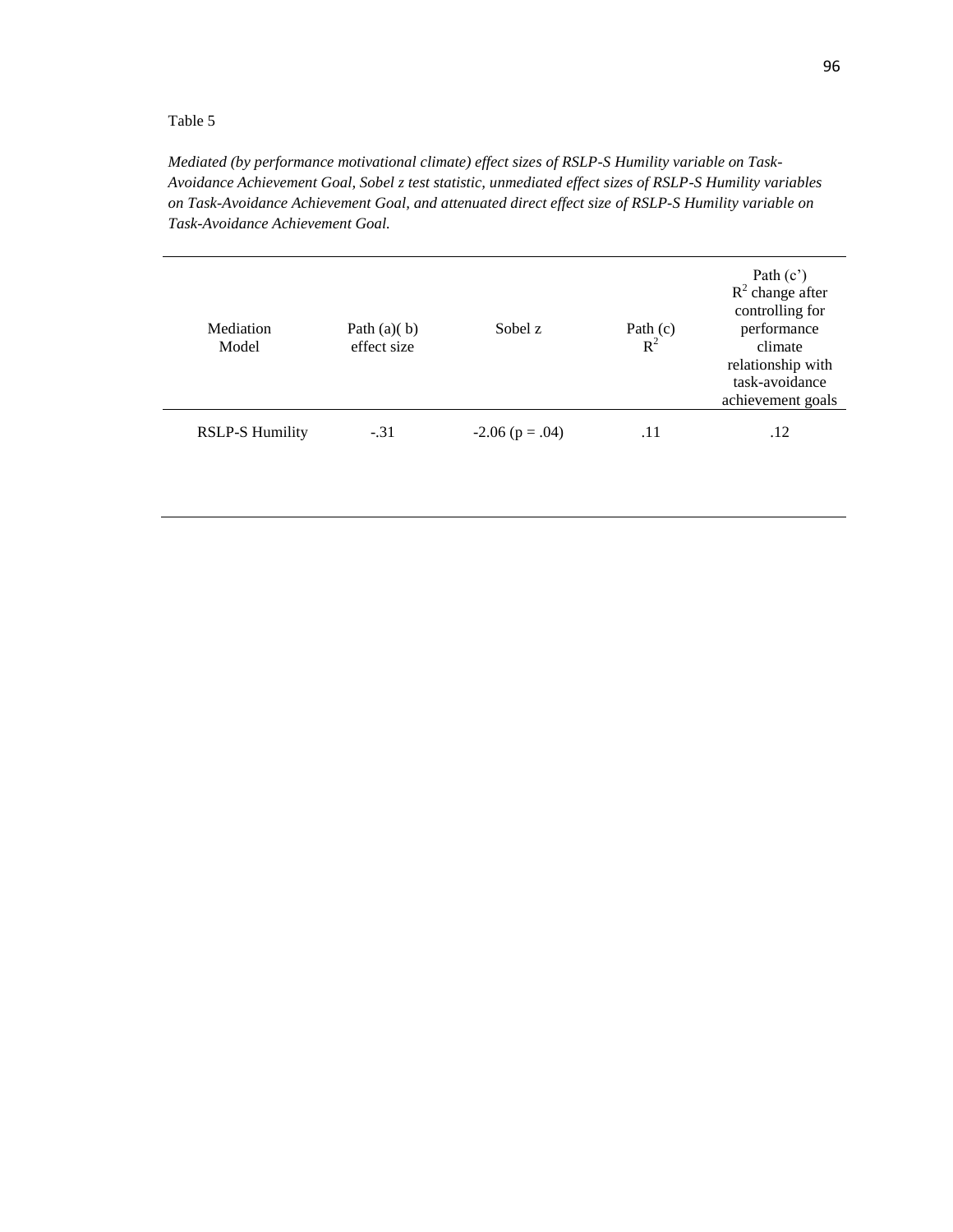Table 5

*Mediated (by performance motivational climate) effect sizes of RSLP-S Humility variable on Task-Avoidance Achievement Goal, Sobel z test statistic, unmediated effect sizes of RSLP-S Humility variables on Task-Avoidance Achievement Goal, and attenuated direct effect size of RSLP-S Humility variable on Task-Avoidance Achievement Goal.*

| Mediation Model | Path (a)( b) effect size | Sobel z | Path (c) $R^2$ | Path (c') $R^2$ change after controlling for performance climate relationship with task-avoidance achievement goals |
|---|---|---|---|---|
| RSLP-S Humility | -.31 | -2.06 (p = .04) | .11 | .12 |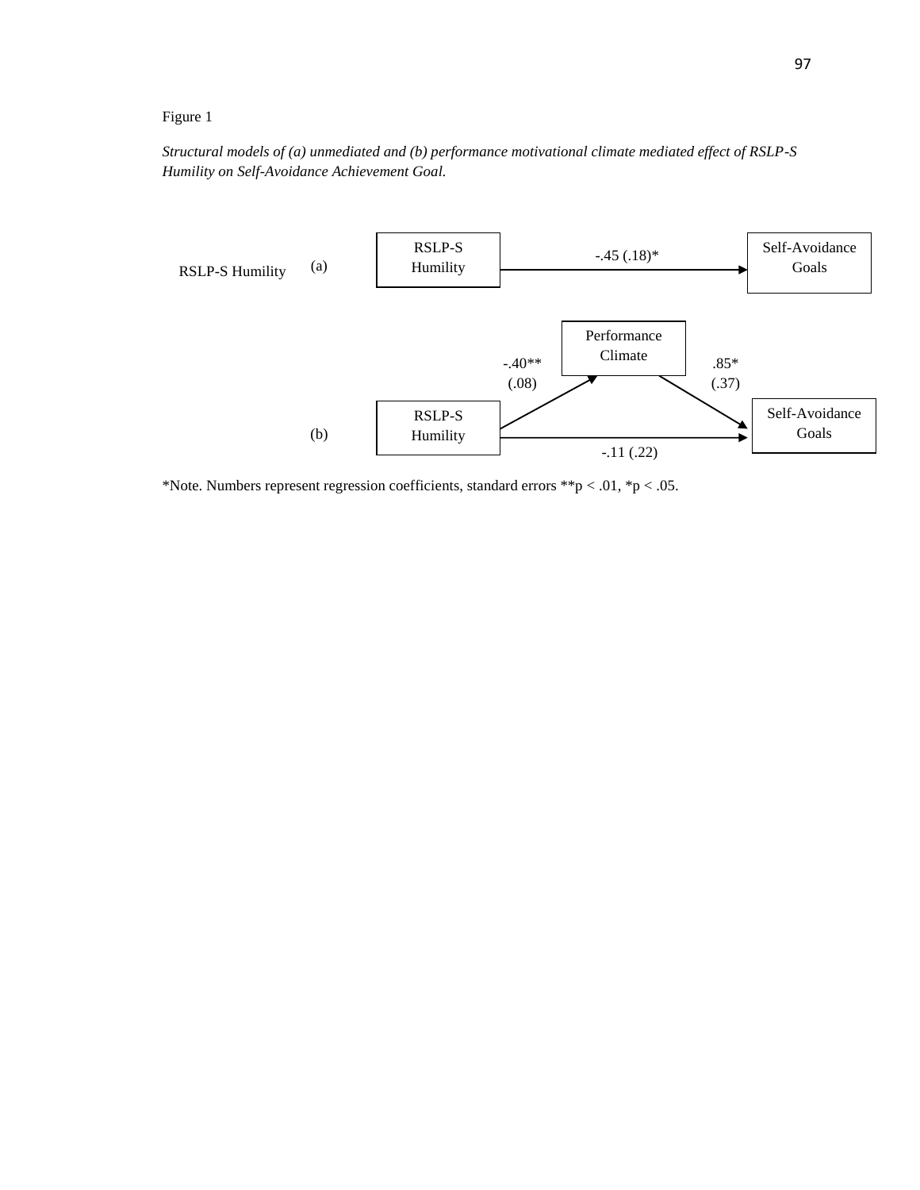Figure 1

*Structural models of (a) unmediated and (b) performance motivational climate mediated effect of RSLP-S Humility on Self-Avoidance Achievement Goal.*

RSLP-S Humility (a)

RSLP-S Humility → Self-Avoidance Goals: -.45 (.18)*

(b)

RSLP-S Humility → Performance Climate: -.40** (.08)

Performance Climate → Self-Avoidance Goals: .85* (.37)

RSLP-S Humility → Self-Avoidance Goals: -.11 (.22)

*Note. Numbers represent regression coefficients, standard errors **p < .01, *p < .05.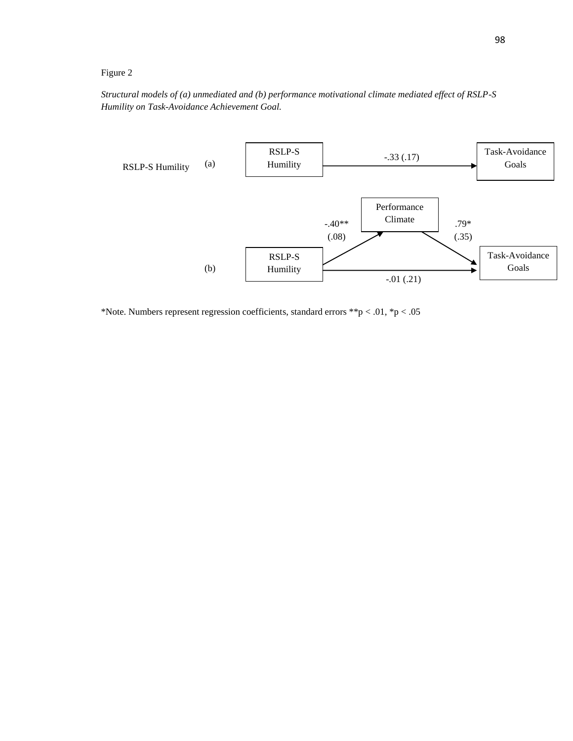Figure 2

*Structural models of (a) unmediated and (b) performance motivational climate mediated effect of RSLP-S Humility on Task-Avoidance Achievement Goal.*

RSLP-S Humility (a)

RSLP-S Humility → Task-Avoidance Goals: -.33 (.17)

(b)

RSLP-S Humility → Performance Climate: -.40** (.08)

Performance Climate → Task-Avoidance Goals: .79* (.35)

RSLP-S Humility → Task-Avoidance Goals: -.01 (.21)

*Note. Numbers represent regression coefficients, standard errors **p < .01, *p < .05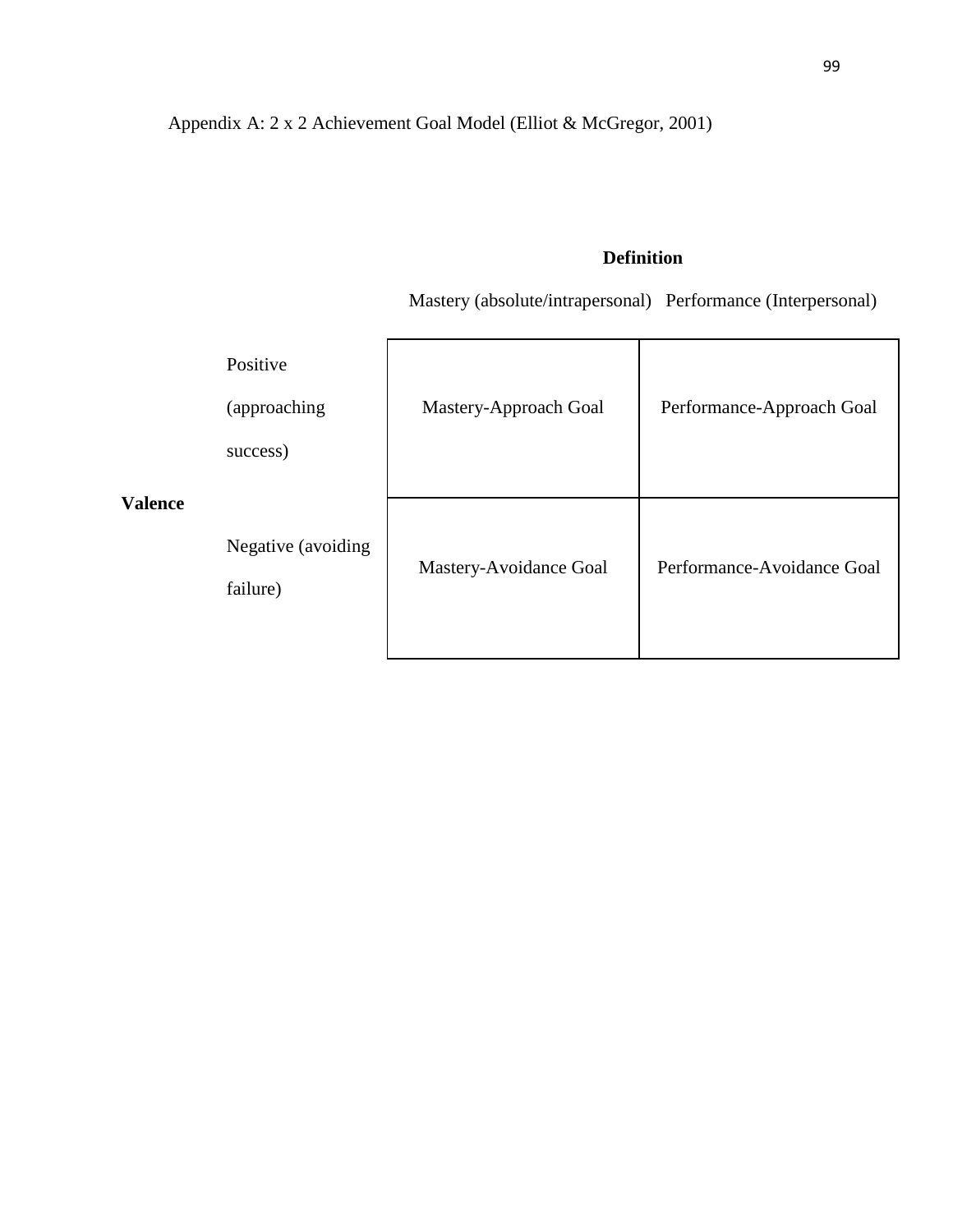Appendix A: 2 x 2 Achievement Goal Model (Elliot & McGregor, 2001)

| | | **Definition** | |
|---|---|---|---|
| | | Mastery (absolute/intrapersonal) | Performance (Interpersonal) |
| **Valence** | Positive (approaching success) | Mastery-Approach Goal | Performance-Approach Goal |
| | Negative (avoiding failure) | Mastery-Avoidance Goal | Performance-Avoidance Goal |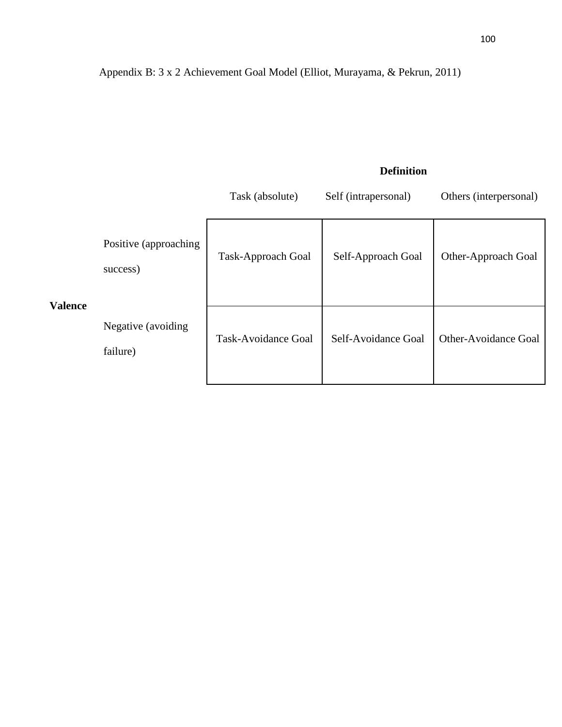Appendix B: 3 x 2 Achievement Goal Model (Elliot, Murayama, & Pekrun, 2011)

| | | **Definition** | | |
|---|---|---|---|---|
| | | Task (absolute) | Self (intrapersonal) | Others (interpersonal) |
| **Valence** | Positive (approaching success) | Task-Approach Goal | Self-Approach Goal | Other-Approach Goal |
| | Negative (avoiding failure) | Task-Avoidance Goal | Self-Avoidance Goal | Other-Avoidance Goal |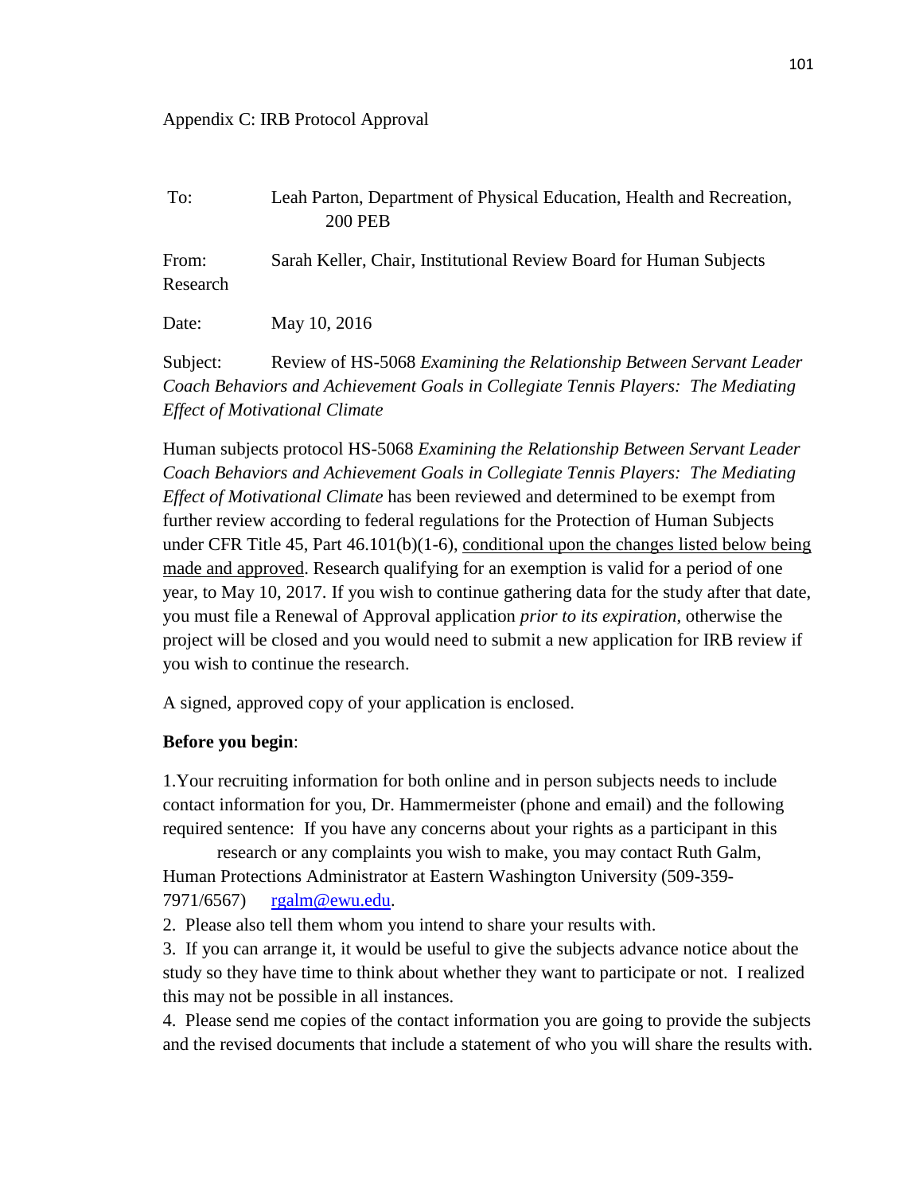Appendix C: IRB Protocol Approval

To: Leah Parton, Department of Physical Education, Health and Recreation, 200 PEB

From: Sarah Keller, Chair, Institutional Review Board for Human Subjects Research

Date: May 10, 2016

Subject: Review of HS-5068 *Examining the Relationship Between Servant Leader Coach Behaviors and Achievement Goals in Collegiate Tennis Players: The Mediating Effect of Motivational Climate*

Human subjects protocol HS-5068 *Examining the Relationship Between Servant Leader Coach Behaviors and Achievement Goals in Collegiate Tennis Players: The Mediating Effect of Motivational Climate* has been reviewed and determined to be exempt from further review according to federal regulations for the Protection of Human Subjects under CFR Title 45, Part 46.101(b)(1-6), <u>conditional upon the changes listed below being made and approved</u>. Research qualifying for an exemption is valid for a period of one year, to May 10, 2017. If you wish to continue gathering data for the study after that date, you must file a Renewal of Approval application *prior to its expiration*, otherwise the project will be closed and you would need to submit a new application for IRB review if you wish to continue the research.

A signed, approved copy of your application is enclosed.

**Before you begin**:

1. Your recruiting information for both online and in person subjects needs to include contact information for you, Dr. Hammermeister (phone and email) and the following required sentence: If you have any concerns about your rights as a participant in this research or any complaints you wish to make, you may contact Ruth Galm, Human Protections Administrator at Eastern Washington University (509-359-7971/6567) rgalm@ewu.edu.
2. Please also tell them whom you intend to share your results with.
3. If you can arrange it, it would be useful to give the subjects advance notice about the study so they have time to think about whether they want to participate or not. I realized this may not be possible in all instances.
4. Please send me copies of the contact information you are going to provide the subjects and the revised documents that include a statement of who you will share the results with.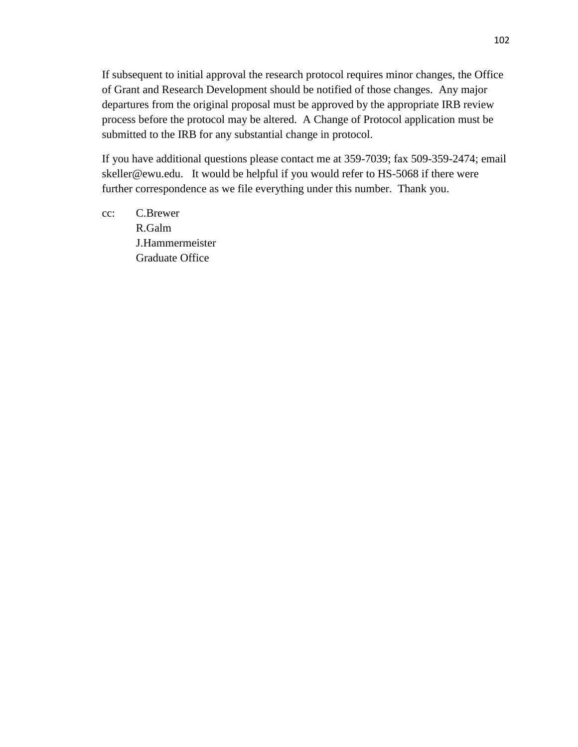If subsequent to initial approval the research protocol requires minor changes, the Office of Grant and Research Development should be notified of those changes.  Any major departures from the original proposal must be approved by the appropriate IRB review process before the protocol may be altered.  A Change of Protocol application must be submitted to the IRB for any substantial change in protocol.

If you have additional questions please contact me at 359-7039; fax 509-359-2474; email skeller@ewu.edu.   It would be helpful if you would refer to HS-5068 if there were further correspondence as we file everything under this number.  Thank you.

cc: C.Brewer
R.Galm
J.Hammermeister
Graduate Office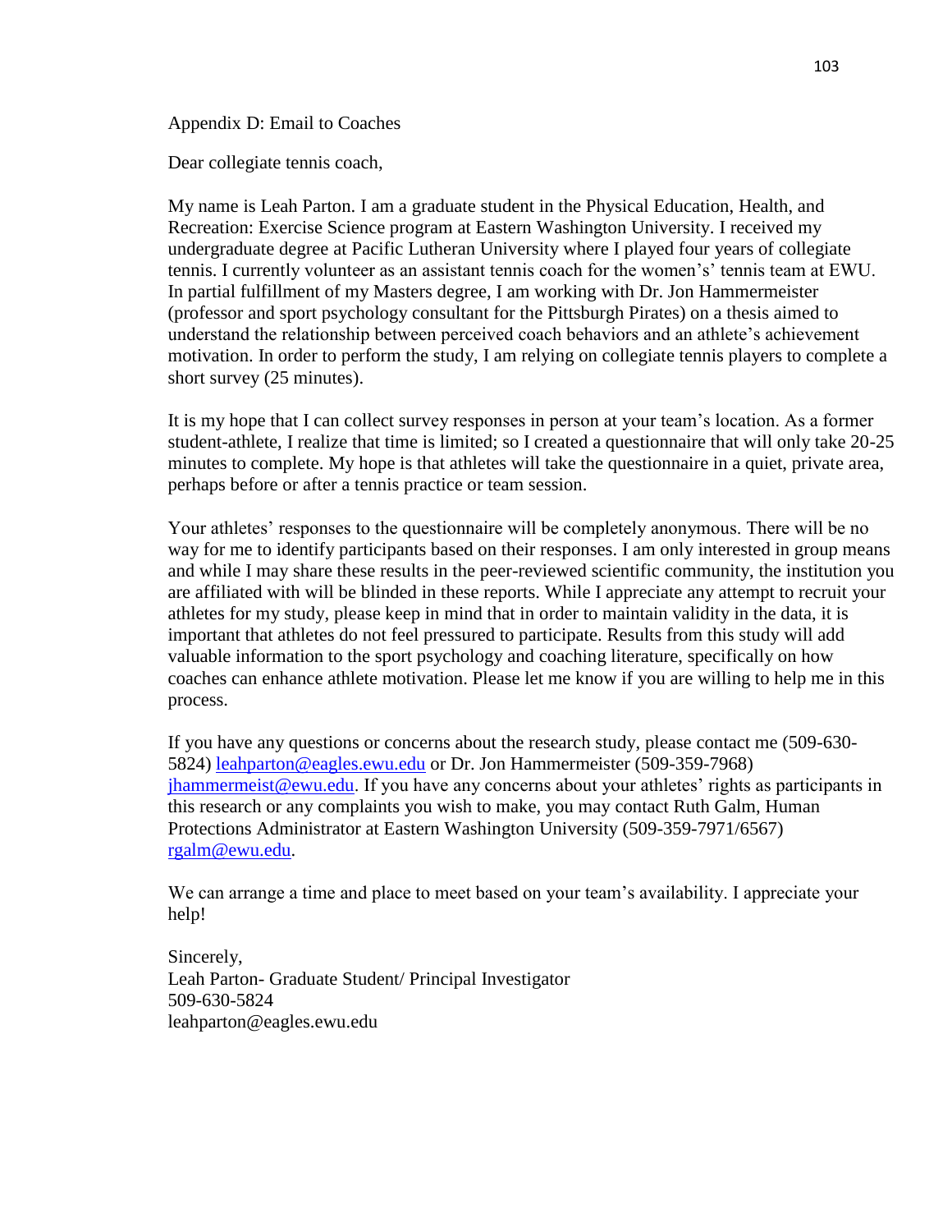Appendix D: Email to Coaches

Dear collegiate tennis coach,

My name is Leah Parton. I am a graduate student in the Physical Education, Health, and Recreation: Exercise Science program at Eastern Washington University. I received my undergraduate degree at Pacific Lutheran University where I played four years of collegiate tennis. I currently volunteer as an assistant tennis coach for the women's' tennis team at EWU. In partial fulfillment of my Masters degree, I am working with Dr. Jon Hammermeister (professor and sport psychology consultant for the Pittsburgh Pirates) on a thesis aimed to understand the relationship between perceived coach behaviors and an athlete's achievement motivation. In order to perform the study, I am relying on collegiate tennis players to complete a short survey (25 minutes).

It is my hope that I can collect survey responses in person at your team's location. As a former student-athlete, I realize that time is limited; so I created a questionnaire that will only take 20-25 minutes to complete. My hope is that athletes will take the questionnaire in a quiet, private area, perhaps before or after a tennis practice or team session.

Your athletes' responses to the questionnaire will be completely anonymous. There will be no way for me to identify participants based on their responses. I am only interested in group means and while I may share these results in the peer-reviewed scientific community, the institution you are affiliated with will be blinded in these reports. While I appreciate any attempt to recruit your athletes for my study, please keep in mind that in order to maintain validity in the data, it is important that athletes do not feel pressured to participate. Results from this study will add valuable information to the sport psychology and coaching literature, specifically on how coaches can enhance athlete motivation. Please let me know if you are willing to help me in this process.

If you have any questions or concerns about the research study, please contact me (509-630-5824) leahparton@eagles.ewu.edu or Dr. Jon Hammermeister (509-359-7968) jhammermeist@ewu.edu. If you have any concerns about your athletes' rights as participants in this research or any complaints you wish to make, you may contact Ruth Galm, Human Protections Administrator at Eastern Washington University (509-359-7971/6567) rgalm@ewu.edu.

We can arrange a time and place to meet based on your team's availability. I appreciate your help!

Sincerely,  
Leah Parton- Graduate Student/ Principal Investigator  
509-630-5824  
leahparton@eagles.ewu.edu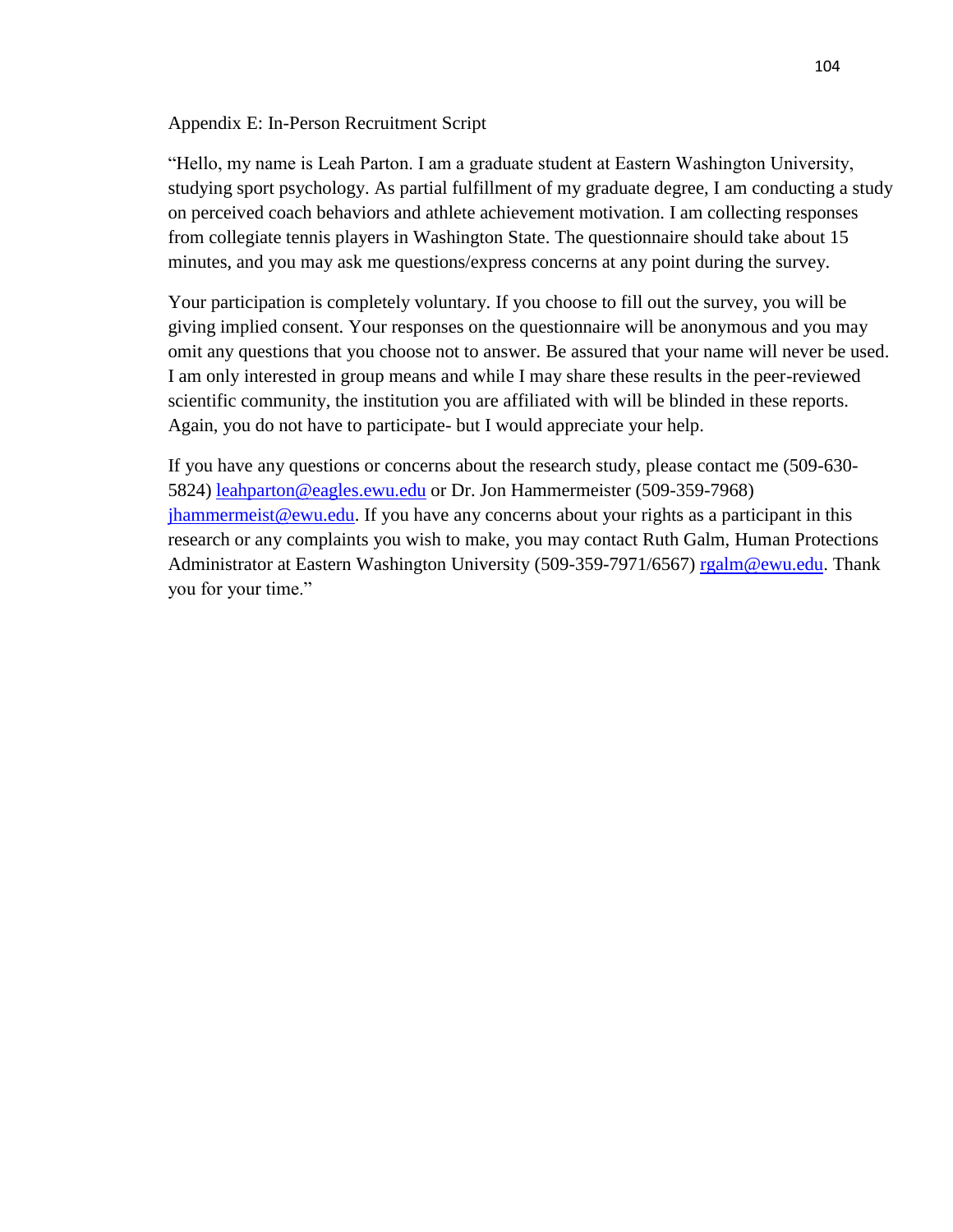Appendix E: In-Person Recruitment Script

"Hello, my name is Leah Parton. I am a graduate student at Eastern Washington University, studying sport psychology. As partial fulfillment of my graduate degree, I am conducting a study on perceived coach behaviors and athlete achievement motivation. I am collecting responses from collegiate tennis players in Washington State. The questionnaire should take about 15 minutes, and you may ask me questions/express concerns at any point during the survey.

Your participation is completely voluntary. If you choose to fill out the survey, you will be giving implied consent. Your responses on the questionnaire will be anonymous and you may omit any questions that you choose not to answer. Be assured that your name will never be used. I am only interested in group means and while I may share these results in the peer-reviewed scientific community, the institution you are affiliated with will be blinded in these reports. Again, you do not have to participate- but I would appreciate your help.

If you have any questions or concerns about the research study, please contact me (509-630-5824) leahparton@eagles.ewu.edu or Dr. Jon Hammermeister (509-359-7968) jhammermeist@ewu.edu. If you have any concerns about your rights as a participant in this research or any complaints you wish to make, you may contact Ruth Galm, Human Protections Administrator at Eastern Washington University (509-359-7971/6567) rgalm@ewu.edu. Thank you for your time."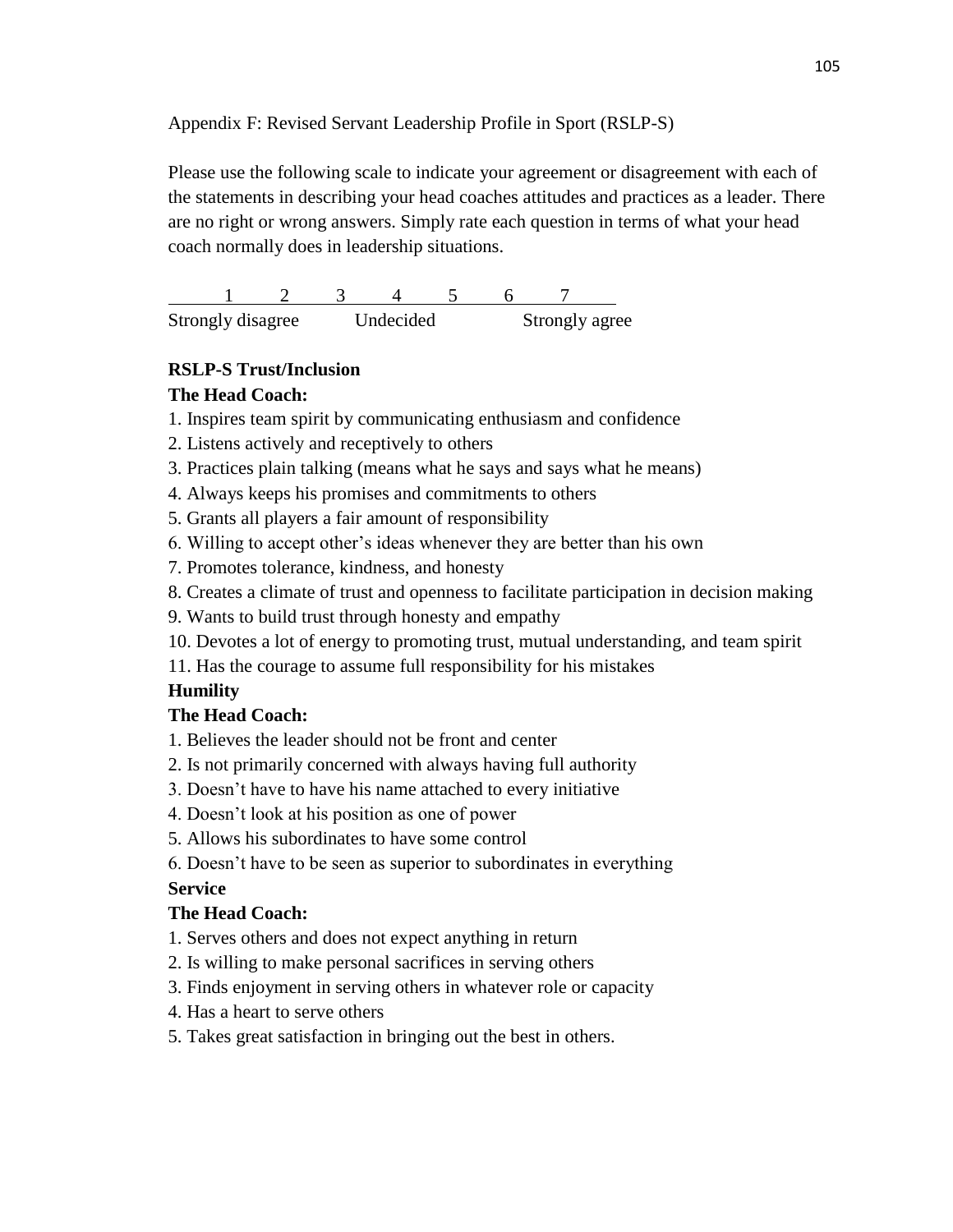Appendix F: Revised Servant Leadership Profile in Sport (RSLP-S)

Please use the following scale to indicate your agreement or disagreement with each of the statements in describing your head coaches attitudes and practices as a leader. There are no right or wrong answers. Simply rate each question in terms of what your head coach normally does in leadership situations.

| 1 | 2 | 3 | 4 | 5 | 6 | 7 |
|---|---|---|---|---|---|---|
| Strongly disagree | | | Undecided | | | Strongly agree |

**RSLP-S Trust/Inclusion**

**The Head Coach:**

1. Inspires team spirit by communicating enthusiasm and confidence
2. Listens actively and receptively to others
3. Practices plain talking (means what he says and says what he means)
4. Always keeps his promises and commitments to others
5. Grants all players a fair amount of responsibility
6. Willing to accept other's ideas whenever they are better than his own
7. Promotes tolerance, kindness, and honesty
8. Creates a climate of trust and openness to facilitate participation in decision making
9. Wants to build trust through honesty and empathy
10. Devotes a lot of energy to promoting trust, mutual understanding, and team spirit
11. Has the courage to assume full responsibility for his mistakes

**Humility**

**The Head Coach:**

1. Believes the leader should not be front and center
2. Is not primarily concerned with always having full authority
3. Doesn't have to have his name attached to every initiative
4. Doesn't look at his position as one of power
5. Allows his subordinates to have some control
6. Doesn't have to be seen as superior to subordinates in everything

**Service**

**The Head Coach:**

1. Serves others and does not expect anything in return
2. Is willing to make personal sacrifices in serving others
3. Finds enjoyment in serving others in whatever role or capacity
4. Has a heart to serve others
5. Takes great satisfaction in bringing out the best in others.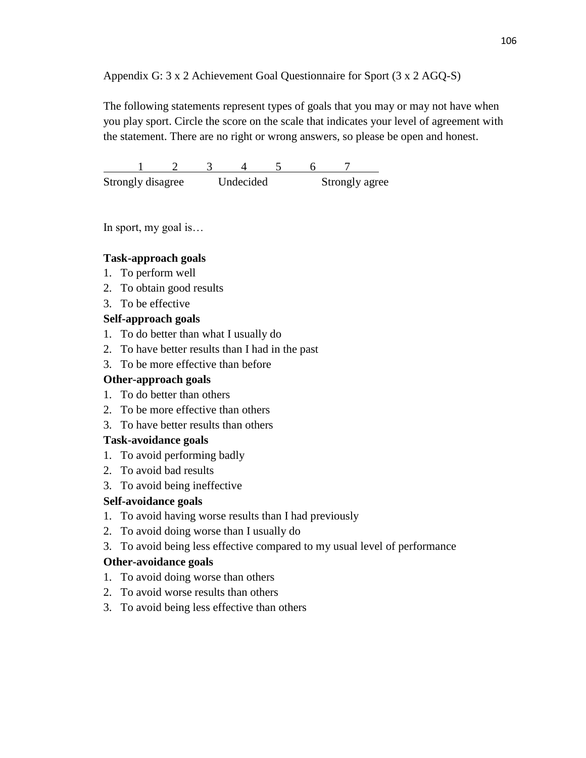Appendix G: 3 x 2 Achievement Goal Questionnaire for Sport (3 x 2 AGQ-S)

The following statements represent types of goals that you may or may not have when you play sport. Circle the score on the scale that indicates your level of agreement with the statement. There are no right or wrong answers, so please be open and honest.

| 1 | 2 | 3 | 4 | 5 | 6 | 7 |
|---|---|---|---|---|---|---|
| Strongly disagree | | | Undecided | | | Strongly agree |

In sport, my goal is…

**Task-approach goals**

1. To perform well
2. To obtain good results
3. To be effective

**Self-approach goals**

1. To do better than what I usually do
2. To have better results than I had in the past
3. To be more effective than before

**Other-approach goals**

1. To do better than others
2. To be more effective than others
3. To have better results than others

**Task-avoidance goals**

1. To avoid performing badly
2. To avoid bad results
3. To avoid being ineffective

**Self-avoidance goals**

1. To avoid having worse results than I had previously
2. To avoid doing worse than I usually do
3. To avoid being less effective compared to my usual level of performance

**Other-avoidance goals**

1. To avoid doing worse than others
2. To avoid worse results than others
3. To avoid being less effective than others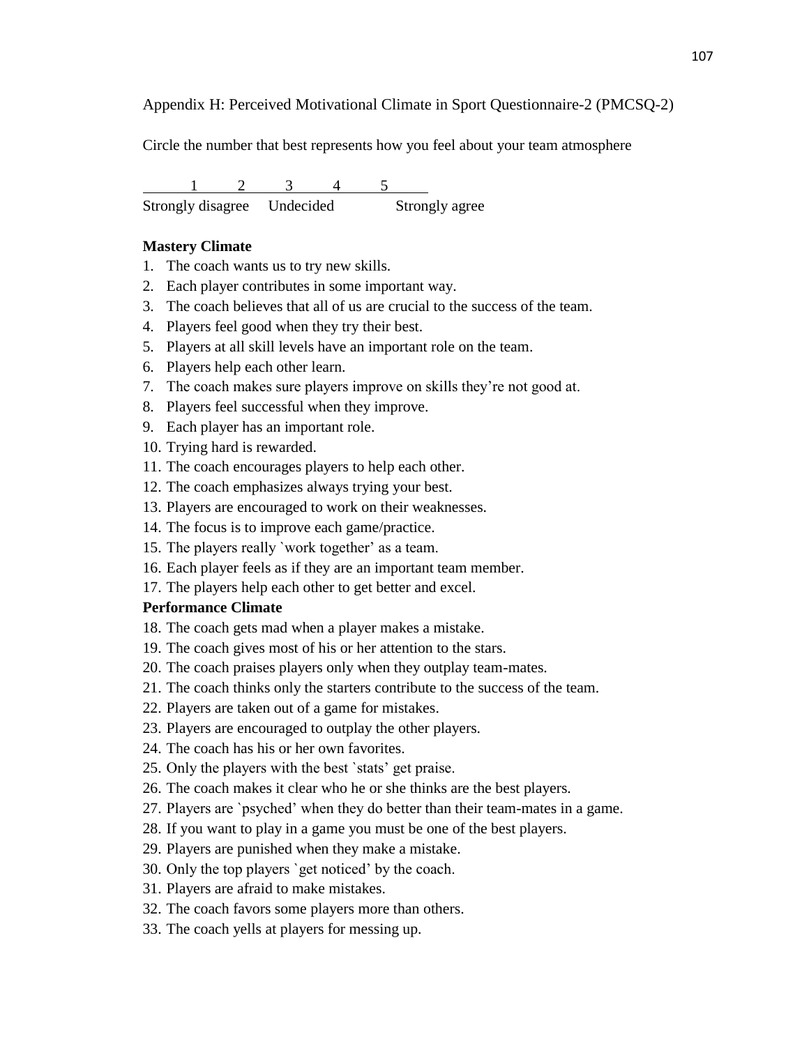Appendix H: Perceived Motivational Climate in Sport Questionnaire-2 (PMCSQ-2)

Circle the number that best represents how you feel about your team atmosphere

| 1 | 2 | 3 | 4 | 5 |
|---|---|---|---|---|
| Strongly disagree | | Undecided | | Strongly agree |

**Mastery Climate**

1. The coach wants us to try new skills.
2. Each player contributes in some important way.
3. The coach believes that all of us are crucial to the success of the team.
4. Players feel good when they try their best.
5. Players at all skill levels have an important role on the team.
6. Players help each other learn.
7. The coach makes sure players improve on skills they're not good at.
8. Players feel successful when they improve.
9. Each player has an important role.
10. Trying hard is rewarded.
11. The coach encourages players to help each other.
12. The coach emphasizes always trying your best.
13. Players are encouraged to work on their weaknesses.
14. The focus is to improve each game/practice.
15. The players really `work together' as a team.
16. Each player feels as if they are an important team member.
17. The players help each other to get better and excel.

**Performance Climate**

18. The coach gets mad when a player makes a mistake.
19. The coach gives most of his or her attention to the stars.
20. The coach praises players only when they outplay team-mates.
21. The coach thinks only the starters contribute to the success of the team.
22. Players are taken out of a game for mistakes.
23. Players are encouraged to outplay the other players.
24. The coach has his or her own favorites.
25. Only the players with the best `stats' get praise.
26. The coach makes it clear who he or she thinks are the best players.
27. Players are `psyched' when they do better than their team-mates in a game.
28. If you want to play in a game you must be one of the best players.
29. Players are punished when they make a mistake.
30. Only the top players `get noticed' by the coach.
31. Players are afraid to make mistakes.
32. The coach favors some players more than others.
33. The coach yells at players for messing up.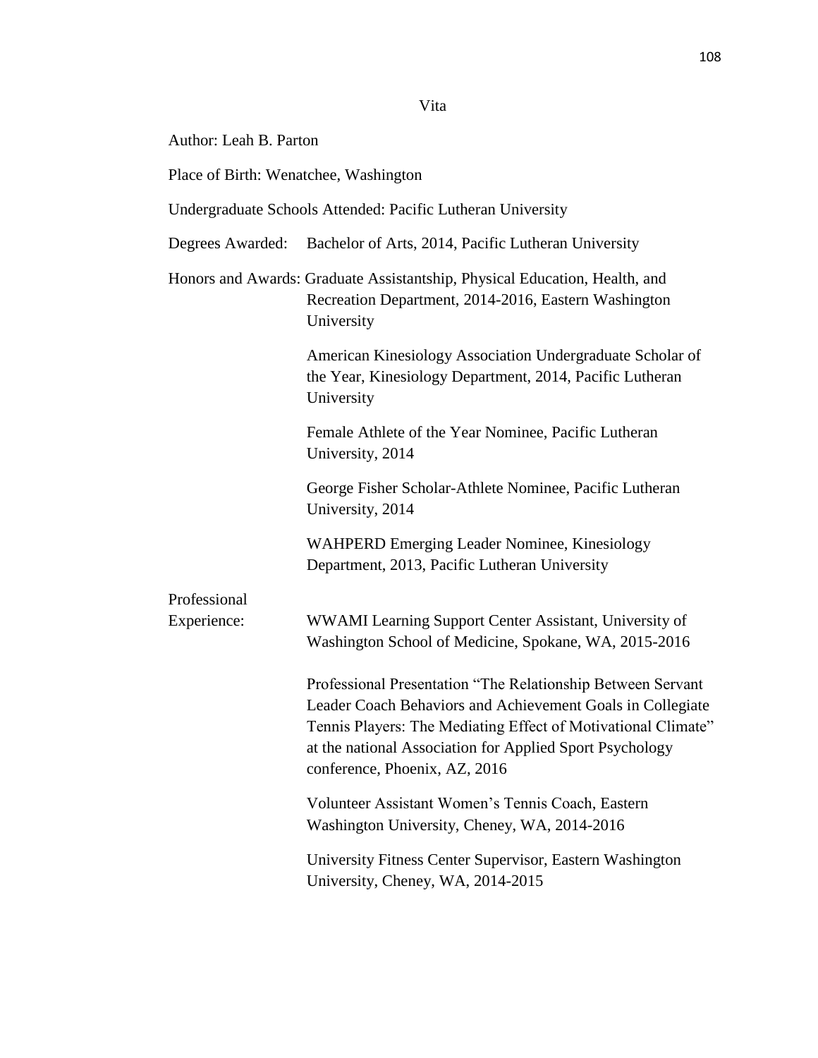# Vita

Author: Leah B. Parton

Place of Birth: Wenatchee, Washington

Undergraduate Schools Attended: Pacific Lutheran University

Degrees Awarded: Bachelor of Arts, 2014, Pacific Lutheran University

Honors and Awards: Graduate Assistantship, Physical Education, Health, and Recreation Department, 2014-2016, Eastern Washington University

American Kinesiology Association Undergraduate Scholar of the Year, Kinesiology Department, 2014, Pacific Lutheran University

Female Athlete of the Year Nominee, Pacific Lutheran University, 2014

George Fisher Scholar-Athlete Nominee, Pacific Lutheran University, 2014

WAHPERD Emerging Leader Nominee, Kinesiology Department, 2013, Pacific Lutheran University

Professional Experience: WWAMI Learning Support Center Assistant, University of Washington School of Medicine, Spokane, WA, 2015-2016

Professional Presentation "The Relationship Between Servant Leader Coach Behaviors and Achievement Goals in Collegiate Tennis Players: The Mediating Effect of Motivational Climate" at the national Association for Applied Sport Psychology conference, Phoenix, AZ, 2016

Volunteer Assistant Women's Tennis Coach, Eastern Washington University, Cheney, WA, 2014-2016

University Fitness Center Supervisor, Eastern Washington University, Cheney, WA, 2014-2015